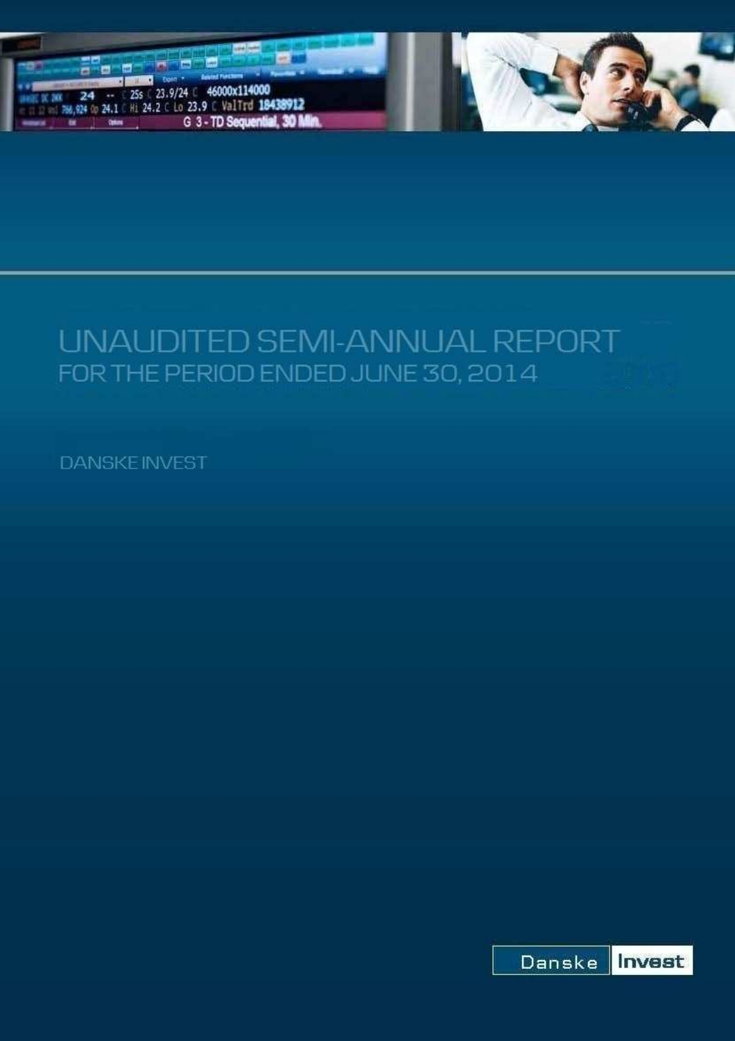# UNAUDITED SEMI-ANNUAL REPORT

## FOR THE PERIOD ENDED JUNE 30, 2014

DANSKE INVEST

Danske Invest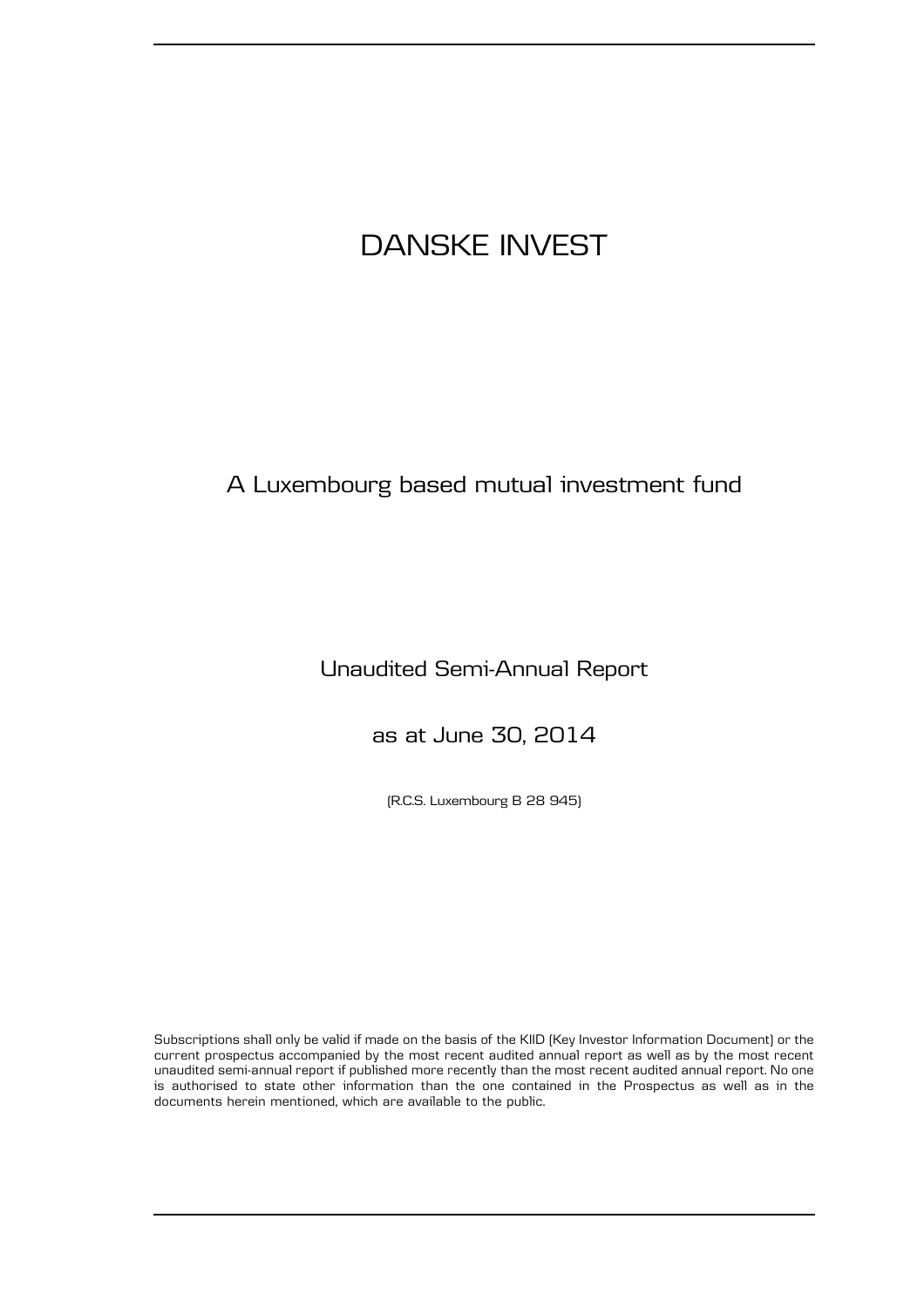# DANSKE INVEST

## A Luxembourg based mutual investment fund

### Unaudited Semi-Annual Report

### as at June 30, 2014

(R.C.S. Luxembourg B 28 945)

Subscriptions shall only be valid if made on the basis of the KIID (Key Investor Information Document) or the current prospectus accompanied by the most recent audited annual report as well as by the most recent unaudited semi-annual report if published more recently than the most recent audited annual report. No one is authorised to state other information than the one contained in the Prospectus as well as in the documents herein mentioned, which are available to the public.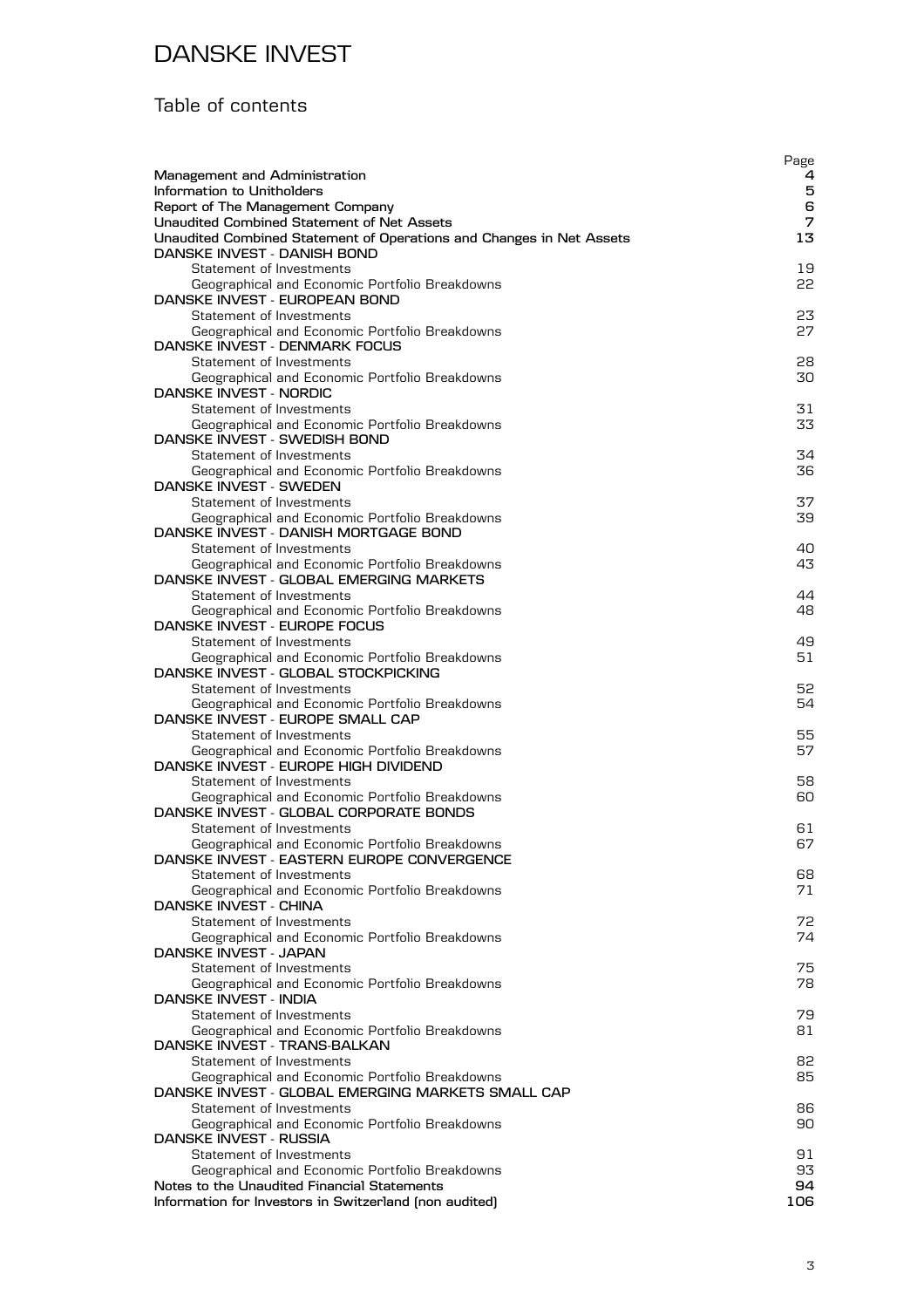# DANSKE INVEST

## Table of contents

| | Page |
|---|---|
| **Management and Administration** | **4** |
| **Information to Unitholders** | **5** |
| **Report of The Management Company** | **6** |
| **Unaudited Combined Statement of Net Assets** | **7** |
| **Unaudited Combined Statement of Operations and Changes in Net Assets** | **13** |
| **DANSKE INVEST - DANISH BOND** | |
| Statement of Investments | 19 |
| Geographical and Economic Portfolio Breakdowns | 22 |
| **DANSKE INVEST - EUROPEAN BOND** | |
| Statement of Investments | 23 |
| Geographical and Economic Portfolio Breakdowns | 27 |
| **DANSKE INVEST - DENMARK FOCUS** | |
| Statement of Investments | 28 |
| Geographical and Economic Portfolio Breakdowns | 30 |
| **DANSKE INVEST - NORDIC** | |
| Statement of Investments | 31 |
| Geographical and Economic Portfolio Breakdowns | 33 |
| **DANSKE INVEST - SWEDISH BOND** | |
| Statement of Investments | 34 |
| Geographical and Economic Portfolio Breakdowns | 36 |
| **DANSKE INVEST - SWEDEN** | |
| Statement of Investments | 37 |
| Geographical and Economic Portfolio Breakdowns | 39 |
| **DANSKE INVEST - DANISH MORTGAGE BOND** | |
| Statement of Investments | 40 |
| Geographical and Economic Portfolio Breakdowns | 43 |
| **DANSKE INVEST - GLOBAL EMERGING MARKETS** | |
| Statement of Investments | 44 |
| Geographical and Economic Portfolio Breakdowns | 48 |
| **DANSKE INVEST - EUROPE FOCUS** | |
| Statement of Investments | 49 |
| Geographical and Economic Portfolio Breakdowns | 51 |
| **DANSKE INVEST - GLOBAL STOCKPICKING** | |
| Statement of Investments | 52 |
| Geographical and Economic Portfolio Breakdowns | 54 |
| **DANSKE INVEST - EUROPE SMALL CAP** | |
| Statement of Investments | 55 |
| Geographical and Economic Portfolio Breakdowns | 57 |
| **DANSKE INVEST - EUROPE HIGH DIVIDEND** | |
| Statement of Investments | 58 |
| Geographical and Economic Portfolio Breakdowns | 60 |
| **DANSKE INVEST - GLOBAL CORPORATE BONDS** | |
| Statement of Investments | 61 |
| Geographical and Economic Portfolio Breakdowns | 67 |
| **DANSKE INVEST - EASTERN EUROPE CONVERGENCE** | |
| Statement of Investments | 68 |
| Geographical and Economic Portfolio Breakdowns | 71 |
| **DANSKE INVEST - CHINA** | |
| Statement of Investments | 72 |
| Geographical and Economic Portfolio Breakdowns | 74 |
| **DANSKE INVEST - JAPAN** | |
| Statement of Investments | 75 |
| Geographical and Economic Portfolio Breakdowns | 78 |
| **DANSKE INVEST - INDIA** | |
| Statement of Investments | 79 |
| Geographical and Economic Portfolio Breakdowns | 81 |
| **DANSKE INVEST - TRANS-BALKAN** | |
| Statement of Investments | 82 |
| Geographical and Economic Portfolio Breakdowns | 85 |
| **DANSKE INVEST - GLOBAL EMERGING MARKETS SMALL CAP** | |
| Statement of Investments | 86 |
| Geographical and Economic Portfolio Breakdowns | 90 |
| **DANSKE INVEST - RUSSIA** | |
| Statement of Investments | 91 |
| Geographical and Economic Portfolio Breakdowns | 93 |
| **Notes to the Unaudited Financial Statements** | **94** |
| **Information for Investors in Switzerland (non audited)** | **106** |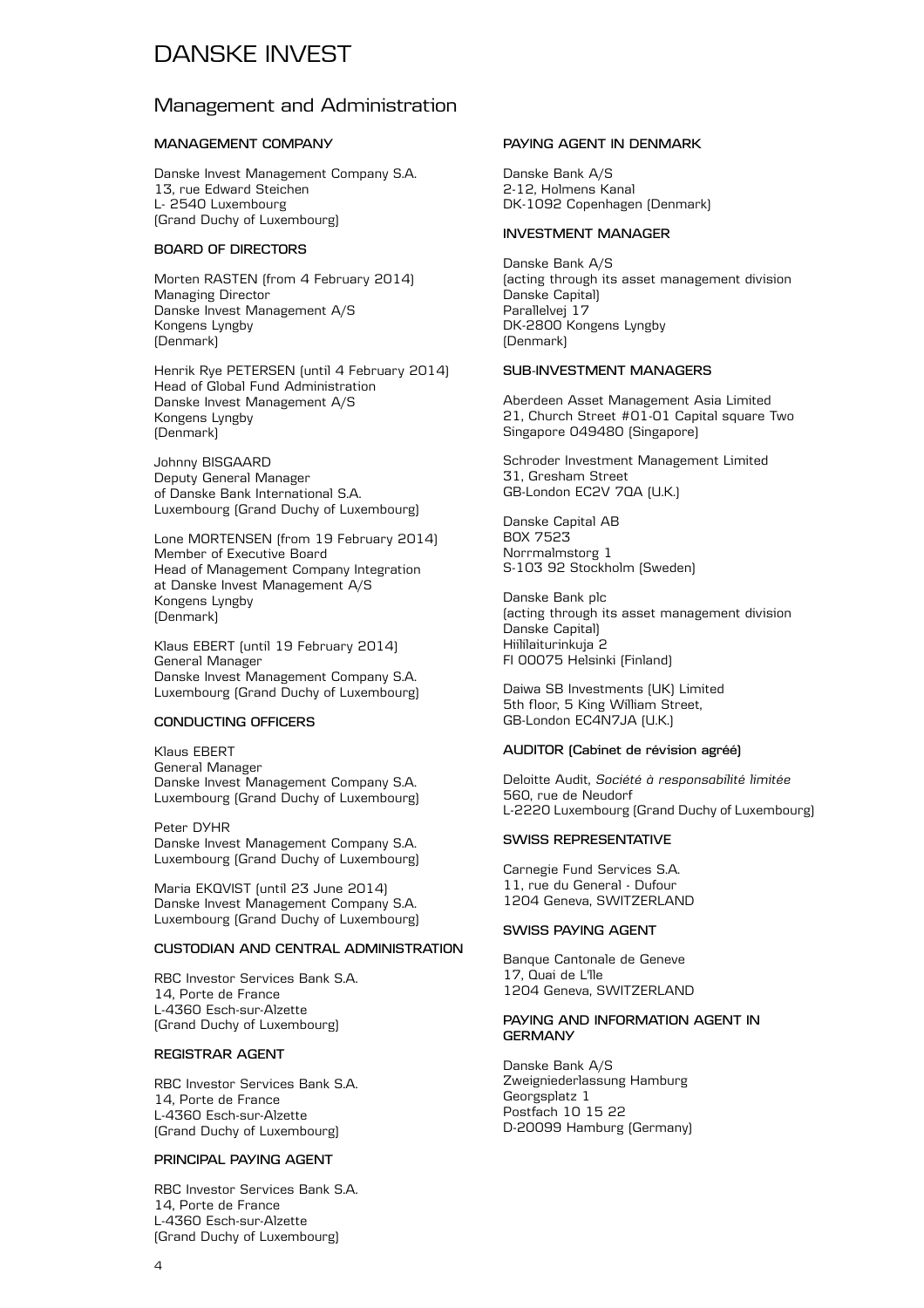# DANSKE INVEST

## Management and Administration

### MANAGEMENT COMPANY

Danske Invest Management Company S.A.
13, rue Edward Steichen
L- 2540 Luxembourg
(Grand Duchy of Luxembourg)

### BOARD OF DIRECTORS

Morten RASTEN (from 4 February 2014)
Managing Director
Danske Invest Management A/S
Kongens Lyngby
(Denmark)

Henrik Rye PETERSEN (until 4 February 2014)
Head of Global Fund Administration
Danske Invest Management A/S
Kongens Lyngby
(Denmark)

Johnny BISGAARD
Deputy General Manager
of Danske Bank International S.A.
Luxembourg (Grand Duchy of Luxembourg)

Lone MORTENSEN (from 19 February 2014)
Member of Executive Board
Head of Management Company Integration
at Danske Invest Management A/S
Kongens Lyngby
(Denmark)

Klaus EBERT (until 19 February 2014)
General Manager
Danske Invest Management Company S.A.
Luxembourg (Grand Duchy of Luxembourg)

### CONDUCTING OFFICERS

Klaus EBERT
General Manager
Danske Invest Management Company S.A.
Luxembourg (Grand Duchy of Luxembourg)

Peter DYHR
Danske Invest Management Company S.A.
Luxembourg (Grand Duchy of Luxembourg)

Maria EKQVIST (until 23 June 2014)
Danske Invest Management Company S.A.
Luxembourg (Grand Duchy of Luxembourg)

### CUSTODIAN AND CENTRAL ADMINISTRATION

RBC Investor Services Bank S.A.
14, Porte de France
L-4360 Esch-sur-Alzette
(Grand Duchy of Luxembourg)

### REGISTRAR AGENT

RBC Investor Services Bank S.A.
14, Porte de France
L-4360 Esch-sur-Alzette
(Grand Duchy of Luxembourg)

### PRINCIPAL PAYING AGENT

RBC Investor Services Bank S.A.
14, Porte de France
L-4360 Esch-sur-Alzette
(Grand Duchy of Luxembourg)

### PAYING AGENT IN DENMARK

Danske Bank A/S
2-12, Holmens Kanal
DK-1092 Copenhagen (Denmark)

### INVESTMENT MANAGER

Danske Bank A/S
(acting through its asset management division
Danske Capital)
Parallelvej 17
DK-2800 Kongens Lyngby
(Denmark)

### SUB-INVESTMENT MANAGERS

Aberdeen Asset Management Asia Limited
21, Church Street #01-01 Capital square Two
Singapore 049480 (Singapore)

Schroder Investment Management Limited
31, Gresham Street
GB-London EC2V 7QA (U.K.)

Danske Capital AB
BOX 7523
Norrmalmstorg 1
S-103 92 Stockholm (Sweden)

Danske Bank plc
(acting through its asset management division
Danske Capital)
Hiililaiturinkuja 2
FI 00075 Helsinki (Finland)

Daiwa SB Investments (UK) Limited
5th floor, 5 King William Street,
GB-London EC4N7JA (U.K.)

### AUDITOR (Cabinet de révision agréé)

Deloitte Audit, *Société à responsabilité limitée*
560, rue de Neudorf
L-2220 Luxembourg (Grand Duchy of Luxembourg)

### SWISS REPRESENTATIVE

Carnegie Fund Services S.A.
11, rue du General - Dufour
1204 Geneva, SWITZERLAND

### SWISS PAYING AGENT

Banque Cantonale de Geneve
17, Quai de L'Ile
1204 Geneva, SWITZERLAND

### PAYING AND INFORMATION AGENT IN GERMANY

Danske Bank A/S
Zweigniederlassung Hamburg
Georgsplatz 1
Postfach 10 15 22
D-20099 Hamburg (Germany)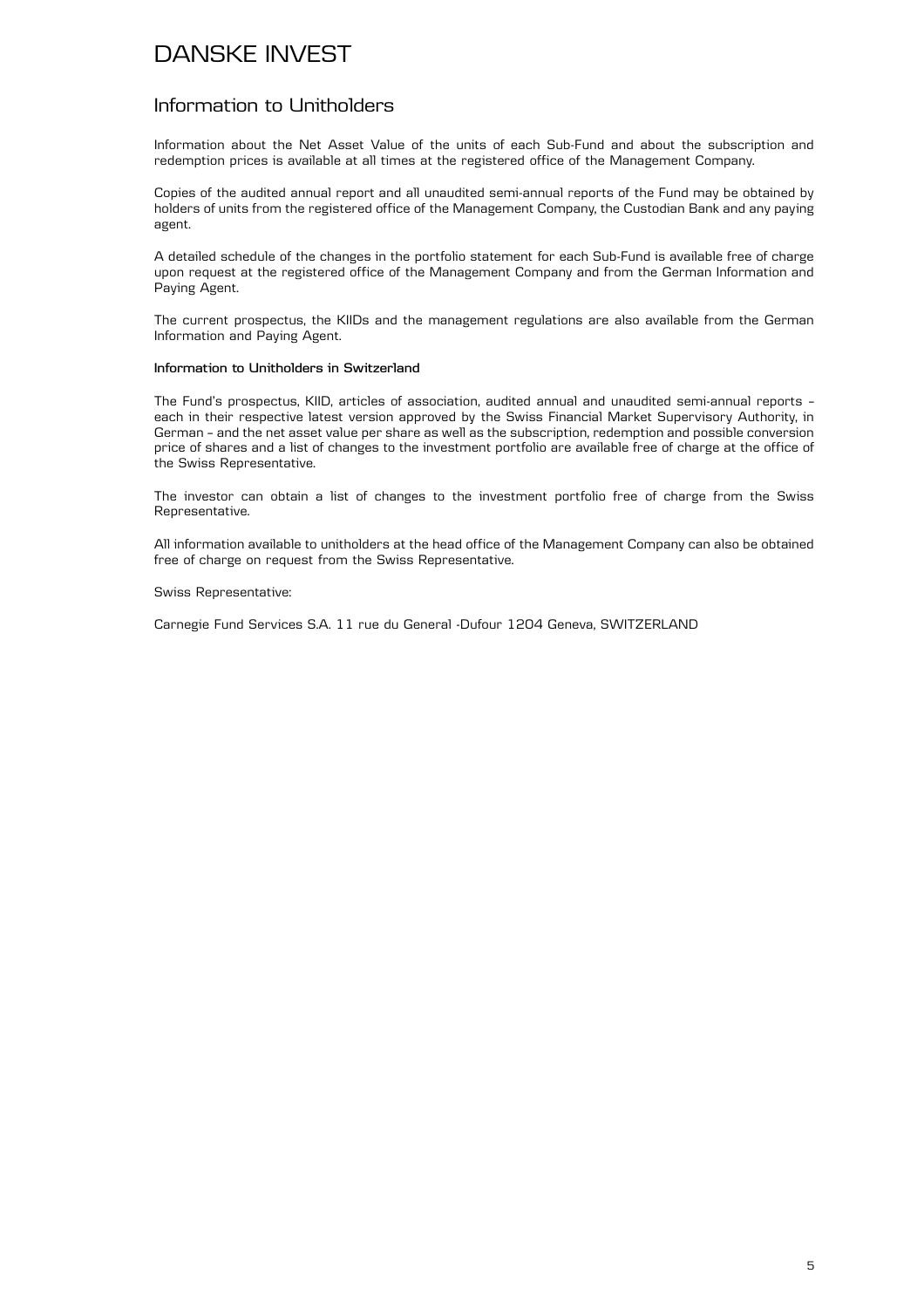# DANSKE INVEST

## Information to Unitholders

Information about the Net Asset Value of the units of each Sub-Fund and about the subscription and redemption prices is available at all times at the registered office of the Management Company.

Copies of the audited annual report and all unaudited semi-annual reports of the Fund may be obtained by holders of units from the registered office of the Management Company, the Custodian Bank and any paying agent.

A detailed schedule of the changes in the portfolio statement for each Sub-Fund is available free of charge upon request at the registered office of the Management Company and from the German Information and Paying Agent.

The current prospectus, the KIIDs and the management regulations are also available from the German Information and Paying Agent.

**Information to Unitholders in Switzerland**

The Fund's prospectus, KIID, articles of association, audited annual and unaudited semi-annual reports – each in their respective latest version approved by the Swiss Financial Market Supervisory Authority, in German – and the net asset value per share as well as the subscription, redemption and possible conversion price of shares and a list of changes to the investment portfolio are available free of charge at the office of the Swiss Representative.

The investor can obtain a list of changes to the investment portfolio free of charge from the Swiss Representative.

All information available to unitholders at the head office of the Management Company can also be obtained free of charge on request from the Swiss Representative.

Swiss Representative:

Carnegie Fund Services S.A. 11 rue du General -Dufour 1204 Geneva, SWITZERLAND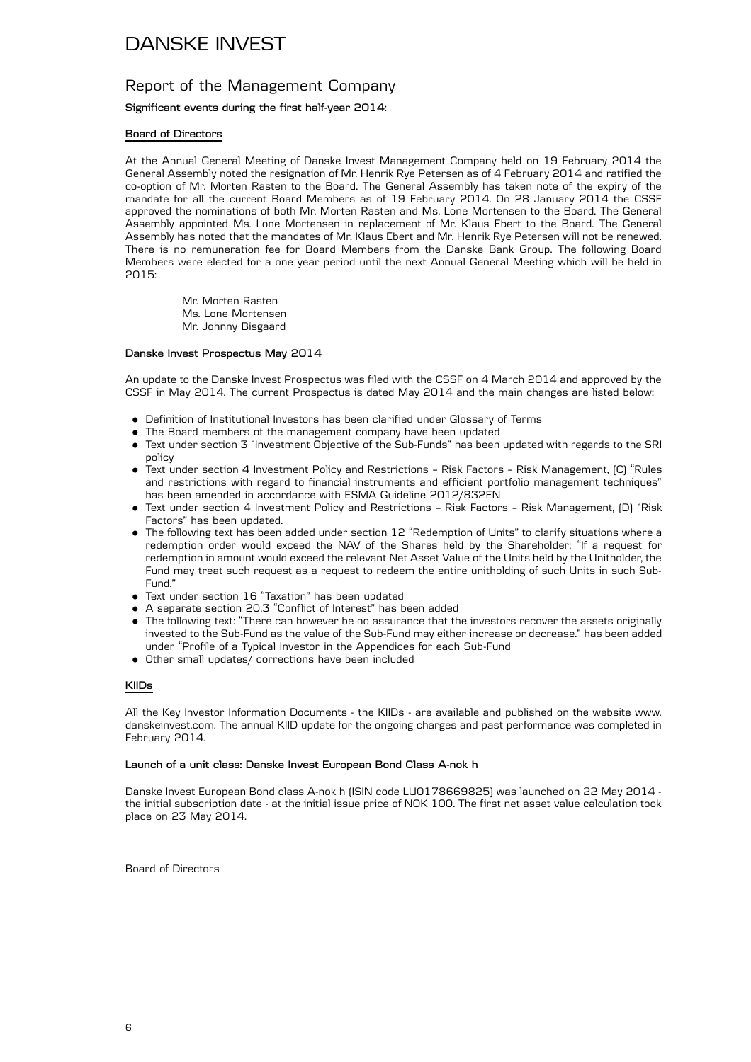# DANSKE INVEST

## Report of the Management Company

**Significant events during the first half-year 2014:**

### Board of Directors

At the Annual General Meeting of Danske Invest Management Company held on 19 February 2014 the General Assembly noted the resignation of Mr. Henrik Rye Petersen as of 4 February 2014 and ratified the co-option of Mr. Morten Rasten to the Board. The General Assembly has taken note of the expiry of the mandate for all the current Board Members as of 19 February 2014. On 28 January 2014 the CSSF approved the nominations of both Mr. Morten Rasten and Ms. Lone Mortensen to the Board. The General Assembly appointed Ms. Lone Mortensen in replacement of Mr. Klaus Ebert to the Board. The General Assembly has noted that the mandates of Mr. Klaus Ebert and Mr. Henrik Rye Petersen will not be renewed. There is no remuneration fee for Board Members from the Danske Bank Group. The following Board Members were elected for a one year period until the next Annual General Meeting which will be held in 2015:

Mr. Morten Rasten
Ms. Lone Mortensen
Mr. Johnny Bisgaard

### Danske Invest Prospectus May 2014

An update to the Danske Invest Prospectus was filed with the CSSF on 4 March 2014 and approved by the CSSF in May 2014. The current Prospectus is dated May 2014 and the main changes are listed below:

- Definition of Institutional Investors has been clarified under Glossary of Terms
- The Board members of the management company have been updated
- Text under section 3 "Investment Objective of the Sub-Funds" has been updated with regards to the SRI policy
- Text under section 4 Investment Policy and Restrictions – Risk Factors – Risk Management, (C) "Rules and restrictions with regard to financial instruments and efficient portfolio management techniques" has been amended in accordance with ESMA Guideline 2012/832EN
- Text under section 4 Investment Policy and Restrictions – Risk Factors – Risk Management, (D) "Risk Factors" has been updated.
- The following text has been added under section 12 "Redemption of Units" to clarify situations where a redemption order would exceed the NAV of the Shares held by the Shareholder: "If a request for redemption in amount would exceed the relevant Net Asset Value of the Units held by the Unitholder, the Fund may treat such request as a request to redeem the entire unitholding of such Units in such Sub-Fund."
- Text under section 16 "Taxation" has been updated
- A separate section 20.3 "Conflict of Interest" has been added
- The following text: "There can however be no assurance that the investors recover the assets originally invested to the Sub-Fund as the value of the Sub-Fund may either increase or decrease." has been added under "Profile of a Typical Investor in the Appendices for each Sub-Fund
- Other small updates/ corrections have been included

### KIIDs

All the Key Investor Information Documents - the KIIDs - are available and published on the website www.danskeinvest.com. The annual KIID update for the ongoing charges and past performance was completed in February 2014.

**Launch of a unit class: Danske Invest European Bond Class A-nok h**

Danske Invest European Bond class A-nok h (ISIN code LU0178669825) was launched on 22 May 2014 - the initial subscription date - at the initial issue price of NOK 100. The first net asset value calculation took place on 23 May 2014.

Board of Directors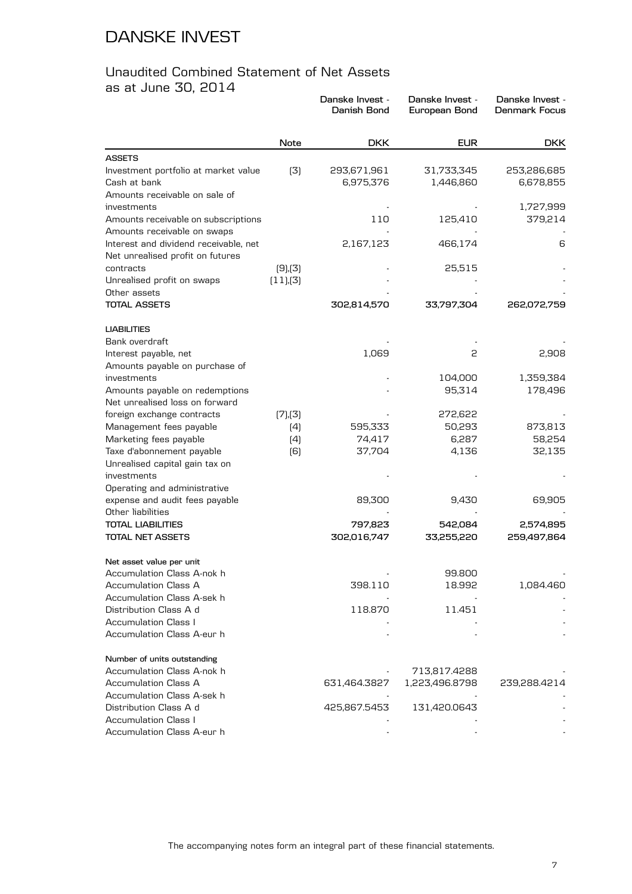# DANSKE INVEST

## Unaudited Combined Statement of Net Assets as at June 30, 2014

| | Note | Danske Invest - Danish Bond | Danske Invest - European Bond | Danske Invest - Denmark Focus |
|---|---|---|---|---|
| | | DKK | EUR | DKK |
| **ASSETS** | | | | |
| Investment portfolio at market value | (3) | 293,671,961 | 31,733,345 | 253,286,685 |
| Cash at bank | | 6,975,376 | 1,446,860 | 6,678,855 |
| Amounts receivable on sale of investments | | - | - | 1,727,999 |
| Amounts receivable on subscriptions | | 110 | 125,410 | 379,214 |
| Amounts receivable on swaps | | - | - | - |
| Interest and dividend receivable, net | | 2,167,123 | 466,174 | 6 |
| Net unrealised profit on futures contracts | (9),(3) | - | 25,515 | - |
| Unrealised profit on swaps | (11),(3) | - | - | - |
| Other assets | | - | - | - |
| **TOTAL ASSETS** | | **302,814,570** | **33,797,304** | **262,072,759** |
| **LIABILITIES** | | | | |
| Bank overdraft | | - | - | - |
| Interest payable, net | | 1,069 | 2 | 2,908 |
| Amounts payable on purchase of investments | | - | 104,000 | 1,359,384 |
| Amounts payable on redemptions | | - | 95,314 | 178,496 |
| Net unrealised loss on forward foreign exchange contracts | (7),(3) | - | 272,622 | - |
| Management fees payable | (4) | 595,333 | 50,293 | 873,813 |
| Marketing fees payable | (4) | 74,417 | 6,287 | 58,254 |
| Taxe d'abonnement payable | (6) | 37,704 | 4,136 | 32,135 |
| Unrealised capital gain tax on investments | | - | - | - |
| Operating and administrative expense and audit fees payable | | 89,300 | 9,430 | 69,905 |
| Other liabilities | | - | - | - |
| **TOTAL LIABILITIES** | | **797,823** | **542,084** | **2,574,895** |
| **TOTAL NET ASSETS** | | **302,016,747** | **33,255,220** | **259,497,864** |
| **Net asset value per unit** | | | | |
| Accumulation Class A-nok h | | - | 99.800 | - |
| Accumulation Class A | | 398.110 | 18.992 | 1,084.460 |
| Accumulation Class A-sek h | | - | - | - |
| Distribution Class A d | | 118.870 | 11.451 | - |
| Accumulation Class I | | - | - | - |
| Accumulation Class A-eur h | | - | - | - |
| **Number of units outstanding** | | | | |
| Accumulation Class A-nok h | | - | 713,817.4288 | - |
| Accumulation Class A | | 631,464.3827 | 1,223,496.8798 | 239,288.4214 |
| Accumulation Class A-sek h | | - | - | - |
| Distribution Class A d | | 425,867.5453 | 131,420.0643 | - |
| Accumulation Class I | | - | - | - |
| Accumulation Class A-eur h | | - | - | - |

The accompanying notes form an integral part of these financial statements.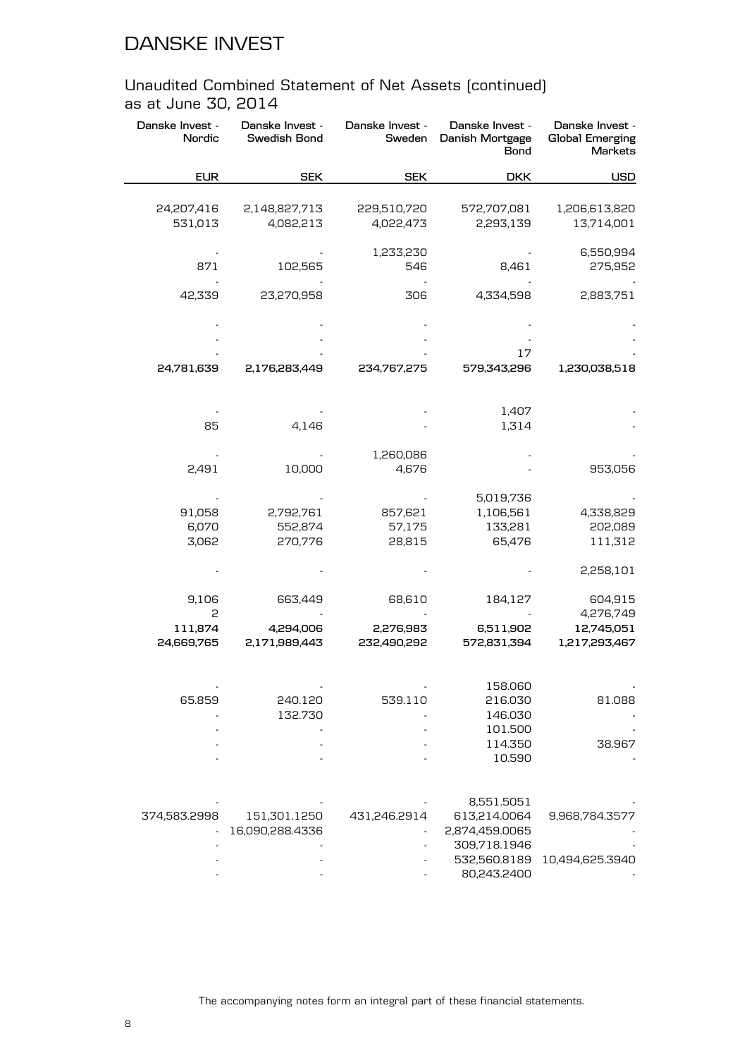# DANSKE INVEST

## Unaudited Combined Statement of Net Assets (continued) as at June 30, 2014

| Danske Invest - Nordic | Danske Invest - Swedish Bond | Danske Invest - Sweden | Danske Invest - Danish Mortgage Bond | Danske Invest - Global Emerging Markets |
|---|---|---|---|---|
| **EUR** | **SEK** | **SEK** | **DKK** | **USD** |
| 24,207,416 | 2,148,827,713 | 229,510,720 | 572,707,081 | 1,206,613,820 |
| 531,013 | 4,082,213 | 4,022,473 | 2,293,139 | 13,714,001 |
| - | - | 1,233,230 | - | 6,550,994 |
| 871 | 102,565 | 546 | 8,461 | 275,952 |
| - | - | - | - | - |
| 42,339 | 23,270,958 | 306 | 4,334,598 | 2,883,751 |
| - | - | - | - | - |
| - | - | - | - | - |
| - | - | - | 17 | - |
| **24,781,639** | **2,176,283,449** | **234,767,275** | **579,343,296** | **1,230,038,518** |
| - | - | - | 1,407 | - |
| 85 | 4,146 | - | 1,314 | - |
| - | - | 1,260,086 | - | - |
| 2,491 | 10,000 | 4,676 | - | 953,056 |
| - | - | - | 5,019,736 | - |
| 91,058 | 2,792,761 | 857,621 | 1,106,561 | 4,338,829 |
| 6,070 | 552,874 | 57,175 | 133,281 | 202,089 |
| 3,062 | 270,776 | 28,815 | 65,476 | 111,312 |
| - | - | - | - | 2,258,101 |
| 9,106 | 663,449 | 68,610 | 184,127 | 604,915 |
| 2 | - | - | - | 4,276,749 |
| **111,874** | **4,294,006** | **2,276,983** | **6,511,902** | **12,745,051** |
| **24,669,765** | **2,171,989,443** | **232,490,292** | **572,831,394** | **1,217,293,467** |
| - | - | - | 158.060 | - |
| 65.859 | 240.120 | 539.110 | 216.030 | 81.088 |
| - | 132.730 | - | 146.030 | - |
| - | - | - | 101.500 | - |
| - | - | - | 114.350 | 38.967 |
| - | - | - | 10.590 | - |
| - | - | - | 8,551.5051 | - |
| 374,583.2998 | 151,301.1250 | 431,246.2914 | 613,214.0064 | 9,968,784.3577 |
| - | 16,090,288.4336 | - | 2,874,459.0065 | - |
| - | - | - | 309,718.1946 | - |
| - | - | - | 532,560.8189 | 10,494,625.3940 |
| - | - | - | 80,243.2400 | - |

The accompanying notes form an integral part of these financial statements.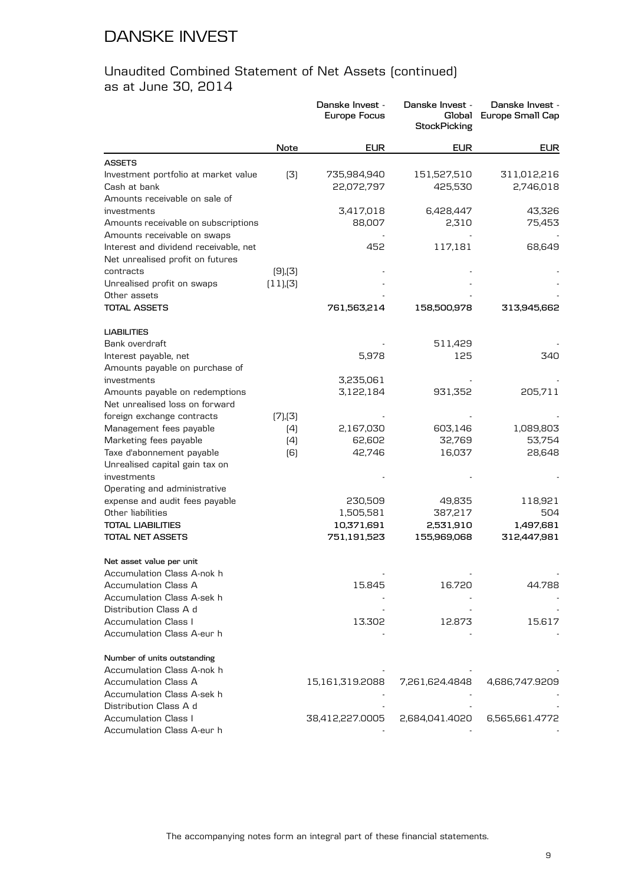# DANSKE INVEST

## Unaudited Combined Statement of Net Assets (continued)
as at June 30, 2014

| | Note | Danske Invest - Europe Focus | Danske Invest - Global StockPicking | Danske Invest - Europe Small Cap |
|---|---|---|---|---|
| | | EUR | EUR | EUR |
| **ASSETS** | | | | |
| Investment portfolio at market value | (3) | 735,984,940 | 151,527,510 | 311,012,216 |
| Cash at bank | | 22,072,797 | 425,530 | 2,746,018 |
| Amounts receivable on sale of investments | | 3,417,018 | 6,428,447 | 43,326 |
| Amounts receivable on subscriptions | | 88,007 | 2,310 | 75,453 |
| Amounts receivable on swaps | | - | - | - |
| Interest and dividend receivable, net | | 452 | 117,181 | 68,649 |
| Net unrealised profit on futures contracts | (9),(3) | - | - | - |
| Unrealised profit on swaps | (11),(3) | - | - | - |
| Other assets | | - | - | - |
| **TOTAL ASSETS** | | **761,563,214** | **158,500,978** | **313,945,662** |
| **LIABILITIES** | | | | |
| Bank overdraft | | - | 511,429 | - |
| Interest payable, net | | 5,978 | 125 | 340 |
| Amounts payable on purchase of investments | | 3,235,061 | - | - |
| Amounts payable on redemptions | | 3,122,184 | 931,352 | 205,711 |
| Net unrealised loss on forward foreign exchange contracts | (7),(3) | - | - | - |
| Management fees payable | (4) | 2,167,030 | 603,146 | 1,089,803 |
| Marketing fees payable | (4) | 62,602 | 32,769 | 53,754 |
| Taxe d'abonnement payable | (6) | 42,746 | 16,037 | 28,648 |
| Unrealised capital gain tax on investments | | - | - | - |
| Operating and administrative expense and audit fees payable | | 230,509 | 49,835 | 118,921 |
| Other liabilities | | 1,505,581 | 387,217 | 504 |
| **TOTAL LIABILITIES** | | **10,371,691** | **2,531,910** | **1,497,681** |
| **TOTAL NET ASSETS** | | **751,191,523** | **155,969,068** | **312,447,981** |
| **Net asset value per unit** | | | | |
| Accumulation Class A-nok h | | - | - | - |
| Accumulation Class A | | 15.845 | 16.720 | 44.788 |
| Accumulation Class A-sek h | | - | - | - |
| Distribution Class A d | | - | - | - |
| Accumulation Class I | | 13.302 | 12.873 | 15.617 |
| Accumulation Class A-eur h | | - | - | - |
| **Number of units outstanding** | | | | |
| Accumulation Class A-nok h | | - | - | - |
| Accumulation Class A | | 15,161,319.2088 | 7,261,624.4848 | 4,686,747.9209 |
| Accumulation Class A-sek h | | - | - | - |
| Distribution Class A d | | - | - | - |
| Accumulation Class I | | 38,412,227.0005 | 2,684,041.4020 | 6,565,661.4772 |
| Accumulation Class A-eur h | | - | - | - |

The accompanying notes form an integral part of these financial statements.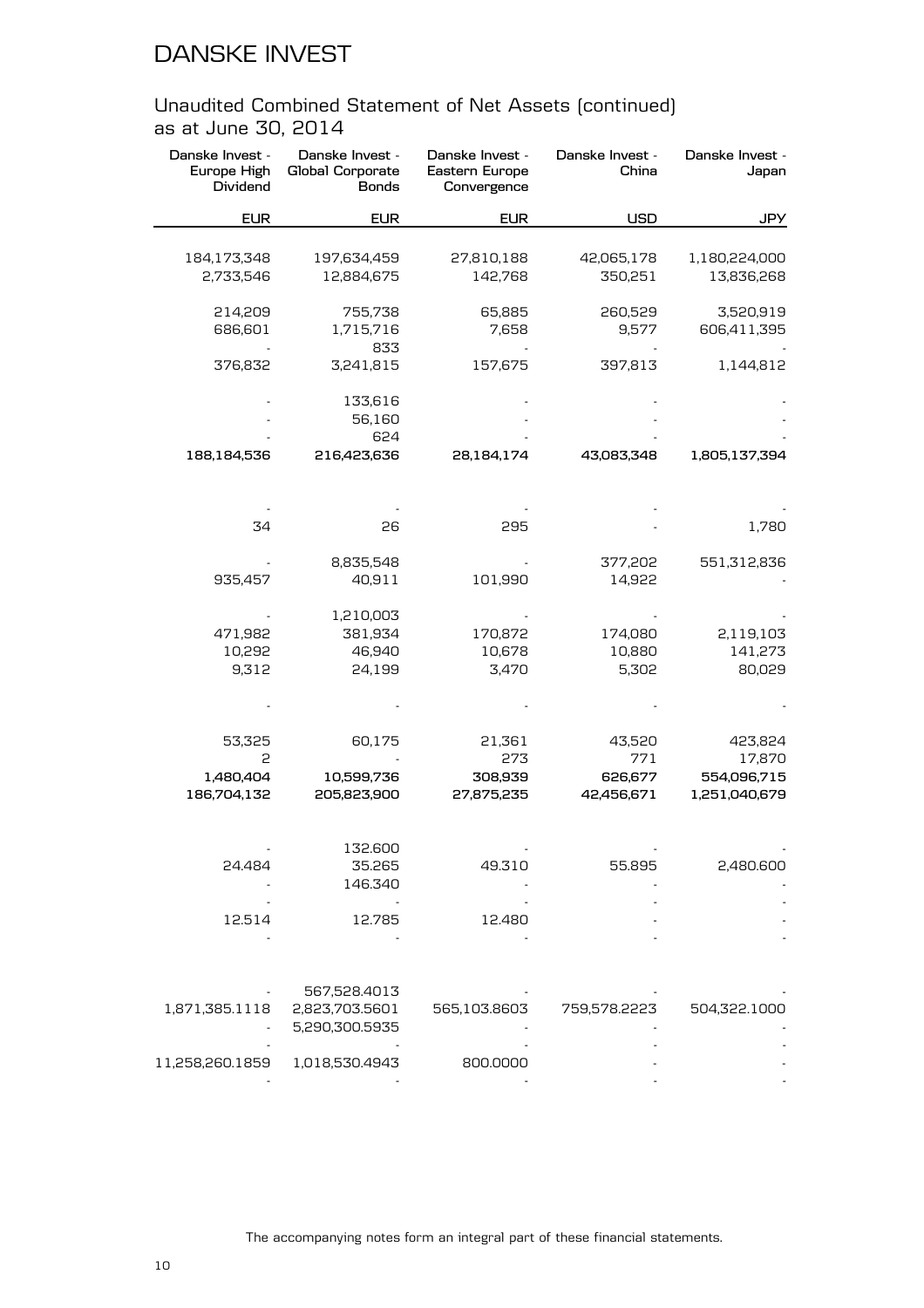## Unaudited Combined Statement of Net Assets (continued)
as at June 30, 2014

| Danske Invest - Europe High Dividend | Danske Invest - Global Corporate Bonds | Danske Invest - Eastern Europe Convergence | Danske Invest - China | Danske Invest - Japan |
|---|---|---|---|---|
| EUR | EUR | EUR | USD | JPY |
| 184,173,348 | 197,634,459 | 27,810,188 | 42,065,178 | 1,180,224,000 |
| 2,733,546 | 12,884,675 | 142,768 | 350,251 | 13,836,268 |
| 214,209 | 755,738 | 65,885 | 260,529 | 3,520,919 |
| 686,601 | 1,715,716 | 7,658 | 9,577 | 606,411,395 |
| - | 833 | - | - | - |
| 376,832 | 3,241,815 | 157,675 | 397,813 | 1,144,812 |
| - | 133,616 | - | - | - |
| - | 56,160 | - | - | - |
| - | 624 | - | - | - |
| **188,184,536** | **216,423,636** | **28,184,174** | **43,083,348** | **1,805,137,394** |
| - | - | - | - | - |
| 34 | 26 | 295 | - | 1,780 |
| - | 8,835,548 | - | 377,202 | 551,312,836 |
| 935,457 | 40,911 | 101,990 | 14,922 | - |
| - | 1,210,003 | - | - | - |
| 471,982 | 381,934 | 170,872 | 174,080 | 2,119,103 |
| 10,292 | 46,940 | 10,678 | 10,880 | 141,273 |
| 9,312 | 24,199 | 3,470 | 5,302 | 80,029 |
| - | - | - | - | - |
| 53,325 | 60,175 | 21,361 | 43,520 | 423,824 |
| 2 | - | 273 | 771 | 17,870 |
| **1,480,404** | **10,599,736** | **308,939** | **626,677** | **554,096,715** |
| **186,704,132** | **205,823,900** | **27,875,235** | **42,456,671** | **1,251,040,679** |
| - | 132.600 | - | - | - |
| 24.484 | 35.265 | 49.310 | 55.895 | 2,480.600 |
| - | 146.340 | - | - | - |
| - | - | - | - | - |
| 12.514 | 12.785 | 12.480 | - | - |
| - | - | - | - | - |
| - | 567,528.4013 | - | - | - |
| 1,871,385.1118 | 2,823,703.5601 | 565,103.8603 | 759,578.2223 | 504,322.1000 |
| - | 5,290,300.5935 | - | - | - |
| - | - | - | - | - |
| 11,258,260.1859 | 1,018,530.4943 | 800.0000 | - | - |
| - | - | - | - | - |

The accompanying notes form an integral part of these financial statements.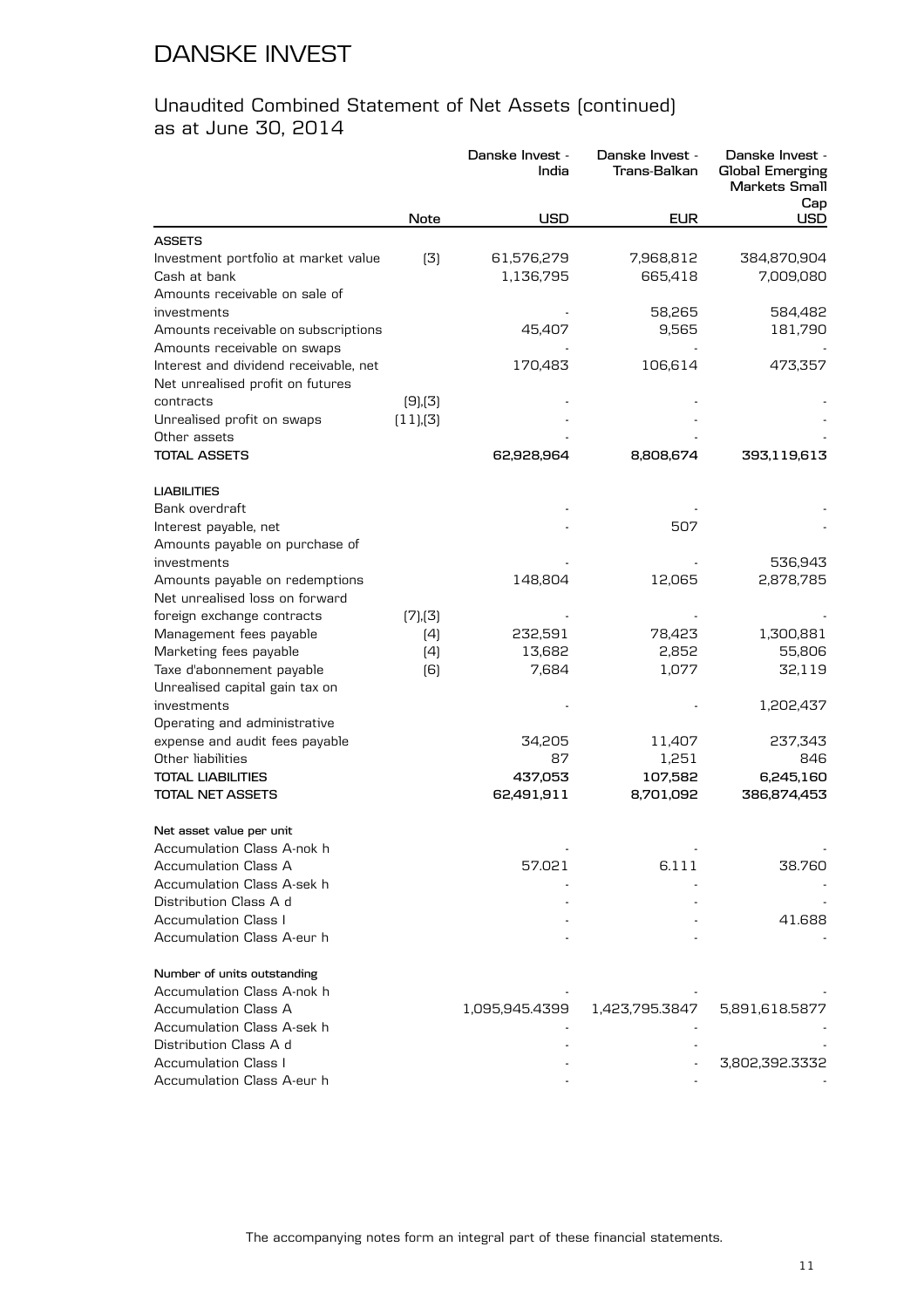# DANSKE INVEST

## Unaudited Combined Statement of Net Assets (continued)
as at June 30, 2014

| | Note | Danske Invest - India | Danske Invest - Trans-Balkan | Danske Invest - Global Emerging Markets Small Cap |
|---|---|---|---|---|
| | | USD | EUR | USD |
| **ASSETS** | | | | |
| Investment portfolio at market value | (3) | 61,576,279 | 7,968,812 | 384,870,904 |
| Cash at bank | | 1,136,795 | 665,418 | 7,009,080 |
| Amounts receivable on sale of investments | | - | 58,265 | 584,482 |
| Amounts receivable on subscriptions | | 45,407 | 9,565 | 181,790 |
| Amounts receivable on swaps | | - | - | - |
| Interest and dividend receivable, net | | 170,483 | 106,614 | 473,357 |
| Net unrealised profit on futures contracts | (9),(3) | - | - | - |
| Unrealised profit on swaps | (11),(3) | - | - | - |
| Other assets | | - | - | - |
| **TOTAL ASSETS** | | **62,928,964** | **8,808,674** | **393,119,613** |
| **LIABILITIES** | | | | |
| Bank overdraft | | - | - | - |
| Interest payable, net | | - | 507 | - |
| Amounts payable on purchase of investments | | - | - | 536,943 |
| Amounts payable on redemptions | | 148,804 | 12,065 | 2,878,785 |
| Net unrealised loss on forward foreign exchange contracts | (7),(3) | - | - | - |
| Management fees payable | (4) | 232,591 | 78,423 | 1,300,881 |
| Marketing fees payable | (4) | 13,682 | 2,852 | 55,806 |
| Taxe d'abonnement payable | (6) | 7,684 | 1,077 | 32,119 |
| Unrealised capital gain tax on investments | | - | - | 1,202,437 |
| Operating and administrative expense and audit fees payable | | 34,205 | 11,407 | 237,343 |
| Other liabilities | | 87 | 1,251 | 846 |
| **TOTAL LIABILITIES** | | **437,053** | **107,582** | **6,245,160** |
| **TOTAL NET ASSETS** | | **62,491,911** | **8,701,092** | **386,874,453** |
| **Net asset value per unit** | | | | |
| Accumulation Class A-nok h | | - | - | - |
| Accumulation Class A | | 57.021 | 6.111 | 38.760 |
| Accumulation Class A-sek h | | - | - | - |
| Distribution Class A d | | - | - | - |
| Accumulation Class I | | - | - | 41.688 |
| Accumulation Class A-eur h | | - | - | - |
| **Number of units outstanding** | | | | |
| Accumulation Class A-nok h | | - | - | - |
| Accumulation Class A | | 1,095,945.4399 | 1,423,795.3847 | 5,891,618.5877 |
| Accumulation Class A-sek h | | - | - | - |
| Distribution Class A d | | - | - | - |
| Accumulation Class I | | - | - | 3,802,392.3332 |
| Accumulation Class A-eur h | | - | - | - |

The accompanying notes form an integral part of these financial statements.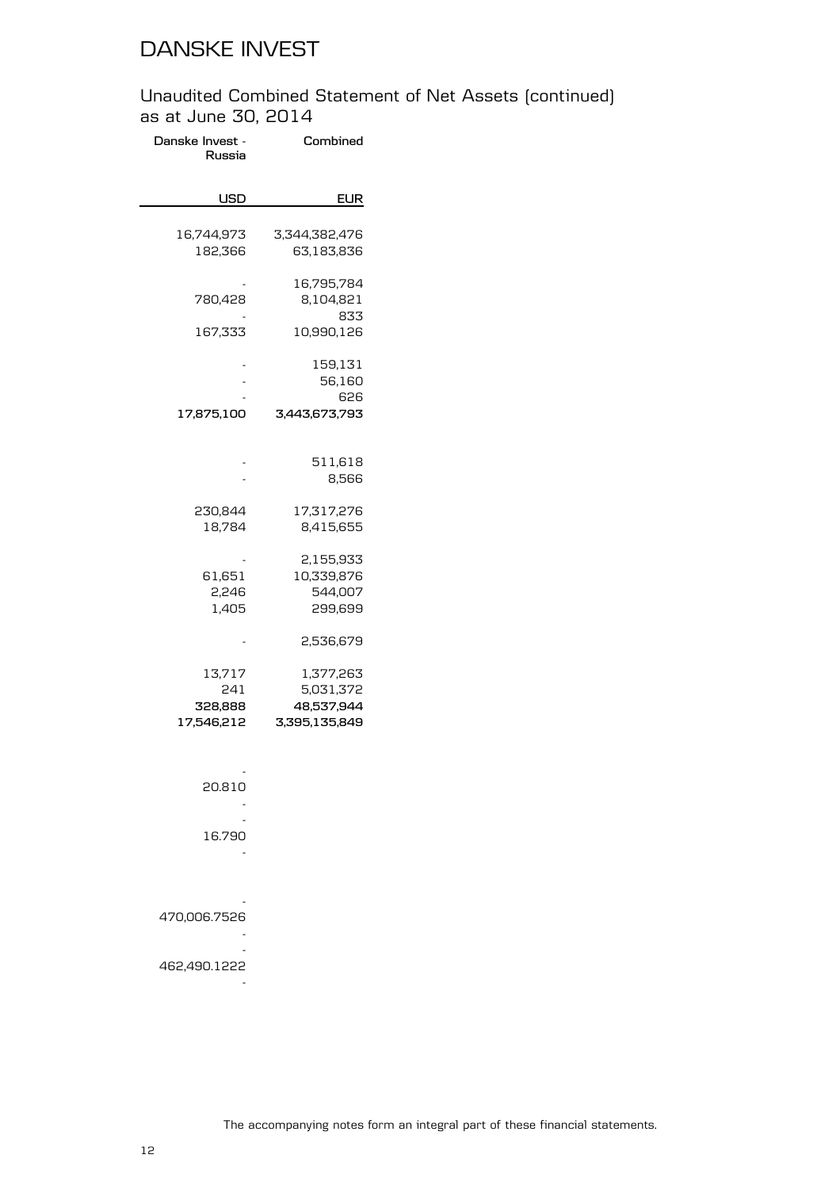# DANSKE INVEST

## Unaudited Combined Statement of Net Assets (continued) as at June 30, 2014

| Danske Invest - Russia | Combined |
|---:|---:|
| USD | EUR |
| 16,744,973 | 3,344,382,476 |
| 182,366 | 63,183,836 |
| - | 16,795,784 |
| 780,428 | 8,104,821 |
| - | 833 |
| 167,333 | 10,990,126 |
| - | 159,131 |
| - | 56,160 |
| - | 626 |
| **17,875,100** | **3,443,673,793** |
| - | 511,618 |
| - | 8,566 |
| 230,844 | 17,317,276 |
| 18,784 | 8,415,655 |
| - | 2,155,933 |
| 61,651 | 10,339,876 |
| 2,246 | 544,007 |
| 1,405 | 299,699 |
| - | 2,536,679 |
| 13,717 | 1,377,263 |
| 241 | 5,031,372 |
| **328,888** | **48,537,944** |
| **17,546,212** | **3,395,135,849** |
| - | |
| 20.810 | |
| - | |
| - | |
| 16.790 | |
| - | |
| - | |
| 470,006.7526 | |
| - | |
| - | |
| 462,490.1222 | |
| - | |

The accompanying notes form an integral part of these financial statements.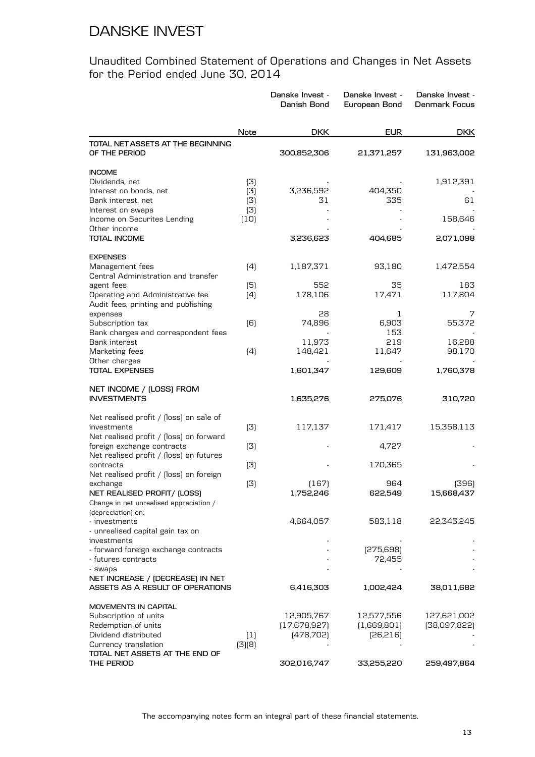# DANSKE INVEST

## Unaudited Combined Statement of Operations and Changes in Net Assets for the Period ended June 30, 2014

| | Note | Danske Invest - Danish Bond | Danske Invest - European Bond | Danske Invest - Denmark Focus |
|---|---|---|---|---|
| | | DKK | EUR | DKK |
| **TOTAL NET ASSETS AT THE BEGINNING OF THE PERIOD** | | **300,852,306** | **21,371,257** | **131,963,002** |
| **INCOME** | | | | |
| Dividends, net | (3) | - | - | 1,912,391 |
| Interest on bonds, net | (3) | 3,236,592 | 404,350 | - |
| Bank interest, net | (3) | 31 | 335 | 61 |
| Interest on swaps | (3) | - | - | - |
| Income on Securites Lending | (10) | - | - | 158,646 |
| Other income | | - | - | - |
| **TOTAL INCOME** | | **3,236,623** | **404,685** | **2,071,098** |
| **EXPENSES** | | | | |
| Management fees | (4) | 1,187,371 | 93,180 | 1,472,554 |
| Central Administration and transfer agent fees | (5) | 552 | 35 | 183 |
| Operating and Administrative fee | (4) | 178,106 | 17,471 | 117,804 |
| Audit fees, printing and publishing expenses | | 28 | 1 | 7 |
| Subscription tax | (6) | 74,896 | 6,903 | 55,372 |
| Bank charges and correspondent fees | | - | 153 | - |
| Bank interest | | 11,973 | 219 | 16,288 |
| Marketing fees | (4) | 148,421 | 11,647 | 98,170 |
| Other charges | | - | - | - |
| **TOTAL EXPENSES** | | **1,601,347** | **129,609** | **1,760,378** |
| **NET INCOME / (LOSS) FROM INVESTMENTS** | | **1,635,276** | **275,076** | **310,720** |
| Net realised profit / (loss) on sale of investments | (3) | 117,137 | 171,417 | 15,358,113 |
| Net realised profit / (loss) on forward foreign exchange contracts | (3) | - | 4,727 | - |
| Net realised profit / (loss) on futures contracts | (3) | - | 170,365 | - |
| Net realised profit / (loss) on foreign exchange | (3) | (167) | 964 | (396) |
| **NET REALISED PROFIT/ (LOSS)** | | **1,752,246** | **622,549** | **15,668,437** |
| Change in net unrealised appreciation / (depreciation) on: | | | | |
| - investments | | 4,664,057 | 583,118 | 22,343,245 |
| - unrealised capital gain tax on investments | | - | - | - |
| - forward foreign exchange contracts | | - | (275,698) | - |
| - futures contracts | | - | 72,455 | - |
| - swaps | | - | - | - |
| **NET INCREASE / (DECREASE) IN NET ASSETS AS A RESULT OF OPERATIONS** | | **6,416,303** | **1,002,424** | **38,011,682** |
| **MOVEMENTS IN CAPITAL** | | | | |
| Subscription of units | | 12,905,767 | 12,577,556 | 127,621,002 |
| Redemption of units | | (17,678,927) | (1,669,801) | (38,097,822) |
| Dividend distributed | (1) | (478,702) | (26,216) | - |
| Currency translation | (3)(8) | - | - | - |
| **TOTAL NET ASSETS AT THE END OF THE PERIOD** | | **302,016,747** | **33,255,220** | **259,497,864** |

The accompanying notes form an integral part of these financial statements.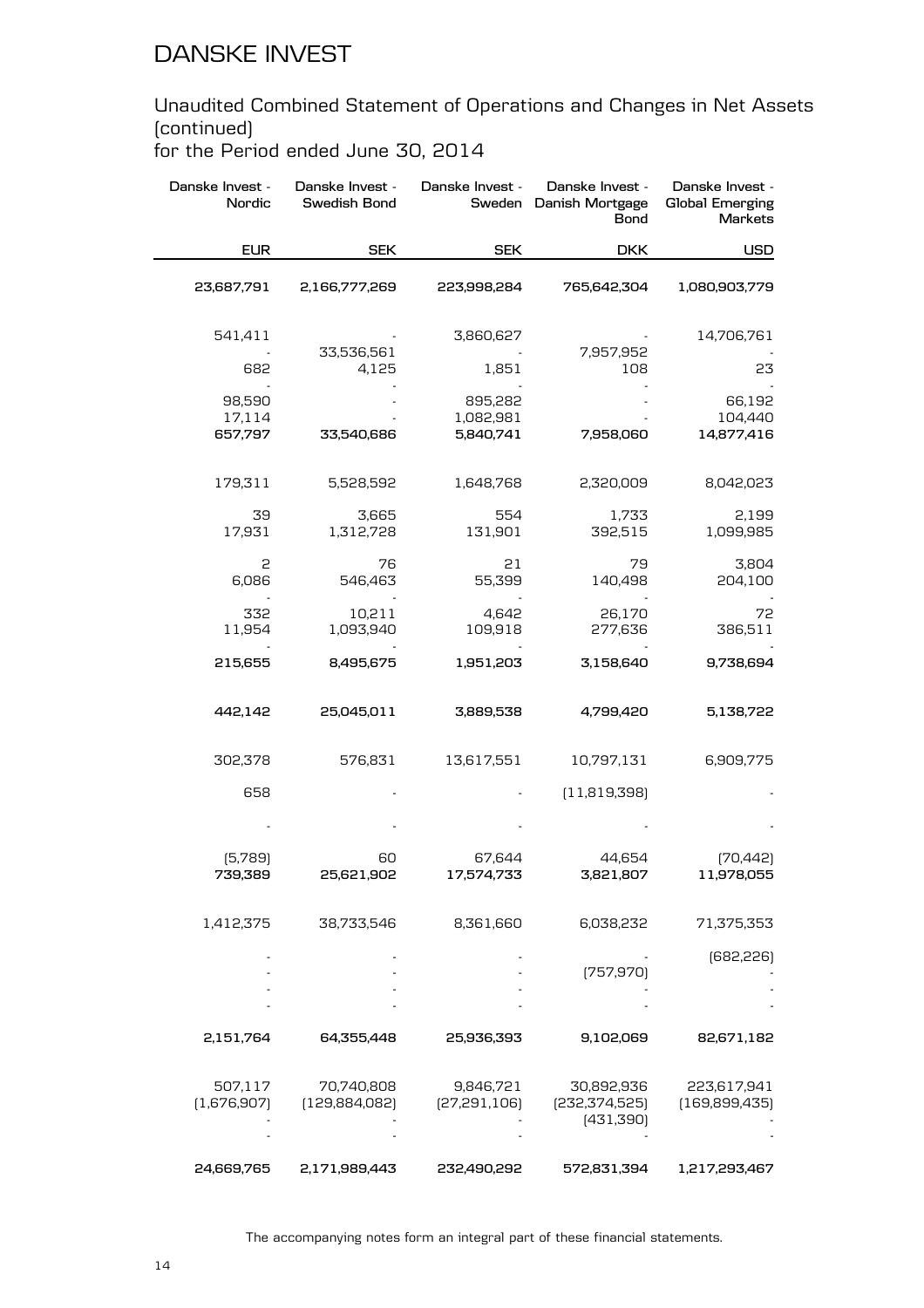# DANSKE INVEST

## Unaudited Combined Statement of Operations and Changes in Net Assets (continued)
for the Period ended June 30, 2014

| Danske Invest - Nordic | Danske Invest - Swedish Bond | Danske Invest - Sweden | Danske Invest - Danish Mortgage Bond | Danske Invest - Global Emerging Markets |
|---|---|---|---|---|
| **EUR** | **SEK** | **SEK** | **DKK** | **USD** |
| **23,687,791** | **2,166,777,269** | **223,998,284** | **765,642,304** | **1,080,903,779** |
| 541,411 | - | 3,860,627 | - | 14,706,761 |
| - | 33,536,561 | - | 7,957,952 | - |
| 682 | 4,125 | 1,851 | 108 | 23 |
| - | - | - | - | - |
| 98,590 | - | 895,282 | - | 66,192 |
| 17,114 | - | 1,082,981 | - | 104,440 |
| **657,797** | **33,540,686** | **5,840,741** | **7,958,060** | **14,877,416** |
| 179,311 | 5,528,592 | 1,648,768 | 2,320,009 | 8,042,023 |
| 39 | 3,665 | 554 | 1,733 | 2,199 |
| 17,931 | 1,312,728 | 131,901 | 392,515 | 1,099,985 |
| 2 | 76 | 21 | 79 | 3,804 |
| 6,086 | 546,463 | 55,399 | 140,498 | 204,100 |
| - | - | - | - | - |
| 332 | 10,211 | 4,642 | 26,170 | 72 |
| 11,954 | 1,093,940 | 109,918 | 277,636 | 386,511 |
| - | - | - | - | - |
| **215,655** | **8,495,675** | **1,951,203** | **3,158,640** | **9,738,694** |
| **442,142** | **25,045,011** | **3,889,538** | **4,799,420** | **5,138,722** |
| 302,378 | 576,831 | 13,617,551 | 10,797,131 | 6,909,775 |
| 658 | - | - | (11,819,398) | - |
| - | - | - | - | - |
| (5,789) | 60 | 67,644 | 44,654 | (70,442) |
| **739,389** | **25,621,902** | **17,574,733** | **3,821,807** | **11,978,055** |
| 1,412,375 | 38,733,546 | 8,361,660 | 6,038,232 | 71,375,353 |
| - | - | - | - | (682,226) |
| - | - | - | (757,970) | - |
| - | - | - | - | - |
| - | - | - | - | - |
| **2,151,764** | **64,355,448** | **25,936,393** | **9,102,069** | **82,671,182** |
| 507,117 | 70,740,808 | 9,846,721 | 30,892,936 | 223,617,941 |
| (1,676,907) | (129,884,082) | (27,291,106) | (232,374,525) | (169,899,435) |
| - | - | - | (431,390) | - |
| - | - | - | - | - |
| **24,669,765** | **2,171,989,443** | **232,490,292** | **572,831,394** | **1,217,293,467** |

The accompanying notes form an integral part of these financial statements.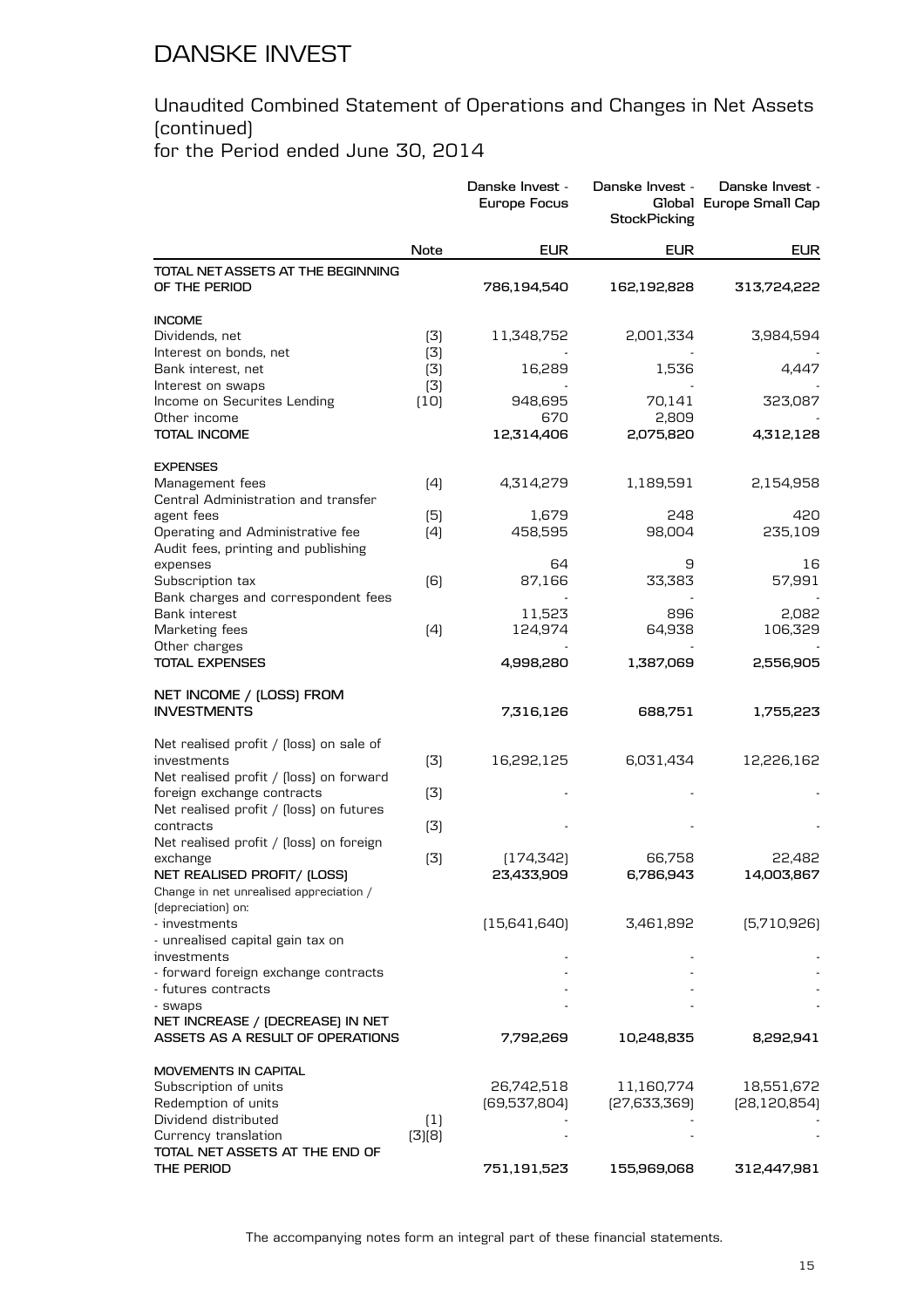# DANSKE INVEST

## Unaudited Combined Statement of Operations and Changes in Net Assets (continued)
for the Period ended June 30, 2014

| | Note | Danske Invest - Europe Focus | Danske Invest - Global StockPicking | Danske Invest - Europe Small Cap |
|---|---|---|---|---|
| | | EUR | EUR | EUR |
| **TOTAL NET ASSETS AT THE BEGINNING OF THE PERIOD** | | **786,194,540** | **162,192,828** | **313,724,222** |
| **INCOME** | | | | |
| Dividends, net | (3) | 11,348,752 | 2,001,334 | 3,984,594 |
| Interest on bonds, net | (3) | - | - | - |
| Bank interest, net | (3) | 16,289 | 1,536 | 4,447 |
| Interest on swaps | (3) | - | - | - |
| Income on Securites Lending | (10) | 948,695 | 70,141 | 323,087 |
| Other income | | 670 | 2,809 | - |
| **TOTAL INCOME** | | **12,314,406** | **2,075,820** | **4,312,128** |
| **EXPENSES** | | | | |
| Management fees | (4) | 4,314,279 | 1,189,591 | 2,154,958 |
| Central Administration and transfer agent fees | (5) | 1,679 | 248 | 420 |
| Operating and Administrative fee | (4) | 458,595 | 98,004 | 235,109 |
| Audit fees, printing and publishing expenses | | 64 | 9 | 16 |
| Subscription tax | (6) | 87,166 | 33,383 | 57,991 |
| Bank charges and correspondent fees | | - | - | - |
| Bank interest | | 11,523 | 896 | 2,082 |
| Marketing fees | (4) | 124,974 | 64,938 | 106,329 |
| Other charges | | - | - | - |
| **TOTAL EXPENSES** | | **4,998,280** | **1,387,069** | **2,556,905** |
| **NET INCOME / (LOSS) FROM INVESTMENTS** | | **7,316,126** | **688,751** | **1,755,223** |
| Net realised profit / (loss) on sale of investments | (3) | 16,292,125 | 6,031,434 | 12,226,162 |
| Net realised profit / (loss) on forward foreign exchange contracts | (3) | - | - | - |
| Net realised profit / (loss) on futures contracts | (3) | - | - | - |
| Net realised profit / (loss) on foreign exchange | (3) | (174,342) | 66,758 | 22,482 |
| **NET REALISED PROFIT/ (LOSS)** | | **23,433,909** | **6,786,943** | **14,003,867** |
| Change in net unrealised appreciation / (depreciation) on: | | | | |
| - investments | | (15,641,640) | 3,461,892 | (5,710,926) |
| - unrealised capital gain tax on investments | | - | - | - |
| - forward foreign exchange contracts | | - | - | - |
| - futures contracts | | - | - | - |
| - swaps | | - | - | - |
| **NET INCREASE / (DECREASE) IN NET ASSETS AS A RESULT OF OPERATIONS** | | **7,792,269** | **10,248,835** | **8,292,941** |
| **MOVEMENTS IN CAPITAL** | | | | |
| Subscription of units | | 26,742,518 | 11,160,774 | 18,551,672 |
| Redemption of units | | (69,537,804) | (27,633,369) | (28,120,854) |
| Dividend distributed | (1) | - | - | - |
| Currency translation | (3)(8) | - | - | - |
| **TOTAL NET ASSETS AT THE END OF THE PERIOD** | | **751,191,523** | **155,969,068** | **312,447,981** |

The accompanying notes form an integral part of these financial statements.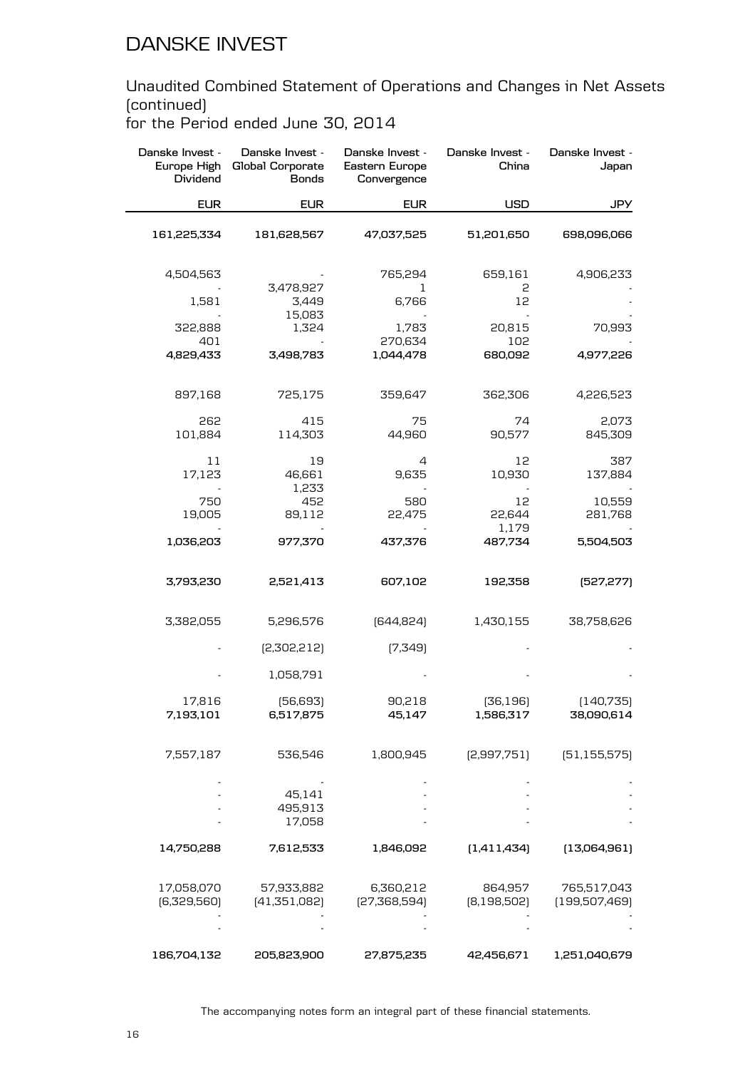# DANSKE INVEST

## Unaudited Combined Statement of Operations and Changes in Net Assets (continued)

for the Period ended June 30, 2014

| Danske Invest - Europe High Dividend | Danske Invest - Global Corporate Bonds | Danske Invest - Eastern Europe Convergence | Danske Invest - China | Danske Invest - Japan |
|---|---|---|---|---|
| EUR | EUR | EUR | USD | JPY |
| **161,225,334** | **181,628,567** | **47,037,525** | **51,201,650** | **698,096,066** |
| 4,504,563 | - | 765,294 | 659,161 | 4,906,233 |
| - | 3,478,927 | 1 | 2 | - |
| 1,581 | 3,449 | 6,766 | 12 | - |
| - | 15,083 | - | - | - |
| 322,888 | 1,324 | 1,783 | 20,815 | 70,993 |
| 401 | - | 270,634 | 102 | - |
| **4,829,433** | **3,498,783** | **1,044,478** | **680,092** | **4,977,226** |
| 897,168 | 725,175 | 359,647 | 362,306 | 4,226,523 |
| 262 | 415 | 75 | 74 | 2,073 |
| 101,884 | 114,303 | 44,960 | 90,577 | 845,309 |
| 11 | 19 | 4 | 12 | 387 |
| 17,123 | 46,661 | 9,635 | 10,930 | 137,884 |
| - | 1,233 | - | - | - |
| 750 | 452 | 580 | 12 | 10,559 |
| 19,005 | 89,112 | 22,475 | 22,644 | 281,768 |
| - | - | - | 1,179 | - |
| **1,036,203** | **977,370** | **437,376** | **487,734** | **5,504,503** |
| **3,793,230** | **2,521,413** | **607,102** | **192,358** | **(527,277)** |
| 3,382,055 | 5,296,576 | (644,824) | 1,430,155 | 38,758,626 |
| - | (2,302,212) | (7,349) | - | - |
| - | 1,058,791 | - | - | - |
| 17,816 | (56,693) | 90,218 | (36,196) | (140,735) |
| **7,193,101** | **6,517,875** | **45,147** | **1,586,317** | **38,090,614** |
| 7,557,187 | 536,546 | 1,800,945 | (2,997,751) | (51,155,575) |
| - | - | - | - | - |
| - | 45,141 | - | - | - |
| - | 495,913 | - | - | - |
| - | 17,058 | - | - | - |
| **14,750,288** | **7,612,533** | **1,846,092** | **(1,411,434)** | **(13,064,961)** |
| 17,058,070 | 57,933,882 | 6,360,212 | 864,957 | 765,517,043 |
| (6,329,560) | (41,351,082) | (27,368,594) | (8,198,502) | (199,507,469) |
| - | - | - | - | - |
| - | - | - | - | - |
| **186,704,132** | **205,823,900** | **27,875,235** | **42,456,671** | **1,251,040,679** |

The accompanying notes form an integral part of these financial statements.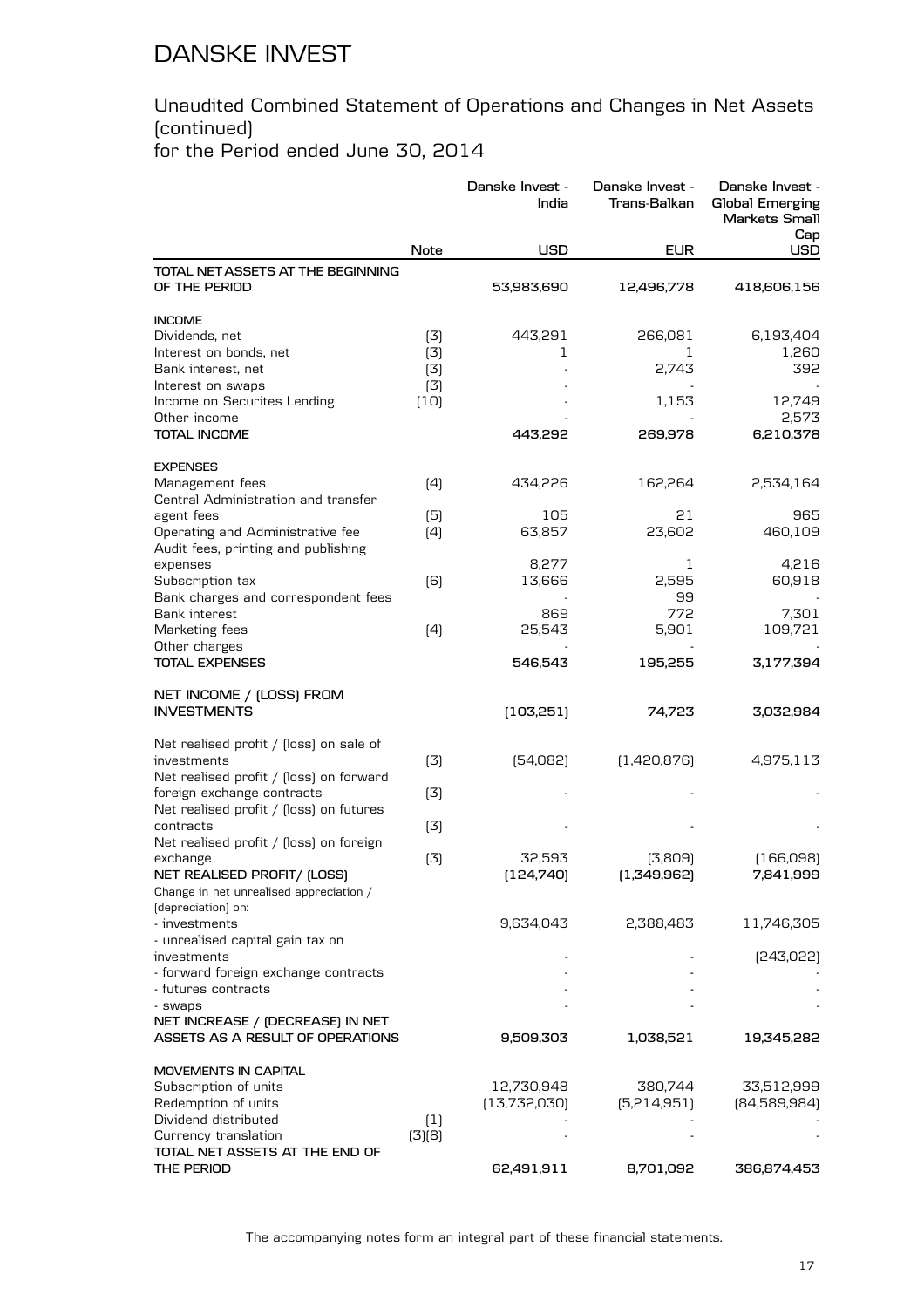# DANSKE INVEST

## Unaudited Combined Statement of Operations and Changes in Net Assets (continued)

for the Period ended June 30, 2014

| | Note | Danske Invest - India | Danske Invest - Trans-Balkan | Danske Invest - Global Emerging Markets Small Cap |
|---|---|---|---|---|
| | | USD | EUR | USD |
| **TOTAL NET ASSETS AT THE BEGINNING OF THE PERIOD** | | **53,983,690** | **12,496,778** | **418,606,156** |
| **INCOME** | | | | |
| Dividends, net | (3) | 443,291 | 266,081 | 6,193,404 |
| Interest on bonds, net | (3) | 1 | 1 | 1,260 |
| Bank interest, net | (3) | - | 2,743 | 392 |
| Interest on swaps | (3) | - | - | - |
| Income on Securites Lending | (10) | - | 1,153 | 12,749 |
| Other income | | - | - | 2,573 |
| **TOTAL INCOME** | | **443,292** | **269,978** | **6,210,378** |
| **EXPENSES** | | | | |
| Management fees | (4) | 434,226 | 162,264 | 2,534,164 |
| Central Administration and transfer agent fees | (5) | 105 | 21 | 965 |
| Operating and Administrative fee | (4) | 63,857 | 23,602 | 460,109 |
| Audit fees, printing and publishing expenses | | 8,277 | 1 | 4,216 |
| Subscription tax | (6) | 13,666 | 2,595 | 60,918 |
| Bank charges and correspondent fees | | - | 99 | - |
| Bank interest | | 869 | 772 | 7,301 |
| Marketing fees | (4) | 25,543 | 5,901 | 109,721 |
| Other charges | | - | - | - |
| **TOTAL EXPENSES** | | **546,543** | **195,255** | **3,177,394** |
| **NET INCOME / (LOSS) FROM INVESTMENTS** | | **(103,251)** | **74,723** | **3,032,984** |
| Net realised profit / (loss) on sale of investments | (3) | (54,082) | (1,420,876) | 4,975,113 |
| Net realised profit / (loss) on forward foreign exchange contracts | (3) | - | - | - |
| Net realised profit / (loss) on futures contracts | (3) | - | - | - |
| Net realised profit / (loss) on foreign exchange | (3) | 32,593 | (3,809) | (166,098) |
| **NET REALISED PROFIT/ (LOSS)** | | **(124,740)** | **(1,349,962)** | **7,841,999** |
| Change in net unrealised appreciation / (depreciation) on: | | | | |
| - investments | | 9,634,043 | 2,388,483 | 11,746,305 |
| - unrealised capital gain tax on investments | | - | - | (243,022) |
| - forward foreign exchange contracts | | - | - | - |
| - futures contracts | | - | - | - |
| - swaps | | - | - | - |
| **NET INCREASE / (DECREASE) IN NET ASSETS AS A RESULT OF OPERATIONS** | | **9,509,303** | **1,038,521** | **19,345,282** |
| **MOVEMENTS IN CAPITAL** | | | | |
| Subscription of units | | 12,730,948 | 380,744 | 33,512,999 |
| Redemption of units | | (13,732,030) | (5,214,951) | (84,589,984) |
| Dividend distributed | (1) | - | - | - |
| Currency translation | (3)(8) | - | - | - |
| **TOTAL NET ASSETS AT THE END OF THE PERIOD** | | **62,491,911** | **8,701,092** | **386,874,453** |

The accompanying notes form an integral part of these financial statements.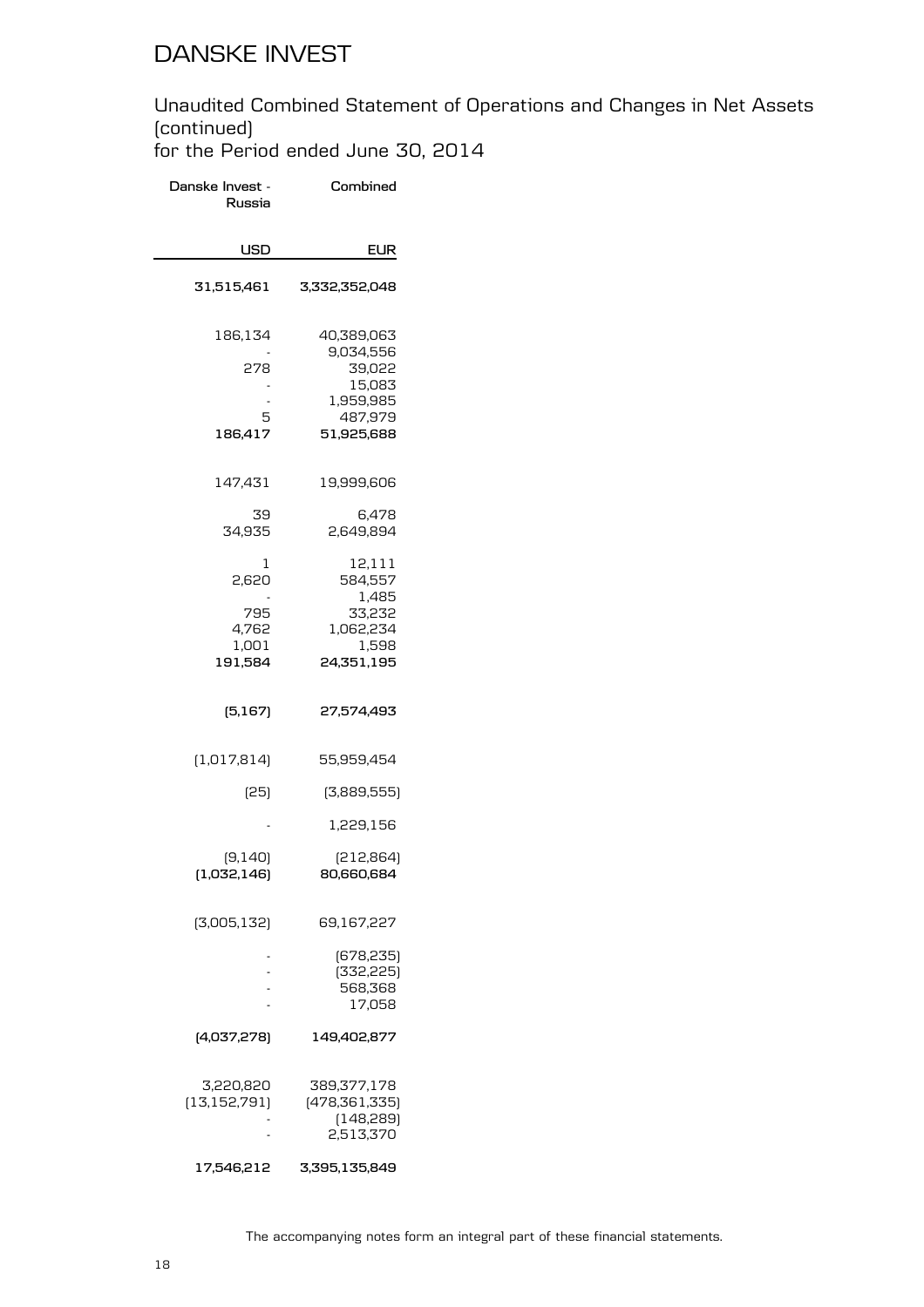# DANSKE INVEST

## Unaudited Combined Statement of Operations and Changes in Net Assets (continued)
for the Period ended June 30, 2014

| Danske Invest - Russia | Combined |
|---:|---:|
| **USD** | **EUR** |
| **31,515,461** | **3,332,352,048** |
| | |
| 186,134 | 40,389,063 |
| - | 9,034,556 |
| 278 | 39,022 |
| - | 15,083 |
| - | 1,959,985 |
| 5 | 487,979 |
| **186,417** | **51,925,688** |
| | |
| 147,431 | 19,999,606 |
| | |
| 39 | 6,478 |
| 34,935 | 2,649,894 |
| | |
| 1 | 12,111 |
| 2,620 | 584,557 |
| - | 1,485 |
| 795 | 33,232 |
| 4,762 | 1,062,234 |
| 1,001 | 1,598 |
| **191,584** | **24,351,195** |
| | |
| **(5,167)** | **27,574,493** |
| | |
| (1,017,814) | 55,959,454 |
| | |
| (25) | (3,889,555) |
| | |
| - | 1,229,156 |
| | |
| (9,140) | (212,864) |
| **(1,032,146)** | **80,660,684** |
| | |
| (3,005,132) | 69,167,227 |
| | |
| - | (678,235) |
| - | (332,225) |
| - | 568,368 |
| - | 17,058 |
| | |
| **(4,037,278)** | **149,402,877** |
| | |
| 3,220,820 | 389,377,178 |
| (13,152,791) | (478,361,335) |
| - | (148,289) |
| - | 2,513,370 |
| | |
| **17,546,212** | **3,395,135,849** |

The accompanying notes form an integral part of these financial statements.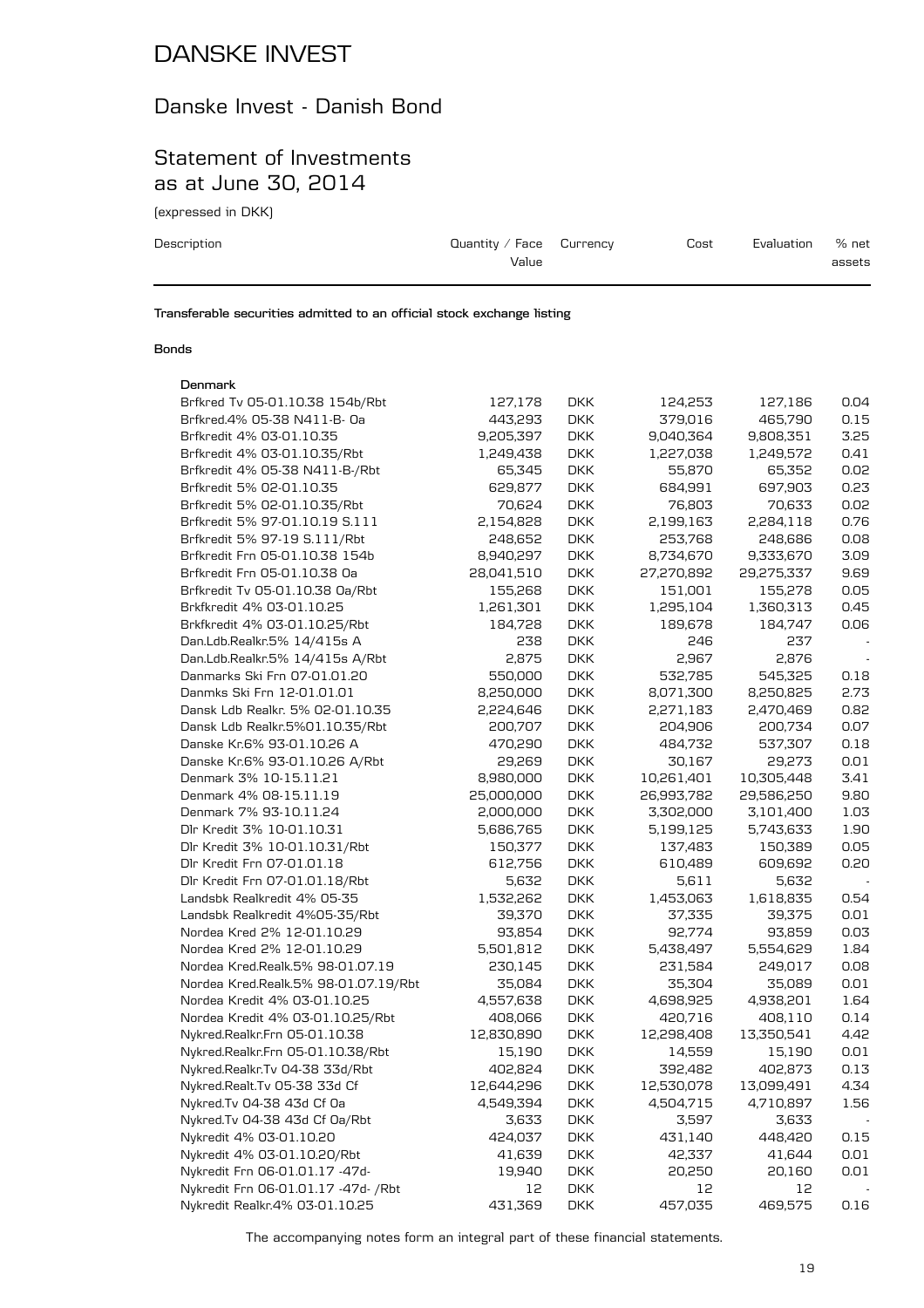# DANSKE INVEST

## Danske Invest - Danish Bond

## Statement of Investments as at June 30, 2014

(expressed in DKK)

| Description | Quantity / Face Value | Currency | Cost | Evaluation | % net assets |
|---|---|---|---|---|---|
| **Transferable securities admitted to an official stock exchange listing** | | | | | |
| **Bonds** | | | | | |
| **Denmark** | | | | | |
| Brfkred Tv 05-01.10.38 154b/Rbt | 127,178 | DKK | 124,253 | 127,186 | 0.04 |
| Brfkred.4% 05-38 N411-B- Oa | 443,293 | DKK | 379,016 | 465,790 | 0.15 |
| Brfkredit 4% 03-01.10.35 | 9,205,397 | DKK | 9,040,364 | 9,808,351 | 3.25 |
| Brfkredit 4% 03-01.10.35/Rbt | 1,249,438 | DKK | 1,227,038 | 1,249,572 | 0.41 |
| Brfkredit 4% 05-38 N411-B-/Rbt | 65,345 | DKK | 55,870 | 65,352 | 0.02 |
| Brfkredit 5% 02-01.10.35 | 629,877 | DKK | 684,991 | 697,903 | 0.23 |
| Brfkredit 5% 02-01.10.35/Rbt | 70,624 | DKK | 76,803 | 70,633 | 0.02 |
| Brfkredit 5% 97-01.10.19 S.111 | 2,154,828 | DKK | 2,199,163 | 2,284,118 | 0.76 |
| Brfkredit 5% 97-19 S.111/Rbt | 248,652 | DKK | 253,768 | 248,686 | 0.08 |
| Brfkredit Frn 05-01.10.38 154b | 8,940,297 | DKK | 8,734,670 | 9,333,670 | 3.09 |
| Brfkredit Frn 05-01.10.38 Oa | 28,041,510 | DKK | 27,270,892 | 29,275,337 | 9.69 |
| Brfkredit Tv 05-01.10.38 Oa/Rbt | 155,268 | DKK | 151,001 | 155,278 | 0.05 |
| Brkfkredit 4% 03-01.10.25 | 1,261,301 | DKK | 1,295,104 | 1,360,313 | 0.45 |
| Brkfkredit 4% 03-01.10.25/Rbt | 184,728 | DKK | 189,678 | 184,747 | 0.06 |
| Dan.Ldb.Realkr.5% 14/415s A | 238 | DKK | 246 | 237 | - |
| Dan.Ldb.Realkr.5% 14/415s A/Rbt | 2,875 | DKK | 2,967 | 2,876 | - |
| Danmarks Ski Frn 07-01.01.20 | 550,000 | DKK | 532,785 | 545,325 | 0.18 |
| Danmks Ski Frn 12-01.01.01 | 8,250,000 | DKK | 8,071,300 | 8,250,825 | 2.73 |
| Dansk Ldb Realkr. 5% 02-01.10.35 | 2,224,646 | DKK | 2,271,183 | 2,470,469 | 0.82 |
| Dansk Ldb Realkr.5%01.10.35/Rbt | 200,707 | DKK | 204,906 | 200,734 | 0.07 |
| Danske Kr.6% 93-01.10.26 A | 470,290 | DKK | 484,732 | 537,307 | 0.18 |
| Danske Kr.6% 93-01.10.26 A/Rbt | 29,269 | DKK | 30,167 | 29,273 | 0.01 |
| Denmark 3% 10-15.11.21 | 8,980,000 | DKK | 10,261,401 | 10,305,448 | 3.41 |
| Denmark 4% 08-15.11.19 | 25,000,000 | DKK | 26,993,782 | 29,586,250 | 9.80 |
| Denmark 7% 93-10.11.24 | 2,000,000 | DKK | 3,302,000 | 3,101,400 | 1.03 |
| Dlr Kredit 3% 10-01.10.31 | 5,686,765 | DKK | 5,199,125 | 5,743,633 | 1.90 |
| Dlr Kredit 3% 10-01.10.31/Rbt | 150,377 | DKK | 137,483 | 150,389 | 0.05 |
| Dlr Kredit Frn 07-01.01.18 | 612,756 | DKK | 610,489 | 609,692 | 0.20 |
| Dlr Kredit Frn 07-01.01.18/Rbt | 5,632 | DKK | 5,611 | 5,632 | - |
| Landsbk Realkredit 4% 05-35 | 1,532,262 | DKK | 1,453,063 | 1,618,835 | 0.54 |
| Landsbk Realkredit 4%05-35/Rbt | 39,370 | DKK | 37,335 | 39,375 | 0.01 |
| Nordea Kred 2% 12-01.10.29 | 93,854 | DKK | 92,774 | 93,859 | 0.03 |
| Nordea Kred 2% 12-01.10.29 | 5,501,812 | DKK | 5,438,497 | 5,554,629 | 1.84 |
| Nordea Kred.Realk.5% 98-01.07.19 | 230,145 | DKK | 231,584 | 249,017 | 0.08 |
| Nordea Kred.Realk.5% 98-01.07.19/Rbt | 35,084 | DKK | 35,304 | 35,089 | 0.01 |
| Nordea Kredit 4% 03-01.10.25 | 4,557,638 | DKK | 4,698,925 | 4,938,201 | 1.64 |
| Nordea Kredit 4% 03-01.10.25/Rbt | 408,066 | DKK | 420,716 | 408,110 | 0.14 |
| Nykred.Realkr.Frn 05-01.10.38 | 12,830,890 | DKK | 12,298,408 | 13,350,541 | 4.42 |
| Nykred.Realkr.Frn 05-01.10.38/Rbt | 15,190 | DKK | 14,559 | 15,190 | 0.01 |
| Nykred.Realkr.Tv 04-38 33d/Rbt | 402,824 | DKK | 392,482 | 402,873 | 0.13 |
| Nykred.Realt.Tv 05-38 33d Cf | 12,644,296 | DKK | 12,530,078 | 13,099,491 | 4.34 |
| Nykred.Tv 04-38 43d Cf Oa | 4,549,394 | DKK | 4,504,715 | 4,710,897 | 1.56 |
| Nykred.Tv 04-38 43d Cf Oa/Rbt | 3,633 | DKK | 3,597 | 3,633 | - |
| Nykredit 4% 03-01.10.20 | 424,037 | DKK | 431,140 | 448,420 | 0.15 |
| Nykredit 4% 03-01.10.20/Rbt | 41,639 | DKK | 42,337 | 41,644 | 0.01 |
| Nykredit Frn 06-01.01.17 -47d- | 19,940 | DKK | 20,250 | 20,160 | 0.01 |
| Nykredit Frn 06-01.01.17 -47d- /Rbt | 12 | DKK | 12 | 12 | - |
| Nykredit Realkr.4% 03-01.10.25 | 431,369 | DKK | 457,035 | 469,575 | 0.16 |

The accompanying notes form an integral part of these financial statements.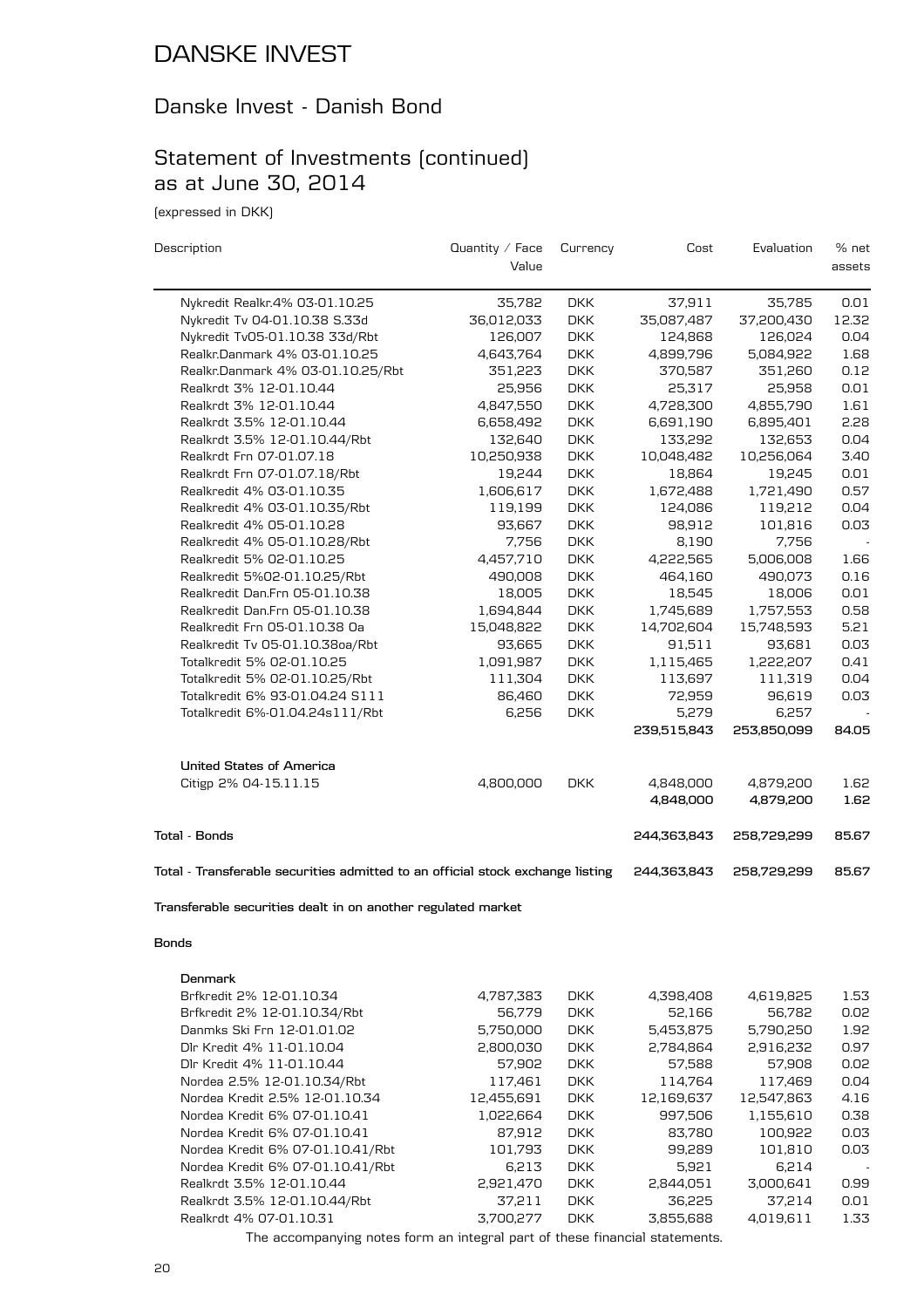# DANSKE INVEST

## Danske Invest - Danish Bond

## Statement of Investments (continued) as at June 30, 2014

(expressed in DKK)

| Description | Quantity / Face Value | Currency | Cost | Evaluation | % net assets |
|---|---|---|---|---|---|
| Nykredit Realkr.4% 03-01.10.25 | 35,782 | DKK | 37,911 | 35,785 | 0.01 |
| Nykredit Tv 04-01.10.38 S.33d | 36,012,033 | DKK | 35,087,487 | 37,200,430 | 12.32 |
| Nykredit Tv05-01.10.38 33d/Rbt | 126,007 | DKK | 124,868 | 126,024 | 0.04 |
| Realkr.Danmark 4% 03-01.10.25 | 4,643,764 | DKK | 4,899,796 | 5,084,922 | 1.68 |
| Realkr.Danmark 4% 03-01.10.25/Rbt | 351,223 | DKK | 370,587 | 351,260 | 0.12 |
| Realkrdt 3% 12-01.10.44 | 25,956 | DKK | 25,317 | 25,958 | 0.01 |
| Realkrdt 3% 12-01.10.44 | 4,847,550 | DKK | 4,728,300 | 4,855,790 | 1.61 |
| Realkrdt 3.5% 12-01.10.44 | 6,658,492 | DKK | 6,691,190 | 6,895,401 | 2.28 |
| Realkrdt 3.5% 12-01.10.44/Rbt | 132,640 | DKK | 133,292 | 132,653 | 0.04 |
| Realkrdt Frn 07-01.07.18 | 10,250,938 | DKK | 10,048,482 | 10,256,064 | 3.40 |
| Realkrdt Frn 07-01.07.18/Rbt | 19,244 | DKK | 18,864 | 19,245 | 0.01 |
| Realkredit 4% 03-01.10.35 | 1,606,617 | DKK | 1,672,488 | 1,721,490 | 0.57 |
| Realkredit 4% 03-01.10.35/Rbt | 119,199 | DKK | 124,086 | 119,212 | 0.04 |
| Realkredit 4% 05-01.10.28 | 93,667 | DKK | 98,912 | 101,816 | 0.03 |
| Realkredit 4% 05-01.10.28/Rbt | 7,756 | DKK | 8,190 | 7,756 | - |
| Realkredit 5% 02-01.10.25 | 4,457,710 | DKK | 4,222,565 | 5,006,008 | 1.66 |
| Realkredit 5%02-01.10.25/Rbt | 490,008 | DKK | 464,160 | 490,073 | 0.16 |
| Realkredit Dan.Frn 05-01.10.38 | 18,005 | DKK | 18,545 | 18,006 | 0.01 |
| Realkredit Dan.Frn 05-01.10.38 | 1,694,844 | DKK | 1,745,689 | 1,757,553 | 0.58 |
| Realkredit Frn 05-01.10.38 Oa | 15,048,822 | DKK | 14,702,604 | 15,748,593 | 5.21 |
| Realkredit Tv 05-01.10.38oa/Rbt | 93,665 | DKK | 91,511 | 93,681 | 0.03 |
| Totalkredit 5% 02-01.10.25 | 1,091,987 | DKK | 1,115,465 | 1,222,207 | 0.41 |
| Totalkredit 5% 02-01.10.25/Rbt | 111,304 | DKK | 113,697 | 111,319 | 0.04 |
| Totalkredit 6% 93-01.04.24 S111 | 86,460 | DKK | 72,959 | 96,619 | 0.03 |
| Totalkredit 6%-01.04.24s111/Rbt | 6,256 | DKK | 5,279 | 6,257 | - |
| | | | **239,515,843** | **253,850,099** | **84.05** |
| **United States of America** | | | | | |
| Citigp 2% 04-15.11.15 | 4,800,000 | DKK | 4,848,000 | 4,879,200 | 1.62 |
| | | | **4,848,000** | **4,879,200** | **1.62** |
| **Total - Bonds** | | | **244,363,843** | **258,729,299** | **85.67** |
| **Total - Transferable securities admitted to an official stock exchange listing** | | | **244,363,843** | **258,729,299** | **85.67** |
| **Transferable securities dealt in on another regulated market** | | | | | |
| **Bonds** | | | | | |
| **Denmark** | | | | | |
| Brfkredit 2% 12-01.10.34 | 4,787,383 | DKK | 4,398,408 | 4,619,825 | 1.53 |
| Brfkredit 2% 12-01.10.34/Rbt | 56,779 | DKK | 52,166 | 56,782 | 0.02 |
| Danmks Ski Frn 12-01.01.02 | 5,750,000 | DKK | 5,453,875 | 5,790,250 | 1.92 |
| Dlr Kredit 4% 11-01.10.04 | 2,800,030 | DKK | 2,784,864 | 2,916,232 | 0.97 |
| Dlr Kredit 4% 11-01.10.44 | 57,902 | DKK | 57,588 | 57,908 | 0.02 |
| Nordea 2.5% 12-01.10.34/Rbt | 117,461 | DKK | 114,764 | 117,469 | 0.04 |
| Nordea Kredit 2.5% 12-01.10.34 | 12,455,691 | DKK | 12,169,637 | 12,547,863 | 4.16 |
| Nordea Kredit 6% 07-01.10.41 | 1,022,664 | DKK | 997,506 | 1,155,610 | 0.38 |
| Nordea Kredit 6% 07-01.10.41 | 87,912 | DKK | 83,780 | 100,922 | 0.03 |
| Nordea Kredit 6% 07-01.10.41/Rbt | 101,793 | DKK | 99,289 | 101,810 | 0.03 |
| Nordea Kredit 6% 07-01.10.41/Rbt | 6,213 | DKK | 5,921 | 6,214 | - |
| Realkrdt 3.5% 12-01.10.44 | 2,921,470 | DKK | 2,844,051 | 3,000,641 | 0.99 |
| Realkrdt 3.5% 12-01.10.44/Rbt | 37,211 | DKK | 36,225 | 37,214 | 0.01 |
| Realkrdt 4% 07-01.10.31 | 3,700,277 | DKK | 3,855,688 | 4,019,611 | 1.33 |

The accompanying notes form an integral part of these financial statements.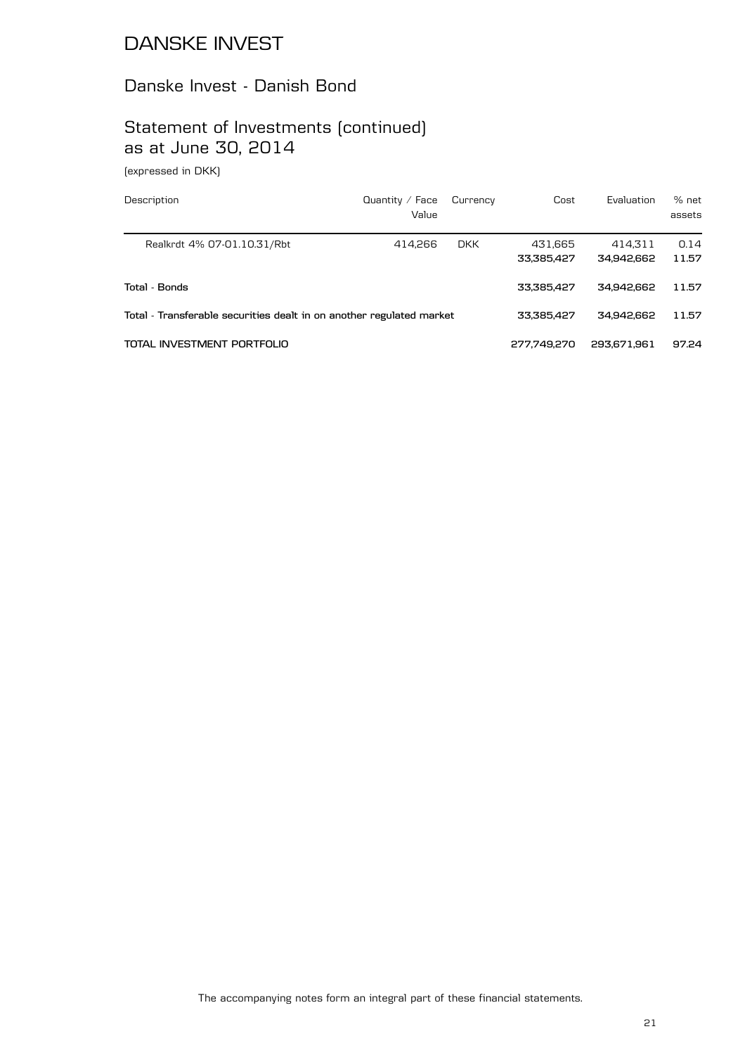# DANSKE INVEST

## Danske Invest - Danish Bond

## Statement of Investments (continued) as at June 30, 2014

(expressed in DKK)

| Description | Quantity / Face Value | Currency | Cost | Evaluation | % net assets |
|---|---|---|---|---|---|
| Realkrdt 4% 07-01.10.31/Rbt | 414,266 | DKK | 431,665 | 414,311 | 0.14 |
| | | | **33,385,427** | **34,942,662** | **11.57** |
| **Total - Bonds** | | | **33,385,427** | **34,942,662** | **11.57** |
| **Total - Transferable securities dealt in on another regulated market** | | | **33,385,427** | **34,942,662** | **11.57** |
| **TOTAL INVESTMENT PORTFOLIO** | | | **277,749,270** | **293,671,961** | **97.24** |

The accompanying notes form an integral part of these financial statements.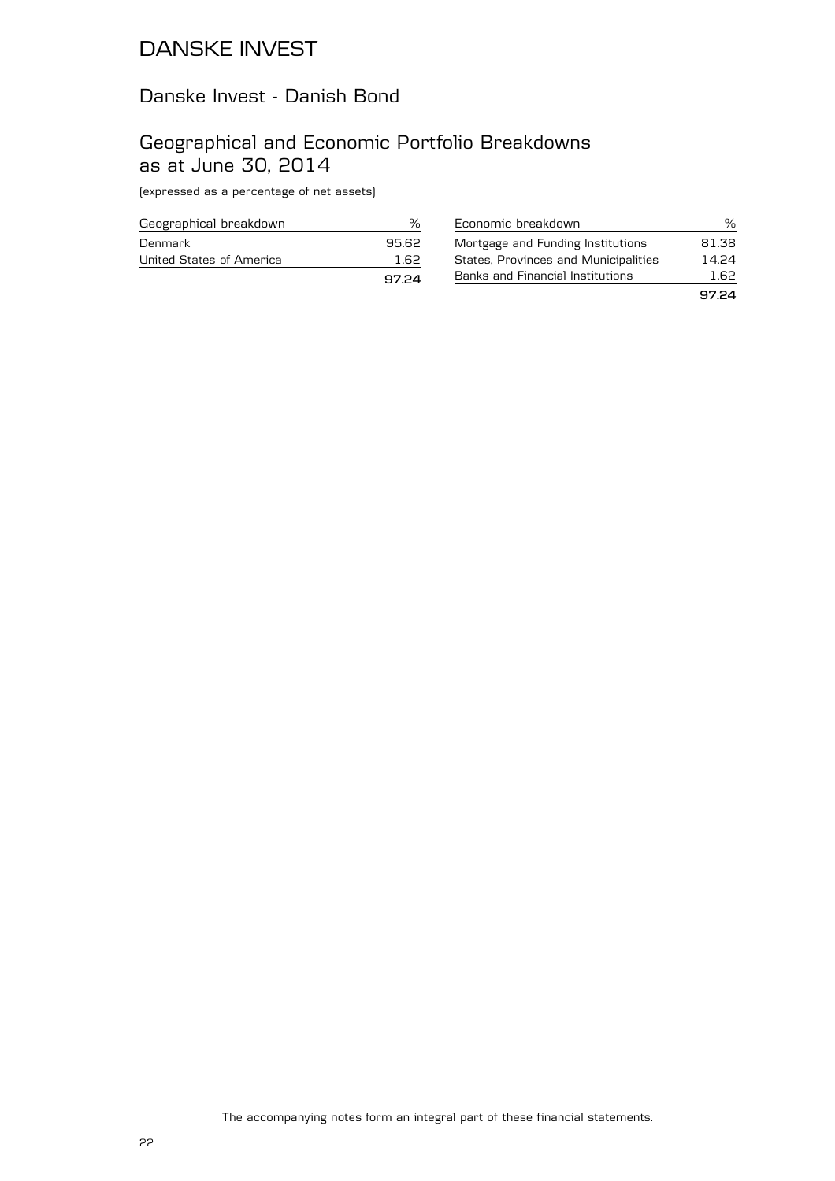# DANSKE INVEST

## Danske Invest - Danish Bond

## Geographical and Economic Portfolio Breakdowns as at June 30, 2014

(expressed as a percentage of net assets)

| Geographical breakdown | % |
|---|---|
| Denmark | 95.62 |
| United States of America | 1.62 |
| | **97.24** |

| Economic breakdown | % |
|---|---|
| Mortgage and Funding Institutions | 81.38 |
| States, Provinces and Municipalities | 14.24 |
| Banks and Financial Institutions | 1.62 |
| | **97.24** |

The accompanying notes form an integral part of these financial statements.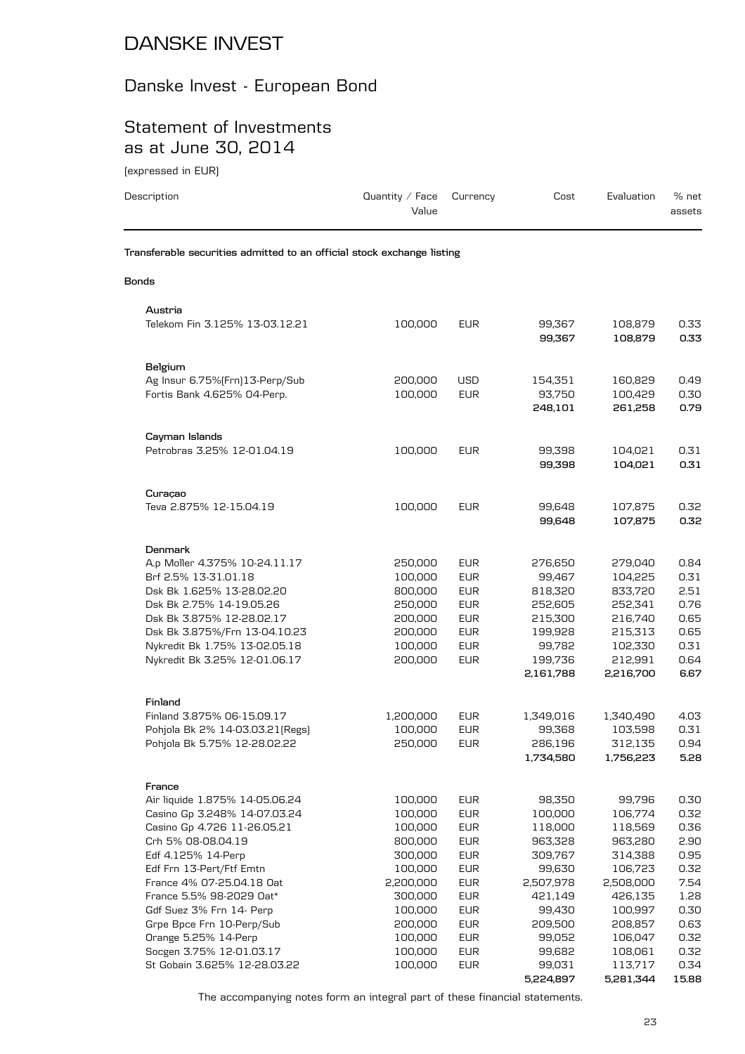# DANSKE INVEST

## Danske Invest - European Bond

## Statement of Investments as at June 30, 2014

(expressed in EUR)

| Description | Quantity / Face Value | Currency | Cost | Evaluation | % net assets |
|---|---|---|---|---|---|
| **Transferable securities admitted to an official stock exchange listing** | | | | | |
| **Bonds** | | | | | |
| **Austria** | | | | | |
| Telekom Fin 3.125% 13-03.12.21 | 100,000 | EUR | 99,367 | 108,879 | 0.33 |
| | | | **99,367** | **108,879** | **0.33** |
| **Belgium** | | | | | |
| Ag Insur 6.75%(Frn)13-Perp/Sub | 200,000 | USD | 154,351 | 160,829 | 0.49 |
| Fortis Bank 4.625% 04-Perp. | 100,000 | EUR | 93,750 | 100,429 | 0.30 |
| | | | **248,101** | **261,258** | **0.79** |
| **Cayman Islands** | | | | | |
| Petrobras 3.25% 12-01.04.19 | 100,000 | EUR | 99,398 | 104,021 | 0.31 |
| | | | **99,398** | **104,021** | **0.31** |
| **Curaçao** | | | | | |
| Teva 2.875% 12-15.04.19 | 100,000 | EUR | 99,648 | 107,875 | 0.32 |
| | | | **99,648** | **107,875** | **0.32** |
| **Denmark** | | | | | |
| A.p Moller 4.375% 10-24.11.17 | 250,000 | EUR | 276,650 | 279,040 | 0.84 |
| Brf 2.5% 13-31.01.18 | 100,000 | EUR | 99,467 | 104,225 | 0.31 |
| Dsk Bk 1.625% 13-28.02.20 | 800,000 | EUR | 818,320 | 833,720 | 2.51 |
| Dsk Bk 2.75% 14-19.05.26 | 250,000 | EUR | 252,605 | 252,341 | 0.76 |
| Dsk Bk 3.875% 12-28.02.17 | 200,000 | EUR | 215,300 | 216,740 | 0.65 |
| Dsk Bk 3.875%/Frn 13-04.10.23 | 200,000 | EUR | 199,928 | 215,313 | 0.65 |
| Nykredit Bk 1.75% 13-02.05.18 | 100,000 | EUR | 99,782 | 102,330 | 0.31 |
| Nykredit Bk 3.25% 12-01.06.17 | 200,000 | EUR | 199,736 | 212,991 | 0.64 |
| | | | **2,161,788** | **2,216,700** | **6.67** |
| **Finland** | | | | | |
| Finland 3.875% 06-15.09.17 | 1,200,000 | EUR | 1,349,016 | 1,340,490 | 4.03 |
| Pohjola Bk 2% 14-03.03.21(Regs) | 100,000 | EUR | 99,368 | 103,598 | 0.31 |
| Pohjola Bk 5.75% 12-28.02.22 | 250,000 | EUR | 286,196 | 312,135 | 0.94 |
| | | | **1,734,580** | **1,756,223** | **5.28** |
| **France** | | | | | |
| Air liquide 1.875% 14-05.06.24 | 100,000 | EUR | 98,350 | 99,796 | 0.30 |
| Casino Gp 3.248% 14-07.03.24 | 100,000 | EUR | 100,000 | 106,774 | 0.32 |
| Casino Gp 4.726 11-26.05.21 | 100,000 | EUR | 118,000 | 118,569 | 0.36 |
| Crh 5% 08-08.04.19 | 800,000 | EUR | 963,328 | 963,280 | 2.90 |
| Edf 4.125% 14-Perp | 300,000 | EUR | 309,767 | 314,388 | 0.95 |
| Edf Frn 13-Pert/Ftf Emtn | 100,000 | EUR | 99,630 | 106,723 | 0.32 |
| France 4% 07-25.04.18 Oat | 2,200,000 | EUR | 2,507,978 | 2,508,000 | 7.54 |
| France 5.5% 98-2029 Oat* | 300,000 | EUR | 421,149 | 426,135 | 1.28 |
| Gdf Suez 3% Frn 14- Perp | 100,000 | EUR | 99,430 | 100,997 | 0.30 |
| Grpe Bpce Frn 10-Perp/Sub | 200,000 | EUR | 209,500 | 208,857 | 0.63 |
| Orange 5.25% 14-Perp | 100,000 | EUR | 99,052 | 106,047 | 0.32 |
| Socgen 3.75% 12-01.03.17 | 100,000 | EUR | 99,682 | 108,061 | 0.32 |
| St Gobain 3.625% 12-28.03.22 | 100,000 | EUR | 99,031 | 113,717 | 0.34 |
| | | | **5,224,897** | **5,281,344** | **15.88** |

The accompanying notes form an integral part of these financial statements.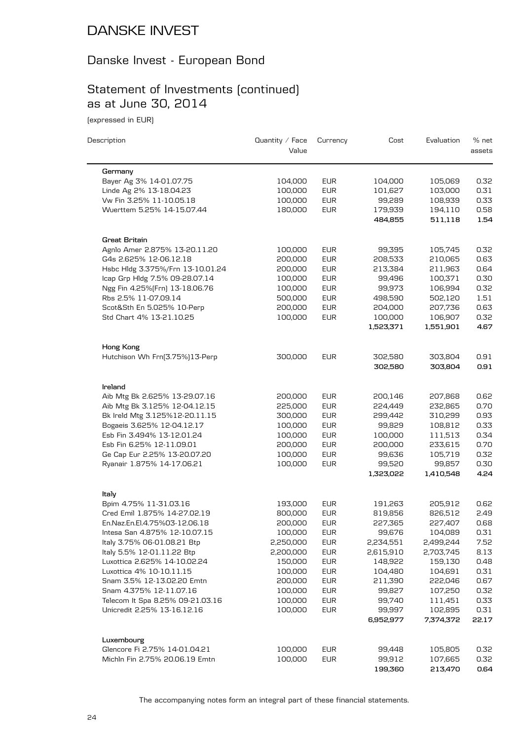# DANSKE INVEST

## Danske Invest - European Bond

## Statement of Investments (continued) as at June 30, 2014

(expressed in EUR)

| Description | Quantity / Face Value | Currency | Cost | Evaluation | % net assets |
|---|---|---|---|---|---|
| **Germany** | | | | | |
| Bayer Ag 3% 14-01.07.75 | 104,000 | EUR | 104,000 | 105,069 | 0.32 |
| Linde Ag 2% 13-18.04.23 | 100,000 | EUR | 101,627 | 103,000 | 0.31 |
| Vw Fin 3.25% 11-10.05.18 | 100,000 | EUR | 99,289 | 108,939 | 0.33 |
| Wuerttem 5.25% 14-15.07.44 | 180,000 | EUR | 179,939 | 194,110 | 0.58 |
| | | | **484,855** | **511,118** | **1.54** |
| **Great Britain** | | | | | |
| Agnlo Amer 2.875% 13-20.11.20 | 100,000 | EUR | 99,395 | 105,745 | 0.32 |
| G4s 2.625% 12-06.12.18 | 200,000 | EUR | 208,533 | 210,065 | 0.63 |
| Hsbc Hldg 3.375%/Frn 13-10.01.24 | 200,000 | EUR | 213,384 | 211,963 | 0.64 |
| Icap Grp Hldg 7.5% 09-28.07.14 | 100,000 | EUR | 99,496 | 100,371 | 0.30 |
| Ngg Fin 4.25%(Frn) 13-18.06.76 | 100,000 | EUR | 99,973 | 106,994 | 0.32 |
| Rbs 2.5% 11-07.09.14 | 500,000 | EUR | 498,590 | 502,120 | 1.51 |
| Scot&Sth En 5.025% 10-Perp | 200,000 | EUR | 204,000 | 207,736 | 0.63 |
| Std Chart 4% 13-21.10.25 | 100,000 | EUR | 100,000 | 106,907 | 0.32 |
| | | | **1,523,371** | **1,551,901** | **4.67** |
| **Hong Kong** | | | | | |
| Hutchison Wh Frn(3.75%)13-Perp | 300,000 | EUR | 302,580 | 303,804 | 0.91 |
| | | | **302,580** | **303,804** | **0.91** |
| **Ireland** | | | | | |
| Aib Mtg Bk 2.625% 13-29.07.16 | 200,000 | EUR | 200,146 | 207,868 | 0.62 |
| Aib Mtg Bk 3.125% 12-04.12.15 | 225,000 | EUR | 224,449 | 232,865 | 0.70 |
| Bk Ireld Mtg 3.125%12-20.11.15 | 300,000 | EUR | 299,442 | 310,299 | 0.93 |
| Bogaeis 3.625% 12-04.12.17 | 100,000 | EUR | 99,829 | 108,812 | 0.33 |
| Esb Fin 3.494% 13-12.01.24 | 100,000 | EUR | 100,000 | 111,513 | 0.34 |
| Esb Fin 6.25% 12-11.09.01 | 200,000 | EUR | 200,000 | 233,615 | 0.70 |
| Ge Cap Eur 2.25% 13-20.07.20 | 100,000 | EUR | 99,636 | 105,719 | 0.32 |
| Ryanair 1.875% 14-17.06.21 | 100,000 | EUR | 99,520 | 99,857 | 0.30 |
| | | | **1,323,022** | **1,410,548** | **4.24** |
| **Italy** | | | | | |
| Bpim 4.75% 11-31.03.16 | 193,000 | EUR | 191,263 | 205,912 | 0.62 |
| Cred Emil 1.875% 14-27.02.19 | 800,000 | EUR | 819,856 | 826,512 | 2.49 |
| En.Naz.En.El.4.75%03-12.06.18 | 200,000 | EUR | 227,365 | 227,407 | 0.68 |
| Intesa San 4.875% 12-10.07.15 | 100,000 | EUR | 99,676 | 104,089 | 0.31 |
| Italy 3.75% 06-01.08.21 Btp | 2,250,000 | EUR | 2,234,551 | 2,499,244 | 7.52 |
| Italy 5.5% 12-01.11.22 Btp | 2,200,000 | EUR | 2,615,910 | 2,703,745 | 8.13 |
| Luxottica 2.625% 14-10.02.24 | 150,000 | EUR | 148,922 | 159,130 | 0.48 |
| Luxottica 4% 10-10.11.15 | 100,000 | EUR | 104,480 | 104,691 | 0.31 |
| Snam 3.5% 12-13.02.20 Emtn | 200,000 | EUR | 211,390 | 222,046 | 0.67 |
| Snam 4.375% 12-11.07.16 | 100,000 | EUR | 99,827 | 107,250 | 0.32 |
| Telecom It Spa 8.25% 09-21.03.16 | 100,000 | EUR | 99,740 | 111,451 | 0.33 |
| Unicredit 2.25% 13-16.12.16 | 100,000 | EUR | 99,997 | 102,895 | 0.31 |
| | | | **6,952,977** | **7,374,372** | **22.17** |
| **Luxembourg** | | | | | |
| Glencore Fi 2.75% 14-01.04.21 | 100,000 | EUR | 99,448 | 105,805 | 0.32 |
| Michln Fin 2.75% 20.06.19 Emtn | 100,000 | EUR | 99,912 | 107,665 | 0.32 |
| | | | **199,360** | **213,470** | **0.64** |

The accompanying notes form an integral part of these financial statements.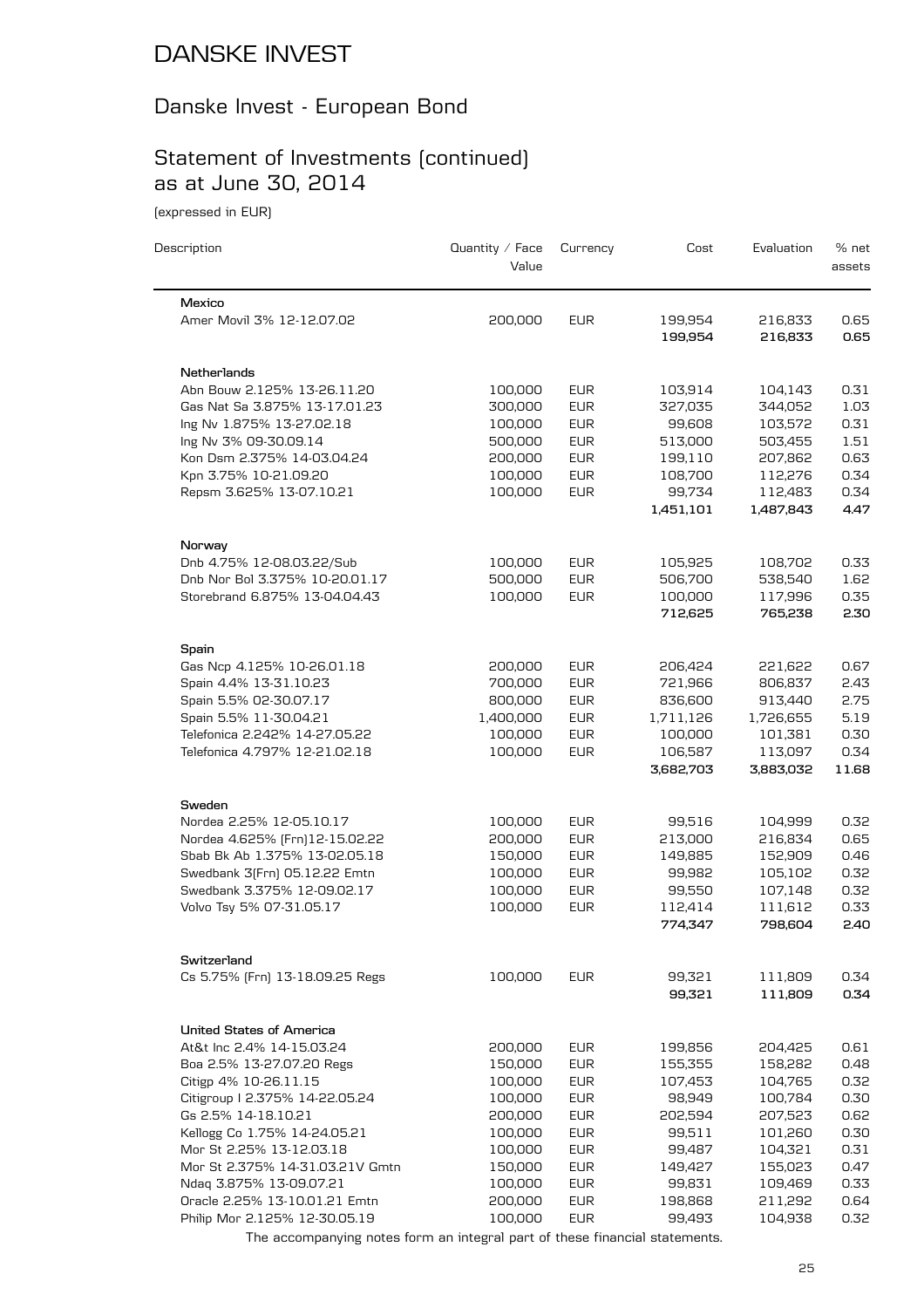# DANSKE INVEST

## Danske Invest - European Bond

## Statement of Investments (continued) as at June 30, 2014

(expressed in EUR)

| Description | Quantity / Face Value | Currency | Cost | Evaluation | % net assets |
|---|---|---|---|---|---|
| **Mexico** | | | | | |
| Amer Movil 3% 12-12.07.02 | 200,000 | EUR | 199,954 | 216,833 | 0.65 |
| | | | **199,954** | **216,833** | **0.65** |
| **Netherlands** | | | | | |
| Abn Bouw 2.125% 13-26.11.20 | 100,000 | EUR | 103,914 | 104,143 | 0.31 |
| Gas Nat Sa 3.875% 13-17.01.23 | 300,000 | EUR | 327,035 | 344,052 | 1.03 |
| Ing Nv 1.875% 13-27.02.18 | 100,000 | EUR | 99,608 | 103,572 | 0.31 |
| Ing Nv 3% 09-30.09.14 | 500,000 | EUR | 513,000 | 503,455 | 1.51 |
| Kon Dsm 2.375% 14-03.04.24 | 200,000 | EUR | 199,110 | 207,862 | 0.63 |
| Kpn 3.75% 10-21.09.20 | 100,000 | EUR | 108,700 | 112,276 | 0.34 |
| Repsm 3.625% 13-07.10.21 | 100,000 | EUR | 99,734 | 112,483 | 0.34 |
| | | | **1,451,101** | **1,487,843** | **4.47** |
| **Norway** | | | | | |
| Dnb 4.75% 12-08.03.22/Sub | 100,000 | EUR | 105,925 | 108,702 | 0.33 |
| Dnb Nor Bol 3.375% 10-20.01.17 | 500,000 | EUR | 506,700 | 538,540 | 1.62 |
| Storebrand 6.875% 13-04.04.43 | 100,000 | EUR | 100,000 | 117,996 | 0.35 |
| | | | **712,625** | **765,238** | **2.30** |
| **Spain** | | | | | |
| Gas Ncp 4.125% 10-26.01.18 | 200,000 | EUR | 206,424 | 221,622 | 0.67 |
| Spain 4.4% 13-31.10.23 | 700,000 | EUR | 721,966 | 806,837 | 2.43 |
| Spain 5.5% 02-30.07.17 | 800,000 | EUR | 836,600 | 913,440 | 2.75 |
| Spain 5.5% 11-30.04.21 | 1,400,000 | EUR | 1,711,126 | 1,726,655 | 5.19 |
| Telefonica 2.242% 14-27.05.22 | 100,000 | EUR | 100,000 | 101,381 | 0.30 |
| Telefonica 4.797% 12-21.02.18 | 100,000 | EUR | 106,587 | 113,097 | 0.34 |
| | | | **3,682,703** | **3,883,032** | **11.68** |
| **Sweden** | | | | | |
| Nordea 2.25% 12-05.10.17 | 100,000 | EUR | 99,516 | 104,999 | 0.32 |
| Nordea 4.625% (Frn)12-15.02.22 | 200,000 | EUR | 213,000 | 216,834 | 0.65 |
| Sbab Bk Ab 1.375% 13-02.05.18 | 150,000 | EUR | 149,885 | 152,909 | 0.46 |
| Swedbank 3(Frn) 05.12.22 Emtn | 100,000 | EUR | 99,982 | 105,102 | 0.32 |
| Swedbank 3.375% 12-09.02.17 | 100,000 | EUR | 99,550 | 107,148 | 0.32 |
| Volvo Tsy 5% 07-31.05.17 | 100,000 | EUR | 112,414 | 111,612 | 0.33 |
| | | | **774,347** | **798,604** | **2.40** |
| **Switzerland** | | | | | |
| Cs 5.75% (Frn) 13-18.09.25 Regs | 100,000 | EUR | 99,321 | 111,809 | 0.34 |
| | | | **99,321** | **111,809** | **0.34** |
| **United States of America** | | | | | |
| At&t Inc 2.4% 14-15.03.24 | 200,000 | EUR | 199,856 | 204,425 | 0.61 |
| Boa 2.5% 13-27.07.20 Regs | 150,000 | EUR | 155,355 | 158,282 | 0.48 |
| Citigp 4% 10-26.11.15 | 100,000 | EUR | 107,453 | 104,765 | 0.32 |
| Citigroup I 2.375% 14-22.05.24 | 100,000 | EUR | 98,949 | 100,784 | 0.30 |
| Gs 2.5% 14-18.10.21 | 200,000 | EUR | 202,594 | 207,523 | 0.62 |
| Kellogg Co 1.75% 14-24.05.21 | 100,000 | EUR | 99,511 | 101,260 | 0.30 |
| Mor St 2.25% 13-12.03.18 | 100,000 | EUR | 99,487 | 104,321 | 0.31 |
| Mor St 2.375% 14-31.03.21V Gmtn | 150,000 | EUR | 149,427 | 155,023 | 0.47 |
| Ndaq 3.875% 13-09.07.21 | 100,000 | EUR | 99,831 | 109,469 | 0.33 |
| Oracle 2.25% 13-10.01.21 Emtn | 200,000 | EUR | 198,868 | 211,292 | 0.64 |
| Philip Mor 2.125% 12-30.05.19 | 100,000 | EUR | 99,493 | 104,938 | 0.32 |

The accompanying notes form an integral part of these financial statements.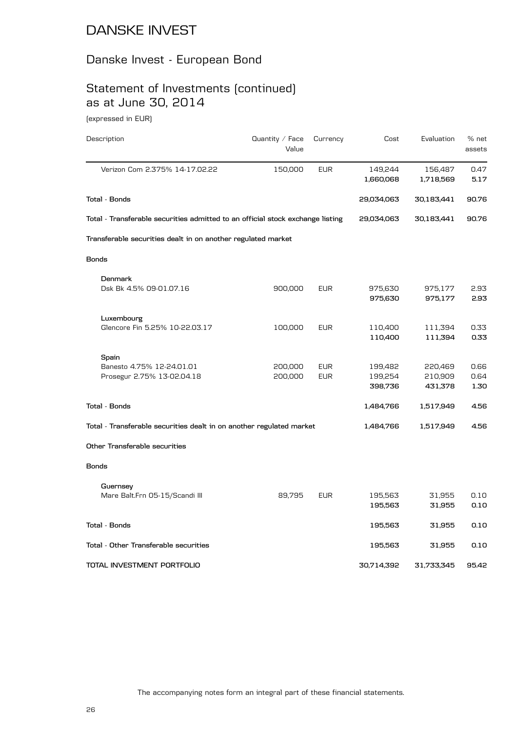# DANSKE INVEST

## Danske Invest - European Bond

## Statement of Investments (continued) as at June 30, 2014

(expressed in EUR)

| Description | Quantity / Face Value | Currency | Cost | Evaluation | % net assets |
|---|---|---|---|---|---|
| Verizon Com 2.375% 14-17.02.22 | 150,000 | EUR | 149,244 | 156,487 | 0.47 |
| | | | **1,660,068** | **1,718,569** | **5.17** |
| **Total - Bonds** | | | **29,034,063** | **30,183,441** | **90.76** |
| **Total - Transferable securities admitted to an official stock exchange listing** | | | **29,034,063** | **30,183,441** | **90.76** |
| **Transferable securities dealt in on another regulated market** | | | | | |
| **Bonds** | | | | | |
| **Denmark** | | | | | |
| Dsk Bk 4.5% 09-01.07.16 | 900,000 | EUR | 975,630 | 975,177 | 2.93 |
| | | | **975,630** | **975,177** | **2.93** |
| **Luxembourg** | | | | | |
| Glencore Fin 5.25% 10-22.03.17 | 100,000 | EUR | 110,400 | 111,394 | 0.33 |
| | | | **110,400** | **111,394** | **0.33** |
| **Spain** | | | | | |
| Banesto 4.75% 12-24.01.01 | 200,000 | EUR | 199,482 | 220,469 | 0.66 |
| Prosegur 2.75% 13-02.04.18 | 200,000 | EUR | 199,254 | 210,909 | 0.64 |
| | | | **398,736** | **431,378** | **1.30** |
| **Total - Bonds** | | | **1,484,766** | **1,517,949** | **4.56** |
| **Total - Transferable securities dealt in on another regulated market** | | | **1,484,766** | **1,517,949** | **4.56** |
| **Other Transferable securities** | | | | | |
| **Bonds** | | | | | |
| **Guernsey** | | | | | |
| Mare Balt.Frn 05-15/Scandi III | 89,795 | EUR | 195,563 | 31,955 | 0.10 |
| | | | **195,563** | **31,955** | **0.10** |
| **Total - Bonds** | | | **195,563** | **31,955** | **0.10** |
| **Total - Other Transferable securities** | | | **195,563** | **31,955** | **0.10** |
| **TOTAL INVESTMENT PORTFOLIO** | | | **30,714,392** | **31,733,345** | **95.42** |

The accompanying notes form an integral part of these financial statements.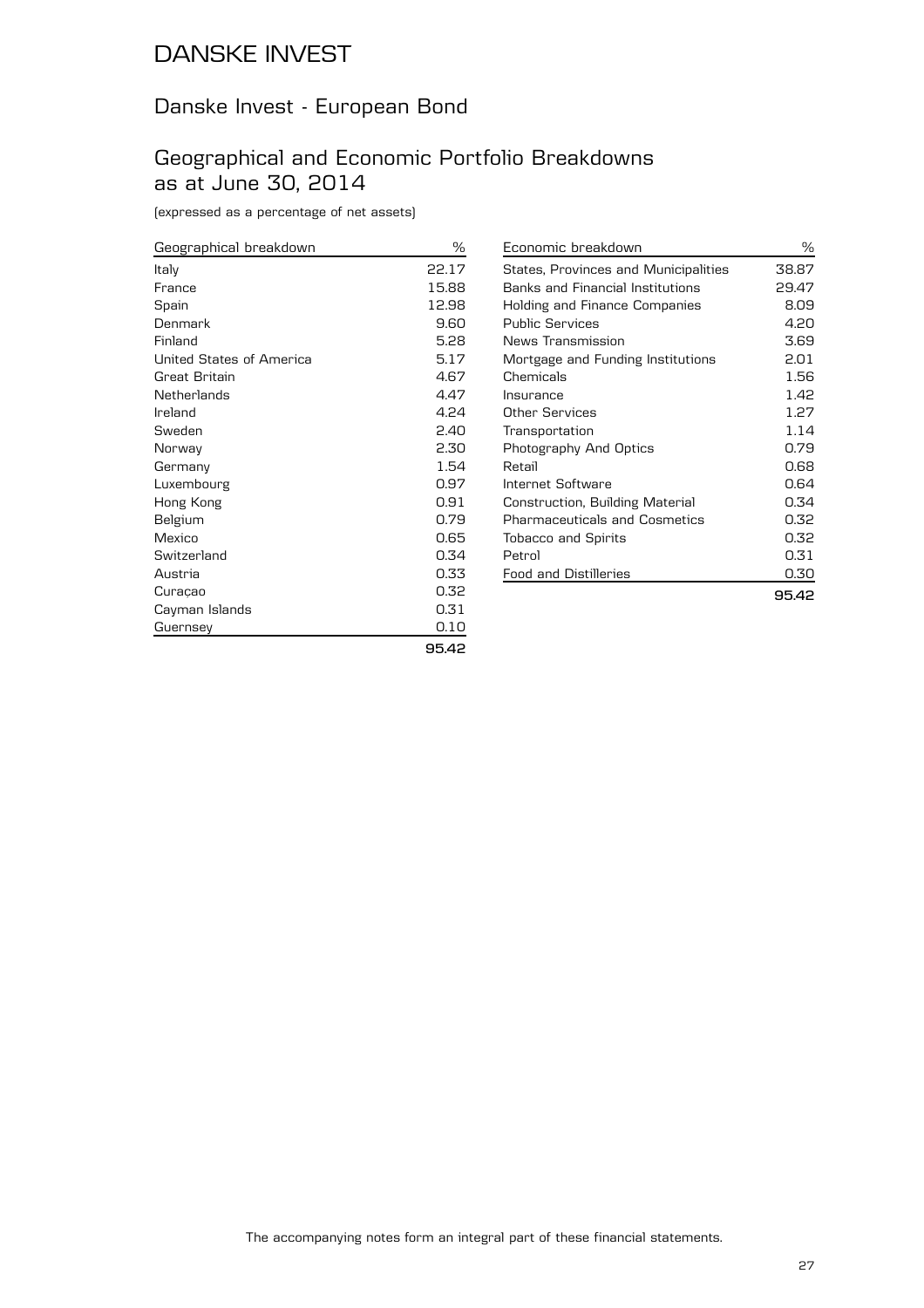# DANSKE INVEST

## Danske Invest - European Bond

## Geographical and Economic Portfolio Breakdowns as at June 30, 2014

(expressed as a percentage of net assets)

| Geographical breakdown | % |
|---|---|
| Italy | 22.17 |
| France | 15.88 |
| Spain | 12.98 |
| Denmark | 9.60 |
| Finland | 5.28 |
| United States of America | 5.17 |
| Great Britain | 4.67 |
| Netherlands | 4.47 |
| Ireland | 4.24 |
| Sweden | 2.40 |
| Norway | 2.30 |
| Germany | 1.54 |
| Luxembourg | 0.97 |
| Hong Kong | 0.91 |
| Belgium | 0.79 |
| Mexico | 0.65 |
| Switzerland | 0.34 |
| Austria | 0.33 |
| Curaçao | 0.32 |
| Cayman Islands | 0.31 |
| Guernsey | 0.10 |
| | **95.42** |

| Economic breakdown | % |
|---|---|
| States, Provinces and Municipalities | 38.87 |
| Banks and Financial Institutions | 29.47 |
| Holding and Finance Companies | 8.09 |
| Public Services | 4.20 |
| News Transmission | 3.69 |
| Mortgage and Funding Institutions | 2.01 |
| Chemicals | 1.56 |
| Insurance | 1.42 |
| Other Services | 1.27 |
| Transportation | 1.14 |
| Photography And Optics | 0.79 |
| Retail | 0.68 |
| Internet Software | 0.64 |
| Construction, Building Material | 0.34 |
| Pharmaceuticals and Cosmetics | 0.32 |
| Tobacco and Spirits | 0.32 |
| Petrol | 0.31 |
| Food and Distilleries | 0.30 |
| | **95.42** |

The accompanying notes form an integral part of these financial statements.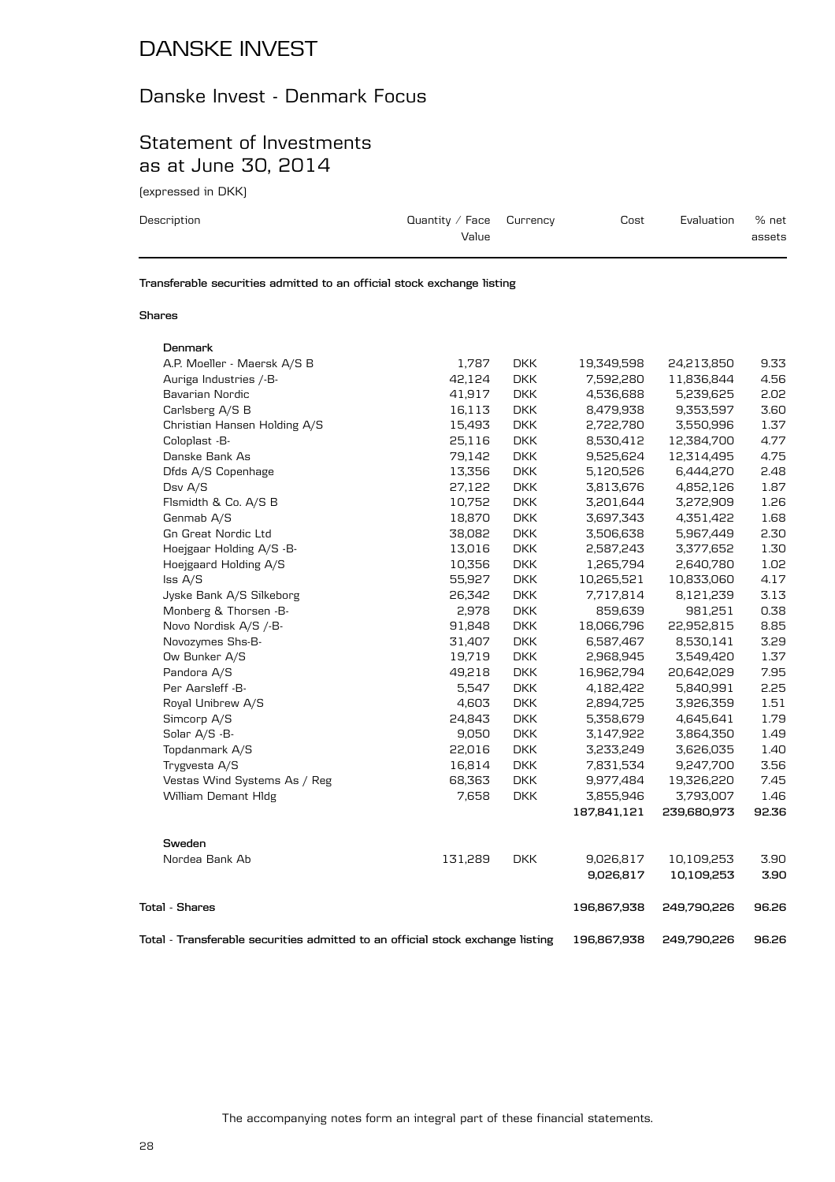# DANSKE INVEST

## Danske Invest - Denmark Focus

## Statement of Investments as at June 30, 2014

(expressed in DKK)

| Description | Quantity / Face Value | Currency | Cost | Evaluation | % net assets |
|---|---|---|---|---|---|
| **Transferable securities admitted to an official stock exchange listing** | | | | | |
| **Shares** | | | | | |
| **Denmark** | | | | | |
| A.P. Moeller - Maersk A/S B | 1,787 | DKK | 19,349,598 | 24,213,850 | 9.33 |
| Auriga Industries /-B- | 42,124 | DKK | 7,592,280 | 11,836,844 | 4.56 |
| Bavarian Nordic | 41,917 | DKK | 4,536,688 | 5,239,625 | 2.02 |
| Carlsberg A/S B | 16,113 | DKK | 8,479,938 | 9,353,597 | 3.60 |
| Christian Hansen Holding A/S | 15,493 | DKK | 2,722,780 | 3,550,996 | 1.37 |
| Coloplast -B- | 25,116 | DKK | 8,530,412 | 12,384,700 | 4.77 |
| Danske Bank As | 79,142 | DKK | 9,525,624 | 12,314,495 | 4.75 |
| Dfds A/S Copenhage | 13,356 | DKK | 5,120,526 | 6,444,270 | 2.48 |
| Dsv A/S | 27,122 | DKK | 3,813,676 | 4,852,126 | 1.87 |
| Flsmidth & Co. A/S B | 10,752 | DKK | 3,201,644 | 3,272,909 | 1.26 |
| Genmab A/S | 18,870 | DKK | 3,697,343 | 4,351,422 | 1.68 |
| Gn Great Nordic Ltd | 38,082 | DKK | 3,506,638 | 5,967,449 | 2.30 |
| Hoejgaar Holding A/S -B- | 13,016 | DKK | 2,587,243 | 3,377,652 | 1.30 |
| Hoejgaard Holding A/S | 10,356 | DKK | 1,265,794 | 2,640,780 | 1.02 |
| Iss A/S | 55,927 | DKK | 10,265,521 | 10,833,060 | 4.17 |
| Jyske Bank A/S Silkeborg | 26,342 | DKK | 7,717,814 | 8,121,239 | 3.13 |
| Monberg & Thorsen -B- | 2,978 | DKK | 859,639 | 981,251 | 0.38 |
| Novo Nordisk A/S /-B- | 91,848 | DKK | 18,066,796 | 22,952,815 | 8.85 |
| Novozymes Shs-B- | 31,407 | DKK | 6,587,467 | 8,530,141 | 3.29 |
| Ow Bunker A/S | 19,719 | DKK | 2,968,945 | 3,549,420 | 1.37 |
| Pandora A/S | 49,218 | DKK | 16,962,794 | 20,642,029 | 7.95 |
| Per Aarsleff -B- | 5,547 | DKK | 4,182,422 | 5,840,991 | 2.25 |
| Royal Unibrew A/S | 4,603 | DKK | 2,894,725 | 3,926,359 | 1.51 |
| Simcorp A/S | 24,843 | DKK | 5,358,679 | 4,645,641 | 1.79 |
| Solar A/S -B- | 9,050 | DKK | 3,147,922 | 3,864,350 | 1.49 |
| Topdanmark A/S | 22,016 | DKK | 3,233,249 | 3,626,035 | 1.40 |
| Trygvesta A/S | 16,814 | DKK | 7,831,534 | 9,247,700 | 3.56 |
| Vestas Wind Systems As / Reg | 68,363 | DKK | 9,977,484 | 19,326,220 | 7.45 |
| William Demant Hldg | 7,658 | DKK | 3,855,946 | 3,793,007 | 1.46 |
| | | | **187,841,121** | **239,680,973** | **92.36** |
| **Sweden** | | | | | |
| Nordea Bank Ab | 131,289 | DKK | 9,026,817 | 10,109,253 | 3.90 |
| | | | **9,026,817** | **10,109,253** | **3.90** |
| **Total - Shares** | | | **196,867,938** | **249,790,226** | **96.26** |
| **Total - Transferable securities admitted to an official stock exchange listing** | | | **196,867,938** | **249,790,226** | **96.26** |

The accompanying notes form an integral part of these financial statements.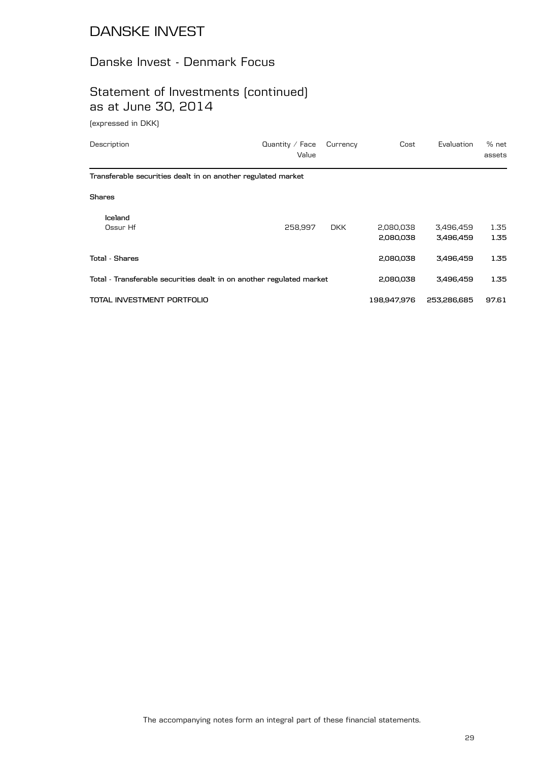# DANSKE INVEST

## Danske Invest - Denmark Focus

## Statement of Investments (continued) as at June 30, 2014

(expressed in DKK)

| Description | Quantity / Face Value | Currency | Cost | Evaluation | % net assets |
|---|---|---|---|---|---|
| **Transferable securities dealt in on another regulated market** | | | | | |
| **Shares** | | | | | |
| **Iceland** | | | | | |
| Ossur Hf | 258,997 | DKK | 2,080,038 | 3,496,459 | 1.35 |
| | | | **2,080,038** | **3,496,459** | **1.35** |
| **Total - Shares** | | | **2,080,038** | **3,496,459** | **1.35** |
| **Total - Transferable securities dealt in on another regulated market** | | | **2,080,038** | **3,496,459** | **1.35** |
| **TOTAL INVESTMENT PORTFOLIO** | | | **198,947,976** | **253,286,685** | **97.61** |

The accompanying notes form an integral part of these financial statements.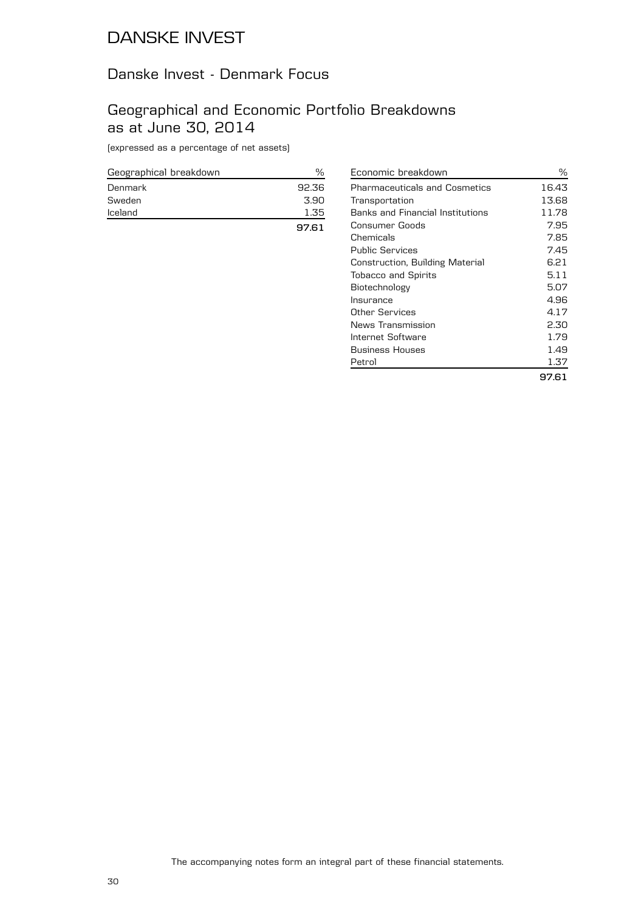# DANSKE INVEST

## Danske Invest - Denmark Focus

## Geographical and Economic Portfolio Breakdowns as at June 30, 2014

(expressed as a percentage of net assets)

| Geographical breakdown | % |
|---|---|
| Denmark | 92.36 |
| Sweden | 3.90 |
| Iceland | 1.35 |
| | **97.61** |

| Economic breakdown | % |
|---|---|
| Pharmaceuticals and Cosmetics | 16.43 |
| Transportation | 13.68 |
| Banks and Financial Institutions | 11.78 |
| Consumer Goods | 7.95 |
| Chemicals | 7.85 |
| Public Services | 7.45 |
| Construction, Building Material | 6.21 |
| Tobacco and Spirits | 5.11 |
| Biotechnology | 5.07 |
| Insurance | 4.96 |
| Other Services | 4.17 |
| News Transmission | 2.30 |
| Internet Software | 1.79 |
| Business Houses | 1.49 |
| Petrol | 1.37 |
| | **97.61** |

The accompanying notes form an integral part of these financial statements.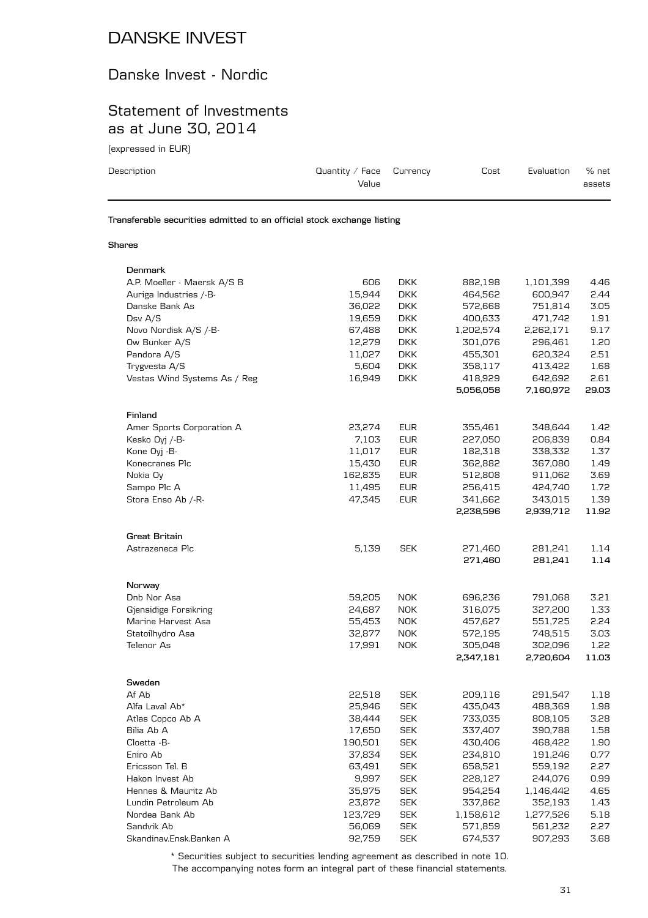# DANSKE INVEST

## Danske Invest - Nordic

## Statement of Investments as at June 30, 2014

(expressed in EUR)

| Description | Quantity / Face Value | Currency | Cost | Evaluation | % net assets |
|---|---|---|---|---|---|
| **Transferable securities admitted to an official stock exchange listing** | | | | | |
| **Shares** | | | | | |
| **Denmark** | | | | | |
| A.P. Moeller - Maersk A/S B | 606 | DKK | 882,198 | 1,101,399 | 4.46 |
| Auriga Industries /-B- | 15,944 | DKK | 464,562 | 600,947 | 2.44 |
| Danske Bank As | 36,022 | DKK | 572,668 | 751,814 | 3.05 |
| Dsv A/S | 19,659 | DKK | 400,633 | 471,742 | 1.91 |
| Novo Nordisk A/S /-B- | 67,488 | DKK | 1,202,574 | 2,262,171 | 9.17 |
| Ow Bunker A/S | 12,279 | DKK | 301,076 | 296,461 | 1.20 |
| Pandora A/S | 11,027 | DKK | 455,301 | 620,324 | 2.51 |
| Trygvesta A/S | 5,604 | DKK | 358,117 | 413,422 | 1.68 |
| Vestas Wind Systems As / Reg | 16,949 | DKK | 418,929 | 642,692 | 2.61 |
| | | | **5,056,058** | **7,160,972** | **29.03** |
| **Finland** | | | | | |
| Amer Sports Corporation A | 23,274 | EUR | 355,461 | 348,644 | 1.42 |
| Kesko Oyj /-B- | 7,103 | EUR | 227,050 | 206,839 | 0.84 |
| Kone Oyj -B- | 11,017 | EUR | 182,318 | 338,332 | 1.37 |
| Konecranes Plc | 15,430 | EUR | 362,882 | 367,080 | 1.49 |
| Nokia Oy | 162,835 | EUR | 512,808 | 911,062 | 3.69 |
| Sampo Plc A | 11,495 | EUR | 256,415 | 424,740 | 1.72 |
| Stora Enso Ab /-R- | 47,345 | EUR | 341,662 | 343,015 | 1.39 |
| | | | **2,238,596** | **2,939,712** | **11.92** |
| **Great Britain** | | | | | |
| Astrazeneca Plc | 5,139 | SEK | 271,460 | 281,241 | 1.14 |
| | | | **271,460** | **281,241** | **1.14** |
| **Norway** | | | | | |
| Dnb Nor Asa | 59,205 | NOK | 696,236 | 791,068 | 3.21 |
| Gjensidige Forsikring | 24,687 | NOK | 316,075 | 327,200 | 1.33 |
| Marine Harvest Asa | 55,453 | NOK | 457,627 | 551,725 | 2.24 |
| Statoilhydro Asa | 32,877 | NOK | 572,195 | 748,515 | 3.03 |
| Telenor As | 17,991 | NOK | 305,048 | 302,096 | 1.22 |
| | | | **2,347,181** | **2,720,604** | **11.03** |
| **Sweden** | | | | | |
| Af Ab | 22,518 | SEK | 209,116 | 291,547 | 1.18 |
| Alfa Laval Ab* | 25,946 | SEK | 435,043 | 488,369 | 1.98 |
| Atlas Copco Ab A | 38,444 | SEK | 733,035 | 808,105 | 3.28 |
| Bilia Ab A | 17,650 | SEK | 337,407 | 390,788 | 1.58 |
| Cloetta -B- | 190,501 | SEK | 430,406 | 468,422 | 1.90 |
| Eniro Ab | 37,834 | SEK | 234,810 | 191,246 | 0.77 |
| Ericsson Tel. B | 63,491 | SEK | 658,521 | 559,192 | 2.27 |
| Hakon Invest Ab | 9,997 | SEK | 228,127 | 244,076 | 0.99 |
| Hennes & Mauritz Ab | 35,975 | SEK | 954,254 | 1,146,442 | 4.65 |
| Lundin Petroleum Ab | 23,872 | SEK | 337,862 | 352,193 | 1.43 |
| Nordea Bank Ab | 123,729 | SEK | 1,158,612 | 1,277,526 | 5.18 |
| Sandvik Ab | 56,069 | SEK | 571,859 | 561,232 | 2.27 |
| Skandinav.Ensk.Banken A | 92,759 | SEK | 674,537 | 907,293 | 3.68 |

\* Securities subject to securities lending agreement as described in note 10.

The accompanying notes form an integral part of these financial statements.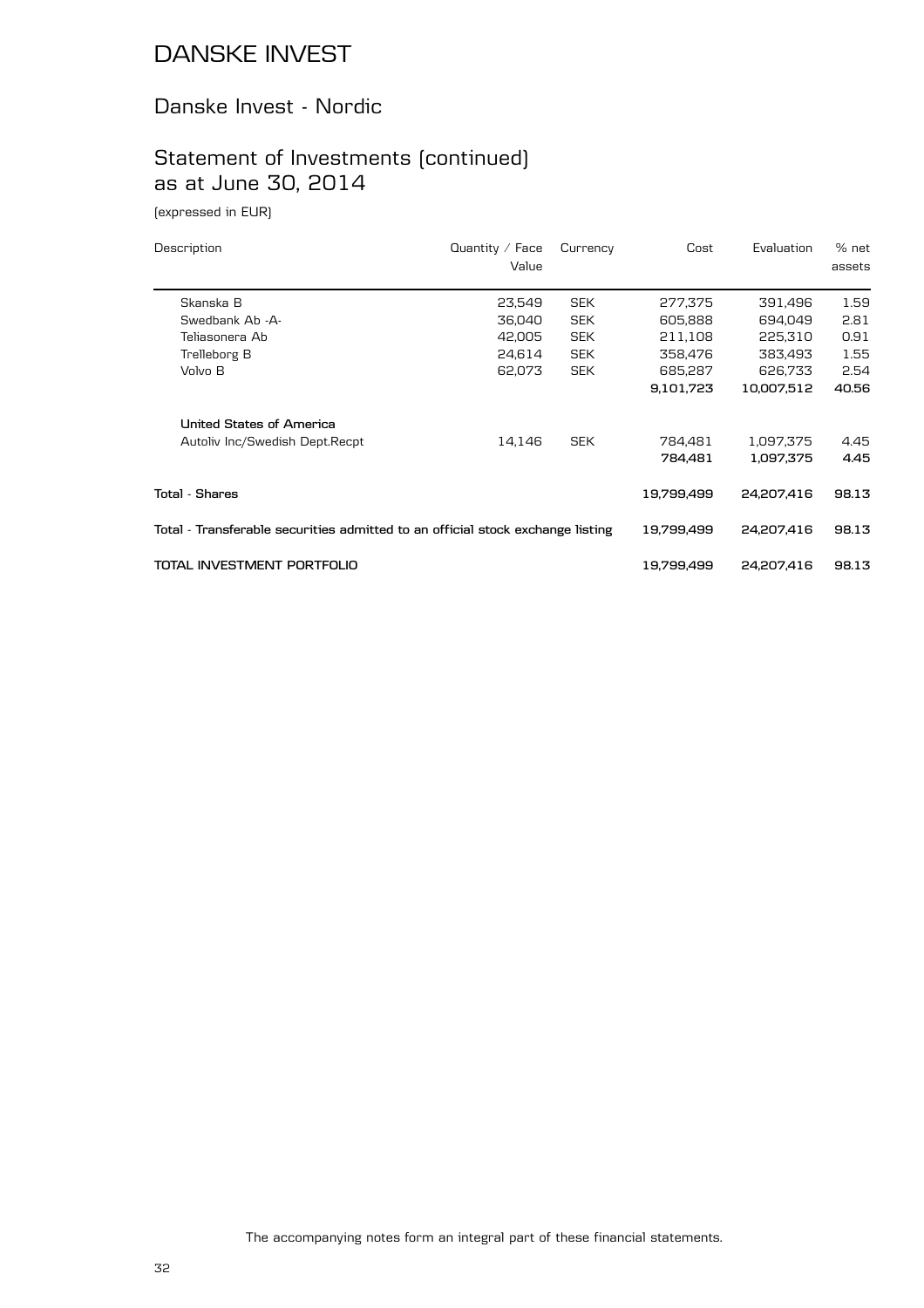# DANSKE INVEST

## Danske Invest - Nordic

## Statement of Investments (continued) as at June 30, 2014

(expressed in EUR)

| Description | Quantity / Face Value | Currency | Cost | Evaluation | % net assets |
|---|---|---|---|---|---|
| Skanska B | 23,549 | SEK | 277,375 | 391,496 | 1.59 |
| Swedbank Ab -A- | 36,040 | SEK | 605,888 | 694,049 | 2.81 |
| Teliasonera Ab | 42,005 | SEK | 211,108 | 225,310 | 0.91 |
| Trelleborg B | 24,614 | SEK | 358,476 | 383,493 | 1.55 |
| Volvo B | 62,073 | SEK | 685,287 | 626,733 | 2.54 |
| | | | **9,101,723** | **10,007,512** | **40.56** |
| **United States of America** | | | | | |
| Autoliv Inc/Swedish Dept.Recpt | 14,146 | SEK | 784,481 | 1,097,375 | 4.45 |
| | | | **784,481** | **1,097,375** | **4.45** |
| **Total - Shares** | | | **19,799,499** | **24,207,416** | **98.13** |
| **Total - Transferable securities admitted to an official stock exchange listing** | | | **19,799,499** | **24,207,416** | **98.13** |
| **TOTAL INVESTMENT PORTFOLIO** | | | **19,799,499** | **24,207,416** | **98.13** |

The accompanying notes form an integral part of these financial statements.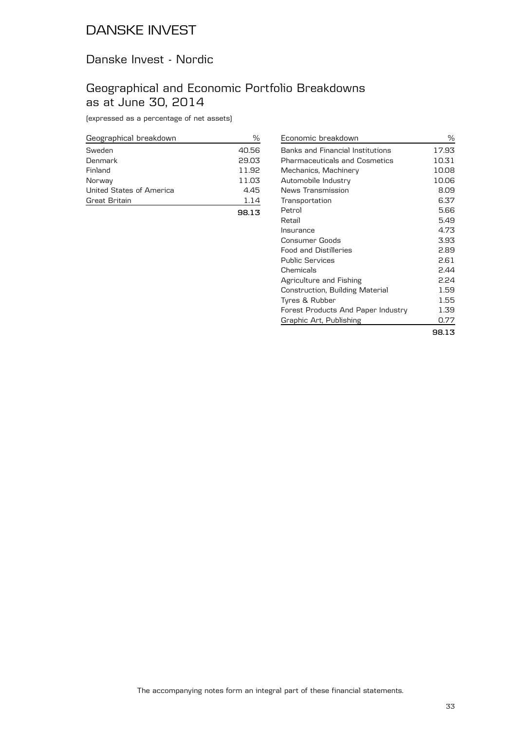# DANSKE INVEST

## Danske Invest - Nordic

## Geographical and Economic Portfolio Breakdowns as at June 30, 2014

(expressed as a percentage of net assets)

| Geographical breakdown | % |
|---|---|
| Sweden | 40.56 |
| Denmark | 29.03 |
| Finland | 11.92 |
| Norway | 11.03 |
| United States of America | 4.45 |
| Great Britain | 1.14 |
| | **98.13** |

| Economic breakdown | % |
|---|---|
| Banks and Financial Institutions | 17.93 |
| Pharmaceuticals and Cosmetics | 10.31 |
| Mechanics, Machinery | 10.08 |
| Automobile Industry | 10.06 |
| News Transmission | 8.09 |
| Transportation | 6.37 |
| Petrol | 5.66 |
| Retail | 5.49 |
| Insurance | 4.73 |
| Consumer Goods | 3.93 |
| Food and Distilleries | 2.89 |
| Public Services | 2.61 |
| Chemicals | 2.44 |
| Agriculture and Fishing | 2.24 |
| Construction, Building Material | 1.59 |
| Tyres & Rubber | 1.55 |
| Forest Products And Paper Industry | 1.39 |
| Graphic Art, Publishing | 0.77 |
| | **98.13** |

The accompanying notes form an integral part of these financial statements.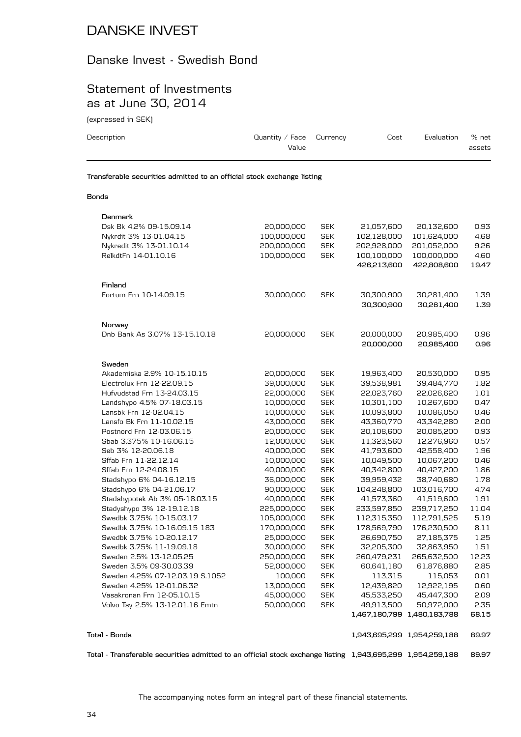# DANSKE INVEST

## Danske Invest - Swedish Bond

## Statement of Investments as at June 30, 2014

(expressed in SEK)

| Description | Quantity / Face Value | Currency | Cost | Evaluation | % net assets |
|---|---|---|---|---|---|
| **Transferable securities admitted to an official stock exchange listing** | | | | | |
| **Bonds** | | | | | |
| **Denmark** | | | | | |
| Dsk Bk 4.2% 09-15.09.14 | 20,000,000 | SEK | 21,057,600 | 20,132,600 | 0.93 |
| Nykrdit 3% 13-01.04.15 | 100,000,000 | SEK | 102,128,000 | 101,624,000 | 4.68 |
| Nykredit 3% 13-01.10.14 | 200,000,000 | SEK | 202,928,000 | 201,052,000 | 9.26 |
| RelkdtFn 14-01.10.16 | 100,000,000 | SEK | 100,100,000 | 100,000,000 | 4.60 |
| | | | **426,213,600** | **422,808,600** | **19.47** |
| **Finland** | | | | | |
| Fortum Frn 10-14.09.15 | 30,000,000 | SEK | 30,300,900 | 30,281,400 | 1.39 |
| | | | **30,300,900** | **30,281,400** | **1.39** |
| **Norway** | | | | | |
| Dnb Bank As 3.07% 13-15.10.18 | 20,000,000 | SEK | 20,000,000 | 20,985,400 | 0.96 |
| | | | **20,000,000** | **20,985,400** | **0.96** |
| **Sweden** | | | | | |
| Akademiska 2.9% 10-15.10.15 | 20,000,000 | SEK | 19,963,400 | 20,530,000 | 0.95 |
| Electrolux Frn 12-22.09.15 | 39,000,000 | SEK | 39,538,981 | 39,484,770 | 1.82 |
| Hufvudstad Frn 13-24.03.15 | 22,000,000 | SEK | 22,023,760 | 22,026,620 | 1.01 |
| Landshypo 4.5% 07-18.03.15 | 10,000,000 | SEK | 10,301,100 | 10,267,600 | 0.47 |
| Lansbk Frn 12-02.04.15 | 10,000,000 | SEK | 10,093,800 | 10,086,050 | 0.46 |
| Lansfo Bk Frn 11-10.02.15 | 43,000,000 | SEK | 43,360,770 | 43,342,280 | 2.00 |
| Postnord Frn 12-03.06.15 | 20,000,000 | SEK | 20,108,600 | 20,085,200 | 0.93 |
| Sbab 3.375% 10-16.06.15 | 12,000,000 | SEK | 11,323,560 | 12,276,960 | 0.57 |
| Seb 3% 12-20.06.18 | 40,000,000 | SEK | 41,793,600 | 42,558,400 | 1.96 |
| Sffab Frn 11-22.12.14 | 10,000,000 | SEK | 10,049,500 | 10,067,200 | 0.46 |
| Sffab Frn 12-24.08.15 | 40,000,000 | SEK | 40,342,800 | 40,427,200 | 1.86 |
| Stadshypo 6% 04-16.12.15 | 36,000,000 | SEK | 39,959,432 | 38,740,680 | 1.78 |
| Stadshypo 6% 04-21.06.17 | 90,000,000 | SEK | 104,248,800 | 103,016,700 | 4.74 |
| Stadshypotek Ab 3% 05-18.03.15 | 40,000,000 | SEK | 41,573,360 | 41,519,600 | 1.91 |
| Stadyshypo 3% 12-19.12.18 | 225,000,000 | SEK | 233,597,850 | 239,717,250 | 11.04 |
| Swedbk 3.75% 10-15.03.17 | 105,000,000 | SEK | 112,315,350 | 112,791,525 | 5.19 |
| Swedbk 3.75% 10-16.09.15 183 | 170,000,000 | SEK | 178,569,790 | 176,230,500 | 8.11 |
| Swedbk 3.75% 10-20.12.17 | 25,000,000 | SEK | 26,690,750 | 27,185,375 | 1.25 |
| Swedbk 3.75% 11-19.09.18 | 30,000,000 | SEK | 32,205,300 | 32,863,950 | 1.51 |
| Sweden 2.5% 13-12.05.25 | 250,000,000 | SEK | 260,479,231 | 265,632,500 | 12.23 |
| Sweden 3.5% 09-30.03.39 | 52,000,000 | SEK | 60,641,180 | 61,876,880 | 2.85 |
| Sweden 4.25% 07-12.03.19 S.1052 | 100,000 | SEK | 113,315 | 115,053 | 0.01 |
| Sweden 4.25% 12-01.06.32 | 13,000,000 | SEK | 12,439,820 | 12,922,195 | 0.60 |
| Vasakronan Frn 12-05.10.15 | 45,000,000 | SEK | 45,533,250 | 45,447,300 | 2.09 |
| Volvo Tsy 2.5% 13-12.01.16 Emtn | 50,000,000 | SEK | 49,913,500 | 50,972,000 | 2.35 |
| | | | **1,467,180,799** | **1,480,183,788** | **68.15** |
| **Total - Bonds** | | | **1,943,695,299** | **1,954,259,188** | **89.97** |
| **Total - Transferable securities admitted to an official stock exchange listing** | | | **1,943,695,299** | **1,954,259,188** | **89.97** |

The accompanying notes form an integral part of these financial statements.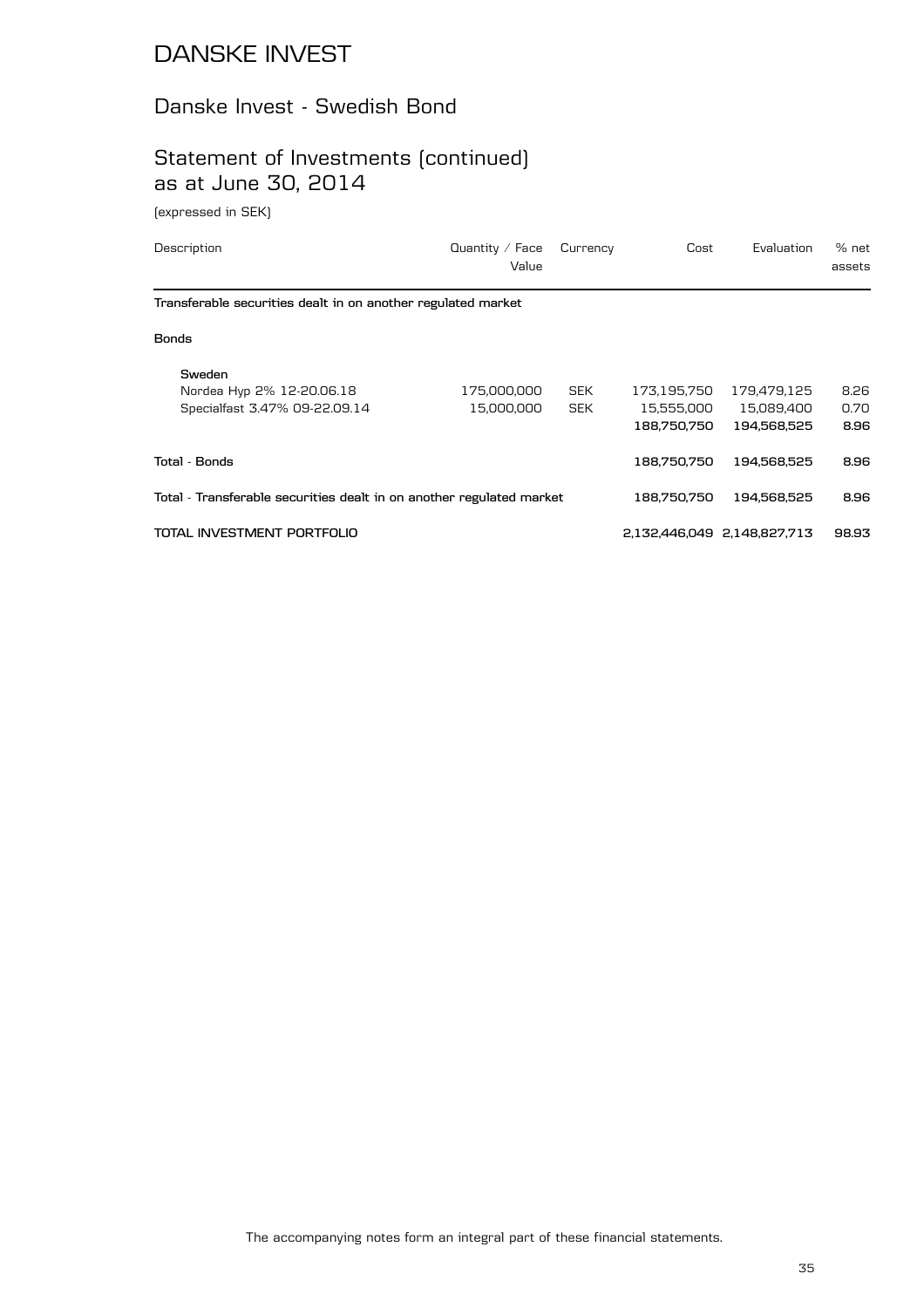# DANSKE INVEST

## Danske Invest - Swedish Bond

## Statement of Investments (continued) as at June 30, 2014

(expressed in SEK)

| Description | Quantity / Face Value | Currency | Cost | Evaluation | % net assets |
|---|---|---|---|---|---|
| **Transferable securities dealt in on another regulated market** | | | | | |
| **Bonds** | | | | | |
| **Sweden** | | | | | |
| Nordea Hyp 2% 12-20.06.18 | 175,000,000 | SEK | 173,195,750 | 179,479,125 | 8.26 |
| Specialfast 3.47% 09-22.09.14 | 15,000,000 | SEK | 15,555,000 | 15,089,400 | 0.70 |
| | | | **188,750,750** | **194,568,525** | **8.96** |
| **Total - Bonds** | | | **188,750,750** | **194,568,525** | **8.96** |
| **Total - Transferable securities dealt in on another regulated market** | | | **188,750,750** | **194,568,525** | **8.96** |
| **TOTAL INVESTMENT PORTFOLIO** | | | **2,132,446,049** | **2,148,827,713** | **98.93** |

The accompanying notes form an integral part of these financial statements.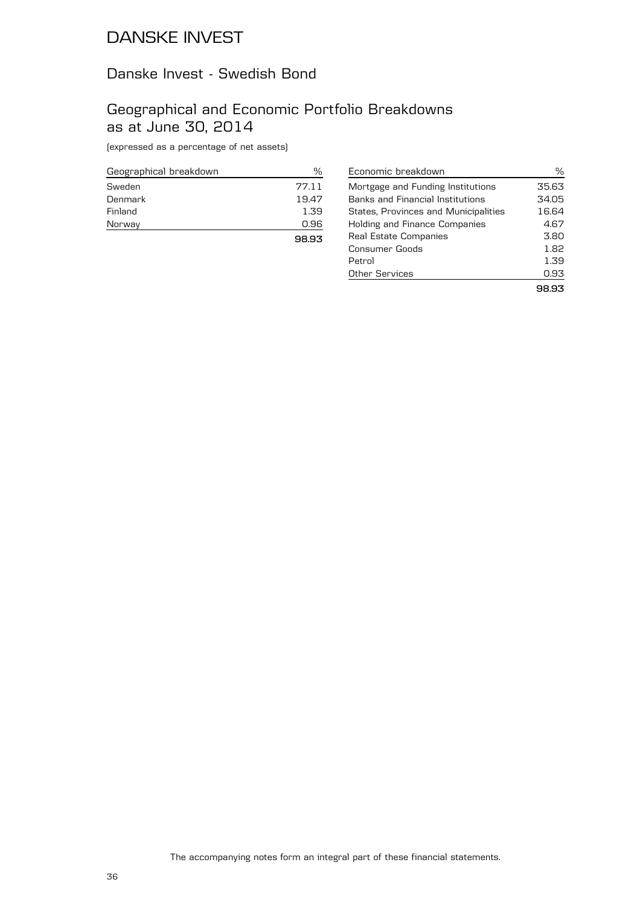# DANSKE INVEST

## Danske Invest - Swedish Bond

## Geographical and Economic Portfolio Breakdowns as at June 30, 2014

(expressed as a percentage of net assets)

| Geographical breakdown | % |
|---|---|
| Sweden | 77.11 |
| Denmark | 19.47 |
| Finland | 1.39 |
| Norway | 0.96 |
| | **98.93** |

| Economic breakdown | % |
|---|---|
| Mortgage and Funding Institutions | 35.63 |
| Banks and Financial Institutions | 34.05 |
| States, Provinces and Municipalities | 16.64 |
| Holding and Finance Companies | 4.67 |
| Real Estate Companies | 3.80 |
| Consumer Goods | 1.82 |
| Petrol | 1.39 |
| Other Services | 0.93 |
| | **98.93** |

The accompanying notes form an integral part of these financial statements.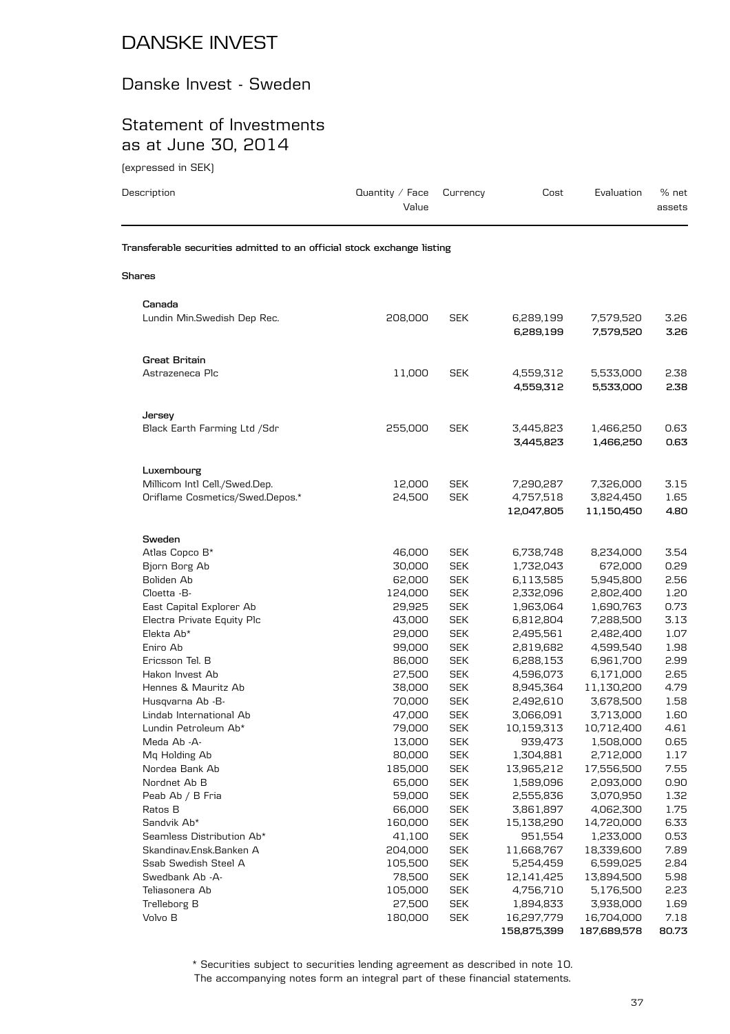# DANSKE INVEST

## Danske Invest - Sweden

## Statement of Investments as at June 30, 2014

(expressed in SEK)

| Description | Quantity / Face Value | Currency | Cost | Evaluation | % net assets |
|---|---|---|---|---|---|
| **Transferable securities admitted to an official stock exchange listing** | | | | | |
| **Shares** | | | | | |
| **Canada** | | | | | |
| Lundin Min.Swedish Dep Rec. | 208,000 | SEK | 6,289,199 | 7,579,520 | 3.26 |
| | | | **6,289,199** | **7,579,520** | **3.26** |
| **Great Britain** | | | | | |
| Astrazeneca Plc | 11,000 | SEK | 4,559,312 | 5,533,000 | 2.38 |
| | | | **4,559,312** | **5,533,000** | **2.38** |
| **Jersey** | | | | | |
| Black Earth Farming Ltd /Sdr | 255,000 | SEK | 3,445,823 | 1,466,250 | 0.63 |
| | | | **3,445,823** | **1,466,250** | **0.63** |
| **Luxembourg** | | | | | |
| Millicom Intl Cell./Swed.Dep. | 12,000 | SEK | 7,290,287 | 7,326,000 | 3.15 |
| Oriflame Cosmetics/Swed.Depos.* | 24,500 | SEK | 4,757,518 | 3,824,450 | 1.65 |
| | | | **12,047,805** | **11,150,450** | **4.80** |
| **Sweden** | | | | | |
| Atlas Copco B* | 46,000 | SEK | 6,738,748 | 8,234,000 | 3.54 |
| Bjorn Borg Ab | 30,000 | SEK | 1,732,043 | 672,000 | 0.29 |
| Boliden Ab | 62,000 | SEK | 6,113,585 | 5,945,800 | 2.56 |
| Cloetta -B- | 124,000 | SEK | 2,332,096 | 2,802,400 | 1.20 |
| East Capital Explorer Ab | 29,925 | SEK | 1,963,064 | 1,690,763 | 0.73 |
| Electra Private Equity Plc | 43,000 | SEK | 6,812,804 | 7,288,500 | 3.13 |
| Elekta Ab* | 29,000 | SEK | 2,495,561 | 2,482,400 | 1.07 |
| Eniro Ab | 99,000 | SEK | 2,819,682 | 4,599,540 | 1.98 |
| Ericsson Tel. B | 86,000 | SEK | 6,288,153 | 6,961,700 | 2.99 |
| Hakon Invest Ab | 27,500 | SEK | 4,596,073 | 6,171,000 | 2.65 |
| Hennes & Mauritz Ab | 38,000 | SEK | 8,945,364 | 11,130,200 | 4.79 |
| Husqvarna Ab -B- | 70,000 | SEK | 2,492,610 | 3,678,500 | 1.58 |
| Lindab International Ab | 47,000 | SEK | 3,066,091 | 3,713,000 | 1.60 |
| Lundin Petroleum Ab* | 79,000 | SEK | 10,159,313 | 10,712,400 | 4.61 |
| Meda Ab -A- | 13,000 | SEK | 939,473 | 1,508,000 | 0.65 |
| Mq Holding Ab | 80,000 | SEK | 1,304,881 | 2,712,000 | 1.17 |
| Nordea Bank Ab | 185,000 | SEK | 13,965,212 | 17,556,500 | 7.55 |
| Nordnet Ab B | 65,000 | SEK | 1,589,096 | 2,093,000 | 0.90 |
| Peab Ab / B Fria | 59,000 | SEK | 2,555,836 | 3,070,950 | 1.32 |
| Ratos B | 66,000 | SEK | 3,861,897 | 4,062,300 | 1.75 |
| Sandvik Ab* | 160,000 | SEK | 15,138,290 | 14,720,000 | 6.33 |
| Seamless Distribution Ab* | 41,100 | SEK | 951,554 | 1,233,000 | 0.53 |
| Skandinav.Ensk.Banken A | 204,000 | SEK | 11,668,767 | 18,339,600 | 7.89 |
| Ssab Swedish Steel A | 105,500 | SEK | 5,254,459 | 6,599,025 | 2.84 |
| Swedbank Ab -A- | 78,500 | SEK | 12,141,425 | 13,894,500 | 5.98 |
| Teliasonera Ab | 105,000 | SEK | 4,756,710 | 5,176,500 | 2.23 |
| Trelleborg B | 27,500 | SEK | 1,894,833 | 3,938,000 | 1.69 |
| Volvo B | 180,000 | SEK | 16,297,779 | 16,704,000 | 7.18 |
| | | | **158,875,399** | **187,689,578** | **80.73** |

* Securities subject to securities lending agreement as described in note 10.

The accompanying notes form an integral part of these financial statements.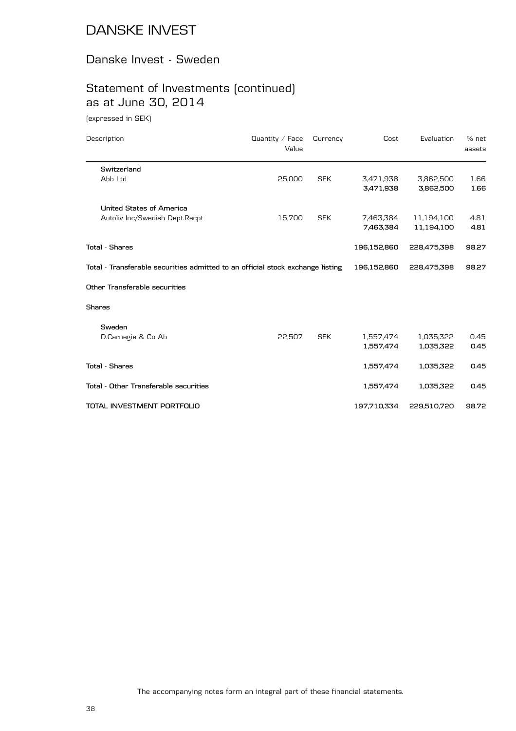# DANSKE INVEST

## Danske Invest - Sweden

## Statement of Investments (continued) as at June 30, 2014

(expressed in SEK)

| Description | Quantity / Face Value | Currency | Cost | Evaluation | % net assets |
|---|---|---|---|---|---|
| **Switzerland** | | | | | |
| Abb Ltd | 25,000 | SEK | 3,471,938 | 3,862,500 | 1.66 |
| | | | **3,471,938** | **3,862,500** | **1.66** |
| **United States of America** | | | | | |
| Autoliv Inc/Swedish Dept.Recpt | 15,700 | SEK | 7,463,384 | 11,194,100 | 4.81 |
| | | | **7,463,384** | **11,194,100** | **4.81** |
| **Total - Shares** | | | **196,152,860** | **228,475,398** | **98.27** |
| **Total - Transferable securities admitted to an official stock exchange listing** | | | **196,152,860** | **228,475,398** | **98.27** |
| **Other Transferable securities** | | | | | |
| **Shares** | | | | | |
| **Sweden** | | | | | |
| D.Carnegie & Co Ab | 22,507 | SEK | 1,557,474 | 1,035,322 | 0.45 |
| | | | **1,557,474** | **1,035,322** | **0.45** |
| **Total - Shares** | | | **1,557,474** | **1,035,322** | **0.45** |
| **Total - Other Transferable securities** | | | **1,557,474** | **1,035,322** | **0.45** |
| **TOTAL INVESTMENT PORTFOLIO** | | | **197,710,334** | **229,510,720** | **98.72** |

The accompanying notes form an integral part of these financial statements.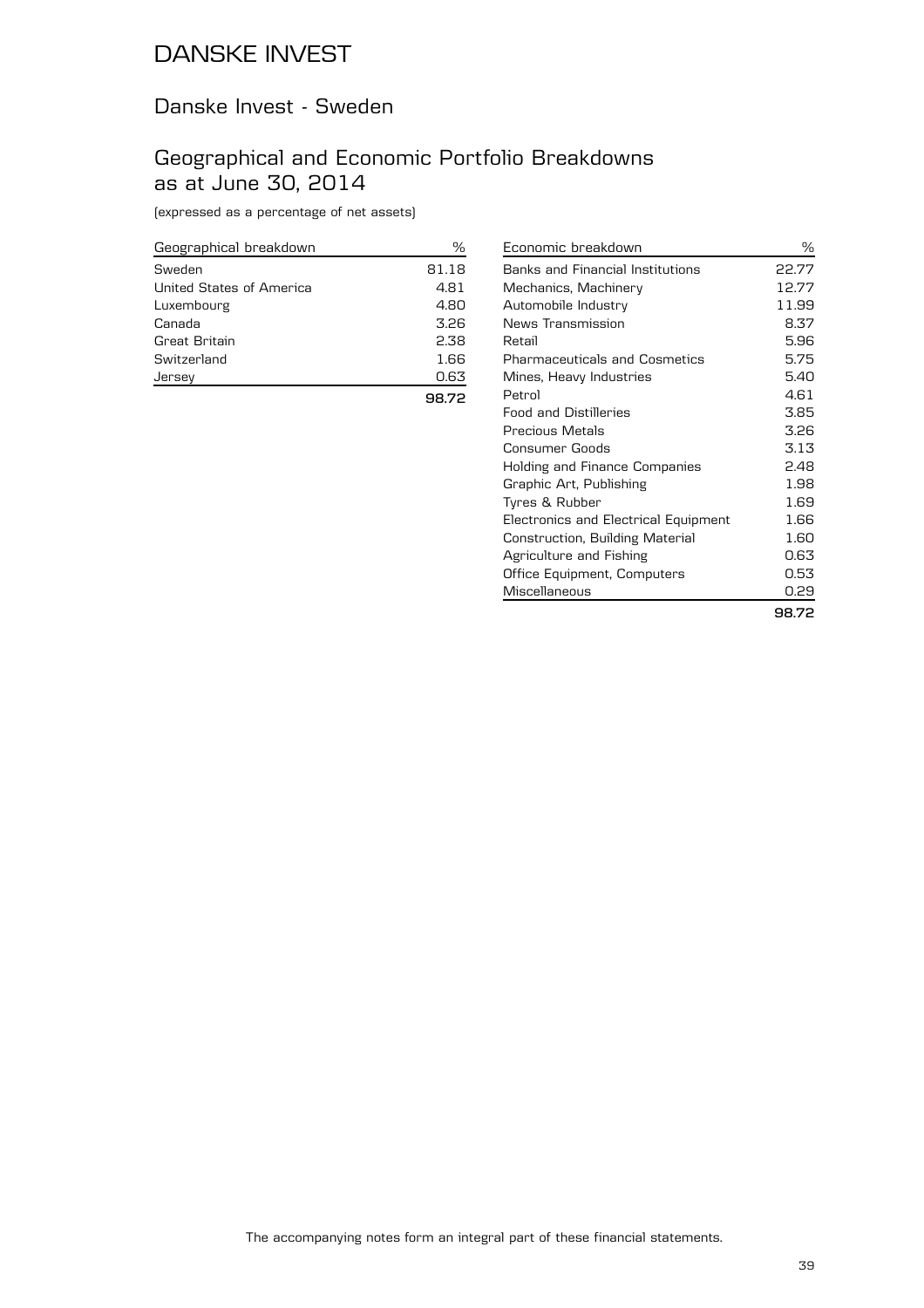# DANSKE INVEST

## Danske Invest - Sweden

## Geographical and Economic Portfolio Breakdowns as at June 30, 2014

(expressed as a percentage of net assets)

| Geographical breakdown | % |
|---|---|
| Sweden | 81.18 |
| United States of America | 4.81 |
| Luxembourg | 4.80 |
| Canada | 3.26 |
| Great Britain | 2.38 |
| Switzerland | 1.66 |
| Jersey | 0.63 |
| | **98.72** |

| Economic breakdown | % |
|---|---|
| Banks and Financial Institutions | 22.77 |
| Mechanics, Machinery | 12.77 |
| Automobile Industry | 11.99 |
| News Transmission | 8.37 |
| Retail | 5.96 |
| Pharmaceuticals and Cosmetics | 5.75 |
| Mines, Heavy Industries | 5.40 |
| Petrol | 4.61 |
| Food and Distilleries | 3.85 |
| Precious Metals | 3.26 |
| Consumer Goods | 3.13 |
| Holding and Finance Companies | 2.48 |
| Graphic Art, Publishing | 1.98 |
| Tyres & Rubber | 1.69 |
| Electronics and Electrical Equipment | 1.66 |
| Construction, Building Material | 1.60 |
| Agriculture and Fishing | 0.63 |
| Office Equipment, Computers | 0.53 |
| Miscellaneous | 0.29 |
| | **98.72** |

The accompanying notes form an integral part of these financial statements.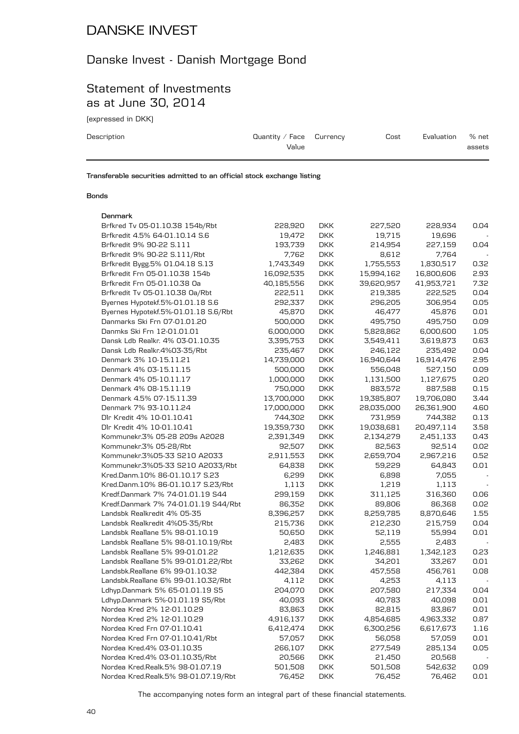# DANSKE INVEST

## Danske Invest - Danish Mortgage Bond

## Statement of Investments as at June 30, 2014

(expressed in DKK)

| Description | Quantity / Face Value | Currency | Cost | Evaluation | % net assets |
|---|---|---|---|---|---|
| **Transferable securities admitted to an official stock exchange listing** | | | | | |
| **Bonds** | | | | | |
| **Denmark** | | | | | |
| Brfkred Tv 05-01.10.38 154b/Rbt | 228,920 | DKK | 227,520 | 228,934 | 0.04 |
| Brfkredit 4.5% 64-01.10.14 S.6 | 19,472 | DKK | 19,715 | 19,696 | - |
| Brfkredit 9% 90-22 S.111 | 193,739 | DKK | 214,954 | 227,159 | 0.04 |
| Brfkredit 9% 90-22 S.111/Rbt | 7,762 | DKK | 8,612 | 7,764 | - |
| Brfkredit Bygg.5% 01.04.18 S.13 | 1,743,349 | DKK | 1,755,553 | 1,830,517 | 0.32 |
| Brfkredit Frn 05-01.10.38 154b | 16,092,535 | DKK | 15,994,162 | 16,800,606 | 2.93 |
| Brfkredit Frn 05-01.10.38 Oa | 40,185,556 | DKK | 39,620,957 | 41,953,721 | 7.32 |
| Brfkredit Tv 05-01.10.38 Oa/Rbt | 222,511 | DKK | 219,385 | 222,525 | 0.04 |
| Byernes Hypotekf.5%-01.01.18 S.6 | 292,337 | DKK | 296,205 | 306,954 | 0.05 |
| Byernes Hypotekf.5%-01.01.18 S.6/Rbt | 45,870 | DKK | 46,477 | 45,876 | 0.01 |
| Danmarks Ski Frn 07-01.01.20 | 500,000 | DKK | 495,750 | 495,750 | 0.09 |
| Danmks Ski Frn 12-01.01.01 | 6,000,000 | DKK | 5,828,862 | 6,000,600 | 1.05 |
| Dansk Ldb Realkr. 4% 03-01.10.35 | 3,395,753 | DKK | 3,549,411 | 3,619,873 | 0.63 |
| Dansk Ldb Realkr.4%03-35/Rbt | 235,467 | DKK | 246,122 | 235,492 | 0.04 |
| Denmark 3% 10-15.11.21 | 14,739,000 | DKK | 16,940,644 | 16,914,476 | 2.95 |
| Denmark 4% 03-15.11.15 | 500,000 | DKK | 556,048 | 527,150 | 0.09 |
| Denmark 4% 05-10.11.17 | 1,000,000 | DKK | 1,131,500 | 1,127,675 | 0.20 |
| Denmark 4% 08-15.11.19 | 750,000 | DKK | 883,572 | 887,588 | 0.15 |
| Denmark 4.5% 07-15.11.39 | 13,700,000 | DKK | 19,385,807 | 19,706,080 | 3.44 |
| Denmark 7% 93-10.11.24 | 17,000,000 | DKK | 28,035,000 | 26,361,900 | 4.60 |
| Dlr Kredit 4% 10-01.10.41 | 744,302 | DKK | 731,959 | 744,382 | 0.13 |
| Dlr Kredit 4% 10-01.10.41 | 19,359,730 | DKK | 19,038,681 | 20,497,114 | 3.58 |
| Kommunekr.3% 05-28 209s A2028 | 2,391,349 | DKK | 2,134,279 | 2,451,133 | 0.43 |
| Kommunekr.3% 05-28/Rbt | 92,507 | DKK | 82,563 | 92,514 | 0.02 |
| Kommunekr.3%05-33 S210 A2033 | 2,911,553 | DKK | 2,659,704 | 2,967,216 | 0.52 |
| Kommunekr.3%05-33 S210 A2033/Rbt | 64,838 | DKK | 59,229 | 64,843 | 0.01 |
| Kred.Danm.10% 86-01.10.17 S.23 | 6,299 | DKK | 6,898 | 7,055 | - |
| Kred.Danm.10% 86-01.10.17 S.23/Rbt | 1,113 | DKK | 1,219 | 1,113 | - |
| Kredf.Danmark 7% 74-01.01.19 S44 | 299,159 | DKK | 311,125 | 316,360 | 0.06 |
| Kredf.Danmark 7% 74-01.01.19 S44/Rbt | 86,352 | DKK | 89,806 | 86,368 | 0.02 |
| Landsbk Realkredit 4% 05-35 | 8,396,257 | DKK | 8,259,785 | 8,870,646 | 1.55 |
| Landsbk Realkredit 4%05-35/Rbt | 215,736 | DKK | 212,230 | 215,759 | 0.04 |
| Landsbk Reallane 5% 98-01.10.19 | 50,650 | DKK | 52,119 | 55,994 | 0.01 |
| Landsbk Reallane 5% 98-01.10.19/Rbt | 2,483 | DKK | 2,555 | 2,483 | - |
| Landsbk Reallane 5% 99-01.01.22 | 1,212,635 | DKK | 1,246,881 | 1,342,123 | 0.23 |
| Landsbk Reallane 5% 99-01.01.22/Rbt | 33,262 | DKK | 34,201 | 33,267 | 0.01 |
| Landsbk.Reallane 6% 99-01.10.32 | 442,384 | DKK | 457,558 | 456,761 | 0.08 |
| Landsbk.Reallane 6% 99-01.10.32/Rbt | 4,112 | DKK | 4,253 | 4,113 | - |
| Ldhyp.Danmark 5% 65-01.01.19 S5 | 204,070 | DKK | 207,580 | 217,334 | 0.04 |
| Ldhyp.Danmark 5%-01.01.19 S5/Rbt | 40,093 | DKK | 40,783 | 40,098 | 0.01 |
| Nordea Kred 2% 12-01.10.29 | 83,863 | DKK | 82,815 | 83,867 | 0.01 |
| Nordea Kred 2% 12-01.10.29 | 4,916,137 | DKK | 4,854,685 | 4,963,332 | 0.87 |
| Nordea Kred Frn 07-01.10.41 | 6,412,474 | DKK | 6,300,256 | 6,617,673 | 1.16 |
| Nordea Kred Frn 07-01.10.41/Rbt | 57,057 | DKK | 56,058 | 57,059 | 0.01 |
| Nordea Kred.4% 03-01.10.35 | 266,107 | DKK | 277,549 | 285,134 | 0.05 |
| Nordea Kred.4% 03-01.10.35/Rbt | 20,566 | DKK | 21,450 | 20,568 | - |
| Nordea Kred.Realk.5% 98-01.07.19 | 501,508 | DKK | 501,508 | 542,632 | 0.09 |
| Nordea Kred.Realk.5% 98-01.07.19/Rbt | 76,452 | DKK | 76,452 | 76,462 | 0.01 |

The accompanying notes form an integral part of these financial statements.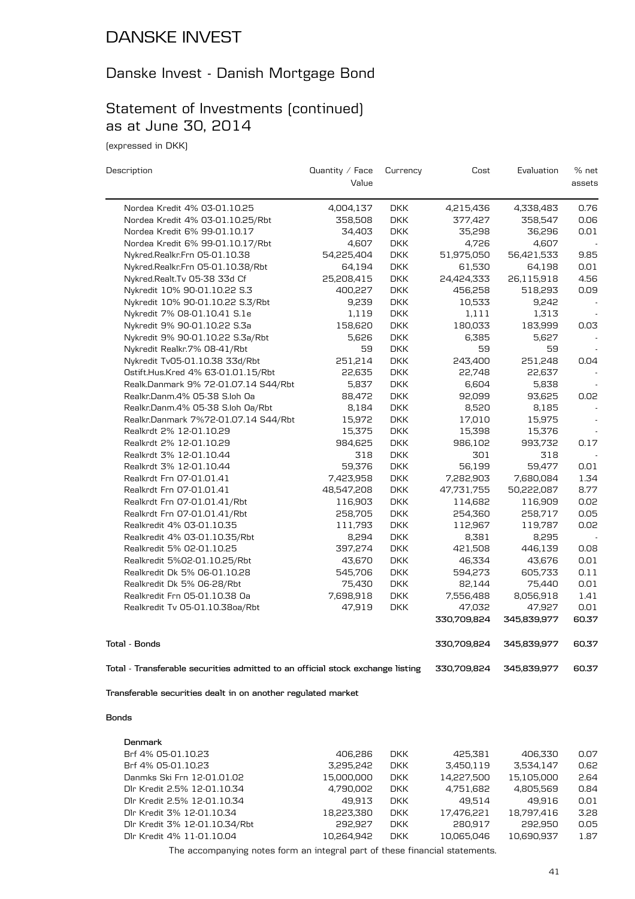# DANSKE INVEST

## Danske Invest - Danish Mortgage Bond

## Statement of Investments (continued) as at June 30, 2014

(expressed in DKK)

| Description | Quantity / Face Value | Currency | Cost | Evaluation | % net assets |
|---|---|---|---|---|---|
| Nordea Kredit 4% 03-01.10.25 | 4,004,137 | DKK | 4,215,436 | 4,338,483 | 0.76 |
| Nordea Kredit 4% 03-01.10.25/Rbt | 358,508 | DKK | 377,427 | 358,547 | 0.06 |
| Nordea Kredit 6% 99-01.10.17 | 34,403 | DKK | 35,298 | 36,296 | 0.01 |
| Nordea Kredit 6% 99-01.10.17/Rbt | 4,607 | DKK | 4,726 | 4,607 | - |
| Nykred.Realkr.Frn 05-01.10.38 | 54,225,404 | DKK | 51,975,050 | 56,421,533 | 9.85 |
| Nykred.Realkr.Frn 05-01.10.38/Rbt | 64,194 | DKK | 61,530 | 64,198 | 0.01 |
| Nykred.Realt.Tv 05-38 33d Cf | 25,208,415 | DKK | 24,424,333 | 26,115,918 | 4.56 |
| Nykredit 10% 90-01.10.22 S.3 | 400,227 | DKK | 456,258 | 518,293 | 0.09 |
| Nykredit 10% 90-01.10.22 S.3/Rbt | 9,239 | DKK | 10,533 | 9,242 | - |
| Nykredit 7% 08-01.10.41 S.1e | 1,119 | DKK | 1,111 | 1,313 | - |
| Nykredit 9% 90-01.10.22 S.3a | 158,620 | DKK | 180,033 | 183,999 | 0.03 |
| Nykredit 9% 90-01.10.22 S.3a/Rbt | 5,626 | DKK | 6,385 | 5,627 | - |
| Nykredit Realkr.7% 08-41/Rbt | 59 | DKK | 59 | 59 | - |
| Nykredit Tv05-01.10.38 33d/Rbt | 251,214 | DKK | 243,400 | 251,248 | 0.04 |
| Ostift.Hus.Kred 4% 63-01.01.15/Rbt | 22,635 | DKK | 22,748 | 22,637 | - |
| Realk.Danmark 9% 72-01.07.14 S44/Rbt | 5,837 | DKK | 6,604 | 5,838 | - |
| Realkr.Danm.4% 05-38 S.loh Oa | 88,472 | DKK | 92,099 | 93,625 | 0.02 |
| Realkr.Danm.4% 05-38 S.loh Oa/Rbt | 8,184 | DKK | 8,520 | 8,185 | - |
| Realkr.Danmark 7%72-01.07.14 S44/Rbt | 15,972 | DKK | 17,010 | 15,975 | - |
| Realkrdt 2% 12-01.10.29 | 15,375 | DKK | 15,398 | 15,376 | - |
| Realkrdt 2% 12-01.10.29 | 984,625 | DKK | 986,102 | 993,732 | 0.17 |
| Realkrdt 3% 12-01.10.44 | 318 | DKK | 301 | 318 | - |
| Realkrdt 3% 12-01.10.44 | 59,376 | DKK | 56,199 | 59,477 | 0.01 |
| Realkrdt Frn 07-01.01.41 | 7,423,958 | DKK | 7,282,903 | 7,680,084 | 1.34 |
| Realkrdt Frn 07-01.01.41 | 48,547,208 | DKK | 47,731,755 | 50,222,087 | 8.77 |
| Realkrdt Frn 07-01.01.41/Rbt | 116,903 | DKK | 114,682 | 116,909 | 0.02 |
| Realkrdt Frn 07-01.01.41/Rbt | 258,705 | DKK | 254,360 | 258,717 | 0.05 |
| Realkredit 4% 03-01.10.35 | 111,793 | DKK | 112,967 | 119,787 | 0.02 |
| Realkredit 4% 03-01.10.35/Rbt | 8,294 | DKK | 8,381 | 8,295 | - |
| Realkredit 5% 02-01.10.25 | 397,274 | DKK | 421,508 | 446,139 | 0.08 |
| Realkredit 5%02-01.10.25/Rbt | 43,670 | DKK | 46,334 | 43,676 | 0.01 |
| Realkredit Dk 5% 06-01.10.28 | 545,706 | DKK | 594,273 | 605,733 | 0.11 |
| Realkredit Dk 5% 06-28/Rbt | 75,430 | DKK | 82,144 | 75,440 | 0.01 |
| Realkredit Frn 05-01.10.38 Oa | 7,698,918 | DKK | 7,556,488 | 8,056,918 | 1.41 |
| Realkredit Tv 05-01.10.38oa/Rbt | 47,919 | DKK | 47,032 | 47,927 | 0.01 |
| | | | **330,709,824** | **345,839,977** | **60.37** |
| **Total - Bonds** | | | **330,709,824** | **345,839,977** | **60.37** |
| **Total - Transferable securities admitted to an official stock exchange listing** | | | **330,709,824** | **345,839,977** | **60.37** |

**Transferable securities dealt in on another regulated market**

**Bonds**

| Description | Quantity / Face Value | Currency | Cost | Evaluation | % net assets |
|---|---|---|---|---|---|
| **Denmark** | | | | | |
| Brf 4% 05-01.10.23 | 406,286 | DKK | 425,381 | 406,330 | 0.07 |
| Brf 4% 05-01.10.23 | 3,295,242 | DKK | 3,450,119 | 3,534,147 | 0.62 |
| Danmks Ski Frn 12-01.01.02 | 15,000,000 | DKK | 14,227,500 | 15,105,000 | 2.64 |
| Dlr Kredit 2.5% 12-01.10.34 | 4,790,002 | DKK | 4,751,682 | 4,805,569 | 0.84 |
| Dlr Kredit 2.5% 12-01.10.34 | 49,913 | DKK | 49,514 | 49,916 | 0.01 |
| Dlr Kredit 3% 12-01.10.34 | 18,223,380 | DKK | 17,476,221 | 18,797,416 | 3.28 |
| Dlr Kredit 3% 12-01.10.34/Rbt | 292,927 | DKK | 280,917 | 292,950 | 0.05 |
| Dlr Kredit 4% 11-01.10.04 | 10,264,942 | DKK | 10,065,046 | 10,690,937 | 1.87 |

The accompanying notes form an integral part of these financial statements.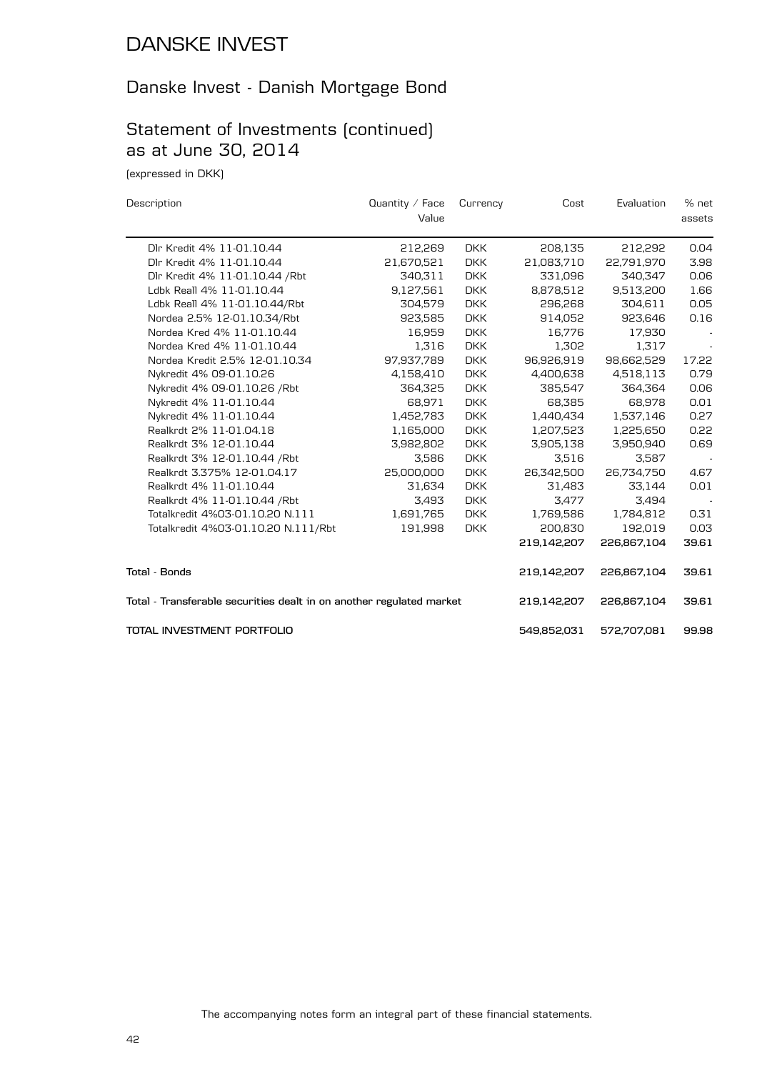# DANSKE INVEST

## Danske Invest - Danish Mortgage Bond

## Statement of Investments (continued) as at June 30, 2014

(expressed in DKK)

| Description | Quantity / Face Value | Currency | Cost | Evaluation | % net assets |
|---|---|---|---|---|---|
| Dlr Kredit 4% 11-01.10.44 | 212,269 | DKK | 208,135 | 212,292 | 0.04 |
| Dlr Kredit 4% 11-01.10.44 | 21,670,521 | DKK | 21,083,710 | 22,791,970 | 3.98 |
| Dlr Kredit 4% 11-01.10.44 /Rbt | 340,311 | DKK | 331,096 | 340,347 | 0.06 |
| Ldbk Reall 4% 11-01.10.44 | 9,127,561 | DKK | 8,878,512 | 9,513,200 | 1.66 |
| Ldbk Reall 4% 11-01.10.44/Rbt | 304,579 | DKK | 296,268 | 304,611 | 0.05 |
| Nordea 2.5% 12-01.10.34/Rbt | 923,585 | DKK | 914,052 | 923,646 | 0.16 |
| Nordea Kred 4% 11-01.10.44 | 16,959 | DKK | 16,776 | 17,930 | - |
| Nordea Kred 4% 11-01.10.44 | 1,316 | DKK | 1,302 | 1,317 | - |
| Nordea Kredit 2.5% 12-01.10.34 | 97,937,789 | DKK | 96,926,919 | 98,662,529 | 17.22 |
| Nykredit 4% 09-01.10.26 | 4,158,410 | DKK | 4,400,638 | 4,518,113 | 0.79 |
| Nykredit 4% 09-01.10.26 /Rbt | 364,325 | DKK | 385,547 | 364,364 | 0.06 |
| Nykredit 4% 11-01.10.44 | 68,971 | DKK | 68,385 | 68,978 | 0.01 |
| Nykredit 4% 11-01.10.44 | 1,452,783 | DKK | 1,440,434 | 1,537,146 | 0.27 |
| Realkrdt 2% 11-01.04.18 | 1,165,000 | DKK | 1,207,523 | 1,225,650 | 0.22 |
| Realkrdt 3% 12-01.10.44 | 3,982,802 | DKK | 3,905,138 | 3,950,940 | 0.69 |
| Realkrdt 3% 12-01.10.44 /Rbt | 3,586 | DKK | 3,516 | 3,587 | - |
| Realkrdt 3.375% 12-01.04.17 | 25,000,000 | DKK | 26,342,500 | 26,734,750 | 4.67 |
| Realkrdt 4% 11-01.10.44 | 31,634 | DKK | 31,483 | 33,144 | 0.01 |
| Realkrdt 4% 11-01.10.44 /Rbt | 3,493 | DKK | 3,477 | 3,494 | - |
| Totalkredit 4%03-01.10.20 N.111 | 1,691,765 | DKK | 1,769,586 | 1,784,812 | 0.31 |
| Totalkredit 4%03-01.10.20 N.111/Rbt | 191,998 | DKK | 200,830 | 192,019 | 0.03 |
| | | | **219,142,207** | **226,867,104** | **39.61** |
| **Total - Bonds** | | | **219,142,207** | **226,867,104** | **39.61** |
| **Total - Transferable securities dealt in on another regulated market** | | | **219,142,207** | **226,867,104** | **39.61** |
| **TOTAL INVESTMENT PORTFOLIO** | | | **549,852,031** | **572,707,081** | **99.98** |

The accompanying notes form an integral part of these financial statements.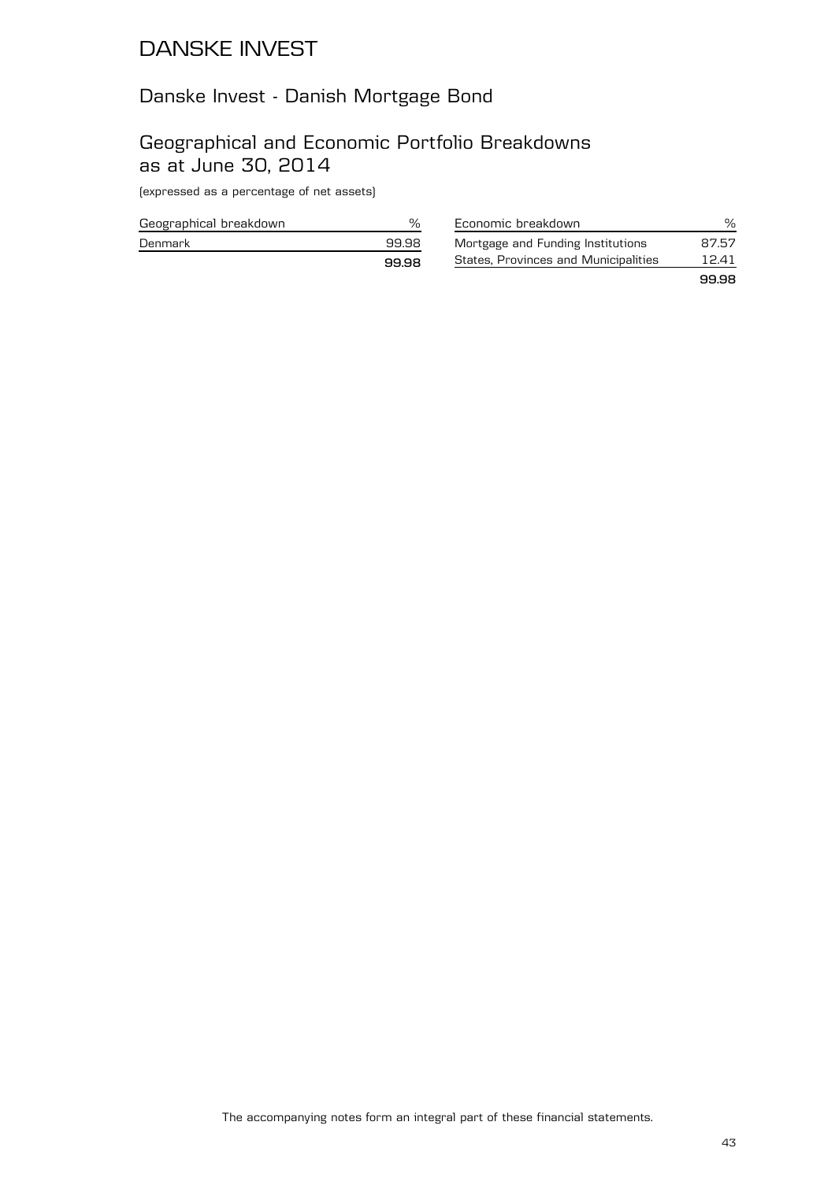# DANSKE INVEST

## Danske Invest - Danish Mortgage Bond

## Geographical and Economic Portfolio Breakdowns as at June 30, 2014

(expressed as a percentage of net assets)

| Geographical breakdown | % |
|---|---|
| Denmark | 99.98 |
| | **99.98** |

| Economic breakdown | % |
|---|---|
| Mortgage and Funding Institutions | 87.57 |
| States, Provinces and Municipalities | 12.41 |
| | **99.98** |

The accompanying notes form an integral part of these financial statements.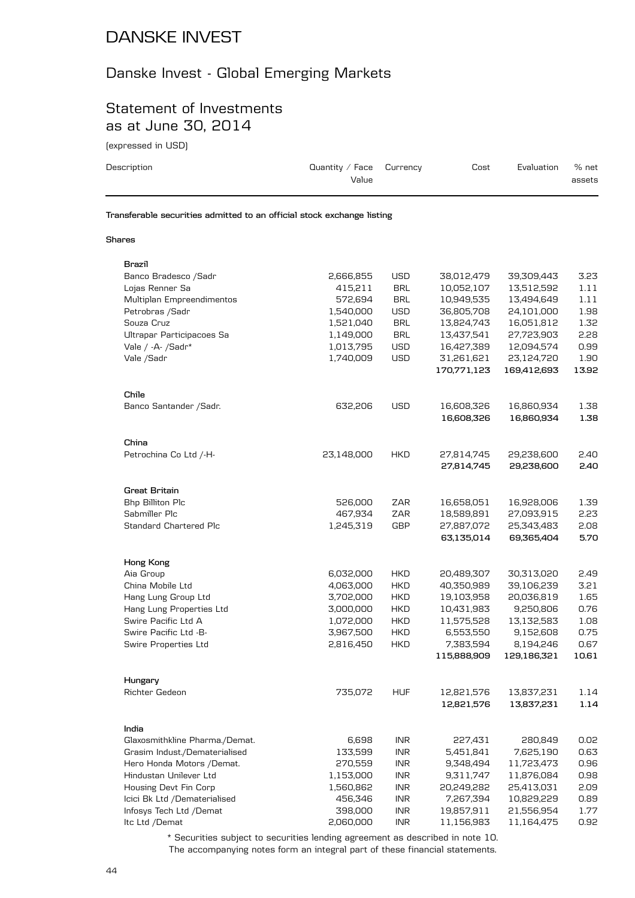# DANSKE INVEST

## Danske Invest - Global Emerging Markets

## Statement of Investments as at June 30, 2014

(expressed in USD)

| Description | Quantity / Face Value | Currency | Cost | Evaluation | % net assets |
|---|---|---|---|---|---|
| **Transferable securities admitted to an official stock exchange listing** | | | | | |
| **Shares** | | | | | |
| **Brazil** | | | | | |
| Banco Bradesco /Sadr | 2,666,855 | USD | 38,012,479 | 39,309,443 | 3.23 |
| Lojas Renner Sa | 415,211 | BRL | 10,052,107 | 13,512,592 | 1.11 |
| Multiplan Empreendimentos | 572,694 | BRL | 10,949,535 | 13,494,649 | 1.11 |
| Petrobras /Sadr | 1,540,000 | USD | 36,805,708 | 24,101,000 | 1.98 |
| Souza Cruz | 1,521,040 | BRL | 13,824,743 | 16,051,812 | 1.32 |
| Ultrapar Participacoes Sa | 1,149,000 | BRL | 13,437,541 | 27,723,903 | 2.28 |
| Vale / -A- /Sadr* | 1,013,795 | USD | 16,427,389 | 12,094,574 | 0.99 |
| Vale /Sadr | 1,740,009 | USD | 31,261,621 | 23,124,720 | 1.90 |
| | | | **170,771,123** | **169,412,693** | **13.92** |
| **Chile** | | | | | |
| Banco Santander /Sadr. | 632,206 | USD | 16,608,326 | 16,860,934 | 1.38 |
| | | | **16,608,326** | **16,860,934** | **1.38** |
| **China** | | | | | |
| Petrochina Co Ltd /-H- | 23,148,000 | HKD | 27,814,745 | 29,238,600 | 2.40 |
| | | | **27,814,745** | **29,238,600** | **2.40** |
| **Great Britain** | | | | | |
| Bhp Billiton Plc | 526,000 | ZAR | 16,658,051 | 16,928,006 | 1.39 |
| Sabmiller Plc | 467,934 | ZAR | 18,589,891 | 27,093,915 | 2.23 |
| Standard Chartered Plc | 1,245,319 | GBP | 27,887,072 | 25,343,483 | 2.08 |
| | | | **63,135,014** | **69,365,404** | **5.70** |
| **Hong Kong** | | | | | |
| Aia Group | 6,032,000 | HKD | 20,489,307 | 30,313,020 | 2.49 |
| China Mobile Ltd | 4,063,000 | HKD | 40,350,989 | 39,106,239 | 3.21 |
| Hang Lung Group Ltd | 3,702,000 | HKD | 19,103,958 | 20,036,819 | 1.65 |
| Hang Lung Properties Ltd | 3,000,000 | HKD | 10,431,983 | 9,250,806 | 0.76 |
| Swire Pacific Ltd A | 1,072,000 | HKD | 11,575,528 | 13,132,583 | 1.08 |
| Swire Pacific Ltd -B- | 3,967,500 | HKD | 6,553,550 | 9,152,608 | 0.75 |
| Swire Properties Ltd | 2,816,450 | HKD | 7,383,594 | 8,194,246 | 0.67 |
| | | | **115,888,909** | **129,186,321** | **10.61** |
| **Hungary** | | | | | |
| Richter Gedeon | 735,072 | HUF | 12,821,576 | 13,837,231 | 1.14 |
| | | | **12,821,576** | **13,837,231** | **1.14** |
| **India** | | | | | |
| Glaxosmithkline Pharma./Demat. | 6,698 | INR | 227,431 | 280,849 | 0.02 |
| Grasim Indust./Dematerialised | 133,599 | INR | 5,451,841 | 7,625,190 | 0.63 |
| Hero Honda Motors /Demat. | 270,559 | INR | 9,348,494 | 11,723,473 | 0.96 |
| Hindustan Unilever Ltd | 1,153,000 | INR | 9,311,747 | 11,876,084 | 0.98 |
| Housing Devt Fin Corp | 1,560,862 | INR | 20,249,282 | 25,413,031 | 2.09 |
| Icici Bk Ltd /Dematerialised | 456,346 | INR | 7,267,394 | 10,829,229 | 0.89 |
| Infosys Tech Ltd /Demat | 398,000 | INR | 19,857,911 | 21,556,954 | 1.77 |
| Itc Ltd /Demat | 2,060,000 | INR | 11,156,983 | 11,164,475 | 0.92 |

\* Securities subject to securities lending agreement as described in note 10.

The accompanying notes form an integral part of these financial statements.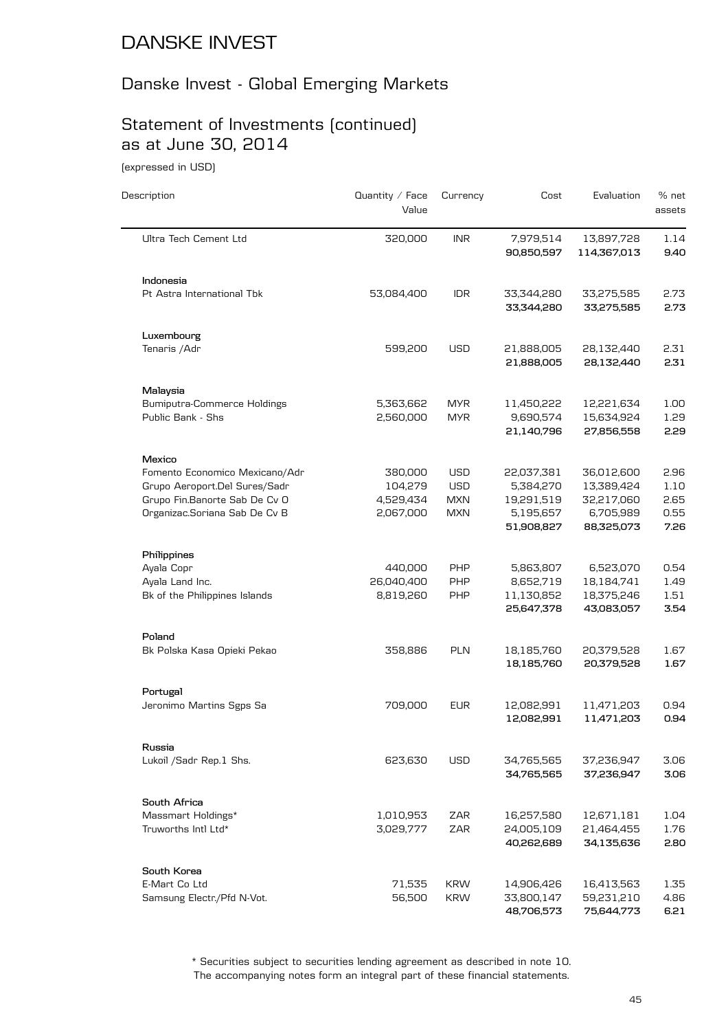# DANSKE INVEST

## Danske Invest - Global Emerging Markets

## Statement of Investments (continued) as at June 30, 2014

(expressed in USD)

| Description | Quantity / Face Value | Currency | Cost | Evaluation | % net assets |
|---|---|---|---|---|---|
| Ultra Tech Cement Ltd | 320,000 | INR | 7,979,514 | 13,897,728 | 1.14 |
| | | | **90,850,597** | **114,367,013** | **9.40** |
| **Indonesia** | | | | | |
| Pt Astra International Tbk | 53,084,400 | IDR | 33,344,280 | 33,275,585 | 2.73 |
| | | | **33,344,280** | **33,275,585** | **2.73** |
| **Luxembourg** | | | | | |
| Tenaris /Adr | 599,200 | USD | 21,888,005 | 28,132,440 | 2.31 |
| | | | **21,888,005** | **28,132,440** | **2.31** |
| **Malaysia** | | | | | |
| Bumiputra-Commerce Holdings | 5,363,662 | MYR | 11,450,222 | 12,221,634 | 1.00 |
| Public Bank - Shs | 2,560,000 | MYR | 9,690,574 | 15,634,924 | 1.29 |
| | | | **21,140,796** | **27,856,558** | **2.29** |
| **Mexico** | | | | | |
| Fomento Economico Mexicano/Adr | 380,000 | USD | 22,037,381 | 36,012,600 | 2.96 |
| Grupo Aeroport.Del Sures/Sadr | 104,279 | USD | 5,384,270 | 13,389,424 | 1.10 |
| Grupo Fin.Banorte Sab De Cv O | 4,529,434 | MXN | 19,291,519 | 32,217,060 | 2.65 |
| Organizac.Soriana Sab De Cv B | 2,067,000 | MXN | 5,195,657 | 6,705,989 | 0.55 |
| | | | **51,908,827** | **88,325,073** | **7.26** |
| **Philippines** | | | | | |
| Ayala Copr | 440,000 | PHP | 5,863,807 | 6,523,070 | 0.54 |
| Ayala Land Inc. | 26,040,400 | PHP | 8,652,719 | 18,184,741 | 1.49 |
| Bk of the Philippines Islands | 8,819,260 | PHP | 11,130,852 | 18,375,246 | 1.51 |
| | | | **25,647,378** | **43,083,057** | **3.54** |
| **Poland** | | | | | |
| Bk Polska Kasa Opieki Pekao | 358,886 | PLN | 18,185,760 | 20,379,528 | 1.67 |
| | | | **18,185,760** | **20,379,528** | **1.67** |
| **Portugal** | | | | | |
| Jeronimo Martins Sgps Sa | 709,000 | EUR | 12,082,991 | 11,471,203 | 0.94 |
| | | | **12,082,991** | **11,471,203** | **0.94** |
| **Russia** | | | | | |
| Lukoil /Sadr Rep.1 Shs. | 623,630 | USD | 34,765,565 | 37,236,947 | 3.06 |
| | | | **34,765,565** | **37,236,947** | **3.06** |
| **South Africa** | | | | | |
| Massmart Holdings* | 1,010,953 | ZAR | 16,257,580 | 12,671,181 | 1.04 |
| Truworths Intl Ltd* | 3,029,777 | ZAR | 24,005,109 | 21,464,455 | 1.76 |
| | | | **40,262,689** | **34,135,636** | **2.80** |
| **South Korea** | | | | | |
| E-Mart Co Ltd | 71,535 | KRW | 14,906,426 | 16,413,563 | 1.35 |
| Samsung Electr./Pfd N-Vot. | 56,500 | KRW | 33,800,147 | 59,231,210 | 4.86 |
| | | | **48,706,573** | **75,644,773** | **6.21** |

\* Securities subject to securities lending agreement as described in note 10.
The accompanying notes form an integral part of these financial statements.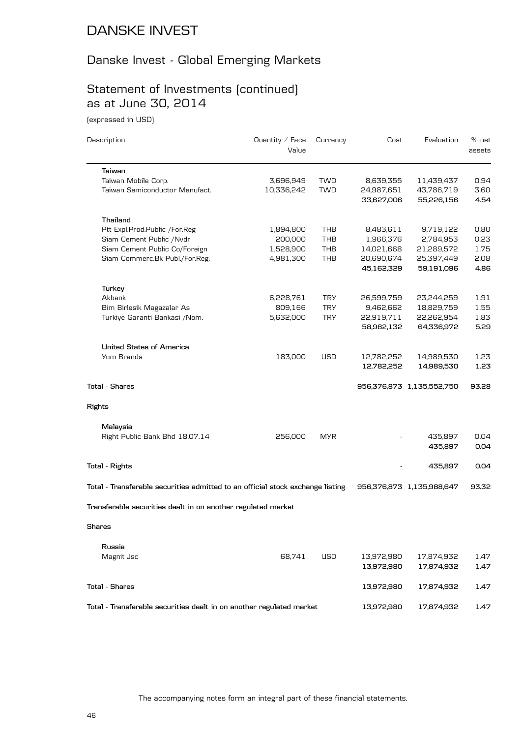# DANSKE INVEST

## Danske Invest - Global Emerging Markets

## Statement of Investments (continued) as at June 30, 2014

(expressed in USD)

| Description | Quantity / Face Value | Currency | Cost | Evaluation | % net assets |
|---|---|---|---|---|---|
| **Taiwan** | | | | | |
| Taiwan Mobile Corp. | 3,696,949 | TWD | 8,639,355 | 11,439,437 | 0.94 |
| Taiwan Semiconductor Manufact. | 10,336,242 | TWD | 24,987,651 | 43,786,719 | 3.60 |
| | | | **33,627,006** | **55,226,156** | **4.54** |
| **Thailand** | | | | | |
| Ptt Expl.Prod.Public /For.Reg | 1,894,800 | THB | 8,483,611 | 9,719,122 | 0.80 |
| Siam Cement Public /Nvdr | 200,000 | THB | 1,966,376 | 2,784,953 | 0.23 |
| Siam Cement Public Co/Foreign | 1,528,900 | THB | 14,021,668 | 21,289,572 | 1.75 |
| Siam Commerc.Bk Publ./For.Reg. | 4,981,300 | THB | 20,690,674 | 25,397,449 | 2.08 |
| | | | **45,162,329** | **59,191,096** | **4.86** |
| **Turkey** | | | | | |
| Akbank | 6,228,761 | TRY | 26,599,759 | 23,244,259 | 1.91 |
| Bim Birlesik Magazalar As | 809,166 | TRY | 9,462,662 | 18,829,759 | 1.55 |
| Turkiye Garanti Bankasi /Nom. | 5,632,000 | TRY | 22,919,711 | 22,262,954 | 1.83 |
| | | | **58,982,132** | **64,336,972** | **5.29** |
| **United States of America** | | | | | |
| Yum Brands | 183,000 | USD | 12,782,252 | 14,989,530 | 1.23 |
| | | | **12,782,252** | **14,989,530** | **1.23** |
| **Total - Shares** | | | **956,376,873** | **1,135,552,750** | **93.28** |
| **Rights** | | | | | |
| **Malaysia** | | | | | |
| Right Public Bank Bhd 18.07.14 | 256,000 | MYR | - | 435,897 | 0.04 |
| | | | - | **435,897** | **0.04** |
| **Total - Rights** | | | - | **435,897** | **0.04** |
| **Total - Transferable securities admitted to an official stock exchange listing** | | | **956,376,873** | **1,135,988,647** | **93.32** |
| **Transferable securities dealt in on another regulated market** | | | | | |
| **Shares** | | | | | |
| **Russia** | | | | | |
| Magnit Jsc | 68,741 | USD | 13,972,980 | 17,874,932 | 1.47 |
| | | | **13,972,980** | **17,874,932** | **1.47** |
| **Total - Shares** | | | **13,972,980** | **17,874,932** | **1.47** |
| **Total - Transferable securities dealt in on another regulated market** | | | **13,972,980** | **17,874,932** | **1.47** |

The accompanying notes form an integral part of these financial statements.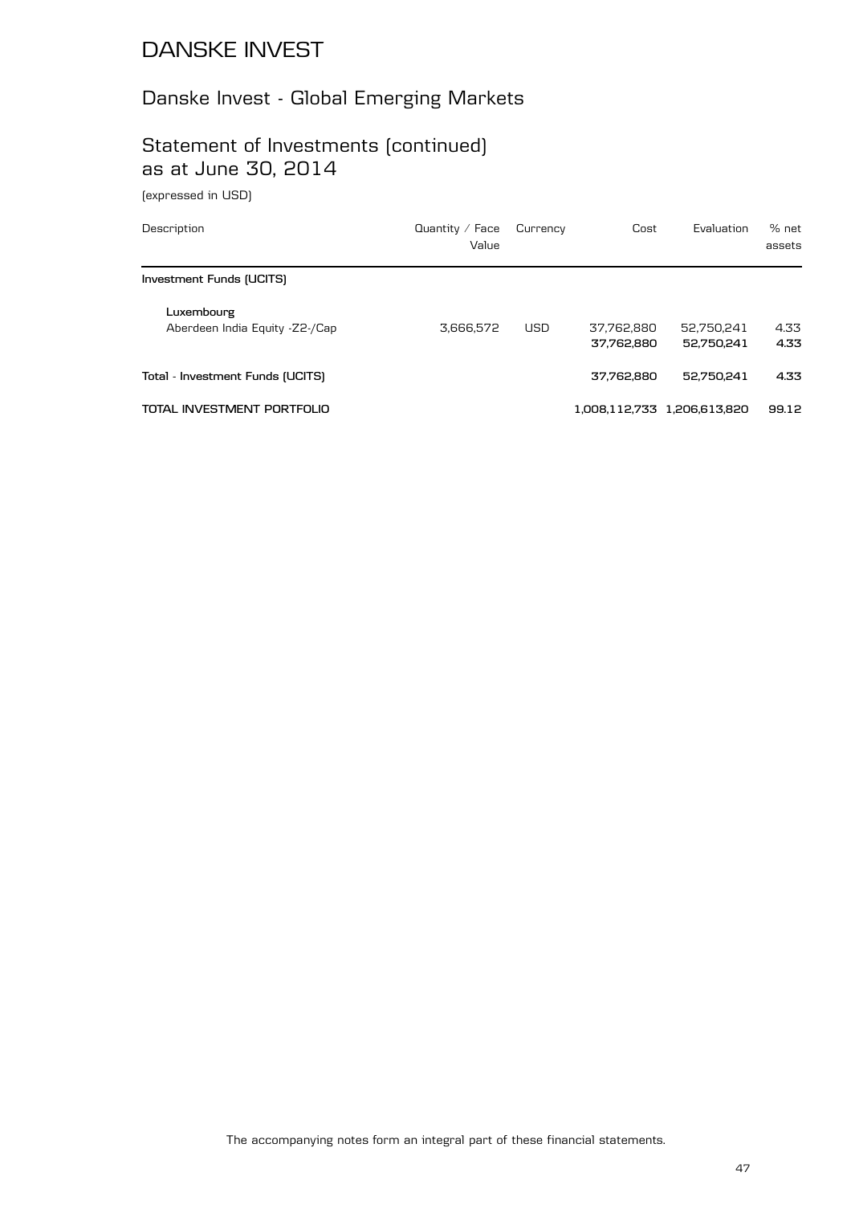# DANSKE INVEST

## Danske Invest - Global Emerging Markets

## Statement of Investments (continued) as at June 30, 2014

(expressed in USD)

| Description | Quantity / Face Value | Currency | Cost | Evaluation | % net assets |
|---|---|---|---|---|---|
| **Investment Funds (UCITS)** | | | | | |
| **Luxembourg** | | | | | |
| Aberdeen India Equity -Z2-/Cap | 3,666,572 | USD | 37,762,880 | 52,750,241 | 4.33 |
| | | | **37,762,880** | **52,750,241** | **4.33** |
| **Total - Investment Funds (UCITS)** | | | **37,762,880** | **52,750,241** | **4.33** |
| **TOTAL INVESTMENT PORTFOLIO** | | | **1,008,112,733** | **1,206,613,820** | **99.12** |

The accompanying notes form an integral part of these financial statements.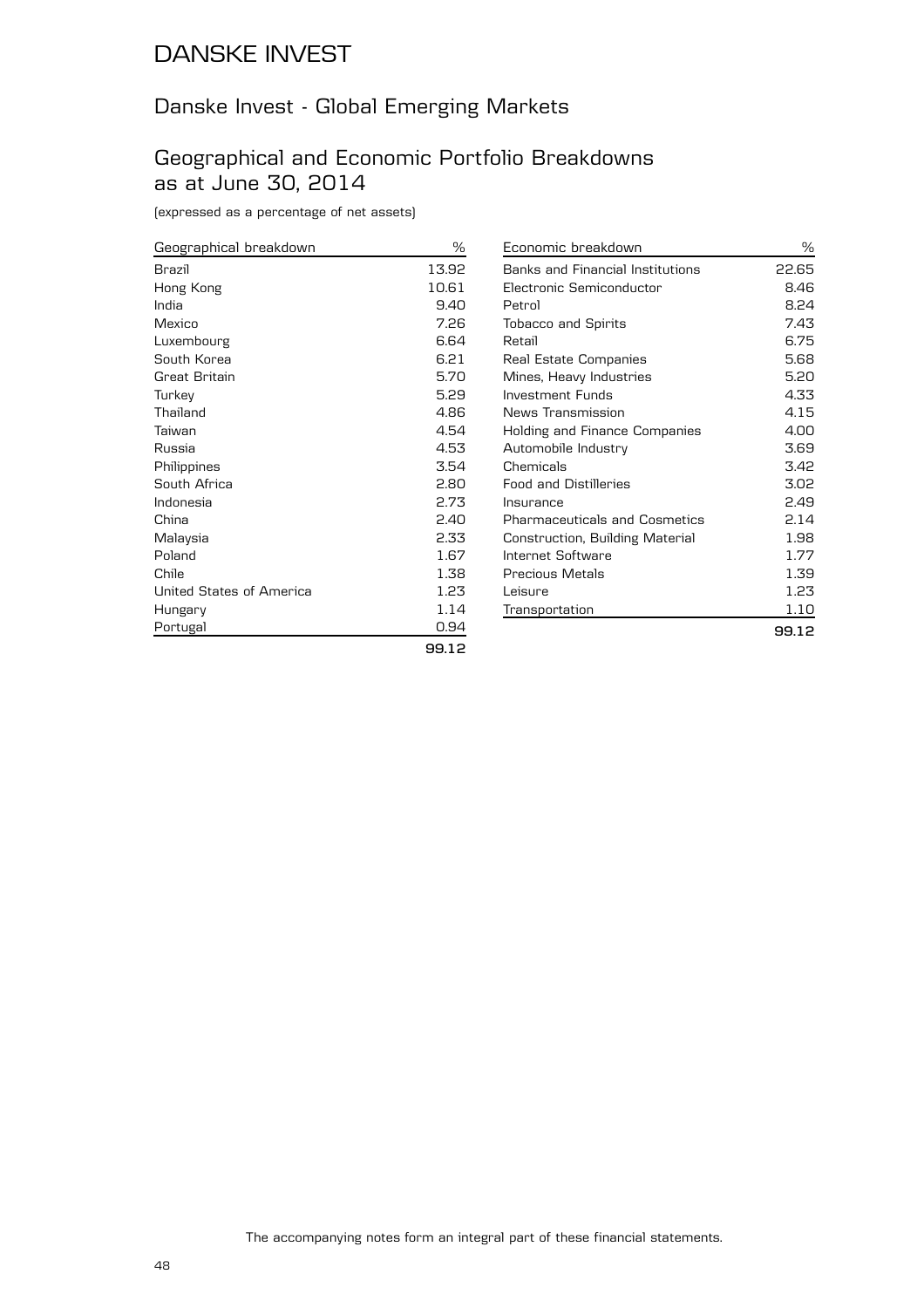# DANSKE INVEST

## Danske Invest - Global Emerging Markets

## Geographical and Economic Portfolio Breakdowns as at June 30, 2014

(expressed as a percentage of net assets)

| Geographical breakdown | % |
|---|---|
| Brazil | 13.92 |
| Hong Kong | 10.61 |
| India | 9.40 |
| Mexico | 7.26 |
| Luxembourg | 6.64 |
| South Korea | 6.21 |
| Great Britain | 5.70 |
| Turkey | 5.29 |
| Thailand | 4.86 |
| Taiwan | 4.54 |
| Russia | 4.53 |
| Philippines | 3.54 |
| South Africa | 2.80 |
| Indonesia | 2.73 |
| China | 2.40 |
| Malaysia | 2.33 |
| Poland | 1.67 |
| Chile | 1.38 |
| United States of America | 1.23 |
| Hungary | 1.14 |
| Portugal | 0.94 |
| | **99.12** |

| Economic breakdown | % |
|---|---|
| Banks and Financial Institutions | 22.65 |
| Electronic Semiconductor | 8.46 |
| Petrol | 8.24 |
| Tobacco and Spirits | 7.43 |
| Retail | 6.75 |
| Real Estate Companies | 5.68 |
| Mines, Heavy Industries | 5.20 |
| Investment Funds | 4.33 |
| News Transmission | 4.15 |
| Holding and Finance Companies | 4.00 |
| Automobile Industry | 3.69 |
| Chemicals | 3.42 |
| Food and Distilleries | 3.02 |
| Insurance | 2.49 |
| Pharmaceuticals and Cosmetics | 2.14 |
| Construction, Building Material | 1.98 |
| Internet Software | 1.77 |
| Precious Metals | 1.39 |
| Leisure | 1.23 |
| Transportation | 1.10 |
| | **99.12** |

The accompanying notes form an integral part of these financial statements.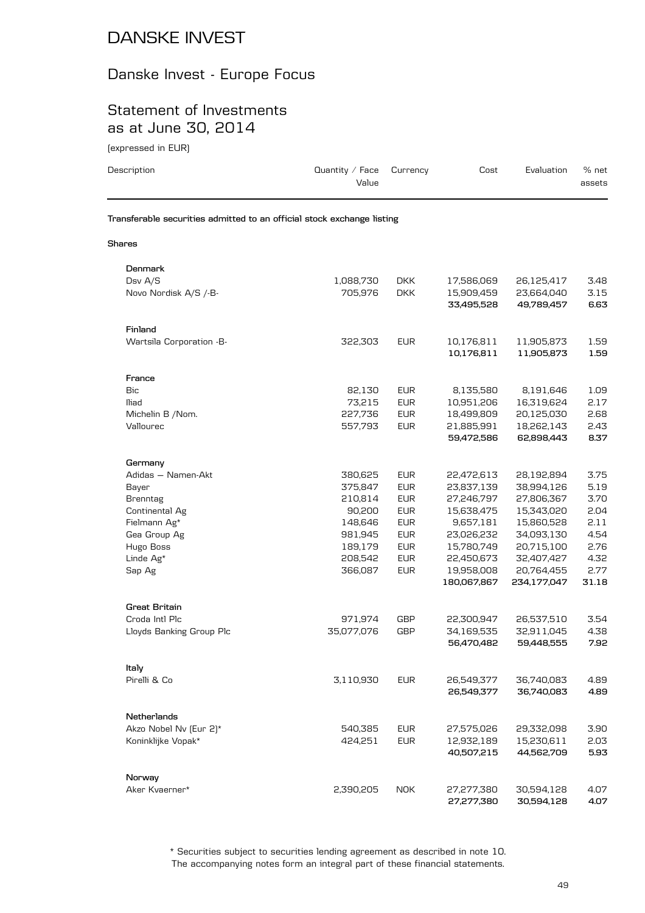# DANSKE INVEST

## Danske Invest - Europe Focus

## Statement of Investments as at June 30, 2014

(expressed in EUR)

| Description | Quantity / Face Value | Currency | Cost | Evaluation | % net assets |
|---|---|---|---|---|---|
| **Transferable securities admitted to an official stock exchange listing** | | | | | |
| **Shares** | | | | | |
| **Denmark** | | | | | |
| Dsv A/S | 1,088,730 | DKK | 17,586,069 | 26,125,417 | 3.48 |
| Novo Nordisk A/S /-B- | 705,976 | DKK | 15,909,459 | 23,664,040 | 3.15 |
| | | | **33,495,528** | **49,789,457** | **6.63** |
| **Finland** | | | | | |
| Wartsila Corporation -B- | 322,303 | EUR | 10,176,811 | 11,905,873 | 1.59 |
| | | | **10,176,811** | **11,905,873** | **1.59** |
| **France** | | | | | |
| Bic | 82,130 | EUR | 8,135,580 | 8,191,646 | 1.09 |
| Iliad | 73,215 | EUR | 10,951,206 | 16,319,624 | 2.17 |
| Michelin B /Nom. | 227,736 | EUR | 18,499,809 | 20,125,030 | 2.68 |
| Vallourec | 557,793 | EUR | 21,885,991 | 18,262,143 | 2.43 |
| | | | **59,472,586** | **62,898,443** | **8.37** |
| **Germany** | | | | | |
| Adidas — Namen-Akt | 380,625 | EUR | 22,472,613 | 28,192,894 | 3.75 |
| Bayer | 375,847 | EUR | 23,837,139 | 38,994,126 | 5.19 |
| Brenntag | 210,814 | EUR | 27,246,797 | 27,806,367 | 3.70 |
| Continental Ag | 90,200 | EUR | 15,638,475 | 15,343,020 | 2.04 |
| Fielmann Ag* | 148,646 | EUR | 9,657,181 | 15,860,528 | 2.11 |
| Gea Group Ag | 981,945 | EUR | 23,026,232 | 34,093,130 | 4.54 |
| Hugo Boss | 189,179 | EUR | 15,780,749 | 20,715,100 | 2.76 |
| Linde Ag* | 208,542 | EUR | 22,450,673 | 32,407,427 | 4.32 |
| Sap Ag | 366,087 | EUR | 19,958,008 | 20,764,455 | 2.77 |
| | | | **180,067,867** | **234,177,047** | **31.18** |
| **Great Britain** | | | | | |
| Croda Intl Plc | 971,974 | GBP | 22,300,947 | 26,537,510 | 3.54 |
| Lloyds Banking Group Plc | 35,077,076 | GBP | 34,169,535 | 32,911,045 | 4.38 |
| | | | **56,470,482** | **59,448,555** | **7.92** |
| **Italy** | | | | | |
| Pirelli & Co | 3,110,930 | EUR | 26,549,377 | 36,740,083 | 4.89 |
| | | | **26,549,377** | **36,740,083** | **4.89** |
| **Netherlands** | | | | | |
| Akzo Nobel Nv (Eur 2)* | 540,385 | EUR | 27,575,026 | 29,332,098 | 3.90 |
| Koninklijke Vopak* | 424,251 | EUR | 12,932,189 | 15,230,611 | 2.03 |
| | | | **40,507,215** | **44,562,709** | **5.93** |
| **Norway** | | | | | |
| Aker Kvaerner* | 2,390,205 | NOK | 27,277,380 | 30,594,128 | 4.07 |
| | | | **27,277,380** | **30,594,128** | **4.07** |

\* Securities subject to securities lending agreement as described in note 10.

The accompanying notes form an integral part of these financial statements.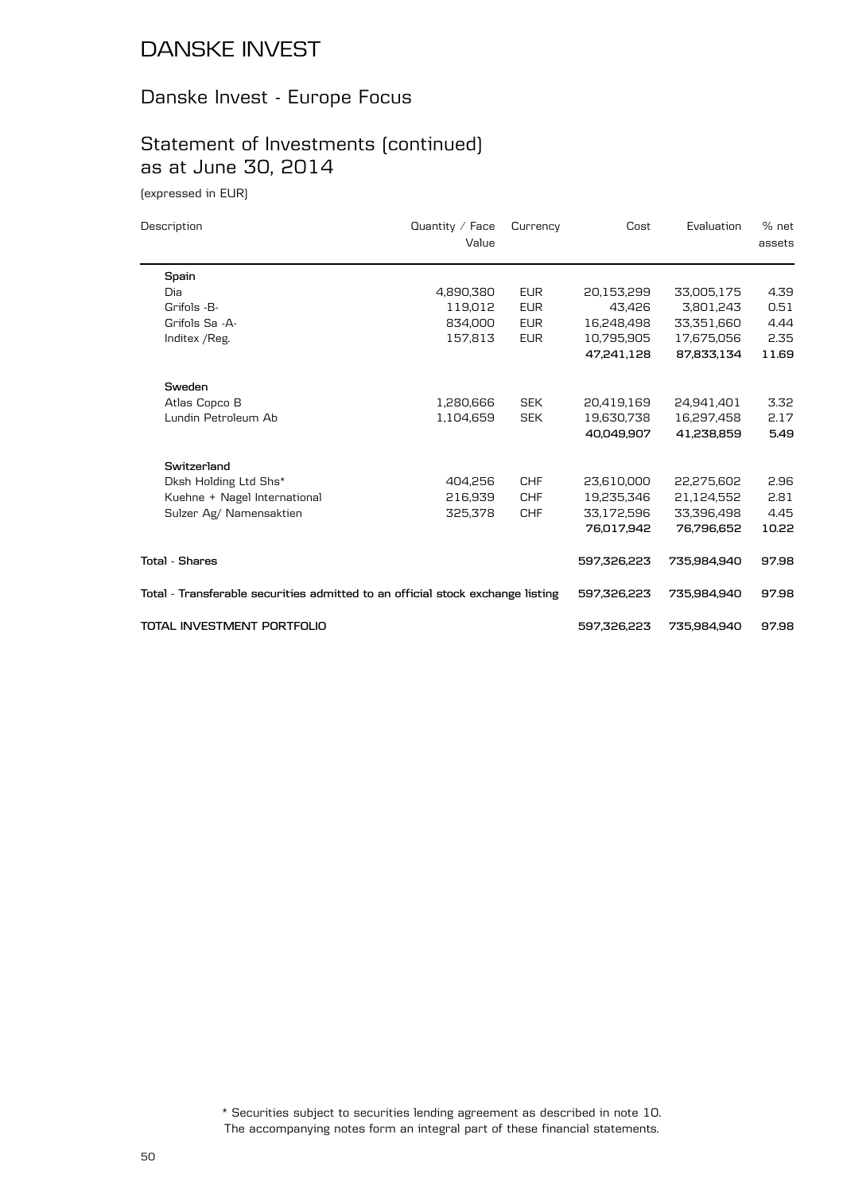# DANSKE INVEST

## Danske Invest - Europe Focus

## Statement of Investments (continued) as at June 30, 2014

(expressed in EUR)

| Description | Quantity / Face Value | Currency | Cost | Evaluation | % net assets |
|---|---|---|---|---|---|
| **Spain** | | | | | |
| Dia | 4,890,380 | EUR | 20,153,299 | 33,005,175 | 4.39 |
| Grifols -B- | 119,012 | EUR | 43,426 | 3,801,243 | 0.51 |
| Grifols Sa -A- | 834,000 | EUR | 16,248,498 | 33,351,660 | 4.44 |
| Inditex /Reg. | 157,813 | EUR | 10,795,905 | 17,675,056 | 2.35 |
| | | | **47,241,128** | **87,833,134** | **11.69** |
| **Sweden** | | | | | |
| Atlas Copco B | 1,280,666 | SEK | 20,419,169 | 24,941,401 | 3.32 |
| Lundin Petroleum Ab | 1,104,659 | SEK | 19,630,738 | 16,297,458 | 2.17 |
| | | | **40,049,907** | **41,238,859** | **5.49** |
| **Switzerland** | | | | | |
| Dksh Holding Ltd Shs* | 404,256 | CHF | 23,610,000 | 22,275,602 | 2.96 |
| Kuehne + Nagel International | 216,939 | CHF | 19,235,346 | 21,124,552 | 2.81 |
| Sulzer Ag/ Namensaktien | 325,378 | CHF | 33,172,596 | 33,396,498 | 4.45 |
| | | | **76,017,942** | **76,796,652** | **10.22** |
| **Total - Shares** | | | **597,326,223** | **735,984,940** | **97.98** |
| **Total - Transferable securities admitted to an official stock exchange listing** | | | **597,326,223** | **735,984,940** | **97.98** |
| **TOTAL INVESTMENT PORTFOLIO** | | | **597,326,223** | **735,984,940** | **97.98** |

\* Securities subject to securities lending agreement as described in note 10.

The accompanying notes form an integral part of these financial statements.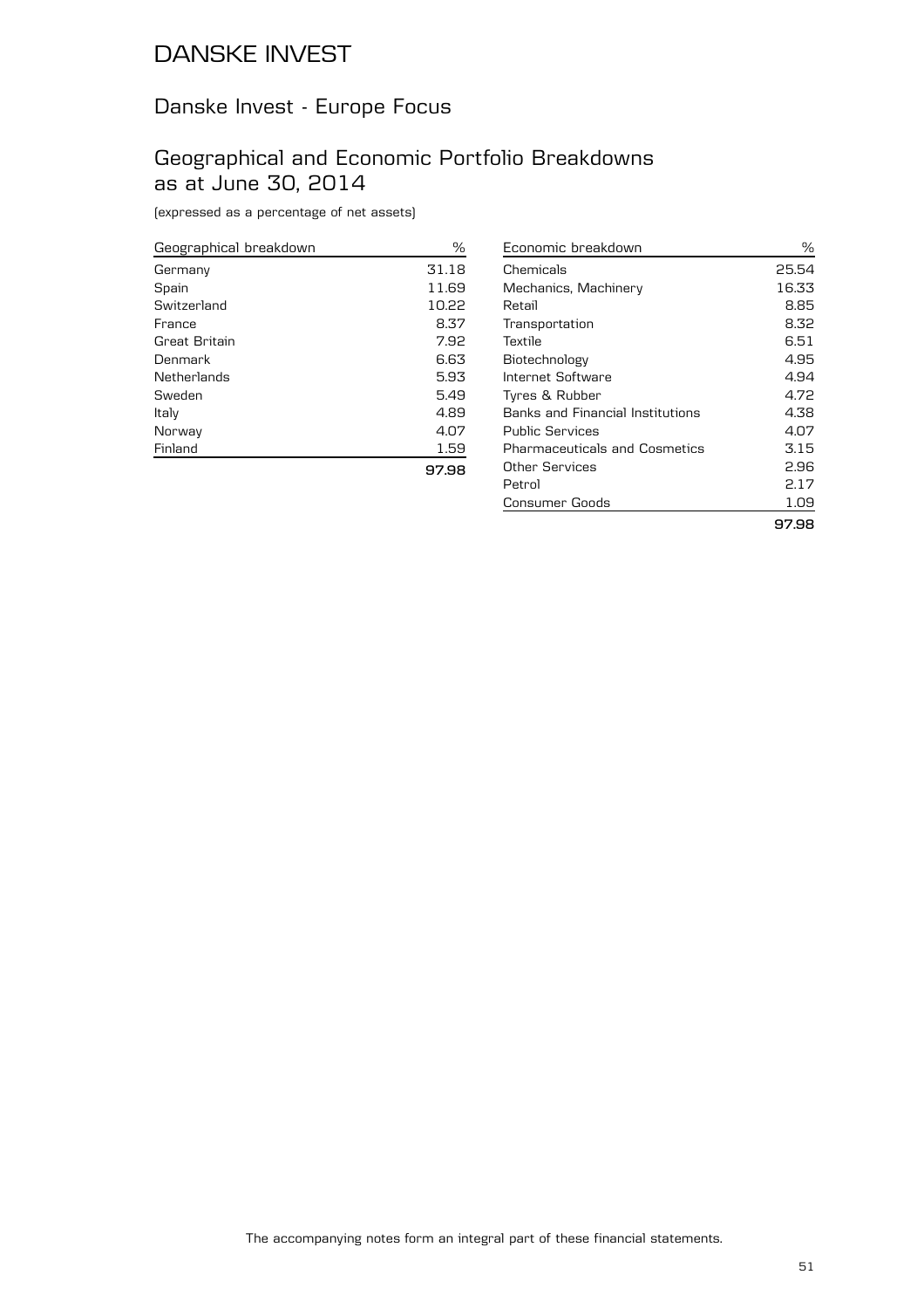# DANSKE INVEST

## Danske Invest - Europe Focus

## Geographical and Economic Portfolio Breakdowns as at June 30, 2014

(expressed as a percentage of net assets)

| Geographical breakdown | % |
|---|---|
| Germany | 31.18 |
| Spain | 11.69 |
| Switzerland | 10.22 |
| France | 8.37 |
| Great Britain | 7.92 |
| Denmark | 6.63 |
| Netherlands | 5.93 |
| Sweden | 5.49 |
| Italy | 4.89 |
| Norway | 4.07 |
| Finland | 1.59 |
| | **97.98** |

| Economic breakdown | % |
|---|---|
| Chemicals | 25.54 |
| Mechanics, Machinery | 16.33 |
| Retail | 8.85 |
| Transportation | 8.32 |
| Textile | 6.51 |
| Biotechnology | 4.95 |
| Internet Software | 4.94 |
| Tyres & Rubber | 4.72 |
| Banks and Financial Institutions | 4.38 |
| Public Services | 4.07 |
| Pharmaceuticals and Cosmetics | 3.15 |
| Other Services | 2.96 |
| Petrol | 2.17 |
| Consumer Goods | 1.09 |
| | **97.98** |

The accompanying notes form an integral part of these financial statements.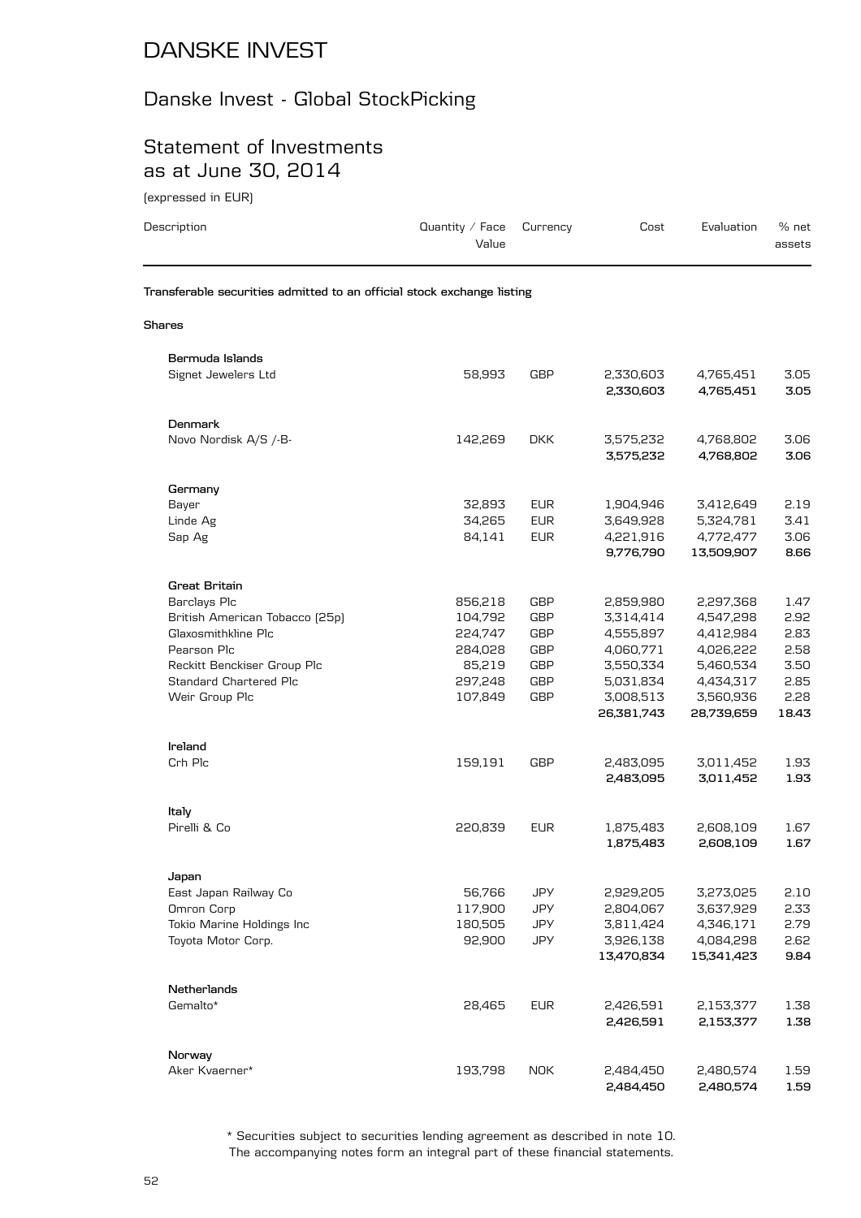# DANSKE INVEST

## Danske Invest - Global StockPicking

## Statement of Investments as at June 30, 2014

(expressed in EUR)

| Description | Quantity / Face Value | Currency | Cost | Evaluation | % net assets |
|---|---|---|---|---|---|
| **Transferable securities admitted to an official stock exchange listing** | | | | | |
| **Shares** | | | | | |
| **Bermuda Islands** | | | | | |
| Signet Jewelers Ltd | 58,993 | GBP | 2,330,603 | 4,765,451 | 3.05 |
| | | | **2,330,603** | **4,765,451** | **3.05** |
| **Denmark** | | | | | |
| Novo Nordisk A/S /-B- | 142,269 | DKK | 3,575,232 | 4,768,802 | 3.06 |
| | | | **3,575,232** | **4,768,802** | **3.06** |
| **Germany** | | | | | |
| Bayer | 32,893 | EUR | 1,904,946 | 3,412,649 | 2.19 |
| Linde Ag | 34,265 | EUR | 3,649,928 | 5,324,781 | 3.41 |
| Sap Ag | 84,141 | EUR | 4,221,916 | 4,772,477 | 3.06 |
| | | | **9,776,790** | **13,509,907** | **8.66** |
| **Great Britain** | | | | | |
| Barclays Plc | 856,218 | GBP | 2,859,980 | 2,297,368 | 1.47 |
| British American Tobacco (25p) | 104,792 | GBP | 3,314,414 | 4,547,298 | 2.92 |
| Glaxosmithkline Plc | 224,747 | GBP | 4,555,897 | 4,412,984 | 2.83 |
| Pearson Plc | 284,028 | GBP | 4,060,771 | 4,026,222 | 2.58 |
| Reckitt Benckiser Group Plc | 85,219 | GBP | 3,550,334 | 5,460,534 | 3.50 |
| Standard Chartered Plc | 297,248 | GBP | 5,031,834 | 4,434,317 | 2.85 |
| Weir Group Plc | 107,849 | GBP | 3,008,513 | 3,560,936 | 2.28 |
| | | | **26,381,743** | **28,739,659** | **18.43** |
| **Ireland** | | | | | |
| Crh Plc | 159,191 | GBP | 2,483,095 | 3,011,452 | 1.93 |
| | | | **2,483,095** | **3,011,452** | **1.93** |
| **Italy** | | | | | |
| Pirelli & Co | 220,839 | EUR | 1,875,483 | 2,608,109 | 1.67 |
| | | | **1,875,483** | **2,608,109** | **1.67** |
| **Japan** | | | | | |
| East Japan Railway Co | 56,766 | JPY | 2,929,205 | 3,273,025 | 2.10 |
| Omron Corp | 117,900 | JPY | 2,804,067 | 3,637,929 | 2.33 |
| Tokio Marine Holdings Inc | 180,505 | JPY | 3,811,424 | 4,346,171 | 2.79 |
| Toyota Motor Corp. | 92,900 | JPY | 3,926,138 | 4,084,298 | 2.62 |
| | | | **13,470,834** | **15,341,423** | **9.84** |
| **Netherlands** | | | | | |
| Gemalto* | 28,465 | EUR | 2,426,591 | 2,153,377 | 1.38 |
| | | | **2,426,591** | **2,153,377** | **1.38** |
| **Norway** | | | | | |
| Aker Kvaerner* | 193,798 | NOK | 2,484,450 | 2,480,574 | 1.59 |
| | | | **2,484,450** | **2,480,574** | **1.59** |

\* Securities subject to securities lending agreement as described in note 10.

The accompanying notes form an integral part of these financial statements.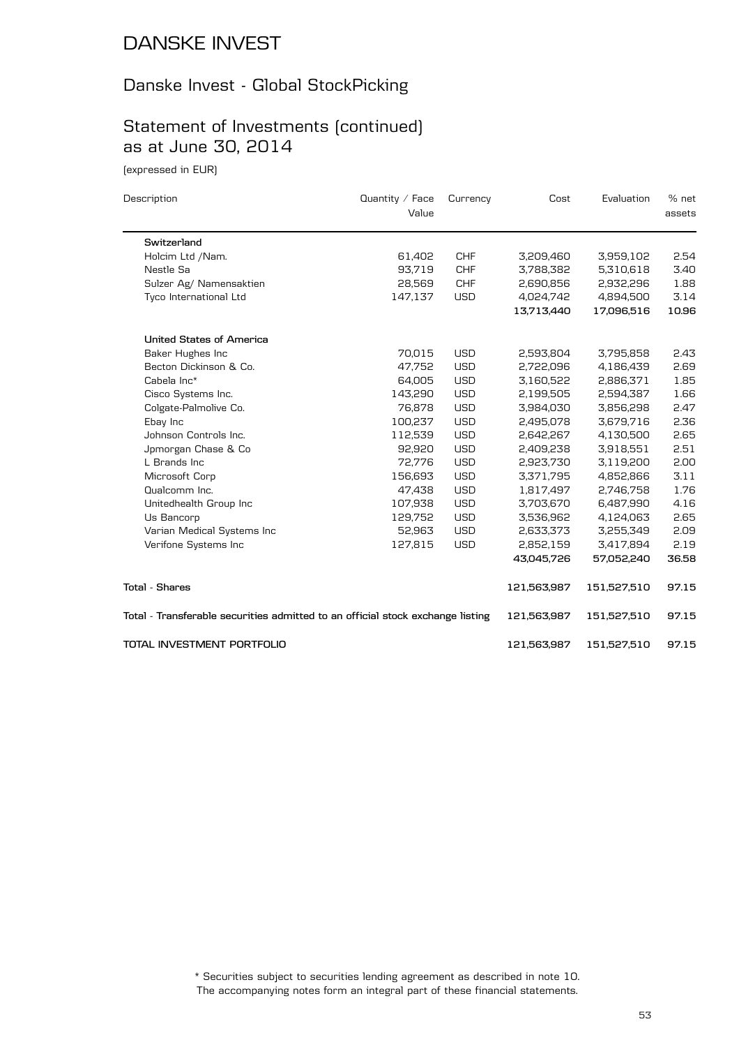# DANSKE INVEST

## Danske Invest - Global StockPicking

## Statement of Investments (continued) as at June 30, 2014

(expressed in EUR)

| Description | Quantity / Face Value | Currency | Cost | Evaluation | % net assets |
|---|---|---|---|---|---|
| **Switzerland** | | | | | |
| Holcim Ltd /Nam. | 61,402 | CHF | 3,209,460 | 3,959,102 | 2.54 |
| Nestle Sa | 93,719 | CHF | 3,788,382 | 5,310,618 | 3.40 |
| Sulzer Ag/ Namensaktien | 28,569 | CHF | 2,690,856 | 2,932,296 | 1.88 |
| Tyco International Ltd | 147,137 | USD | 4,024,742 | 4,894,500 | 3.14 |
| | | | **13,713,440** | **17,096,516** | **10.96** |
| **United States of America** | | | | | |
| Baker Hughes Inc | 70,015 | USD | 2,593,804 | 3,795,858 | 2.43 |
| Becton Dickinson & Co. | 47,752 | USD | 2,722,096 | 4,186,439 | 2.69 |
| Cabela Inc* | 64,005 | USD | 3,160,522 | 2,886,371 | 1.85 |
| Cisco Systems Inc. | 143,290 | USD | 2,199,505 | 2,594,387 | 1.66 |
| Colgate-Palmolive Co. | 76,878 | USD | 3,984,030 | 3,856,298 | 2.47 |
| Ebay Inc | 100,237 | USD | 2,495,078 | 3,679,716 | 2.36 |
| Johnson Controls Inc. | 112,539 | USD | 2,642,267 | 4,130,500 | 2.65 |
| Jpmorgan Chase & Co | 92,920 | USD | 2,409,238 | 3,918,551 | 2.51 |
| L Brands Inc | 72,776 | USD | 2,923,730 | 3,119,200 | 2.00 |
| Microsoft Corp | 156,693 | USD | 3,371,795 | 4,852,866 | 3.11 |
| Qualcomm Inc. | 47,438 | USD | 1,817,497 | 2,746,758 | 1.76 |
| Unitedhealth Group Inc | 107,938 | USD | 3,703,670 | 6,487,990 | 4.16 |
| Us Bancorp | 129,752 | USD | 3,536,962 | 4,124,063 | 2.65 |
| Varian Medical Systems Inc | 52,963 | USD | 2,633,373 | 3,255,349 | 2.09 |
| Verifone Systems Inc | 127,815 | USD | 2,852,159 | 3,417,894 | 2.19 |
| | | | **43,045,726** | **57,052,240** | **36.58** |
| **Total - Shares** | | | **121,563,987** | **151,527,510** | **97.15** |
| **Total - Transferable securities admitted to an official stock exchange listing** | | | **121,563,987** | **151,527,510** | **97.15** |
| **TOTAL INVESTMENT PORTFOLIO** | | | **121,563,987** | **151,527,510** | **97.15** |

\* Securities subject to securities lending agreement as described in note 10.

The accompanying notes form an integral part of these financial statements.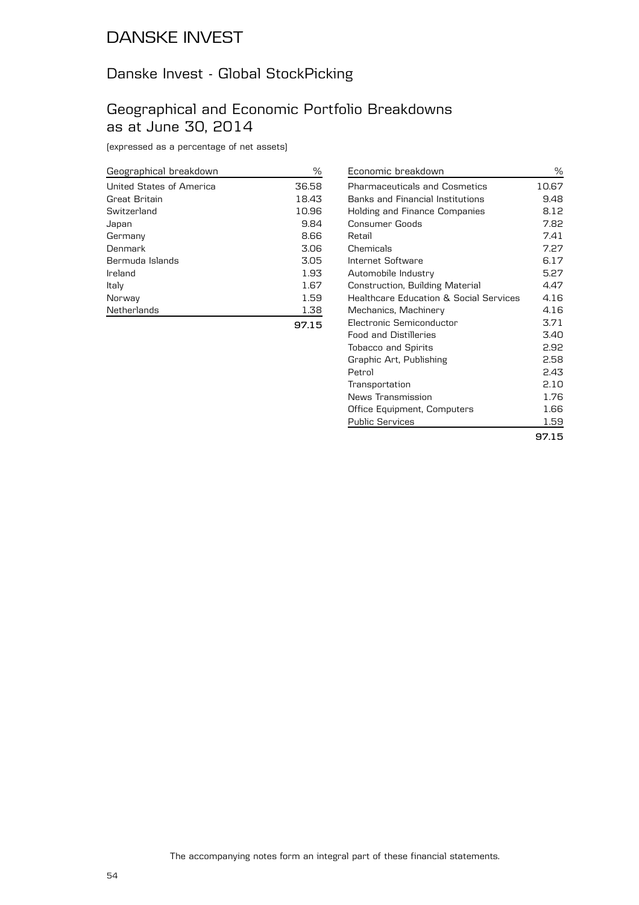# DANSKE INVEST

## Danske Invest - Global StockPicking

## Geographical and Economic Portfolio Breakdowns as at June 30, 2014

(expressed as a percentage of net assets)

| Geographical breakdown | % |
|---|---|
| United States of America | 36.58 |
| Great Britain | 18.43 |
| Switzerland | 10.96 |
| Japan | 9.84 |
| Germany | 8.66 |
| Denmark | 3.06 |
| Bermuda Islands | 3.05 |
| Ireland | 1.93 |
| Italy | 1.67 |
| Norway | 1.59 |
| Netherlands | 1.38 |
| | **97.15** |

| Economic breakdown | % |
|---|---|
| Pharmaceuticals and Cosmetics | 10.67 |
| Banks and Financial Institutions | 9.48 |
| Holding and Finance Companies | 8.12 |
| Consumer Goods | 7.82 |
| Retail | 7.41 |
| Chemicals | 7.27 |
| Internet Software | 6.17 |
| Automobile Industry | 5.27 |
| Construction, Building Material | 4.47 |
| Healthcare Education & Social Services | 4.16 |
| Mechanics, Machinery | 4.16 |
| Electronic Semiconductor | 3.71 |
| Food and Distilleries | 3.40 |
| Tobacco and Spirits | 2.92 |
| Graphic Art, Publishing | 2.58 |
| Petrol | 2.43 |
| Transportation | 2.10 |
| News Transmission | 1.76 |
| Office Equipment, Computers | 1.66 |
| Public Services | 1.59 |
| | **97.15** |

The accompanying notes form an integral part of these financial statements.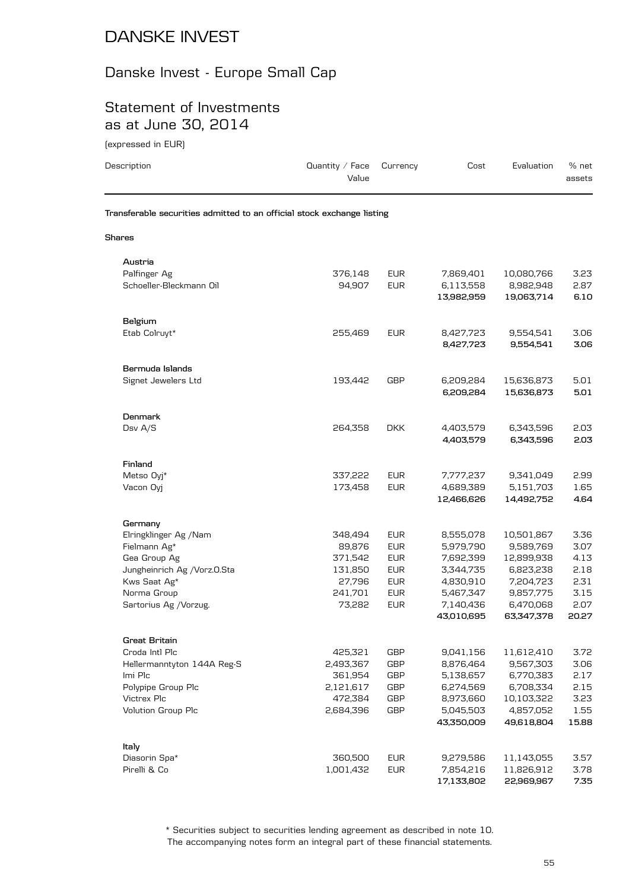# DANSKE INVEST

## Danske Invest - Europe Small Cap

## Statement of Investments as at June 30, 2014

(expressed in EUR)

| Description | Quantity / Face Value | Currency | Cost | Evaluation | % net assets |
|---|---|---|---|---|---|
| **Transferable securities admitted to an official stock exchange listing** | | | | | |
| **Shares** | | | | | |
| **Austria** | | | | | |
| Palfinger Ag | 376,148 | EUR | 7,869,401 | 10,080,766 | 3.23 |
| Schoeller-Bleckmann Oil | 94,907 | EUR | 6,113,558 | 8,982,948 | 2.87 |
| | | | **13,982,959** | **19,063,714** | **6.10** |
| **Belgium** | | | | | |
| Etab Colruyt* | 255,469 | EUR | 8,427,723 | 9,554,541 | 3.06 |
| | | | **8,427,723** | **9,554,541** | **3.06** |
| **Bermuda Islands** | | | | | |
| Signet Jewelers Ltd | 193,442 | GBP | 6,209,284 | 15,636,873 | 5.01 |
| | | | **6,209,284** | **15,636,873** | **5.01** |
| **Denmark** | | | | | |
| Dsv A/S | 264,358 | DKK | 4,403,579 | 6,343,596 | 2.03 |
| | | | **4,403,579** | **6,343,596** | **2.03** |
| **Finland** | | | | | |
| Metso Oyj* | 337,222 | EUR | 7,777,237 | 9,341,049 | 2.99 |
| Vacon Oyj | 173,458 | EUR | 4,689,389 | 5,151,703 | 1.65 |
| | | | **12,466,626** | **14,492,752** | **4.64** |
| **Germany** | | | | | |
| Elringklinger Ag /Nam | 348,494 | EUR | 8,555,078 | 10,501,867 | 3.36 |
| Fielmann Ag* | 89,876 | EUR | 5,979,790 | 9,589,769 | 3.07 |
| Gea Group Ag | 371,542 | EUR | 7,692,399 | 12,899,938 | 4.13 |
| Jungheinrich Ag /Vorz.O.Sta | 131,850 | EUR | 3,344,735 | 6,823,238 | 2.18 |
| Kws Saat Ag* | 27,796 | EUR | 4,830,910 | 7,204,723 | 2.31 |
| Norma Group | 241,701 | EUR | 5,467,347 | 9,857,775 | 3.15 |
| Sartorius Ag /Vorzug. | 73,282 | EUR | 7,140,436 | 6,470,068 | 2.07 |
| | | | **43,010,695** | **63,347,378** | **20.27** |
| **Great Britain** | | | | | |
| Croda Intl Plc | 425,321 | GBP | 9,041,156 | 11,612,410 | 3.72 |
| Hellermanntyton 144A Reg-S | 2,493,367 | GBP | 8,876,464 | 9,567,303 | 3.06 |
| Imi Plc | 361,954 | GBP | 5,138,657 | 6,770,383 | 2.17 |
| Polypipe Group Plc | 2,121,617 | GBP | 6,274,569 | 6,708,334 | 2.15 |
| Victrex Plc | 472,384 | GBP | 8,973,660 | 10,103,322 | 3.23 |
| Volution Group Plc | 2,684,396 | GBP | 5,045,503 | 4,857,052 | 1.55 |
| | | | **43,350,009** | **49,618,804** | **15.88** |
| **Italy** | | | | | |
| Diasorin Spa* | 360,500 | EUR | 9,279,586 | 11,143,055 | 3.57 |
| Pirelli & Co | 1,001,432 | EUR | 7,854,216 | 11,826,912 | 3.78 |
| | | | **17,133,802** | **22,969,967** | **7.35** |

\* Securities subject to securities lending agreement as described in note 10.
The accompanying notes form an integral part of these financial statements.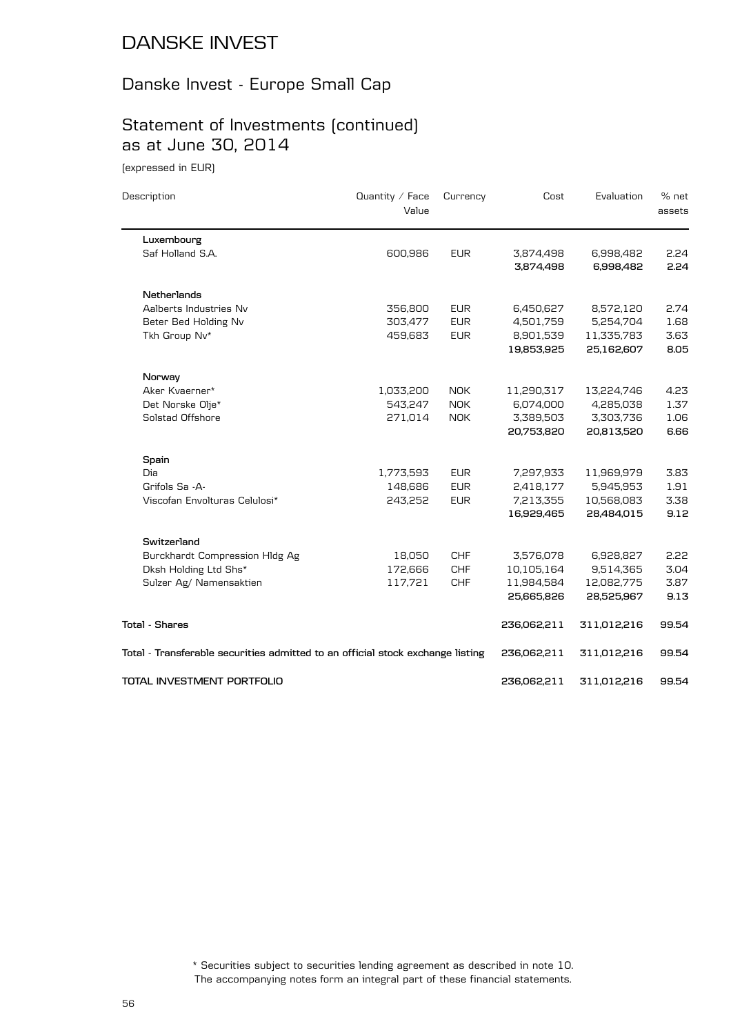# DANSKE INVEST

## Danske Invest - Europe Small Cap

## Statement of Investments (continued) as at June 30, 2014

(expressed in EUR)

| Description | Quantity / Face Value | Currency | Cost | Evaluation | % net assets |
|---|---|---|---|---|---|
| **Luxembourg** | | | | | |
| Saf Holland S.A. | 600,986 | EUR | 3,874,498 | 6,998,482 | 2.24 |
| | | | **3,874,498** | **6,998,482** | **2.24** |
| **Netherlands** | | | | | |
| Aalberts Industries Nv | 356,800 | EUR | 6,450,627 | 8,572,120 | 2.74 |
| Beter Bed Holding Nv | 303,477 | EUR | 4,501,759 | 5,254,704 | 1.68 |
| Tkh Group Nv* | 459,683 | EUR | 8,901,539 | 11,335,783 | 3.63 |
| | | | **19,853,925** | **25,162,607** | **8.05** |
| **Norway** | | | | | |
| Aker Kvaerner* | 1,033,200 | NOK | 11,290,317 | 13,224,746 | 4.23 |
| Det Norske Olje* | 543,247 | NOK | 6,074,000 | 4,285,038 | 1.37 |
| Solstad Offshore | 271,014 | NOK | 3,389,503 | 3,303,736 | 1.06 |
| | | | **20,753,820** | **20,813,520** | **6.66** |
| **Spain** | | | | | |
| Dia | 1,773,593 | EUR | 7,297,933 | 11,969,979 | 3.83 |
| Grifols Sa -A- | 148,686 | EUR | 2,418,177 | 5,945,953 | 1.91 |
| Viscofan Envolturas Celulosi* | 243,252 | EUR | 7,213,355 | 10,568,083 | 3.38 |
| | | | **16,929,465** | **28,484,015** | **9.12** |
| **Switzerland** | | | | | |
| Burckhardt Compression Hldg Ag | 18,050 | CHF | 3,576,078 | 6,928,827 | 2.22 |
| Dksh Holding Ltd Shs* | 172,666 | CHF | 10,105,164 | 9,514,365 | 3.04 |
| Sulzer Ag/ Namensaktien | 117,721 | CHF | 11,984,584 | 12,082,775 | 3.87 |
| | | | **25,665,826** | **28,525,967** | **9.13** |
| **Total - Shares** | | | **236,062,211** | **311,012,216** | **99.54** |
| **Total - Transferable securities admitted to an official stock exchange listing** | | | **236,062,211** | **311,012,216** | **99.54** |
| **TOTAL INVESTMENT PORTFOLIO** | | | **236,062,211** | **311,012,216** | **99.54** |

\* Securities subject to securities lending agreement as described in note 10.
The accompanying notes form an integral part of these financial statements.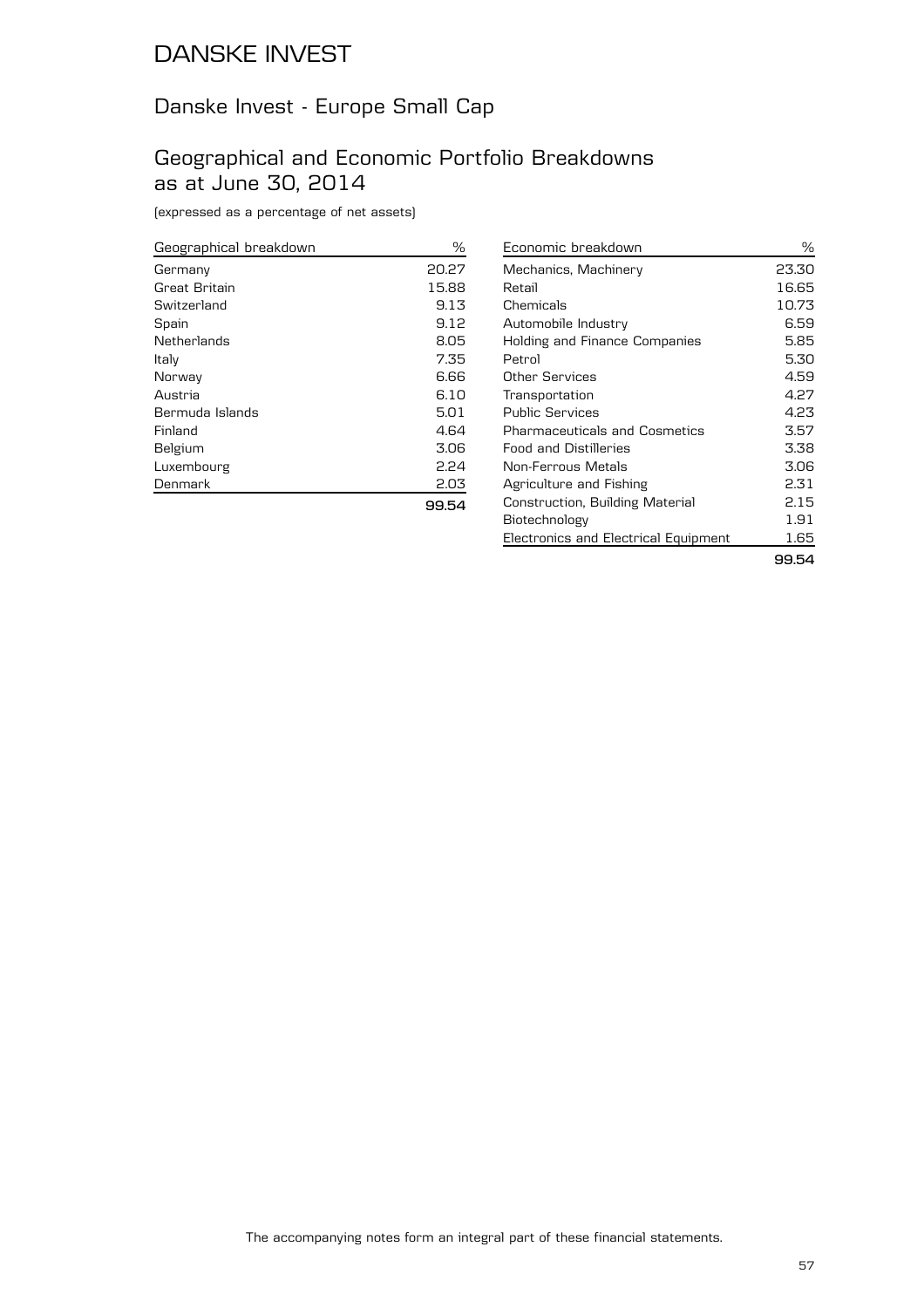# DANSKE INVEST

## Danske Invest - Europe Small Cap

## Geographical and Economic Portfolio Breakdowns as at June 30, 2014

(expressed as a percentage of net assets)

| Geographical breakdown | % |
|---|---|
| Germany | 20.27 |
| Great Britain | 15.88 |
| Switzerland | 9.13 |
| Spain | 9.12 |
| Netherlands | 8.05 |
| Italy | 7.35 |
| Norway | 6.66 |
| Austria | 6.10 |
| Bermuda Islands | 5.01 |
| Finland | 4.64 |
| Belgium | 3.06 |
| Luxembourg | 2.24 |
| Denmark | 2.03 |
| | **99.54** |

| Economic breakdown | % |
|---|---|
| Mechanics, Machinery | 23.30 |
| Retail | 16.65 |
| Chemicals | 10.73 |
| Automobile Industry | 6.59 |
| Holding and Finance Companies | 5.85 |
| Petrol | 5.30 |
| Other Services | 4.59 |
| Transportation | 4.27 |
| Public Services | 4.23 |
| Pharmaceuticals and Cosmetics | 3.57 |
| Food and Distilleries | 3.38 |
| Non-Ferrous Metals | 3.06 |
| Agriculture and Fishing | 2.31 |
| Construction, Building Material | 2.15 |
| Biotechnology | 1.91 |
| Electronics and Electrical Equipment | 1.65 |
| | **99.54** |

The accompanying notes form an integral part of these financial statements.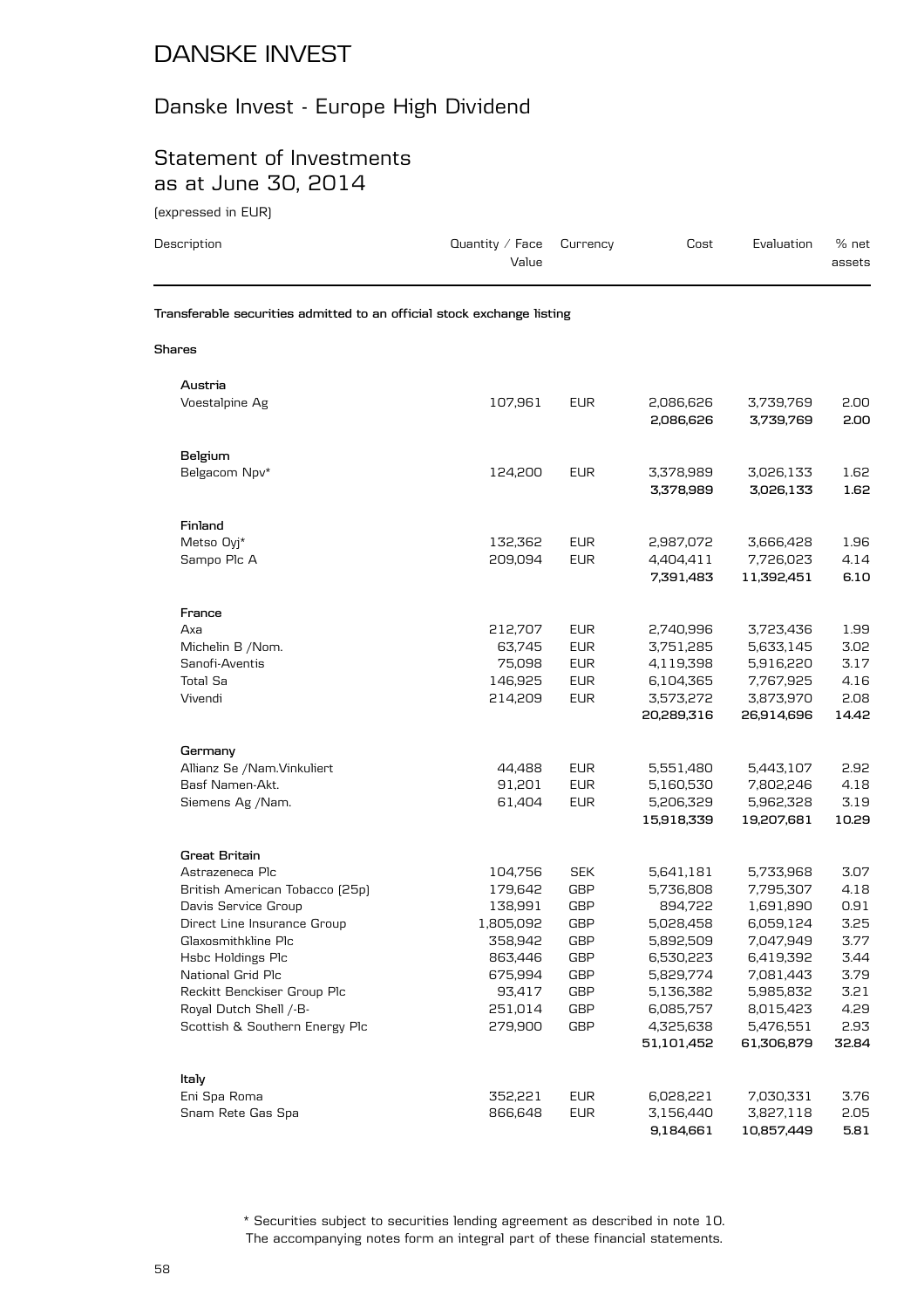# DANSKE INVEST

## Danske Invest - Europe High Dividend

## Statement of Investments as at June 30, 2014

(expressed in EUR)

| Description | Quantity / Face Value | Currency | Cost | Evaluation | % net assets |
|---|---|---|---|---|---|
| **Transferable securities admitted to an official stock exchange listing** | | | | | |
| **Shares** | | | | | |
| **Austria** | | | | | |
| Voestalpine Ag | 107,961 | EUR | 2,086,626 | 3,739,769 | 2.00 |
| | | | **2,086,626** | **3,739,769** | **2.00** |
| **Belgium** | | | | | |
| Belgacom Npv* | 124,200 | EUR | 3,378,989 | 3,026,133 | 1.62 |
| | | | **3,378,989** | **3,026,133** | **1.62** |
| **Finland** | | | | | |
| Metso Oyj* | 132,362 | EUR | 2,987,072 | 3,666,428 | 1.96 |
| Sampo Plc A | 209,094 | EUR | 4,404,411 | 7,726,023 | 4.14 |
| | | | **7,391,483** | **11,392,451** | **6.10** |
| **France** | | | | | |
| Axa | 212,707 | EUR | 2,740,996 | 3,723,436 | 1.99 |
| Michelin B /Nom. | 63,745 | EUR | 3,751,285 | 5,633,145 | 3.02 |
| Sanofi-Aventis | 75,098 | EUR | 4,119,398 | 5,916,220 | 3.17 |
| Total Sa | 146,925 | EUR | 6,104,365 | 7,767,925 | 4.16 |
| Vivendi | 214,209 | EUR | 3,573,272 | 3,873,970 | 2.08 |
| | | | **20,289,316** | **26,914,696** | **14.42** |
| **Germany** | | | | | |
| Allianz Se /Nam.Vinkuliert | 44,488 | EUR | 5,551,480 | 5,443,107 | 2.92 |
| Basf Namen-Akt. | 91,201 | EUR | 5,160,530 | 7,802,246 | 4.18 |
| Siemens Ag /Nam. | 61,404 | EUR | 5,206,329 | 5,962,328 | 3.19 |
| | | | **15,918,339** | **19,207,681** | **10.29** |
| **Great Britain** | | | | | |
| Astrazeneca Plc | 104,756 | SEK | 5,641,181 | 5,733,968 | 3.07 |
| British American Tobacco (25p) | 179,642 | GBP | 5,736,808 | 7,795,307 | 4.18 |
| Davis Service Group | 138,991 | GBP | 894,722 | 1,691,890 | 0.91 |
| Direct Line Insurance Group | 1,805,092 | GBP | 5,028,458 | 6,059,124 | 3.25 |
| Glaxosmithkline Plc | 358,942 | GBP | 5,892,509 | 7,047,949 | 3.77 |
| Hsbc Holdings Plc | 863,446 | GBP | 6,530,223 | 6,419,392 | 3.44 |
| National Grid Plc | 675,994 | GBP | 5,829,774 | 7,081,443 | 3.79 |
| Reckitt Benckiser Group Plc | 93,417 | GBP | 5,136,382 | 5,985,832 | 3.21 |
| Royal Dutch Shell /-B- | 251,014 | GBP | 6,085,757 | 8,015,423 | 4.29 |
| Scottish & Southern Energy Plc | 279,900 | GBP | 4,325,638 | 5,476,551 | 2.93 |
| | | | **51,101,452** | **61,306,879** | **32.84** |
| **Italy** | | | | | |
| Eni Spa Roma | 352,221 | EUR | 6,028,221 | 7,030,331 | 3.76 |
| Snam Rete Gas Spa | 866,648 | EUR | 3,156,440 | 3,827,118 | 2.05 |
| | | | **9,184,661** | **10,857,449** | **5.81** |

\* Securities subject to securities lending agreement as described in note 10.
The accompanying notes form an integral part of these financial statements.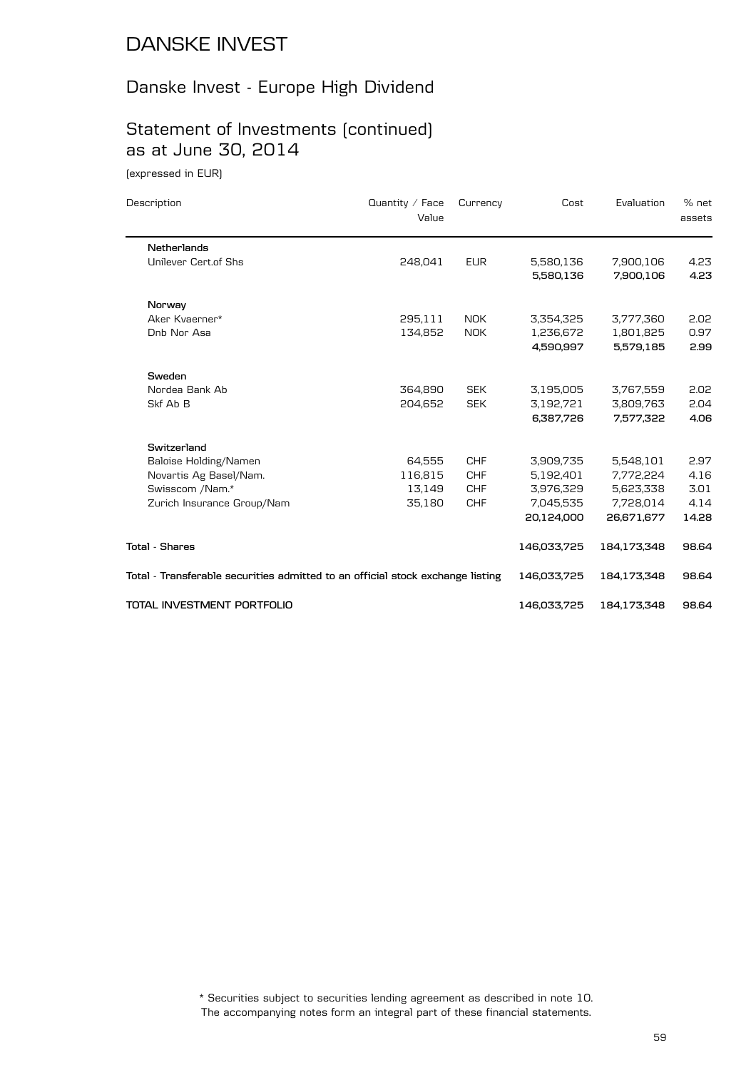# DANSKE INVEST

## Danske Invest - Europe High Dividend

## Statement of Investments (continued) as at June 30, 2014

(expressed in EUR)

| Description | Quantity / Face Value | Currency | Cost | Evaluation | % net assets |
|---|---|---|---|---|---|
| **Netherlands** | | | | | |
| Unilever Cert.of Shs | 248,041 | EUR | 5,580,136 | 7,900,106 | 4.23 |
| | | | **5,580,136** | **7,900,106** | **4.23** |
| **Norway** | | | | | |
| Aker Kvaerner* | 295,111 | NOK | 3,354,325 | 3,777,360 | 2.02 |
| Dnb Nor Asa | 134,852 | NOK | 1,236,672 | 1,801,825 | 0.97 |
| | | | **4,590,997** | **5,579,185** | **2.99** |
| **Sweden** | | | | | |
| Nordea Bank Ab | 364,890 | SEK | 3,195,005 | 3,767,559 | 2.02 |
| Skf Ab B | 204,652 | SEK | 3,192,721 | 3,809,763 | 2.04 |
| | | | **6,387,726** | **7,577,322** | **4.06** |
| **Switzerland** | | | | | |
| Baloise Holding/Namen | 64,555 | CHF | 3,909,735 | 5,548,101 | 2.97 |
| Novartis Ag Basel/Nam. | 116,815 | CHF | 5,192,401 | 7,772,224 | 4.16 |
| Swisscom /Nam.* | 13,149 | CHF | 3,976,329 | 5,623,338 | 3.01 |
| Zurich Insurance Group/Nam | 35,180 | CHF | 7,045,535 | 7,728,014 | 4.14 |
| | | | **20,124,000** | **26,671,677** | **14.28** |
| **Total - Shares** | | | **146,033,725** | **184,173,348** | **98.64** |
| **Total - Transferable securities admitted to an official stock exchange listing** | | | **146,033,725** | **184,173,348** | **98.64** |
| **TOTAL INVESTMENT PORTFOLIO** | | | **146,033,725** | **184,173,348** | **98.64** |

\* Securities subject to securities lending agreement as described in note 10.
The accompanying notes form an integral part of these financial statements.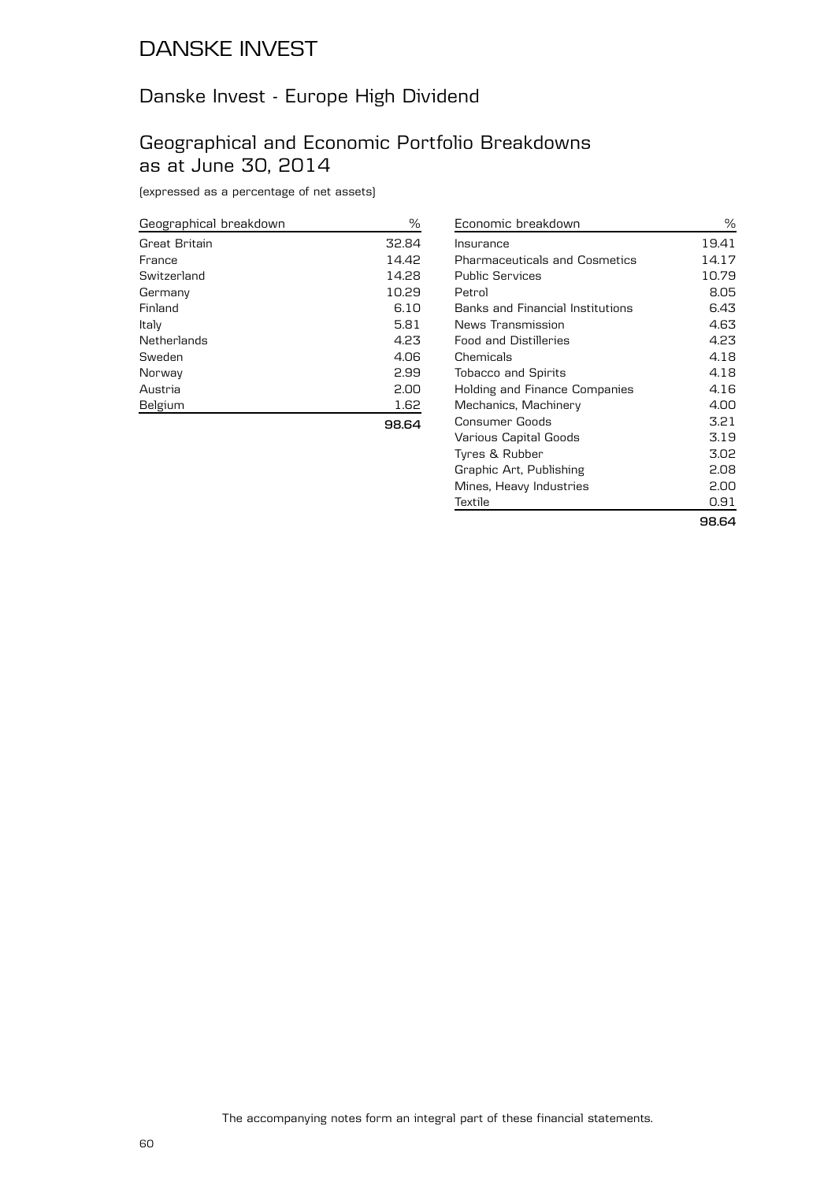# DANSKE INVEST

## Danske Invest - Europe High Dividend

## Geographical and Economic Portfolio Breakdowns as at June 30, 2014

(expressed as a percentage of net assets)

| Geographical breakdown | % |
|---|---|
| Great Britain | 32.84 |
| France | 14.42 |
| Switzerland | 14.28 |
| Germany | 10.29 |
| Finland | 6.10 |
| Italy | 5.81 |
| Netherlands | 4.23 |
| Sweden | 4.06 |
| Norway | 2.99 |
| Austria | 2.00 |
| Belgium | 1.62 |
| | **98.64** |

| Economic breakdown | % |
|---|---|
| Insurance | 19.41 |
| Pharmaceuticals and Cosmetics | 14.17 |
| Public Services | 10.79 |
| Petrol | 8.05 |
| Banks and Financial Institutions | 6.43 |
| News Transmission | 4.63 |
| Food and Distilleries | 4.23 |
| Chemicals | 4.18 |
| Tobacco and Spirits | 4.18 |
| Holding and Finance Companies | 4.16 |
| Mechanics, Machinery | 4.00 |
| Consumer Goods | 3.21 |
| Various Capital Goods | 3.19 |
| Tyres & Rubber | 3.02 |
| Graphic Art, Publishing | 2.08 |
| Mines, Heavy Industries | 2.00 |
| Textile | 0.91 |
| | **98.64** |

The accompanying notes form an integral part of these financial statements.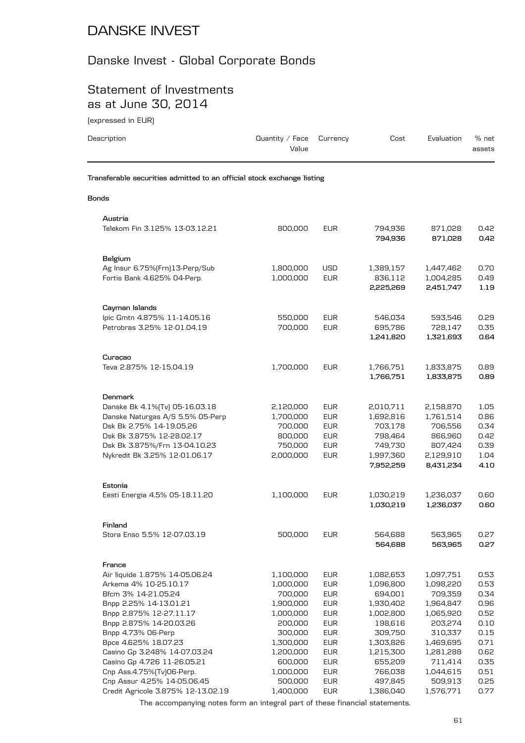# DANSKE INVEST

## Danske Invest - Global Corporate Bonds

## Statement of Investments as at June 30, 2014

(expressed in EUR)

| Description | Quantity / Face Value | Currency | Cost | Evaluation | % net assets |
|---|---|---|---|---|---|
| **Transferable securities admitted to an official stock exchange listing** | | | | | |
| **Bonds** | | | | | |
| **Austria** | | | | | |
| Telekom Fin 3.125% 13-03.12.21 | 800,000 | EUR | 794,936 | 871,028 | 0.42 |
| | | | **794,936** | **871,028** | **0.42** |
| **Belgium** | | | | | |
| Ag Insur 6.75%(Frn)13-Perp/Sub | 1,800,000 | USD | 1,389,157 | 1,447,462 | 0.70 |
| Fortis Bank 4.625% 04-Perp. | 1,000,000 | EUR | 836,112 | 1,004,285 | 0.49 |
| | | | **2,225,269** | **2,451,747** | **1.19** |
| **Cayman Islands** | | | | | |
| Ipic Gmtn 4.875% 11-14.05.16 | 550,000 | EUR | 546,034 | 593,546 | 0.29 |
| Petrobras 3.25% 12-01.04.19 | 700,000 | EUR | 695,786 | 728,147 | 0.35 |
| | | | **1,241,820** | **1,321,693** | **0.64** |
| **Curaçao** | | | | | |
| Teva 2.875% 12-15.04.19 | 1,700,000 | EUR | 1,766,751 | 1,833,875 | 0.89 |
| | | | **1,766,751** | **1,833,875** | **0.89** |
| **Denmark** | | | | | |
| Danske Bk 4.1%(Tv) 05-16.03.18 | 2,120,000 | EUR | 2,010,711 | 2,158,870 | 1.05 |
| Danske Naturgas A/S 5.5% 05-Perp | 1,700,000 | EUR | 1,692,816 | 1,761,514 | 0.86 |
| Dsk Bk 2.75% 14-19.05.26 | 700,000 | EUR | 703,178 | 706,556 | 0.34 |
| Dsk Bk 3.875% 12-28.02.17 | 800,000 | EUR | 798,464 | 866,960 | 0.42 |
| Dsk Bk 3.875%/Frn 13-04.10.23 | 750,000 | EUR | 749,730 | 807,424 | 0.39 |
| Nykredit Bk 3.25% 12-01.06.17 | 2,000,000 | EUR | 1,997,360 | 2,129,910 | 1.04 |
| | | | **7,952,259** | **8,431,234** | **4.10** |
| **Estonia** | | | | | |
| Eesti Energia 4.5% 05-18.11.20 | 1,100,000 | EUR | 1,030,219 | 1,236,037 | 0.60 |
| | | | **1,030,219** | **1,236,037** | **0.60** |
| **Finland** | | | | | |
| Stora Enso 5.5% 12-07.03.19 | 500,000 | EUR | 564,688 | 563,965 | 0.27 |
| | | | **564,688** | **563,965** | **0.27** |
| **France** | | | | | |
| Air liquide 1.875% 14-05.06.24 | 1,100,000 | EUR | 1,082,653 | 1,097,751 | 0.53 |
| Arkema 4% 10-25.10.17 | 1,000,000 | EUR | 1,096,800 | 1,098,220 | 0.53 |
| Bfcm 3% 14-21.05.24 | 700,000 | EUR | 694,001 | 709,359 | 0.34 |
| Bnpp 2.25% 14-13.01.21 | 1,900,000 | EUR | 1,930,402 | 1,964,847 | 0.96 |
| Bnpp 2.875% 12-27.11.17 | 1,000,000 | EUR | 1,002,800 | 1,065,920 | 0.52 |
| Bnpp 2.875% 14-20.03.26 | 200,000 | EUR | 198,616 | 203,274 | 0.10 |
| Bnpp 4.73% 06-Perp | 300,000 | EUR | 309,750 | 310,337 | 0.15 |
| Bpce 4.625% 18.07.23 | 1,300,000 | EUR | 1,303,826 | 1,469,695 | 0.71 |
| Casino Gp 3.248% 14-07.03.24 | 1,200,000 | EUR | 1,215,300 | 1,281,288 | 0.62 |
| Casino Gp 4.726 11-26.05.21 | 600,000 | EUR | 655,209 | 711,414 | 0.35 |
| Cnp Ass.4.75%(Tv)06-Perp. | 1,000,000 | EUR | 766,038 | 1,044,615 | 0.51 |
| Cnp Assur 4.25% 14-05.06.45 | 500,000 | EUR | 497,845 | 509,913 | 0.25 |
| Credit Agricole 3.875% 12-13.02.19 | 1,400,000 | EUR | 1,386,040 | 1,576,771 | 0.77 |

The accompanying notes form an integral part of these financial statements.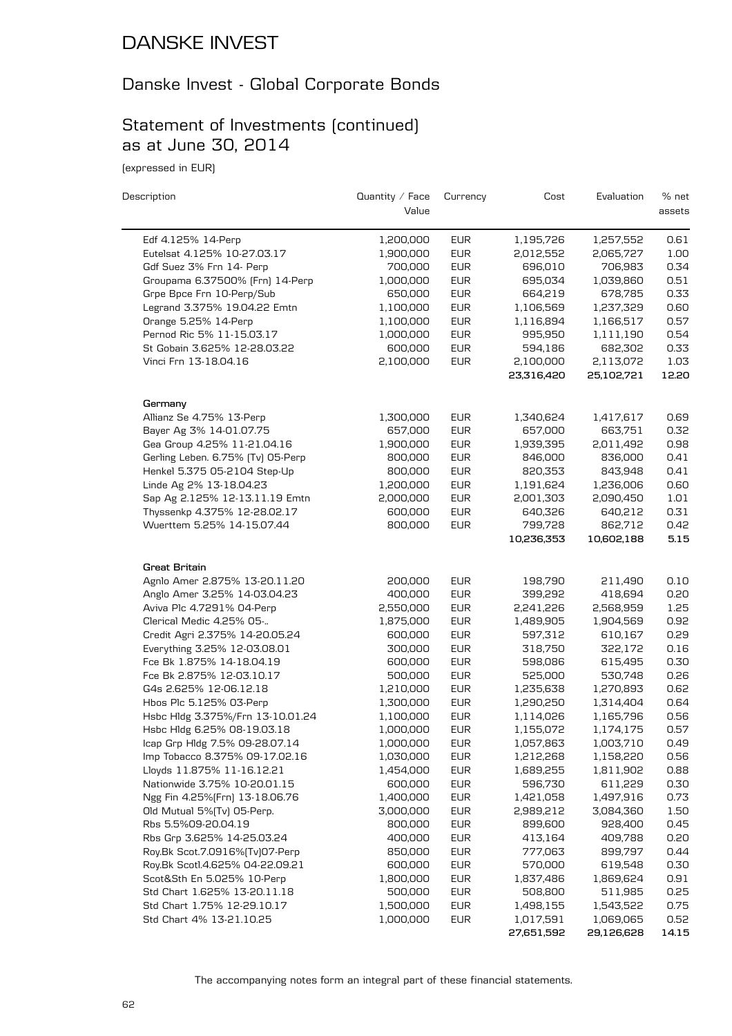# DANSKE INVEST

## Danske Invest - Global Corporate Bonds

## Statement of Investments (continued) as at June 30, 2014

(expressed in EUR)

| Description | Quantity / Face Value | Currency | Cost | Evaluation | % net assets |
|---|---|---|---|---|---|
| Edf 4.125% 14-Perp | 1,200,000 | EUR | 1,195,726 | 1,257,552 | 0.61 |
| Eutelsat 4.125% 10-27.03.17 | 1,900,000 | EUR | 2,012,552 | 2,065,727 | 1.00 |
| Gdf Suez 3% Frn 14- Perp | 700,000 | EUR | 696,010 | 706,983 | 0.34 |
| Groupama 6.37500% (Frn) 14-Perp | 1,000,000 | EUR | 695,034 | 1,039,860 | 0.51 |
| Grpe Bpce Frn 10-Perp/Sub | 650,000 | EUR | 664,219 | 678,785 | 0.33 |
| Legrand 3.375% 19.04.22 Emtn | 1,100,000 | EUR | 1,106,569 | 1,237,329 | 0.60 |
| Orange 5.25% 14-Perp | 1,100,000 | EUR | 1,116,894 | 1,166,517 | 0.57 |
| Pernod Ric 5% 11-15.03.17 | 1,000,000 | EUR | 995,950 | 1,111,190 | 0.54 |
| St Gobain 3.625% 12-28.03.22 | 600,000 | EUR | 594,186 | 682,302 | 0.33 |
| Vinci Frn 13-18.04.16 | 2,100,000 | EUR | 2,100,000 | 2,113,072 | 1.03 |
| | | | **23,316,420** | **25,102,721** | **12.20** |
| **Germany** | | | | | |
| Allianz Se 4.75% 13-Perp | 1,300,000 | EUR | 1,340,624 | 1,417,617 | 0.69 |
| Bayer Ag 3% 14-01.07.75 | 657,000 | EUR | 657,000 | 663,751 | 0.32 |
| Gea Group 4.25% 11-21.04.16 | 1,900,000 | EUR | 1,939,395 | 2,011,492 | 0.98 |
| Gerling Leben. 6.75% (Tv) 05-Perp | 800,000 | EUR | 846,000 | 836,000 | 0.41 |
| Henkel 5.375 05-2104 Step-Up | 800,000 | EUR | 820,353 | 843,948 | 0.41 |
| Linde Ag 2% 13-18.04.23 | 1,200,000 | EUR | 1,191,624 | 1,236,006 | 0.60 |
| Sap Ag 2.125% 12-13.11.19 Emtn | 2,000,000 | EUR | 2,001,303 | 2,090,450 | 1.01 |
| Thyssenkp 4.375% 12-28.02.17 | 600,000 | EUR | 640,326 | 640,212 | 0.31 |
| Wuerttem 5.25% 14-15.07.44 | 800,000 | EUR | 799,728 | 862,712 | 0.42 |
| | | | **10,236,353** | **10,602,188** | **5.15** |
| **Great Britain** | | | | | |
| Agnlo Amer 2.875% 13-20.11.20 | 200,000 | EUR | 198,790 | 211,490 | 0.10 |
| Anglo Amer 3.25% 14-03.04.23 | 400,000 | EUR | 399,292 | 418,694 | 0.20 |
| Aviva Plc 4.7291% 04-Perp | 2,550,000 | EUR | 2,241,226 | 2,568,959 | 1.25 |
| Clerical Medic 4.25% 05-.. | 1,875,000 | EUR | 1,489,905 | 1,904,569 | 0.92 |
| Credit Agri 2.375% 14-20.05.24 | 600,000 | EUR | 597,312 | 610,167 | 0.29 |
| Everything 3.25% 12-03.08.01 | 300,000 | EUR | 318,750 | 322,172 | 0.16 |
| Fce Bk 1.875% 14-18.04.19 | 600,000 | EUR | 598,086 | 615,495 | 0.30 |
| Fce Bk 2.875% 12-03.10.17 | 500,000 | EUR | 525,000 | 530,748 | 0.26 |
| G4s 2.625% 12-06.12.18 | 1,210,000 | EUR | 1,235,638 | 1,270,893 | 0.62 |
| Hbos Plc 5.125% 03-Perp | 1,300,000 | EUR | 1,290,250 | 1,314,404 | 0.64 |
| Hsbc Hldg 3.375%/Frn 13-10.01.24 | 1,100,000 | EUR | 1,114,026 | 1,165,796 | 0.56 |
| Hsbc Hldg 6.25% 08-19.03.18 | 1,000,000 | EUR | 1,155,072 | 1,174,175 | 0.57 |
| Icap Grp Hldg 7.5% 09-28.07.14 | 1,000,000 | EUR | 1,057,863 | 1,003,710 | 0.49 |
| Imp Tobacco 8.375% 09-17.02.16 | 1,030,000 | EUR | 1,212,268 | 1,158,220 | 0.56 |
| Lloyds 11.875% 11-16.12.21 | 1,454,000 | EUR | 1,689,255 | 1,811,902 | 0.88 |
| Nationwide 3.75% 10-20.01.15 | 600,000 | EUR | 596,730 | 611,229 | 0.30 |
| Ngg Fin 4.25%(Frn) 13-18.06.76 | 1,400,000 | EUR | 1,421,058 | 1,497,916 | 0.73 |
| Old Mutual 5%(Tv) 05-Perp. | 3,000,000 | EUR | 2,989,212 | 3,084,360 | 1.50 |
| Rbs 5.5%09-20.04.19 | 800,000 | EUR | 899,600 | 928,400 | 0.45 |
| Rbs Grp 3.625% 14-25.03.24 | 400,000 | EUR | 413,164 | 409,788 | 0.20 |
| Roy.Bk Scot.7.0916%(Tv)07-Perp | 850,000 | EUR | 777,063 | 899,797 | 0.44 |
| Roy.Bk Scotl.4.625% 04-22.09.21 | 600,000 | EUR | 570,000 | 619,548 | 0.30 |
| Scot&Sth En 5.025% 10-Perp | 1,800,000 | EUR | 1,837,486 | 1,869,624 | 0.91 |
| Std Chart 1.625% 13-20.11.18 | 500,000 | EUR | 508,800 | 511,985 | 0.25 |
| Std Chart 1.75% 12-29.10.17 | 1,500,000 | EUR | 1,498,155 | 1,543,522 | 0.75 |
| Std Chart 4% 13-21.10.25 | 1,000,000 | EUR | 1,017,591 | 1,069,065 | 0.52 |
| | | | **27,651,592** | **29,126,628** | **14.15** |

The accompanying notes form an integral part of these financial statements.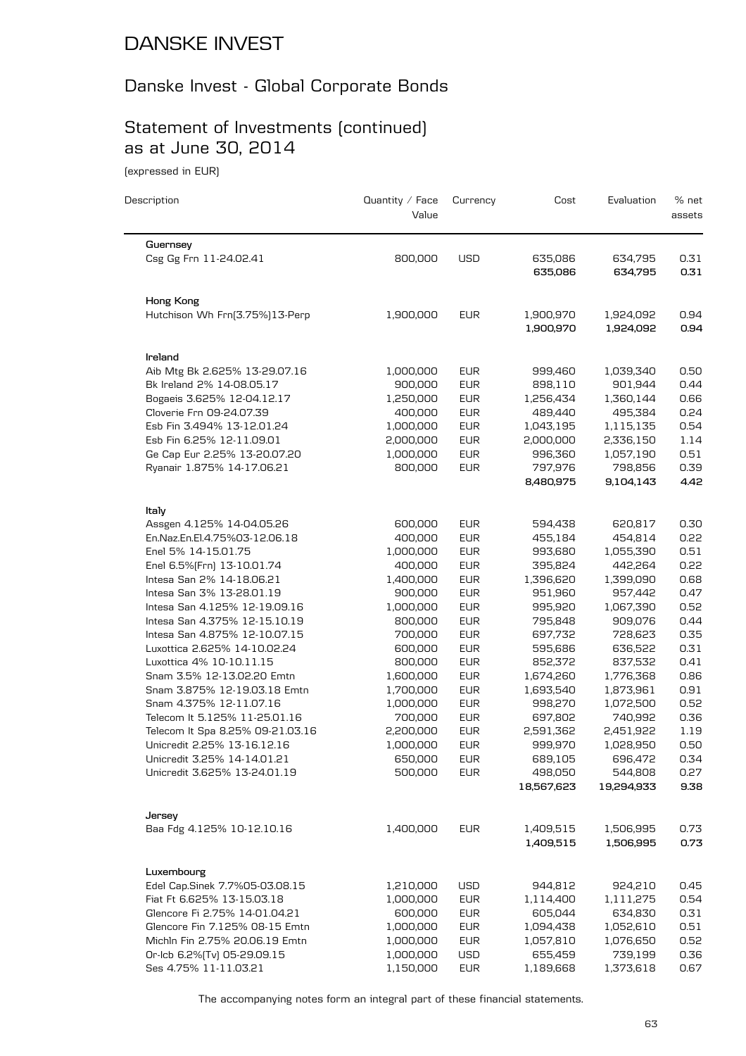# DANSKE INVEST

## Danske Invest - Global Corporate Bonds

## Statement of Investments (continued) as at June 30, 2014

(expressed in EUR)

| Description | Quantity / Face Value | Currency | Cost | Evaluation | % net assets |
|---|---|---|---|---|---|
| **Guernsey** | | | | | |
| Csg Gg Frn 11-24.02.41 | 800,000 | USD | 635,086 | 634,795 | 0.31 |
| | | | **635,086** | **634,795** | **0.31** |
| **Hong Kong** | | | | | |
| Hutchison Wh Frn(3.75%)13-Perp | 1,900,000 | EUR | 1,900,970 | 1,924,092 | 0.94 |
| | | | **1,900,970** | **1,924,092** | **0.94** |
| **Ireland** | | | | | |
| Aib Mtg Bk 2.625% 13-29.07.16 | 1,000,000 | EUR | 999,460 | 1,039,340 | 0.50 |
| Bk Ireland 2% 14-08.05.17 | 900,000 | EUR | 898,110 | 901,944 | 0.44 |
| Bogaeis 3.625% 12-04.12.17 | 1,250,000 | EUR | 1,256,434 | 1,360,144 | 0.66 |
| Cloverie Frn 09-24.07.39 | 400,000 | EUR | 489,440 | 495,384 | 0.24 |
| Esb Fin 3.494% 13-12.01.24 | 1,000,000 | EUR | 1,043,195 | 1,115,135 | 0.54 |
| Esb Fin 6.25% 12-11.09.01 | 2,000,000 | EUR | 2,000,000 | 2,336,150 | 1.14 |
| Ge Cap Eur 2.25% 13-20.07.20 | 1,000,000 | EUR | 996,360 | 1,057,190 | 0.51 |
| Ryanair 1.875% 14-17.06.21 | 800,000 | EUR | 797,976 | 798,856 | 0.39 |
| | | | **8,480,975** | **9,104,143** | **4.42** |
| **Italy** | | | | | |
| Assgen 4.125% 14-04.05.26 | 600,000 | EUR | 594,438 | 620,817 | 0.30 |
| En.Naz.En.El.4.75%03-12.06.18 | 400,000 | EUR | 455,184 | 454,814 | 0.22 |
| Enel 5% 14-15.01.75 | 1,000,000 | EUR | 993,680 | 1,055,390 | 0.51 |
| Enel 6.5%(Frn) 13-10.01.74 | 400,000 | EUR | 395,824 | 442,264 | 0.22 |
| Intesa San 2% 14-18.06.21 | 1,400,000 | EUR | 1,396,620 | 1,399,090 | 0.68 |
| Intesa San 3% 13-28.01.19 | 900,000 | EUR | 951,960 | 957,442 | 0.47 |
| Intesa San 4.125% 12-19.09.16 | 1,000,000 | EUR | 995,920 | 1,067,390 | 0.52 |
| Intesa San 4.375% 12-15.10.19 | 800,000 | EUR | 795,848 | 909,076 | 0.44 |
| Intesa San 4.875% 12-10.07.15 | 700,000 | EUR | 697,732 | 728,623 | 0.35 |
| Luxottica 2.625% 14-10.02.24 | 600,000 | EUR | 595,686 | 636,522 | 0.31 |
| Luxottica 4% 10-10.11.15 | 800,000 | EUR | 852,372 | 837,532 | 0.41 |
| Snam 3.5% 12-13.02.20 Emtn | 1,600,000 | EUR | 1,674,260 | 1,776,368 | 0.86 |
| Snam 3.875% 12-19.03.18 Emtn | 1,700,000 | EUR | 1,693,540 | 1,873,961 | 0.91 |
| Snam 4.375% 12-11.07.16 | 1,000,000 | EUR | 998,270 | 1,072,500 | 0.52 |
| Telecom It 5.125% 11-25.01.16 | 700,000 | EUR | 697,802 | 740,992 | 0.36 |
| Telecom It Spa 8.25% 09-21.03.16 | 2,200,000 | EUR | 2,591,362 | 2,451,922 | 1.19 |
| Unicredit 2.25% 13-16.12.16 | 1,000,000 | EUR | 999,970 | 1,028,950 | 0.50 |
| Unicredit 3.25% 14-14.01.21 | 650,000 | EUR | 689,105 | 696,472 | 0.34 |
| Unicredit 3.625% 13-24.01.19 | 500,000 | EUR | 498,050 | 544,808 | 0.27 |
| | | | **18,567,623** | **19,294,933** | **9.38** |
| **Jersey** | | | | | |
| Baa Fdg 4.125% 10-12.10.16 | 1,400,000 | EUR | 1,409,515 | 1,506,995 | 0.73 |
| | | | **1,409,515** | **1,506,995** | **0.73** |
| **Luxembourg** | | | | | |
| Edel Cap.Sinek 7.7%05-03.08.15 | 1,210,000 | USD | 944,812 | 924,210 | 0.45 |
| Fiat Ft 6.625% 13-15.03.18 | 1,000,000 | EUR | 1,114,400 | 1,111,275 | 0.54 |
| Glencore Fi 2.75% 14-01.04.21 | 600,000 | EUR | 605,044 | 634,830 | 0.31 |
| Glencore Fin 7.125% 08-15 Emtn | 1,000,000 | EUR | 1,094,438 | 1,052,610 | 0.51 |
| Michln Fin 2.75% 20.06.19 Emtn | 1,000,000 | EUR | 1,057,810 | 1,076,650 | 0.52 |
| Or-Icb 6.2%(Tv) 05-29.09.15 | 1,000,000 | USD | 655,459 | 739,199 | 0.36 |
| Ses 4.75% 11-11.03.21 | 1,150,000 | EUR | 1,189,668 | 1,373,618 | 0.67 |

The accompanying notes form an integral part of these financial statements.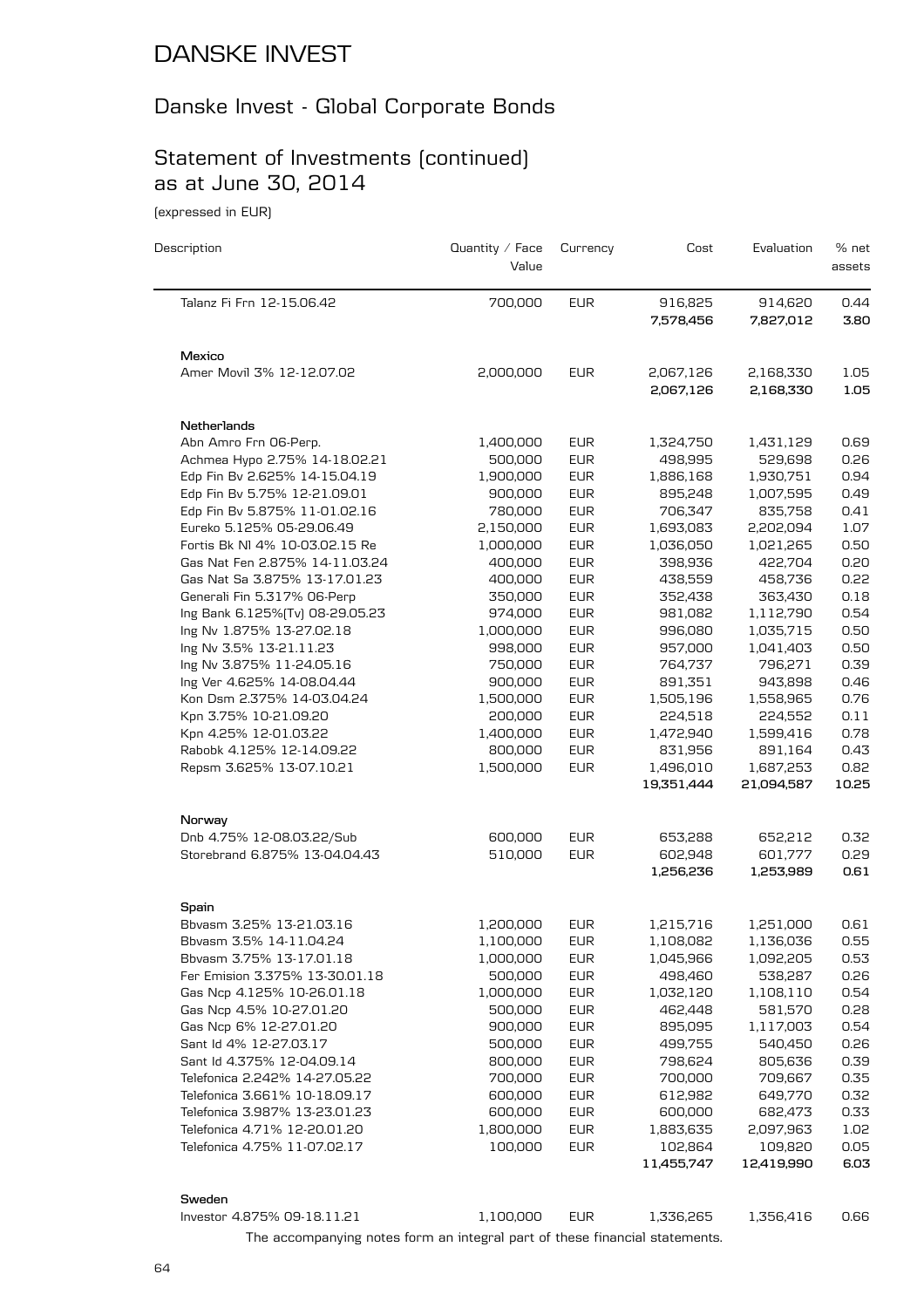# DANSKE INVEST

## Danske Invest - Global Corporate Bonds

## Statement of Investments (continued) as at June 30, 2014

(expressed in EUR)

| Description | Quantity / Face Value | Currency | Cost | Evaluation | % net assets |
|---|---|---|---|---|---|
| Talanz Fi Frn 12-15.06.42 | 700,000 | EUR | 916,825 | 914,620 | 0.44 |
| | | | **7,578,456** | **7,827,012** | **3.80** |
| **Mexico** | | | | | |
| Amer Movil 3% 12-12.07.02 | 2,000,000 | EUR | 2,067,126 | 2,168,330 | 1.05 |
| | | | **2,067,126** | **2,168,330** | **1.05** |
| **Netherlands** | | | | | |
| Abn Amro Frn 06-Perp. | 1,400,000 | EUR | 1,324,750 | 1,431,129 | 0.69 |
| Achmea Hypo 2.75% 14-18.02.21 | 500,000 | EUR | 498,995 | 529,698 | 0.26 |
| Edp Fin Bv 2.625% 14-15.04.19 | 1,900,000 | EUR | 1,886,168 | 1,930,751 | 0.94 |
| Edp Fin Bv 5.75% 12-21.09.01 | 900,000 | EUR | 895,248 | 1,007,595 | 0.49 |
| Edp Fin Bv 5.875% 11-01.02.16 | 780,000 | EUR | 706,347 | 835,758 | 0.41 |
| Eureko 5.125% 05-29.06.49 | 2,150,000 | EUR | 1,693,083 | 2,202,094 | 1.07 |
| Fortis Bk Nl 4% 10-03.02.15 Re | 1,000,000 | EUR | 1,036,050 | 1,021,265 | 0.50 |
| Gas Nat Fen 2.875% 14-11.03.24 | 400,000 | EUR | 398,936 | 422,704 | 0.20 |
| Gas Nat Sa 3.875% 13-17.01.23 | 400,000 | EUR | 438,559 | 458,736 | 0.22 |
| Generali Fin 5.317% 06-Perp | 350,000 | EUR | 352,438 | 363,430 | 0.18 |
| Ing Bank 6.125%(Tv) 08-29.05.23 | 974,000 | EUR | 981,082 | 1,112,790 | 0.54 |
| Ing Nv 1.875% 13-27.02.18 | 1,000,000 | EUR | 996,080 | 1,035,715 | 0.50 |
| Ing Nv 3.5% 13-21.11.23 | 998,000 | EUR | 957,000 | 1,041,403 | 0.50 |
| Ing Nv 3.875% 11-24.05.16 | 750,000 | EUR | 764,737 | 796,271 | 0.39 |
| Ing Ver 4.625% 14-08.04.44 | 900,000 | EUR | 891,351 | 943,898 | 0.46 |
| Kon Dsm 2.375% 14-03.04.24 | 1,500,000 | EUR | 1,505,196 | 1,558,965 | 0.76 |
| Kpn 3.75% 10-21.09.20 | 200,000 | EUR | 224,518 | 224,552 | 0.11 |
| Kpn 4.25% 12-01.03.22 | 1,400,000 | EUR | 1,472,940 | 1,599,416 | 0.78 |
| Rabobk 4.125% 12-14.09.22 | 800,000 | EUR | 831,956 | 891,164 | 0.43 |
| Repsm 3.625% 13-07.10.21 | 1,500,000 | EUR | 1,496,010 | 1,687,253 | 0.82 |
| | | | **19,351,444** | **21,094,587** | **10.25** |
| **Norway** | | | | | |
| Dnb 4.75% 12-08.03.22/Sub | 600,000 | EUR | 653,288 | 652,212 | 0.32 |
| Storebrand 6.875% 13-04.04.43 | 510,000 | EUR | 602,948 | 601,777 | 0.29 |
| | | | **1,256,236** | **1,253,989** | **0.61** |
| **Spain** | | | | | |
| Bbvasm 3.25% 13-21.03.16 | 1,200,000 | EUR | 1,215,716 | 1,251,000 | 0.61 |
| Bbvasm 3.5% 14-11.04.24 | 1,100,000 | EUR | 1,108,082 | 1,136,036 | 0.55 |
| Bbvasm 3.75% 13-17.01.18 | 1,000,000 | EUR | 1,045,966 | 1,092,205 | 0.53 |
| Fer Emision 3.375% 13-30.01.18 | 500,000 | EUR | 498,460 | 538,287 | 0.26 |
| Gas Ncp 4.125% 10-26.01.18 | 1,000,000 | EUR | 1,032,120 | 1,108,110 | 0.54 |
| Gas Ncp 4.5% 10-27.01.20 | 500,000 | EUR | 462,448 | 581,570 | 0.28 |
| Gas Ncp 6% 12-27.01.20 | 900,000 | EUR | 895,095 | 1,117,003 | 0.54 |
| Sant Id 4% 12-27.03.17 | 500,000 | EUR | 499,755 | 540,450 | 0.26 |
| Sant Id 4.375% 12-04.09.14 | 800,000 | EUR | 798,624 | 805,636 | 0.39 |
| Telefonica 2.242% 14-27.05.22 | 700,000 | EUR | 700,000 | 709,667 | 0.35 |
| Telefonica 3.661% 10-18.09.17 | 600,000 | EUR | 612,982 | 649,770 | 0.32 |
| Telefonica 3.987% 13-23.01.23 | 600,000 | EUR | 600,000 | 682,473 | 0.33 |
| Telefonica 4.71% 12-20.01.20 | 1,800,000 | EUR | 1,883,635 | 2,097,963 | 1.02 |
| Telefonica 4.75% 11-07.02.17 | 100,000 | EUR | 102,864 | 109,820 | 0.05 |
| | | | **11,455,747** | **12,419,990** | **6.03** |
| **Sweden** | | | | | |
| Investor 4.875% 09-18.11.21 | 1,100,000 | EUR | 1,336,265 | 1,356,416 | 0.66 |

The accompanying notes form an integral part of these financial statements.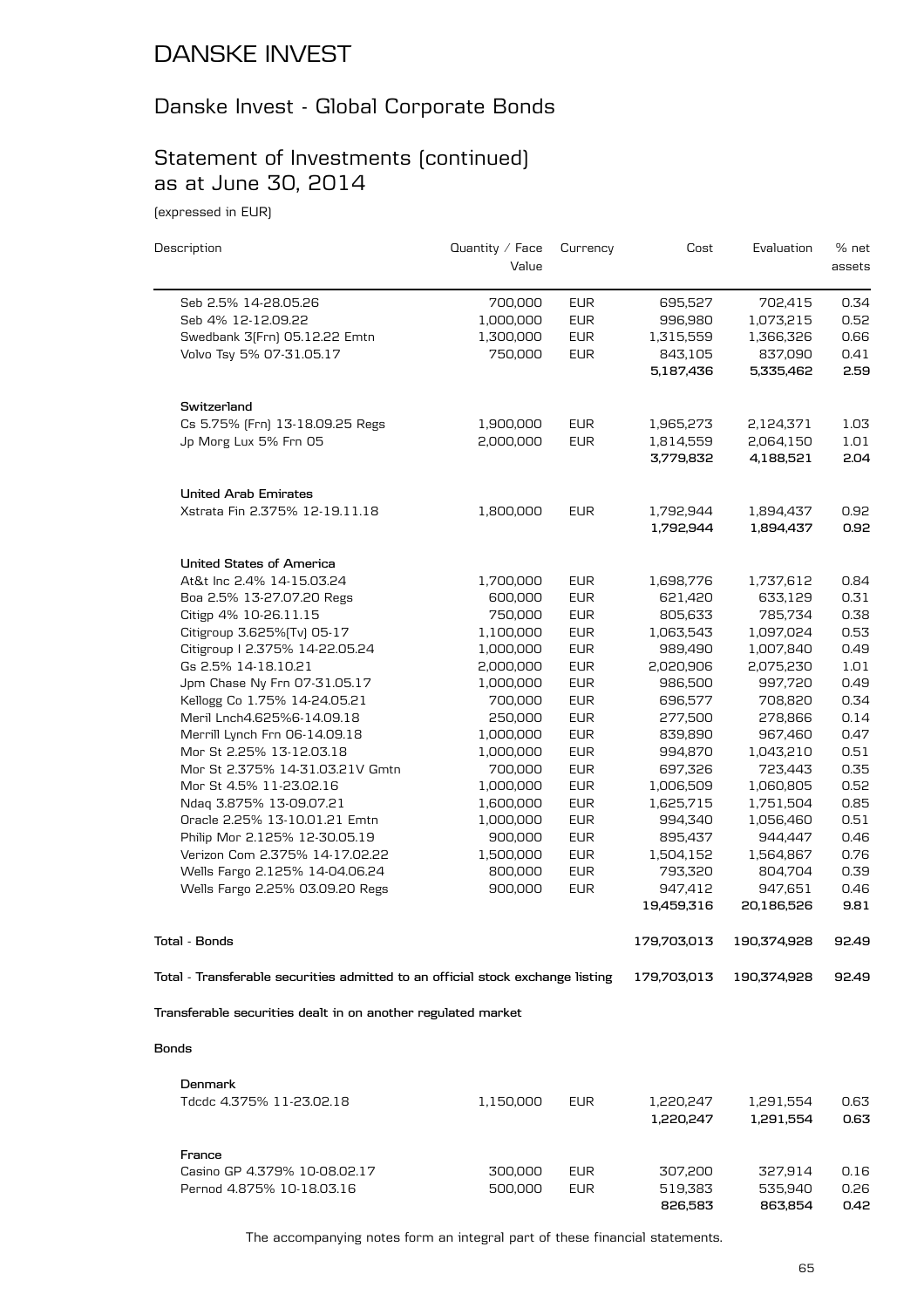# DANSKE INVEST

## Danske Invest - Global Corporate Bonds

## Statement of Investments (continued) as at June 30, 2014

(expressed in EUR)

| Description | Quantity / Face Value | Currency | Cost | Evaluation | % net assets |
|---|---|---|---|---|---|
| Seb 2.5% 14-28.05.26 | 700,000 | EUR | 695,527 | 702,415 | 0.34 |
| Seb 4% 12-12.09.22 | 1,000,000 | EUR | 996,980 | 1,073,215 | 0.52 |
| Swedbank 3(Frn) 05.12.22 Emtn | 1,300,000 | EUR | 1,315,559 | 1,366,326 | 0.66 |
| Volvo Tsy 5% 07-31.05.17 | 750,000 | EUR | 843,105 | 837,090 | 0.41 |
| | | | **5,187,436** | **5,335,462** | **2.59** |
| **Switzerland** | | | | | |
| Cs 5.75% (Frn) 13-18.09.25 Regs | 1,900,000 | EUR | 1,965,273 | 2,124,371 | 1.03 |
| Jp Morg Lux 5% Frn 05 | 2,000,000 | EUR | 1,814,559 | 2,064,150 | 1.01 |
| | | | **3,779,832** | **4,188,521** | **2.04** |
| **United Arab Emirates** | | | | | |
| Xstrata Fin 2.375% 12-19.11.18 | 1,800,000 | EUR | 1,792,944 | 1,894,437 | 0.92 |
| | | | **1,792,944** | **1,894,437** | **0.92** |
| **United States of America** | | | | | |
| At&t Inc 2.4% 14-15.03.24 | 1,700,000 | EUR | 1,698,776 | 1,737,612 | 0.84 |
| Boa 2.5% 13-27.07.20 Regs | 600,000 | EUR | 621,420 | 633,129 | 0.31 |
| Citigp 4% 10-26.11.15 | 750,000 | EUR | 805,633 | 785,734 | 0.38 |
| Citigroup 3.625%(Tv) 05-17 | 1,100,000 | EUR | 1,063,543 | 1,097,024 | 0.53 |
| Citigroup I 2.375% 14-22.05.24 | 1,000,000 | EUR | 989,490 | 1,007,840 | 0.49 |
| Gs 2.5% 14-18.10.21 | 2,000,000 | EUR | 2,020,906 | 2,075,230 | 1.01 |
| Jpm Chase Ny Frn 07-31.05.17 | 1,000,000 | EUR | 986,500 | 997,720 | 0.49 |
| Kellogg Co 1.75% 14-24.05.21 | 700,000 | EUR | 696,577 | 708,820 | 0.34 |
| Meril Lnch4.625%6-14.09.18 | 250,000 | EUR | 277,500 | 278,866 | 0.14 |
| Merrill Lynch Frn 06-14.09.18 | 1,000,000 | EUR | 839,890 | 967,460 | 0.47 |
| Mor St 2.25% 13-12.03.18 | 1,000,000 | EUR | 994,870 | 1,043,210 | 0.51 |
| Mor St 2.375% 14-31.03.21V Gmtn | 700,000 | EUR | 697,326 | 723,443 | 0.35 |
| Mor St 4.5% 11-23.02.16 | 1,000,000 | EUR | 1,006,509 | 1,060,805 | 0.52 |
| Ndaq 3.875% 13-09.07.21 | 1,600,000 | EUR | 1,625,715 | 1,751,504 | 0.85 |
| Oracle 2.25% 13-10.01.21 Emtn | 1,000,000 | EUR | 994,340 | 1,056,460 | 0.51 |
| Philip Mor 2.125% 12-30.05.19 | 900,000 | EUR | 895,437 | 944,447 | 0.46 |
| Verizon Com 2.375% 14-17.02.22 | 1,500,000 | EUR | 1,504,152 | 1,564,867 | 0.76 |
| Wells Fargo 2.125% 14-04.06.24 | 800,000 | EUR | 793,320 | 804,704 | 0.39 |
| Wells Fargo 2.25% 03.09.20 Regs | 900,000 | EUR | 947,412 | 947,651 | 0.46 |
| | | | **19,459,316** | **20,186,526** | **9.81** |
| **Total - Bonds** | | | **179,703,013** | **190,374,928** | **92.49** |
| **Total - Transferable securities admitted to an official stock exchange listing** | | | **179,703,013** | **190,374,928** | **92.49** |
| **Transferable securities dealt in on another regulated market** | | | | | |
| **Bonds** | | | | | |
| **Denmark** | | | | | |
| Tdcdc 4.375% 11-23.02.18 | 1,150,000 | EUR | 1,220,247 | 1,291,554 | 0.63 |
| | | | **1,220,247** | **1,291,554** | **0.63** |
| **France** | | | | | |
| Casino GP 4.379% 10-08.02.17 | 300,000 | EUR | 307,200 | 327,914 | 0.16 |
| Pernod 4.875% 10-18.03.16 | 500,000 | EUR | 519,383 | 535,940 | 0.26 |
| | | | **826,583** | **863,854** | **0.42** |

The accompanying notes form an integral part of these financial statements.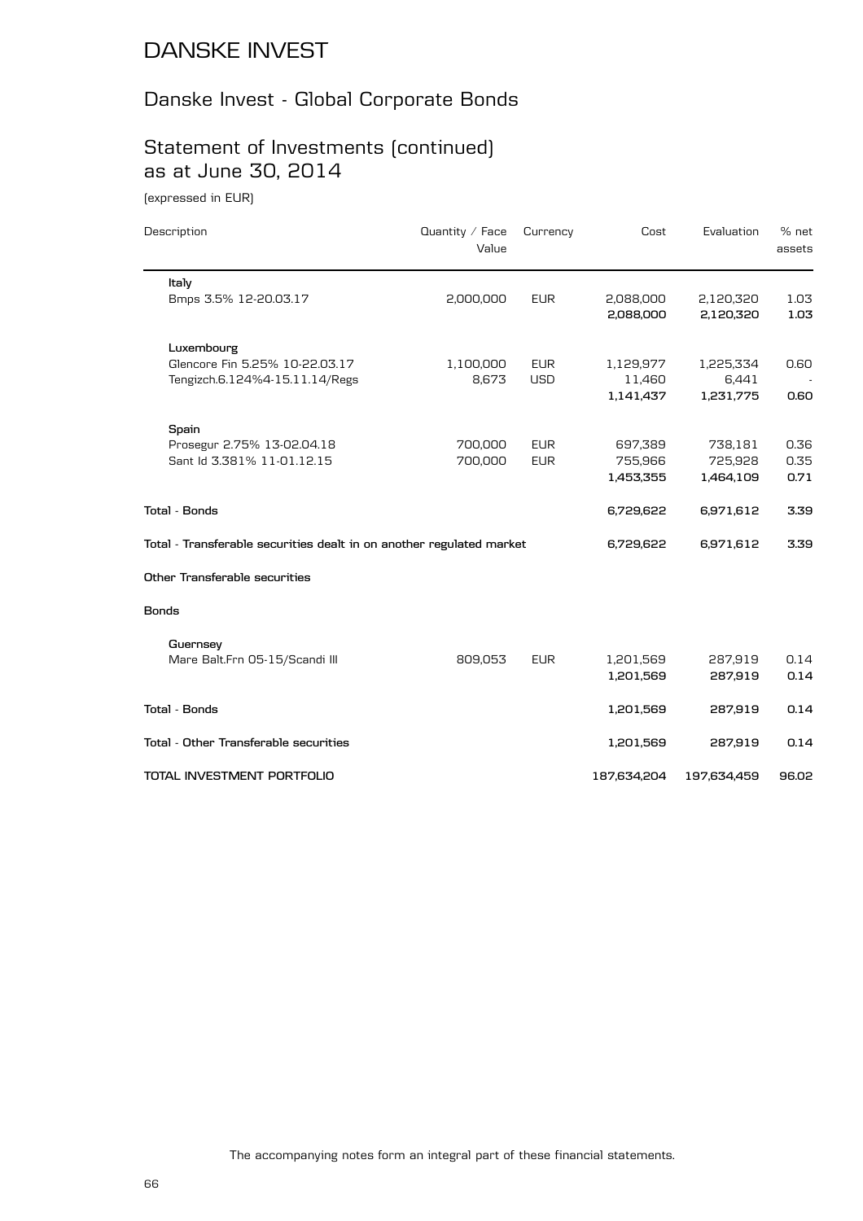# DANSKE INVEST

## Danske Invest - Global Corporate Bonds

## Statement of Investments (continued) as at June 30, 2014

(expressed in EUR)

| Description | Quantity / Face Value | Currency | Cost | Evaluation | % net assets |
|---|---|---|---|---|---|
| **Italy** | | | | | |
| Bmps 3.5% 12-20.03.17 | 2,000,000 | EUR | 2,088,000 | 2,120,320 | 1.03 |
| | | | **2,088,000** | **2,120,320** | **1.03** |
| **Luxembourg** | | | | | |
| Glencore Fin 5.25% 10-22.03.17 | 1,100,000 | EUR | 1,129,977 | 1,225,334 | 0.60 |
| Tengizch.6.124%4-15.11.14/Regs | 8,673 | USD | 11,460 | 6,441 | - |
| | | | **1,141,437** | **1,231,775** | **0.60** |
| **Spain** | | | | | |
| Prosegur 2.75% 13-02.04.18 | 700,000 | EUR | 697,389 | 738,181 | 0.36 |
| Sant Id 3.381% 11-01.12.15 | 700,000 | EUR | 755,966 | 725,928 | 0.35 |
| | | | **1,453,355** | **1,464,109** | **0.71** |
| **Total - Bonds** | | | **6,729,622** | **6,971,612** | **3.39** |
| **Total - Transferable securities dealt in on another regulated market** | | | **6,729,622** | **6,971,612** | **3.39** |
| **Other Transferable securities** | | | | | |
| **Bonds** | | | | | |
| **Guernsey** | | | | | |
| Mare Balt.Frn 05-15/Scandi III | 809,053 | EUR | 1,201,569 | 287,919 | 0.14 |
| | | | **1,201,569** | **287,919** | **0.14** |
| **Total - Bonds** | | | **1,201,569** | **287,919** | **0.14** |
| **Total - Other Transferable securities** | | | **1,201,569** | **287,919** | **0.14** |
| **TOTAL INVESTMENT PORTFOLIO** | | | **187,634,204** | **197,634,459** | **96.02** |

The accompanying notes form an integral part of these financial statements.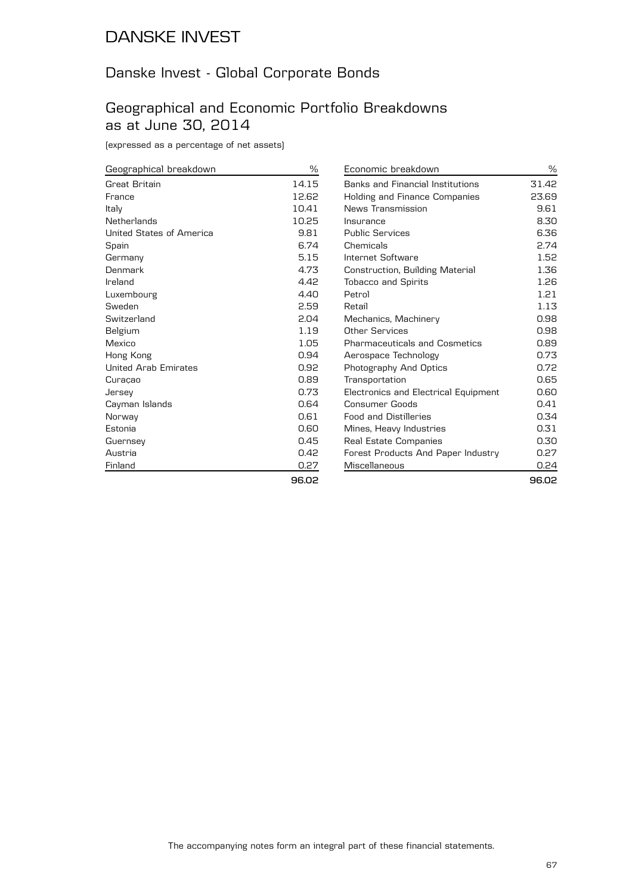# DANSKE INVEST

## Danske Invest - Global Corporate Bonds

## Geographical and Economic Portfolio Breakdowns as at June 30, 2014

(expressed as a percentage of net assets)

| Geographical breakdown | % |
|---|---|
| Great Britain | 14.15 |
| France | 12.62 |
| Italy | 10.41 |
| Netherlands | 10.25 |
| United States of America | 9.81 |
| Spain | 6.74 |
| Germany | 5.15 |
| Denmark | 4.73 |
| Ireland | 4.42 |
| Luxembourg | 4.40 |
| Sweden | 2.59 |
| Switzerland | 2.04 |
| Belgium | 1.19 |
| Mexico | 1.05 |
| Hong Kong | 0.94 |
| United Arab Emirates | 0.92 |
| Curaçao | 0.89 |
| Jersey | 0.73 |
| Cayman Islands | 0.64 |
| Norway | 0.61 |
| Estonia | 0.60 |
| Guernsey | 0.45 |
| Austria | 0.42 |
| Finland | 0.27 |
| | **96.02** |

| Economic breakdown | % |
|---|---|
| Banks and Financial Institutions | 31.42 |
| Holding and Finance Companies | 23.69 |
| News Transmission | 9.61 |
| Insurance | 8.30 |
| Public Services | 6.36 |
| Chemicals | 2.74 |
| Internet Software | 1.52 |
| Construction, Building Material | 1.36 |
| Tobacco and Spirits | 1.26 |
| Petrol | 1.21 |
| Retail | 1.13 |
| Mechanics, Machinery | 0.98 |
| Other Services | 0.98 |
| Pharmaceuticals and Cosmetics | 0.89 |
| Aerospace Technology | 0.73 |
| Photography And Optics | 0.72 |
| Transportation | 0.65 |
| Electronics and Electrical Equipment | 0.60 |
| Consumer Goods | 0.41 |
| Food and Distilleries | 0.34 |
| Mines, Heavy Industries | 0.31 |
| Real Estate Companies | 0.30 |
| Forest Products And Paper Industry | 0.27 |
| Miscellaneous | 0.24 |
| | **96.02** |

The accompanying notes form an integral part of these financial statements.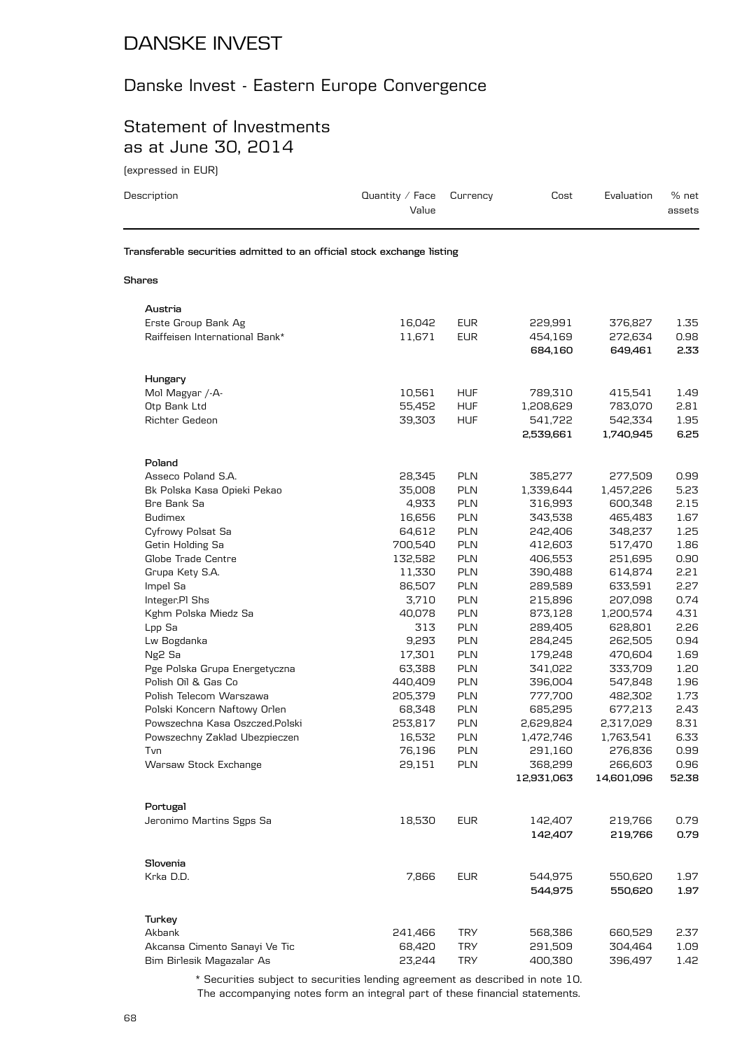# DANSKE INVEST

## Danske Invest - Eastern Europe Convergence

## Statement of Investments as at June 30, 2014

(expressed in EUR)

| Description | Quantity / Face Value | Currency | Cost | Evaluation | % net assets |
|---|---|---|---|---|---|
| **Transferable securities admitted to an official stock exchange listing** | | | | | |
| **Shares** | | | | | |
| **Austria** | | | | | |
| Erste Group Bank Ag | 16,042 | EUR | 229,991 | 376,827 | 1.35 |
| Raiffeisen International Bank* | 11,671 | EUR | 454,169 | 272,634 | 0.98 |
| | | | **684,160** | **649,461** | **2.33** |
| **Hungary** | | | | | |
| Mol Magyar /-A- | 10,561 | HUF | 789,310 | 415,541 | 1.49 |
| Otp Bank Ltd | 55,452 | HUF | 1,208,629 | 783,070 | 2.81 |
| Richter Gedeon | 39,303 | HUF | 541,722 | 542,334 | 1.95 |
| | | | **2,539,661** | **1,740,945** | **6.25** |
| **Poland** | | | | | |
| Asseco Poland S.A. | 28,345 | PLN | 385,277 | 277,509 | 0.99 |
| Bk Polska Kasa Opieki Pekao | 35,008 | PLN | 1,339,644 | 1,457,226 | 5.23 |
| Bre Bank Sa | 4,933 | PLN | 316,993 | 600,348 | 2.15 |
| Budimex | 16,656 | PLN | 343,538 | 465,483 | 1.67 |
| Cyfrowy Polsat Sa | 64,612 | PLN | 242,406 | 348,237 | 1.25 |
| Getin Holding Sa | 700,540 | PLN | 412,603 | 517,470 | 1.86 |
| Globe Trade Centre | 132,582 | PLN | 406,553 | 251,695 | 0.90 |
| Grupa Kety S.A. | 11,330 | PLN | 390,488 | 614,874 | 2.21 |
| Impel Sa | 86,507 | PLN | 289,589 | 633,591 | 2.27 |
| Integer.Pl Shs | 3,710 | PLN | 215,896 | 207,098 | 0.74 |
| Kghm Polska Miedz Sa | 40,078 | PLN | 873,128 | 1,200,574 | 4.31 |
| Lpp Sa | 313 | PLN | 289,405 | 628,801 | 2.26 |
| Lw Bogdanka | 9,293 | PLN | 284,245 | 262,505 | 0.94 |
| Ng2 Sa | 17,301 | PLN | 179,248 | 470,604 | 1.69 |
| Pge Polska Grupa Energetyczna | 63,388 | PLN | 341,022 | 333,709 | 1.20 |
| Polish Oil & Gas Co | 440,409 | PLN | 396,004 | 547,848 | 1.96 |
| Polish Telecom Warszawa | 205,379 | PLN | 777,700 | 482,302 | 1.73 |
| Polski Koncern Naftowy Orlen | 68,348 | PLN | 685,295 | 677,213 | 2.43 |
| Powszechna Kasa Oszczed.Polski | 253,817 | PLN | 2,629,824 | 2,317,029 | 8.31 |
| Powszechny Zaklad Ubezpieczen | 16,532 | PLN | 1,472,746 | 1,763,541 | 6.33 |
| Tvn | 76,196 | PLN | 291,160 | 276,836 | 0.99 |
| Warsaw Stock Exchange | 29,151 | PLN | 368,299 | 266,603 | 0.96 |
| | | | **12,931,063** | **14,601,096** | **52.38** |
| **Portugal** | | | | | |
| Jeronimo Martins Sgps Sa | 18,530 | EUR | 142,407 | 219,766 | 0.79 |
| | | | **142,407** | **219,766** | **0.79** |
| **Slovenia** | | | | | |
| Krka D.D. | 7,866 | EUR | 544,975 | 550,620 | 1.97 |
| | | | **544,975** | **550,620** | **1.97** |
| **Turkey** | | | | | |
| Akbank | 241,466 | TRY | 568,386 | 660,529 | 2.37 |
| Akcansa Cimento Sanayi Ve Tic | 68,420 | TRY | 291,509 | 304,464 | 1.09 |
| Bim Birlesik Magazalar As | 23,244 | TRY | 400,380 | 396,497 | 1.42 |

\* Securities subject to securities lending agreement as described in note 10.

The accompanying notes form an integral part of these financial statements.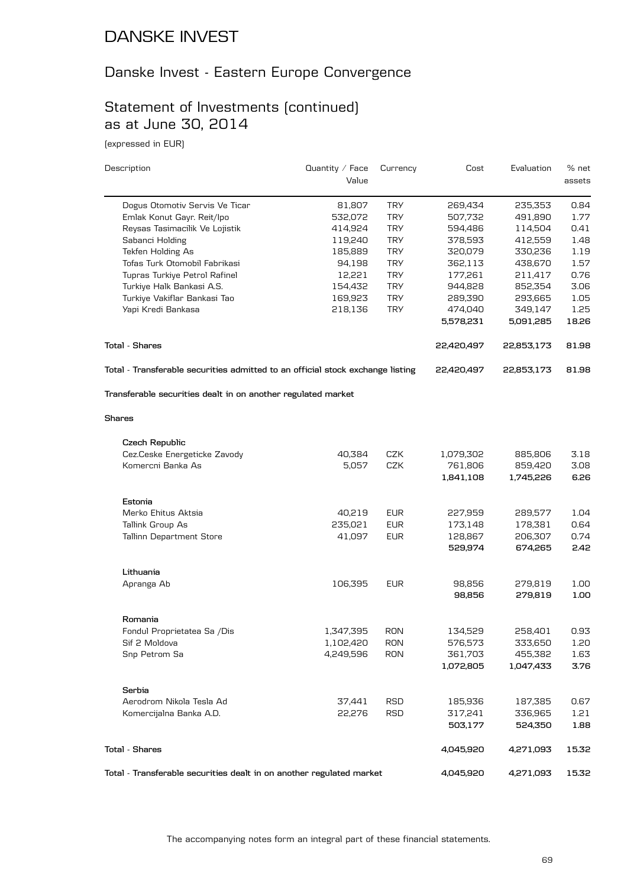# DANSKE INVEST

## Danske Invest - Eastern Europe Convergence

## Statement of Investments (continued) as at June 30, 2014

(expressed in EUR)

| Description | Quantity / Face Value | Currency | Cost | Evaluation | % net assets |
|---|---|---|---|---|---|
| Dogus Otomotiv Servis Ve Ticar | 81,807 | TRY | 269,434 | 235,353 | 0.84 |
| Emlak Konut Gayr. Reit/Ipo | 532,072 | TRY | 507,732 | 491,890 | 1.77 |
| Reysas Tasimacilik Ve Lojistik | 414,924 | TRY | 594,486 | 114,504 | 0.41 |
| Sabanci Holding | 119,240 | TRY | 378,593 | 412,559 | 1.48 |
| Tekfen Holding As | 185,889 | TRY | 320,079 | 330,236 | 1.19 |
| Tofas Turk Otomobil Fabrikasi | 94,198 | TRY | 362,113 | 438,670 | 1.57 |
| Tupras Turkiye Petrol Rafinel | 12,221 | TRY | 177,261 | 211,417 | 0.76 |
| Turkiye Halk Bankasi A.S. | 154,432 | TRY | 944,828 | 852,354 | 3.06 |
| Turkiye Vakiflar Bankasi Tao | 169,923 | TRY | 289,390 | 293,665 | 1.05 |
| Yapi Kredi Bankasa | 218,136 | TRY | 474,040 | 349,147 | 1.25 |
| | | | **5,578,231** | **5,091,285** | **18.26** |
| **Total - Shares** | | | **22,420,497** | **22,853,173** | **81.98** |
| **Total - Transferable securities admitted to an official stock exchange listing** | | | **22,420,497** | **22,853,173** | **81.98** |
| **Transferable securities dealt in on another regulated market** | | | | | |
| **Shares** | | | | | |
| **Czech Republic** | | | | | |
| Cez.Ceske Energeticke Zavody | 40,384 | CZK | 1,079,302 | 885,806 | 3.18 |
| Komercni Banka As | 5,057 | CZK | 761,806 | 859,420 | 3.08 |
| | | | **1,841,108** | **1,745,226** | **6.26** |
| **Estonia** | | | | | |
| Merko Ehitus Aktsia | 40,219 | EUR | 227,959 | 289,577 | 1.04 |
| Tallink Group As | 235,021 | EUR | 173,148 | 178,381 | 0.64 |
| Tallinn Department Store | 41,097 | EUR | 128,867 | 206,307 | 0.74 |
| | | | **529,974** | **674,265** | **2.42** |
| **Lithuania** | | | | | |
| Apranga Ab | 106,395 | EUR | 98,856 | 279,819 | 1.00 |
| | | | **98,856** | **279,819** | **1.00** |
| **Romania** | | | | | |
| Fondul Proprietatea Sa /Dis | 1,347,395 | RON | 134,529 | 258,401 | 0.93 |
| Sif 2 Moldova | 1,102,420 | RON | 576,573 | 333,650 | 1.20 |
| Snp Petrom Sa | 4,249,596 | RON | 361,703 | 455,382 | 1.63 |
| | | | **1,072,805** | **1,047,433** | **3.76** |
| **Serbia** | | | | | |
| Aerodrom Nikola Tesla Ad | 37,441 | RSD | 185,936 | 187,385 | 0.67 |
| Komercijalna Banka A.D. | 22,276 | RSD | 317,241 | 336,965 | 1.21 |
| | | | **503,177** | **524,350** | **1.88** |
| **Total - Shares** | | | **4,045,920** | **4,271,093** | **15.32** |
| **Total - Transferable securities dealt in on another regulated market** | | | **4,045,920** | **4,271,093** | **15.32** |

The accompanying notes form an integral part of these financial statements.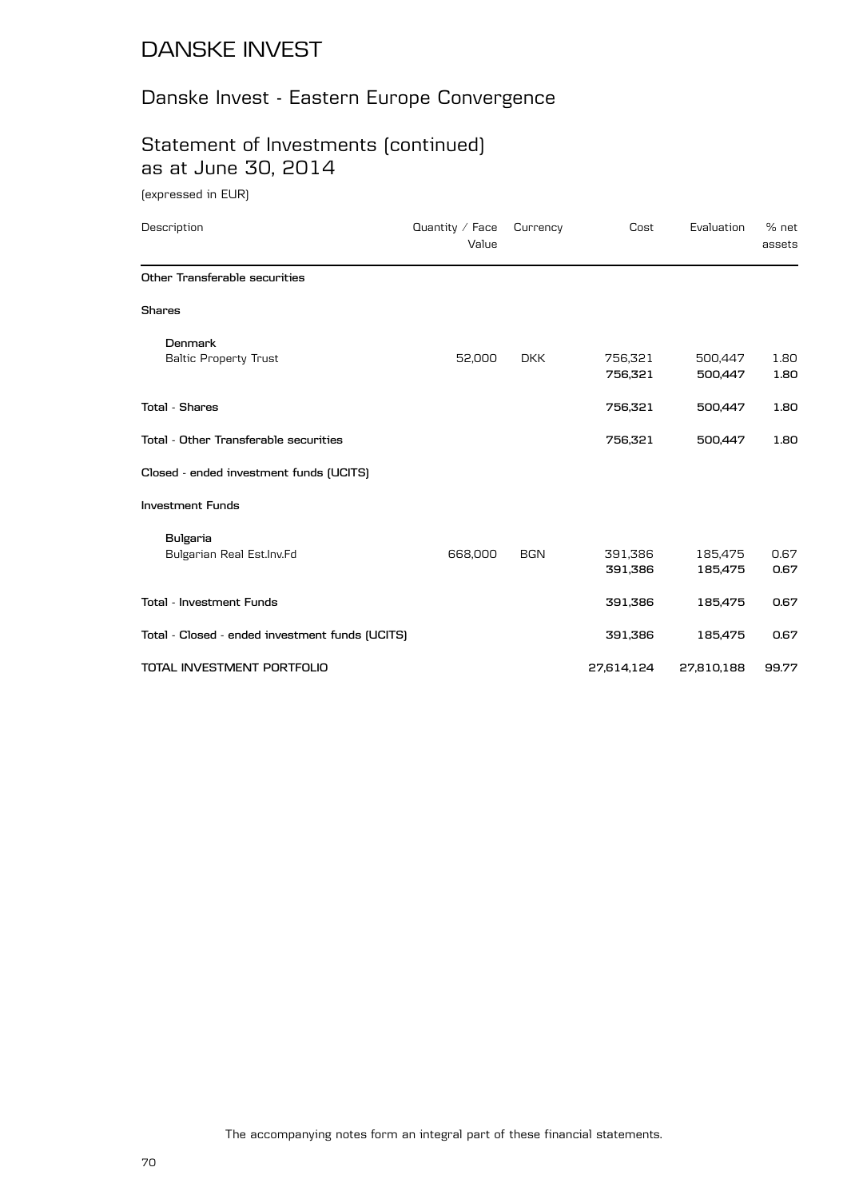# DANSKE INVEST

## Danske Invest - Eastern Europe Convergence

## Statement of Investments (continued) as at June 30, 2014

(expressed in EUR)

| Description | Quantity / Face Value | Currency | Cost | Evaluation | % net assets |
|---|---|---|---|---|---|
| **Other Transferable securities** | | | | | |
| **Shares** | | | | | |
| **Denmark** | | | | | |
| Baltic Property Trust | 52,000 | DKK | 756,321 | 500,447 | 1.80 |
| | | | **756,321** | **500,447** | **1.80** |
| **Total - Shares** | | | **756,321** | **500,447** | **1.80** |
| **Total - Other Transferable securities** | | | **756,321** | **500,447** | **1.80** |
| **Closed - ended investment funds (UCITS)** | | | | | |
| **Investment Funds** | | | | | |
| **Bulgaria** | | | | | |
| Bulgarian Real Est.Inv.Fd | 668,000 | BGN | 391,386 | 185,475 | 0.67 |
| | | | **391,386** | **185,475** | **0.67** |
| **Total - Investment Funds** | | | **391,386** | **185,475** | **0.67** |
| **Total - Closed - ended investment funds (UCITS)** | | | **391,386** | **185,475** | **0.67** |
| **TOTAL INVESTMENT PORTFOLIO** | | | **27,614,124** | **27,810,188** | **99.77** |

The accompanying notes form an integral part of these financial statements.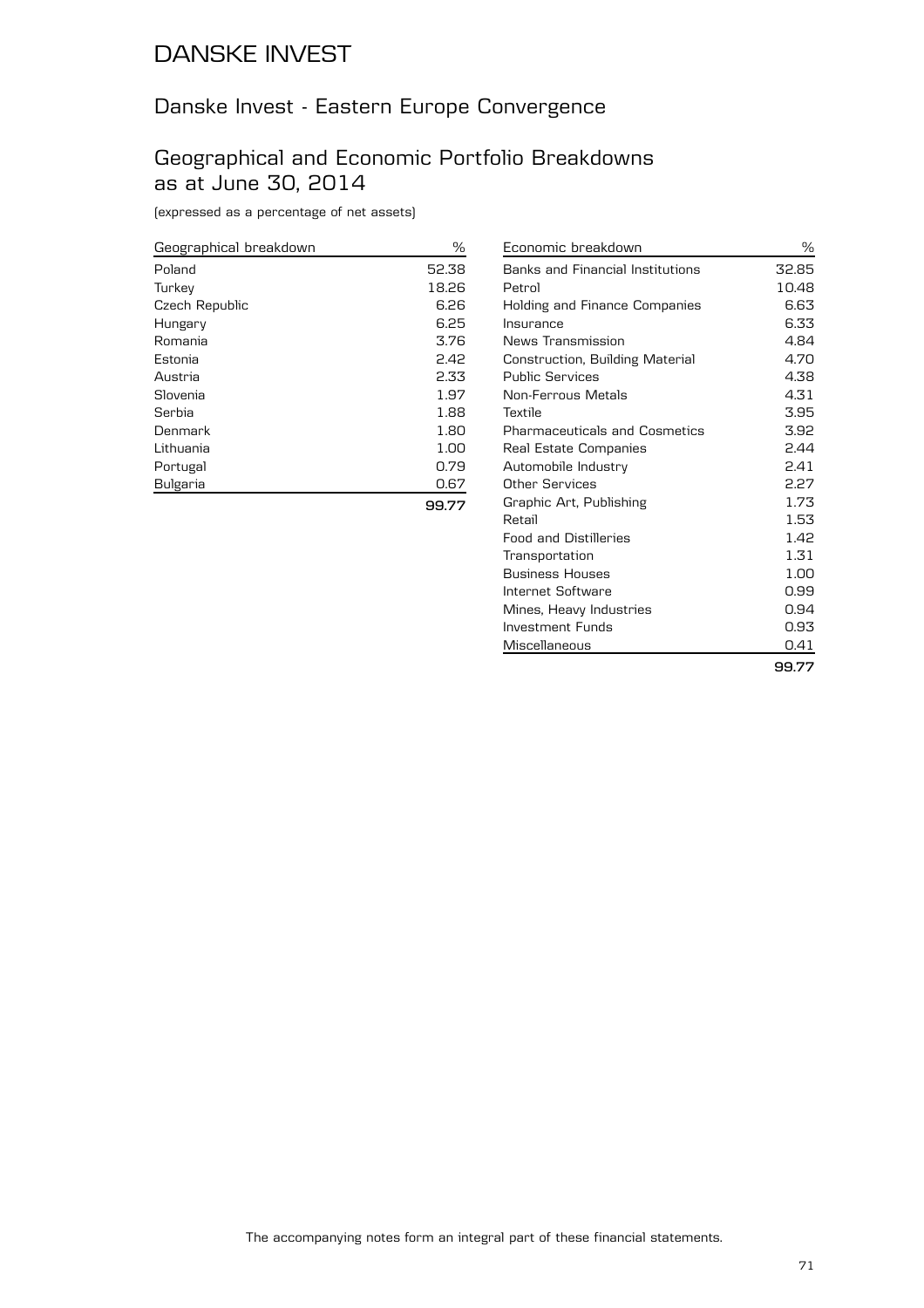# DANSKE INVEST

## Danske Invest - Eastern Europe Convergence

## Geographical and Economic Portfolio Breakdowns as at June 30, 2014

(expressed as a percentage of net assets)

| Geographical breakdown | % |
|---|---|
| Poland | 52.38 |
| Turkey | 18.26 |
| Czech Republic | 6.26 |
| Hungary | 6.25 |
| Romania | 3.76 |
| Estonia | 2.42 |
| Austria | 2.33 |
| Slovenia | 1.97 |
| Serbia | 1.88 |
| Denmark | 1.80 |
| Lithuania | 1.00 |
| Portugal | 0.79 |
| Bulgaria | 0.67 |
| | **99.77** |

| Economic breakdown | % |
|---|---|
| Banks and Financial Institutions | 32.85 |
| Petrol | 10.48 |
| Holding and Finance Companies | 6.63 |
| Insurance | 6.33 |
| News Transmission | 4.84 |
| Construction, Building Material | 4.70 |
| Public Services | 4.38 |
| Non-Ferrous Metals | 4.31 |
| Textile | 3.95 |
| Pharmaceuticals and Cosmetics | 3.92 |
| Real Estate Companies | 2.44 |
| Automobile Industry | 2.41 |
| Other Services | 2.27 |
| Graphic Art, Publishing | 1.73 |
| Retail | 1.53 |
| Food and Distilleries | 1.42 |
| Transportation | 1.31 |
| Business Houses | 1.00 |
| Internet Software | 0.99 |
| Mines, Heavy Industries | 0.94 |
| Investment Funds | 0.93 |
| Miscellaneous | 0.41 |
| | **99.77** |

The accompanying notes form an integral part of these financial statements.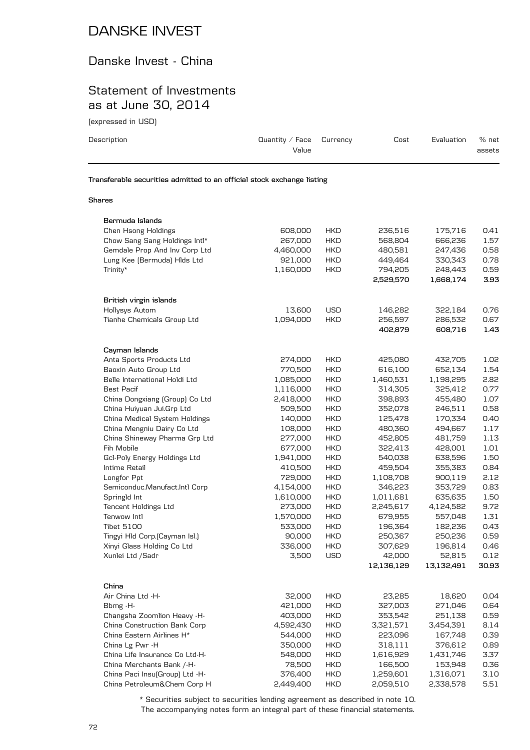# DANSKE INVEST

## Danske Invest - China

## Statement of Investments as at June 30, 2014

(expressed in USD)

| Description | Quantity / Face Value | Currency | Cost | Evaluation | % net assets |
|---|---|---|---|---|---|
| **Transferable securities admitted to an official stock exchange listing** | | | | | |
| **Shares** | | | | | |
| **Bermuda Islands** | | | | | |
| Chen Hsong Holdings | 608,000 | HKD | 236,516 | 175,716 | 0.41 |
| Chow Sang Sang Holdings Intl* | 267,000 | HKD | 568,804 | 666,236 | 1.57 |
| Gemdale Prop And Inv Corp Ltd | 4,460,000 | HKD | 480,581 | 247,436 | 0.58 |
| Lung Kee (Bermuda) Hlds Ltd | 921,000 | HKD | 449,464 | 330,343 | 0.78 |
| Trinity* | 1,160,000 | HKD | 794,205 | 248,443 | 0.59 |
| | | | **2,529,570** | **1,668,174** | **3.93** |
| **British virgin islands** | | | | | |
| Hollysys Autom | 13,600 | USD | 146,282 | 322,184 | 0.76 |
| Tianhe Chemicals Group Ltd | 1,094,000 | HKD | 256,597 | 286,532 | 0.67 |
| | | | **402,879** | **608,716** | **1.43** |
| **Cayman Islands** | | | | | |
| Anta Sports Products Ltd | 274,000 | HKD | 425,080 | 432,705 | 1.02 |
| Baoxin Auto Group Ltd | 770,500 | HKD | 616,100 | 652,134 | 1.54 |
| Belle International Holdi Ltd | 1,085,000 | HKD | 1,460,531 | 1,198,295 | 2.82 |
| Best Pacif | 1,116,000 | HKD | 314,305 | 325,412 | 0.77 |
| China Dongxiang (Group) Co Ltd | 2,418,000 | HKD | 398,893 | 455,480 | 1.07 |
| China Huiyuan Jui.Grp Ltd | 509,500 | HKD | 352,078 | 246,511 | 0.58 |
| China Medical System Holdings | 140,000 | HKD | 125,478 | 170,334 | 0.40 |
| China Mengniu Dairy Co Ltd | 108,000 | HKD | 480,360 | 494,667 | 1.17 |
| China Shineway Pharma Grp Ltd | 277,000 | HKD | 452,805 | 481,759 | 1.13 |
| Fih Mobile | 677,000 | HKD | 322,413 | 428,001 | 1.01 |
| Gcl-Poly Energy Holdings Ltd | 1,941,000 | HKD | 540,038 | 638,596 | 1.50 |
| Intime Retail | 410,500 | HKD | 459,504 | 355,383 | 0.84 |
| Longfor Ppt | 729,000 | HKD | 1,108,708 | 900,119 | 2.12 |
| Semiconduc.Manufact.Intl Corp | 4,154,000 | HKD | 346,223 | 353,729 | 0.83 |
| Springld Int | 1,610,000 | HKD | 1,011,681 | 635,635 | 1.50 |
| Tencent Holdings Ltd | 273,000 | HKD | 2,245,617 | 4,124,582 | 9.72 |
| Tenwow Intl | 1,570,000 | HKD | 679,955 | 557,048 | 1.31 |
| Tibet 5100 | 533,000 | HKD | 196,364 | 182,236 | 0.43 |
| Tingyi Hld Corp.(Cayman Isl.) | 90,000 | HKD | 250,367 | 250,236 | 0.59 |
| Xinyi Glass Holding Co Ltd | 336,000 | HKD | 307,629 | 196,814 | 0.46 |
| Xunlei Ltd /Sadr | 3,500 | USD | 42,000 | 52,815 | 0.12 |
| | | | **12,136,129** | **13,132,491** | **30.93** |
| **China** | | | | | |
| Air China Ltd -H- | 32,000 | HKD | 23,285 | 18,620 | 0.04 |
| Bbmg -H- | 421,000 | HKD | 327,003 | 271,046 | 0.64 |
| Changsha Zoomlion Heavy -H- | 403,000 | HKD | 353,542 | 251,138 | 0.59 |
| China Construction Bank Corp | 4,592,430 | HKD | 3,321,571 | 3,454,391 | 8.14 |
| China Eastern Airlines H* | 544,000 | HKD | 223,096 | 167,748 | 0.39 |
| China Lg Pwr -H | 350,000 | HKD | 318,111 | 376,612 | 0.89 |
| China Life Insurance Co Ltd-H- | 548,000 | HKD | 1,616,929 | 1,431,746 | 3.37 |
| China Merchants Bank /-H- | 78,500 | HKD | 166,500 | 153,948 | 0.36 |
| China Paci Insu(Group) Ltd -H- | 376,400 | HKD | 1,259,601 | 1,316,071 | 3.10 |
| China Petroleum&Chem Corp H | 2,449,400 | HKD | 2,059,510 | 2,338,578 | 5.51 |

\* Securities subject to securities lending agreement as described in note 10.

The accompanying notes form an integral part of these financial statements.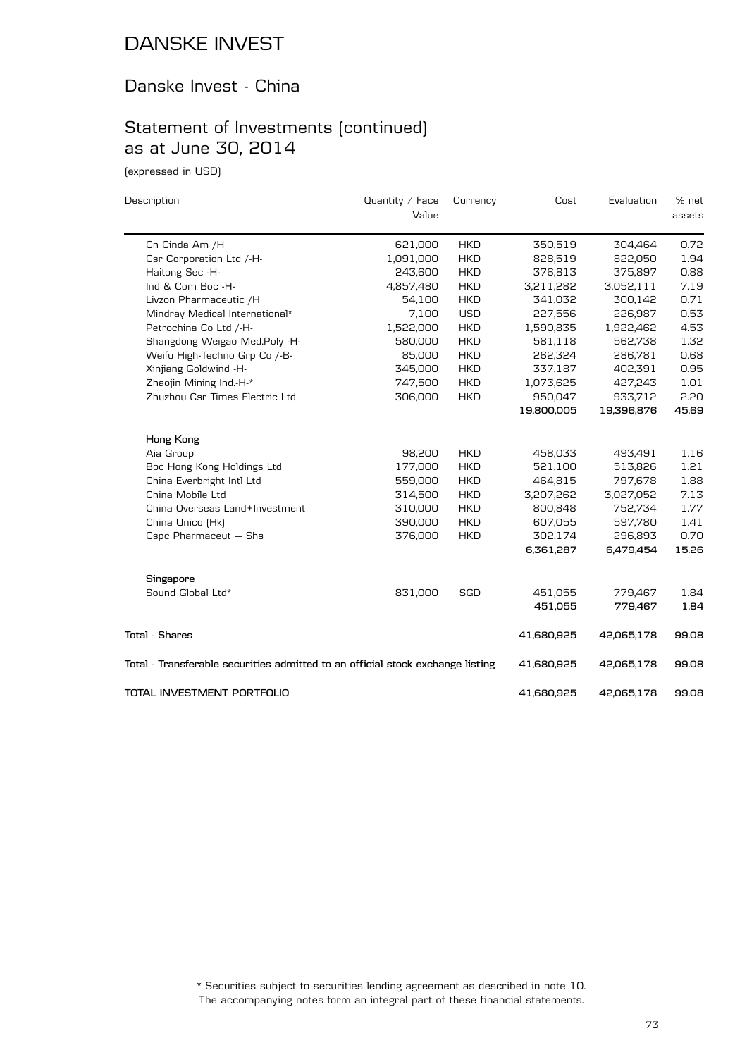# DANSKE INVEST

## Danske Invest - China

## Statement of Investments (continued) as at June 30, 2014

(expressed in USD)

| Description | Quantity / Face Value | Currency | Cost | Evaluation | % net assets |
|---|---|---|---|---|---|
| Cn Cinda Am /H | 621,000 | HKD | 350,519 | 304,464 | 0.72 |
| Csr Corporation Ltd /-H- | 1,091,000 | HKD | 828,519 | 822,050 | 1.94 |
| Haitong Sec -H- | 243,600 | HKD | 376,813 | 375,897 | 0.88 |
| Ind & Com Boc -H- | 4,857,480 | HKD | 3,211,282 | 3,052,111 | 7.19 |
| Livzon Pharmaceutic /H | 54,100 | HKD | 341,032 | 300,142 | 0.71 |
| Mindray Medical International* | 7,100 | USD | 227,556 | 226,987 | 0.53 |
| Petrochina Co Ltd /-H- | 1,522,000 | HKD | 1,590,835 | 1,922,462 | 4.53 |
| Shangdong Weigao Med.Poly -H- | 580,000 | HKD | 581,118 | 562,738 | 1.32 |
| Weifu High-Techno Grp Co /-B- | 85,000 | HKD | 262,324 | 286,781 | 0.68 |
| Xinjiang Goldwind -H- | 345,000 | HKD | 337,187 | 402,391 | 0.95 |
| Zhaojin Mining Ind.-H-* | 747,500 | HKD | 1,073,625 | 427,243 | 1.01 |
| Zhuzhou Csr Times Electric Ltd | 306,000 | HKD | 950,047 | 933,712 | 2.20 |
| | | | **19,800,005** | **19,396,876** | **45.69** |
| **Hong Kong** | | | | | |
| Aia Group | 98,200 | HKD | 458,033 | 493,491 | 1.16 |
| Boc Hong Kong Holdings Ltd | 177,000 | HKD | 521,100 | 513,826 | 1.21 |
| China Everbright Intl Ltd | 559,000 | HKD | 464,815 | 797,678 | 1.88 |
| China Mobile Ltd | 314,500 | HKD | 3,207,262 | 3,027,052 | 7.13 |
| China Overseas Land+Investment | 310,000 | HKD | 800,848 | 752,734 | 1.77 |
| China Unico (Hk) | 390,000 | HKD | 607,055 | 597,780 | 1.41 |
| Cspc Pharmaceut – Shs | 376,000 | HKD | 302,174 | 296,893 | 0.70 |
| | | | **6,361,287** | **6,479,454** | **15.26** |
| **Singapore** | | | | | |
| Sound Global Ltd* | 831,000 | SGD | 451,055 | 779,467 | 1.84 |
| | | | **451,055** | **779,467** | **1.84** |
| **Total - Shares** | | | **41,680,925** | **42,065,178** | **99.08** |
| **Total - Transferable securities admitted to an official stock exchange listing** | | | **41,680,925** | **42,065,178** | **99.08** |
| **TOTAL INVESTMENT PORTFOLIO** | | | **41,680,925** | **42,065,178** | **99.08** |

\* Securities subject to securities lending agreement as described in note 10.
The accompanying notes form an integral part of these financial statements.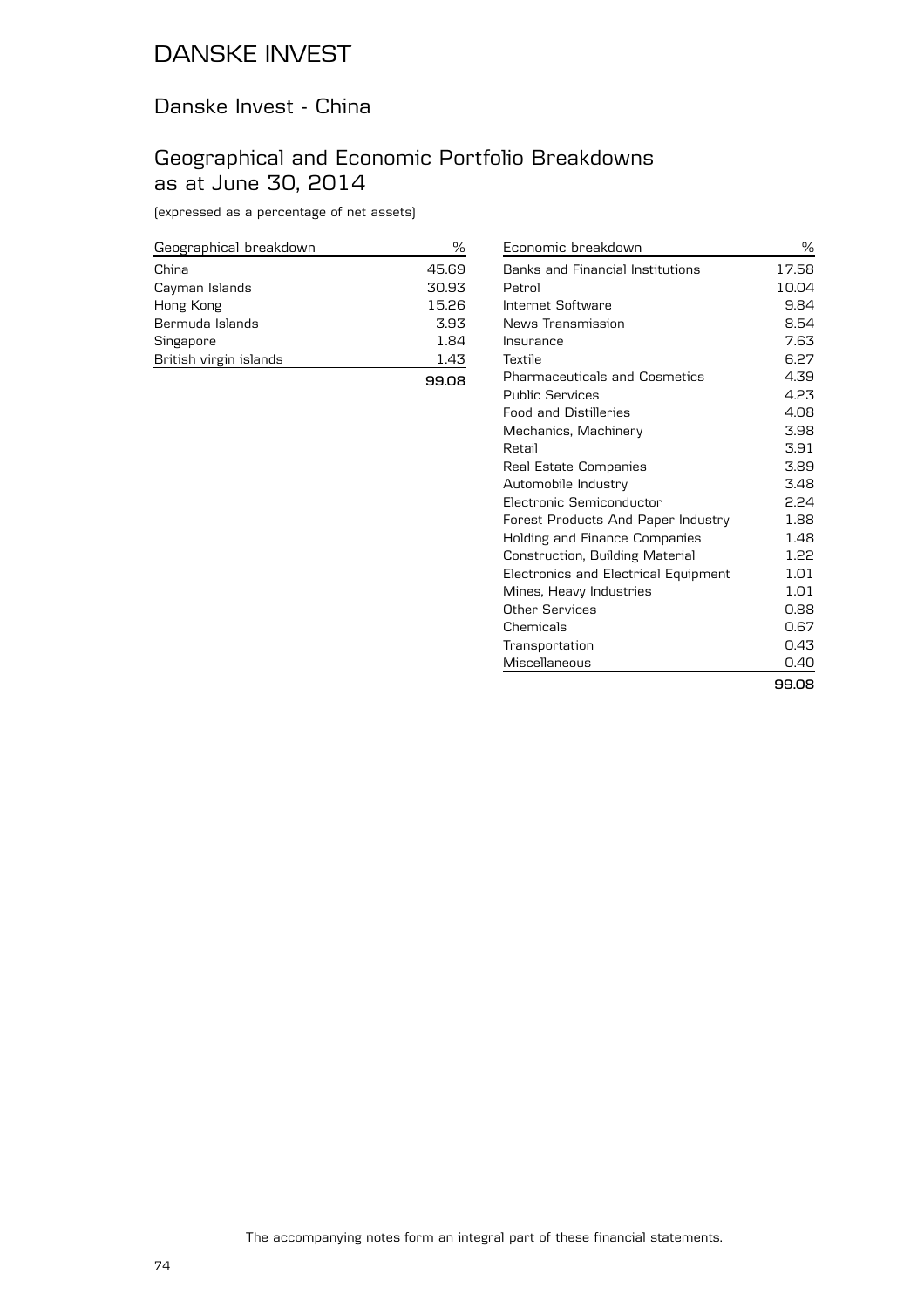# DANSKE INVEST

## Danske Invest - China

## Geographical and Economic Portfolio Breakdowns as at June 30, 2014

(expressed as a percentage of net assets)

| Geographical breakdown | % |
|---|---|
| China | 45.69 |
| Cayman Islands | 30.93 |
| Hong Kong | 15.26 |
| Bermuda Islands | 3.93 |
| Singapore | 1.84 |
| British virgin islands | 1.43 |
| | **99.08** |

| Economic breakdown | % |
|---|---|
| Banks and Financial Institutions | 17.58 |
| Petrol | 10.04 |
| Internet Software | 9.84 |
| News Transmission | 8.54 |
| Insurance | 7.63 |
| Textile | 6.27 |
| Pharmaceuticals and Cosmetics | 4.39 |
| Public Services | 4.23 |
| Food and Distilleries | 4.08 |
| Mechanics, Machinery | 3.98 |
| Retail | 3.91 |
| Real Estate Companies | 3.89 |
| Automobile Industry | 3.48 |
| Electronic Semiconductor | 2.24 |
| Forest Products And Paper Industry | 1.88 |
| Holding and Finance Companies | 1.48 |
| Construction, Building Material | 1.22 |
| Electronics and Electrical Equipment | 1.01 |
| Mines, Heavy Industries | 1.01 |
| Other Services | 0.88 |
| Chemicals | 0.67 |
| Transportation | 0.43 |
| Miscellaneous | 0.40 |
| | **99.08** |

The accompanying notes form an integral part of these financial statements.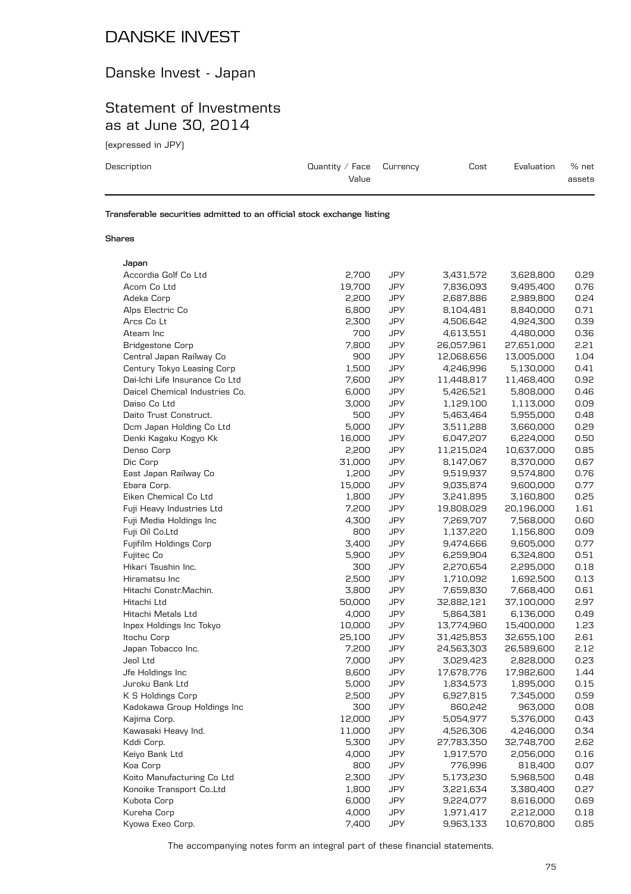# DANSKE INVEST

## Danske Invest - Japan

## Statement of Investments as at June 30, 2014

(expressed in JPY)

| Description | Quantity / Face Value | Currency | Cost | Evaluation | % net assets |
|---|---|---|---|---|---|
| **Transferable securities admitted to an official stock exchange listing** | | | | | |
| **Shares** | | | | | |
| **Japan** | | | | | |
| Accordia Golf Co Ltd | 2,700 | JPY | 3,431,572 | 3,628,800 | 0.29 |
| Acom Co Ltd | 19,700 | JPY | 7,836,093 | 9,495,400 | 0.76 |
| Adeka Corp | 2,200 | JPY | 2,687,886 | 2,989,800 | 0.24 |
| Alps Electric Co | 6,800 | JPY | 8,104,481 | 8,840,000 | 0.71 |
| Arcs Co Lt | 2,300 | JPY | 4,506,642 | 4,924,300 | 0.39 |
| Ateam Inc | 700 | JPY | 4,613,551 | 4,480,000 | 0.36 |
| Bridgestone Corp | 7,800 | JPY | 26,057,961 | 27,651,000 | 2.21 |
| Central Japan Railway Co | 900 | JPY | 12,068,656 | 13,005,000 | 1.04 |
| Century Tokyo Leasing Corp | 1,500 | JPY | 4,246,996 | 5,130,000 | 0.41 |
| Dai-Ichi Life Insurance Co Ltd | 7,600 | JPY | 11,448,817 | 11,468,400 | 0.92 |
| Daicel Chemical Industries Co. | 6,000 | JPY | 5,426,521 | 5,808,000 | 0.46 |
| Daiso Co Ltd | 3,000 | JPY | 1,129,100 | 1,113,000 | 0.09 |
| Daito Trust Construct. | 500 | JPY | 5,463,464 | 5,955,000 | 0.48 |
| Dcm Japan Holding Co Ltd | 5,000 | JPY | 3,511,288 | 3,660,000 | 0.29 |
| Denki Kagaku Kogyo Kk | 16,000 | JPY | 6,047,207 | 6,224,000 | 0.50 |
| Denso Corp | 2,200 | JPY | 11,215,024 | 10,637,000 | 0.85 |
| Dic Corp | 31,000 | JPY | 8,147,067 | 8,370,000 | 0.67 |
| East Japan Railway Co | 1,200 | JPY | 9,519,937 | 9,574,800 | 0.76 |
| Ebara Corp. | 15,000 | JPY | 9,035,874 | 9,600,000 | 0.77 |
| Eiken Chemical Co Ltd | 1,800 | JPY | 3,241,895 | 3,160,800 | 0.25 |
| Fuji Heavy Industries Ltd | 7,200 | JPY | 19,808,029 | 20,196,000 | 1.61 |
| Fuji Media Holdings Inc | 4,300 | JPY | 7,269,707 | 7,568,000 | 0.60 |
| Fuji Oil Co.Ltd | 800 | JPY | 1,137,220 | 1,156,800 | 0.09 |
| Fujifilm Holdings Corp | 3,400 | JPY | 9,474,666 | 9,605,000 | 0.77 |
| Fujitec Co | 5,900 | JPY | 6,259,904 | 6,324,800 | 0.51 |
| Hikari Tsushin Inc. | 300 | JPY | 2,270,654 | 2,295,000 | 0.18 |
| Hiramatsu Inc | 2,500 | JPY | 1,710,092 | 1,692,500 | 0.13 |
| Hitachi Constr.Machin. | 3,800 | JPY | 7,659,830 | 7,668,400 | 0.61 |
| Hitachi Ltd | 50,000 | JPY | 32,882,121 | 37,100,000 | 2.97 |
| Hitachi Metals Ltd | 4,000 | JPY | 5,864,381 | 6,136,000 | 0.49 |
| Inpex Holdings Inc Tokyo | 10,000 | JPY | 13,774,960 | 15,400,000 | 1.23 |
| Itochu Corp | 25,100 | JPY | 31,425,853 | 32,655,100 | 2.61 |
| Japan Tobacco Inc. | 7,200 | JPY | 24,563,303 | 26,589,600 | 2.12 |
| Jeol Ltd | 7,000 | JPY | 3,029,423 | 2,828,000 | 0.23 |
| Jfe Holdings Inc | 8,600 | JPY | 17,678,776 | 17,982,600 | 1.44 |
| Juroku Bank Ltd | 5,000 | JPY | 1,834,573 | 1,895,000 | 0.15 |
| K S Holdings Corp | 2,500 | JPY | 6,927,815 | 7,345,000 | 0.59 |
| Kadokawa Group Holdings Inc | 300 | JPY | 860,242 | 963,000 | 0.08 |
| Kajima Corp. | 12,000 | JPY | 5,054,977 | 5,376,000 | 0.43 |
| Kawasaki Heavy Ind. | 11,000 | JPY | 4,526,306 | 4,246,000 | 0.34 |
| Kddi Corp. | 5,300 | JPY | 27,783,350 | 32,748,700 | 2.62 |
| Keiyo Bank Ltd | 4,000 | JPY | 1,917,570 | 2,056,000 | 0.16 |
| Koa Corp | 800 | JPY | 776,996 | 818,400 | 0.07 |
| Koito Manufacturing Co Ltd | 2,300 | JPY | 5,173,230 | 5,968,500 | 0.48 |
| Konoike Transport Co.Ltd | 1,800 | JPY | 3,221,634 | 3,380,400 | 0.27 |
| Kubota Corp | 6,000 | JPY | 9,224,077 | 8,616,000 | 0.69 |
| Kureha Corp | 4,000 | JPY | 1,971,417 | 2,212,000 | 0.18 |
| Kyowa Exeo Corp. | 7,400 | JPY | 9,963,133 | 10,670,800 | 0.85 |

The accompanying notes form an integral part of these financial statements.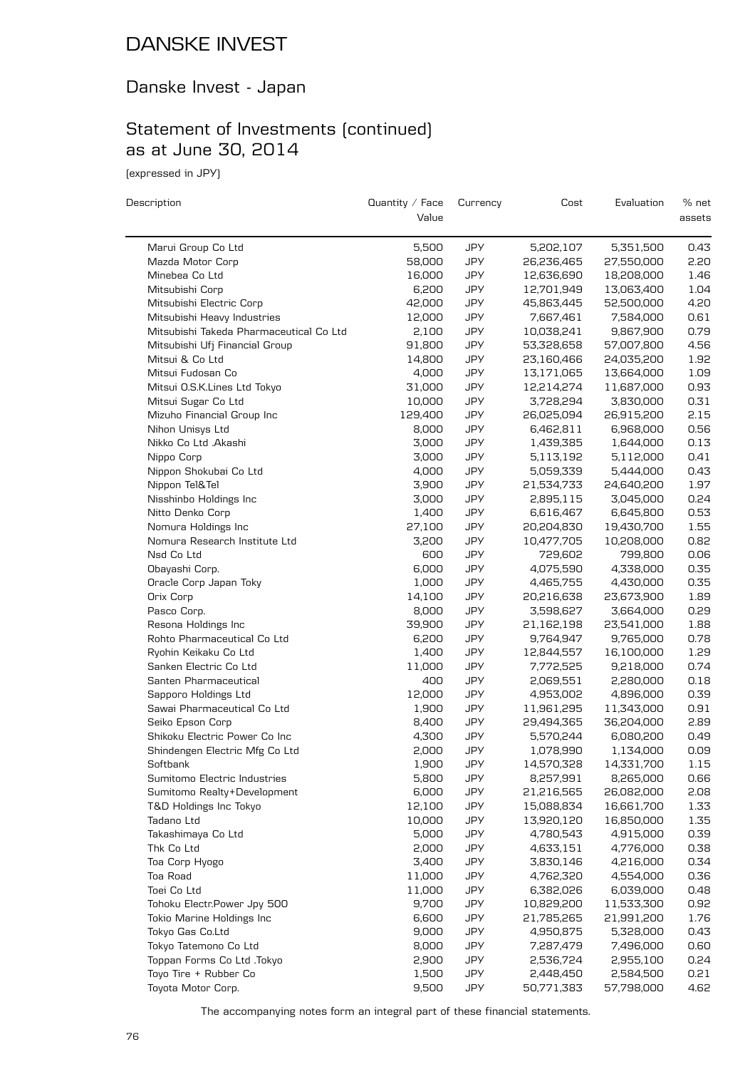# DANSKE INVEST

## Danske Invest - Japan

## Statement of Investments (continued) as at June 30, 2014

(expressed in JPY)

| Description | Quantity / Face Value | Currency | Cost | Evaluation | % net assets |
|---|---|---|---|---|---|
| Marui Group Co Ltd | 5,500 | JPY | 5,202,107 | 5,351,500 | 0.43 |
| Mazda Motor Corp | 58,000 | JPY | 26,236,465 | 27,550,000 | 2.20 |
| Minebea Co Ltd | 16,000 | JPY | 12,636,690 | 18,208,000 | 1.46 |
| Mitsubishi Corp | 6,200 | JPY | 12,701,949 | 13,063,400 | 1.04 |
| Mitsubishi Electric Corp | 42,000 | JPY | 45,863,445 | 52,500,000 | 4.20 |
| Mitsubishi Heavy Industries | 12,000 | JPY | 7,667,461 | 7,584,000 | 0.61 |
| Mitsubishi Takeda Pharmaceutical Co Ltd | 2,100 | JPY | 10,038,241 | 9,867,900 | 0.79 |
| Mitsubishi Ufj Financial Group | 91,800 | JPY | 53,328,658 | 57,007,800 | 4.56 |
| Mitsui & Co Ltd | 14,800 | JPY | 23,160,466 | 24,035,200 | 1.92 |
| Mitsui Fudosan Co | 4,000 | JPY | 13,171,065 | 13,664,000 | 1.09 |
| Mitsui O.S.K.Lines Ltd Tokyo | 31,000 | JPY | 12,214,274 | 11,687,000 | 0.93 |
| Mitsui Sugar Co Ltd | 10,000 | JPY | 3,728,294 | 3,830,000 | 0.31 |
| Mizuho Financial Group Inc | 129,400 | JPY | 26,025,094 | 26,915,200 | 2.15 |
| Nihon Unisys Ltd | 8,000 | JPY | 6,462,811 | 6,968,000 | 0.56 |
| Nikko Co Ltd .Akashi | 3,000 | JPY | 1,439,385 | 1,644,000 | 0.13 |
| Nippo Corp | 3,000 | JPY | 5,113,192 | 5,112,000 | 0.41 |
| Nippon Shokubai Co Ltd | 4,000 | JPY | 5,059,339 | 5,444,000 | 0.43 |
| Nippon Tel&Tel | 3,900 | JPY | 21,534,733 | 24,640,200 | 1.97 |
| Nisshinbo Holdings Inc | 3,000 | JPY | 2,895,115 | 3,045,000 | 0.24 |
| Nitto Denko Corp | 1,400 | JPY | 6,616,467 | 6,645,800 | 0.53 |
| Nomura Holdings Inc | 27,100 | JPY | 20,204,830 | 19,430,700 | 1.55 |
| Nomura Research Institute Ltd | 3,200 | JPY | 10,477,705 | 10,208,000 | 0.82 |
| Nsd Co Ltd | 600 | JPY | 729,602 | 799,800 | 0.06 |
| Obayashi Corp. | 6,000 | JPY | 4,075,590 | 4,338,000 | 0.35 |
| Oracle Corp Japan Toky | 1,000 | JPY | 4,465,755 | 4,430,000 | 0.35 |
| Orix Corp | 14,100 | JPY | 20,216,638 | 23,673,900 | 1.89 |
| Pasco Corp. | 8,000 | JPY | 3,598,627 | 3,664,000 | 0.29 |
| Resona Holdings Inc | 39,900 | JPY | 21,162,198 | 23,541,000 | 1.88 |
| Rohto Pharmaceutical Co Ltd | 6,200 | JPY | 9,764,947 | 9,765,000 | 0.78 |
| Ryohin Keikaku Co Ltd | 1,400 | JPY | 12,844,557 | 16,100,000 | 1.29 |
| Sanken Electric Co Ltd | 11,000 | JPY | 7,772,525 | 9,218,000 | 0.74 |
| Santen Pharmaceutical | 400 | JPY | 2,069,551 | 2,280,000 | 0.18 |
| Sapporo Holdings Ltd | 12,000 | JPY | 4,953,002 | 4,896,000 | 0.39 |
| Sawai Pharmaceutical Co Ltd | 1,900 | JPY | 11,961,295 | 11,343,000 | 0.91 |
| Seiko Epson Corp | 8,400 | JPY | 29,494,365 | 36,204,000 | 2.89 |
| Shikoku Electric Power Co Inc | 4,300 | JPY | 5,570,244 | 6,080,200 | 0.49 |
| Shindengen Electric Mfg Co Ltd | 2,000 | JPY | 1,078,990 | 1,134,000 | 0.09 |
| Softbank | 1,900 | JPY | 14,570,328 | 14,331,700 | 1.15 |
| Sumitomo Electric Industries | 5,800 | JPY | 8,257,991 | 8,265,000 | 0.66 |
| Sumitomo Realty+Development | 6,000 | JPY | 21,216,565 | 26,082,000 | 2.08 |
| T&D Holdings Inc Tokyo | 12,100 | JPY | 15,088,834 | 16,661,700 | 1.33 |
| Tadano Ltd | 10,000 | JPY | 13,920,120 | 16,850,000 | 1.35 |
| Takashimaya Co Ltd | 5,000 | JPY | 4,780,543 | 4,915,000 | 0.39 |
| Thk Co Ltd | 2,000 | JPY | 4,633,151 | 4,776,000 | 0.38 |
| Toa Corp Hyogo | 3,400 | JPY | 3,830,146 | 4,216,000 | 0.34 |
| Toa Road | 11,000 | JPY | 4,762,320 | 4,554,000 | 0.36 |
| Toei Co Ltd | 11,000 | JPY | 6,382,026 | 6,039,000 | 0.48 |
| Tohoku Electr.Power Jpy 500 | 9,700 | JPY | 10,829,200 | 11,533,300 | 0.92 |
| Tokio Marine Holdings Inc | 6,600 | JPY | 21,785,265 | 21,991,200 | 1.76 |
| Tokyo Gas Co.Ltd | 9,000 | JPY | 4,950,875 | 5,328,000 | 0.43 |
| Tokyo Tatemono Co Ltd | 8,000 | JPY | 7,287,479 | 7,496,000 | 0.60 |
| Toppan Forms Co Ltd .Tokyo | 2,900 | JPY | 2,536,724 | 2,955,100 | 0.24 |
| Toyo Tire + Rubber Co | 1,500 | JPY | 2,448,450 | 2,584,500 | 0.21 |
| Toyota Motor Corp. | 9,500 | JPY | 50,771,383 | 57,798,000 | 4.62 |

The accompanying notes form an integral part of these financial statements.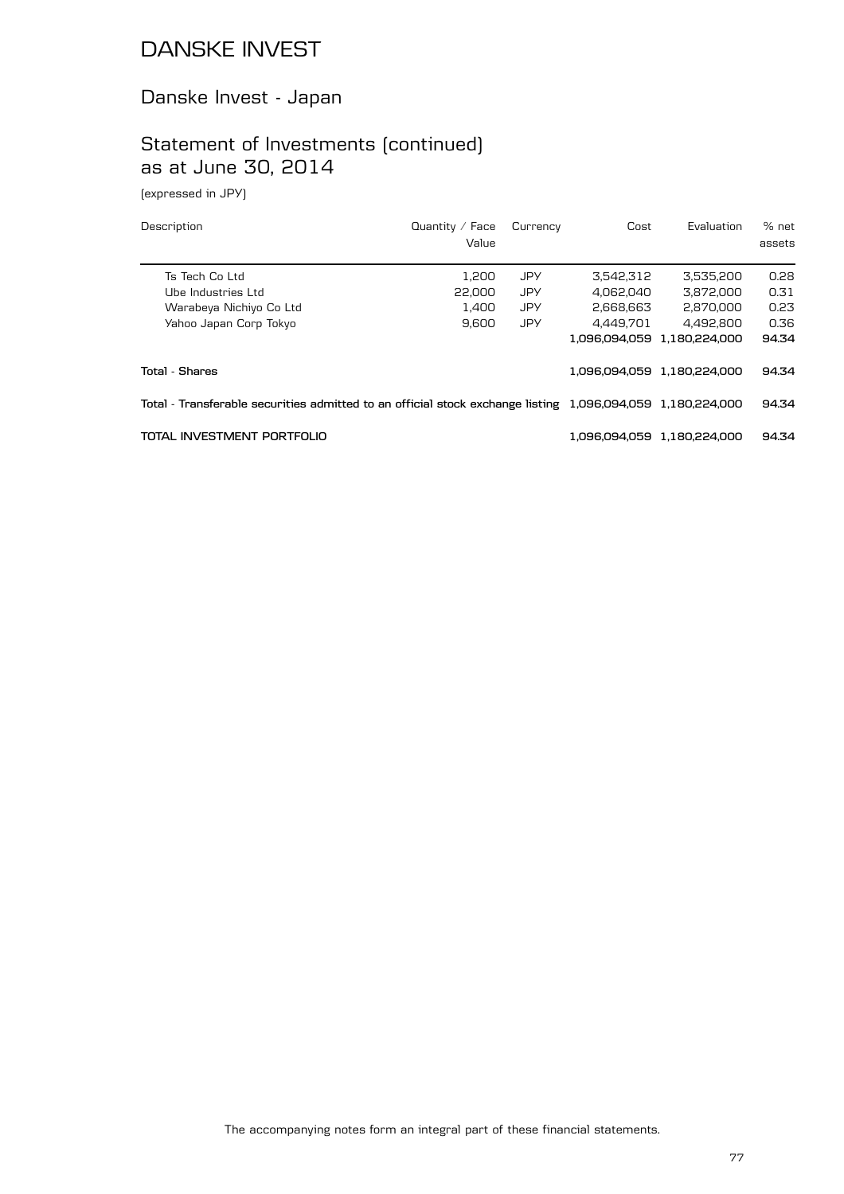# DANSKE INVEST

## Danske Invest - Japan

## Statement of Investments (continued) as at June 30, 2014

(expressed in JPY)

| Description | Quantity / Face Value | Currency | Cost | Evaluation | % net assets |
|---|---|---|---|---|---|
| Ts Tech Co Ltd | 1,200 | JPY | 3,542,312 | 3,535,200 | 0.28 |
| Ube Industries Ltd | 22,000 | JPY | 4,062,040 | 3,872,000 | 0.31 |
| Warabeya Nichiyo Co Ltd | 1,400 | JPY | 2,668,663 | 2,870,000 | 0.23 |
| Yahoo Japan Corp Tokyo | 9,600 | JPY | 4,449,701 | 4,492,800 | 0.36 |
| | | | **1,096,094,059** | **1,180,224,000** | **94.34** |
| **Total - Shares** | | | **1,096,094,059** | **1,180,224,000** | **94.34** |
| **Total - Transferable securities admitted to an official stock exchange listing** | | | **1,096,094,059** | **1,180,224,000** | **94.34** |
| **TOTAL INVESTMENT PORTFOLIO** | | | **1,096,094,059** | **1,180,224,000** | **94.34** |

The accompanying notes form an integral part of these financial statements.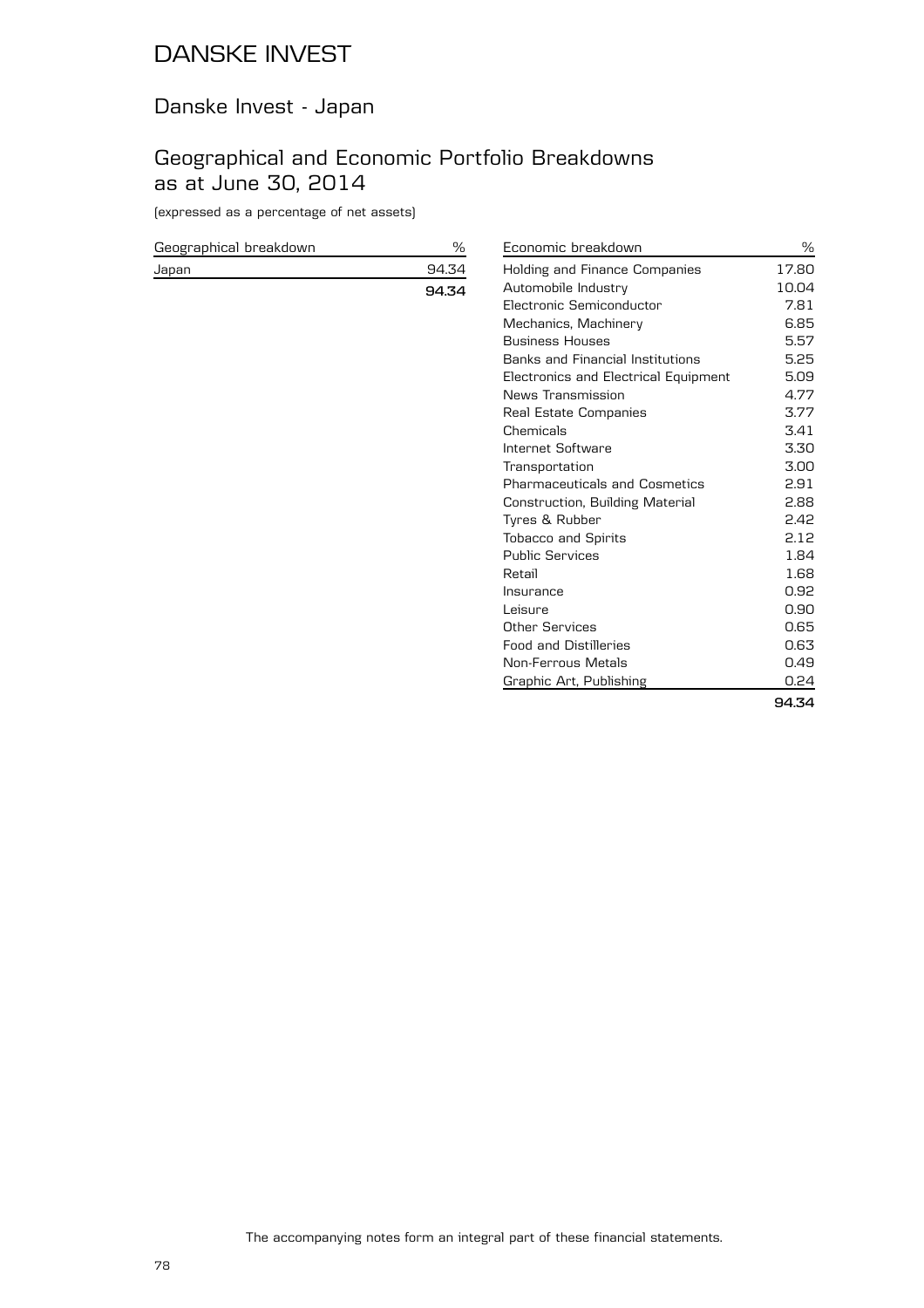# DANSKE INVEST

## Danske Invest - Japan

## Geographical and Economic Portfolio Breakdowns as at June 30, 2014

(expressed as a percentage of net assets)

| Geographical breakdown | % |
|---|---|
| Japan | 94.34 |
| | **94.34** |

| Economic breakdown | % |
|---|---|
| Holding and Finance Companies | 17.80 |
| Automobile Industry | 10.04 |
| Electronic Semiconductor | 7.81 |
| Mechanics, Machinery | 6.85 |
| Business Houses | 5.57 |
| Banks and Financial Institutions | 5.25 |
| Electronics and Electrical Equipment | 5.09 |
| News Transmission | 4.77 |
| Real Estate Companies | 3.77 |
| Chemicals | 3.41 |
| Internet Software | 3.30 |
| Transportation | 3.00 |
| Pharmaceuticals and Cosmetics | 2.91 |
| Construction, Building Material | 2.88 |
| Tyres & Rubber | 2.42 |
| Tobacco and Spirits | 2.12 |
| Public Services | 1.84 |
| Retail | 1.68 |
| Insurance | 0.92 |
| Leisure | 0.90 |
| Other Services | 0.65 |
| Food and Distilleries | 0.63 |
| Non-Ferrous Metals | 0.49 |
| Graphic Art, Publishing | 0.24 |
| | **94.34** |

The accompanying notes form an integral part of these financial statements.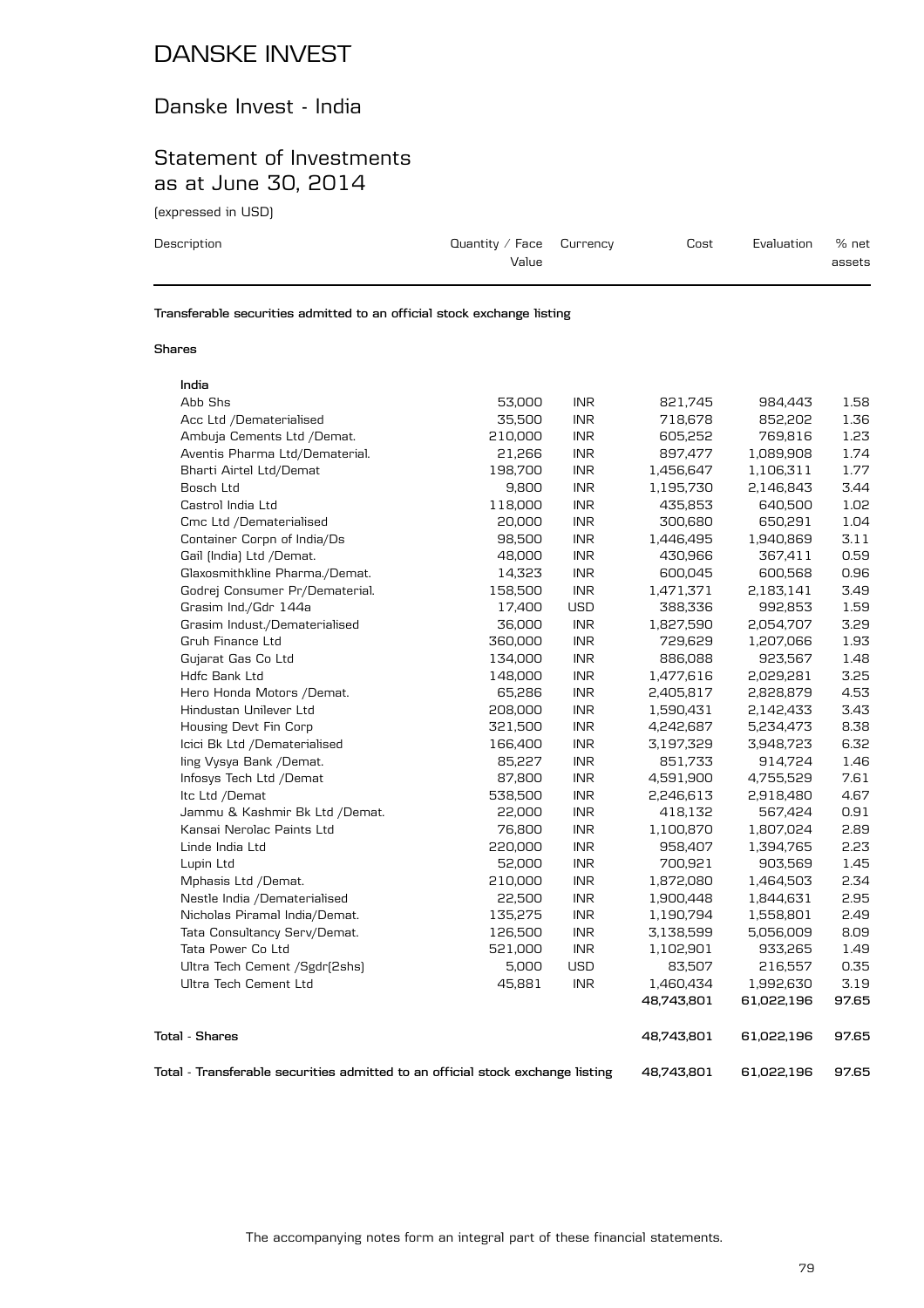# DANSKE INVEST

## Danske Invest - India

## Statement of Investments as at June 30, 2014

(expressed in USD)

| Description | Quantity / Face Value | Currency | Cost | Evaluation | % net assets |
|---|---|---|---|---|---|
| **Transferable securities admitted to an official stock exchange listing** | | | | | |
| **Shares** | | | | | |
| **India** | | | | | |
| Abb Shs | 53,000 | INR | 821,745 | 984,443 | 1.58 |
| Acc Ltd /Dematerialised | 35,500 | INR | 718,678 | 852,202 | 1.36 |
| Ambuja Cements Ltd /Demat. | 210,000 | INR | 605,252 | 769,816 | 1.23 |
| Aventis Pharma Ltd/Dematerial. | 21,266 | INR | 897,477 | 1,089,908 | 1.74 |
| Bharti Airtel Ltd/Demat | 198,700 | INR | 1,456,647 | 1,106,311 | 1.77 |
| Bosch Ltd | 9,800 | INR | 1,195,730 | 2,146,843 | 3.44 |
| Castrol India Ltd | 118,000 | INR | 435,853 | 640,500 | 1.02 |
| Cmc Ltd /Dematerialised | 20,000 | INR | 300,680 | 650,291 | 1.04 |
| Container Corpn of India/Ds | 98,500 | INR | 1,446,495 | 1,940,869 | 3.11 |
| Gail (India) Ltd /Demat. | 48,000 | INR | 430,966 | 367,411 | 0.59 |
| Glaxosmithkline Pharma./Demat. | 14,323 | INR | 600,045 | 600,568 | 0.96 |
| Godrej Consumer Pr/Dematerial. | 158,500 | INR | 1,471,371 | 2,183,141 | 3.49 |
| Grasim Ind./Gdr 144a | 17,400 | USD | 388,336 | 992,853 | 1.59 |
| Grasim Indust./Dematerialised | 36,000 | INR | 1,827,590 | 2,054,707 | 3.29 |
| Gruh Finance Ltd | 360,000 | INR | 729,629 | 1,207,066 | 1.93 |
| Gujarat Gas Co Ltd | 134,000 | INR | 886,088 | 923,567 | 1.48 |
| Hdfc Bank Ltd | 148,000 | INR | 1,477,616 | 2,029,281 | 3.25 |
| Hero Honda Motors /Demat. | 65,286 | INR | 2,405,817 | 2,828,879 | 4.53 |
| Hindustan Unilever Ltd | 208,000 | INR | 1,590,431 | 2,142,433 | 3.43 |
| Housing Devt Fin Corp | 321,500 | INR | 4,242,687 | 5,234,473 | 8.38 |
| Icici Bk Ltd /Dematerialised | 166,400 | INR | 3,197,329 | 3,948,723 | 6.32 |
| Iing Vysya Bank /Demat. | 85,227 | INR | 851,733 | 914,724 | 1.46 |
| Infosys Tech Ltd /Demat | 87,800 | INR | 4,591,900 | 4,755,529 | 7.61 |
| Itc Ltd /Demat | 538,500 | INR | 2,246,613 | 2,918,480 | 4.67 |
| Jammu & Kashmir Bk Ltd /Demat. | 22,000 | INR | 418,132 | 567,424 | 0.91 |
| Kansai Nerolac Paints Ltd | 76,800 | INR | 1,100,870 | 1,807,024 | 2.89 |
| Linde India Ltd | 220,000 | INR | 958,407 | 1,394,765 | 2.23 |
| Lupin Ltd | 52,000 | INR | 700,921 | 903,569 | 1.45 |
| Mphasis Ltd /Demat. | 210,000 | INR | 1,872,080 | 1,464,503 | 2.34 |
| Nestle India /Dematerialised | 22,500 | INR | 1,900,448 | 1,844,631 | 2.95 |
| Nicholas Piramal India/Demat. | 135,275 | INR | 1,190,794 | 1,558,801 | 2.49 |
| Tata Consultancy Serv/Demat. | 126,500 | INR | 3,138,599 | 5,056,009 | 8.09 |
| Tata Power Co Ltd | 521,000 | INR | 1,102,901 | 933,265 | 1.49 |
| Ultra Tech Cement /Sgdr(2shs) | 5,000 | USD | 83,507 | 216,557 | 0.35 |
| Ultra Tech Cement Ltd | 45,881 | INR | 1,460,434 | 1,992,630 | 3.19 |
| | | | **48,743,801** | **61,022,196** | **97.65** |
| **Total - Shares** | | | **48,743,801** | **61,022,196** | **97.65** |
| **Total - Transferable securities admitted to an official stock exchange listing** | | | **48,743,801** | **61,022,196** | **97.65** |

The accompanying notes form an integral part of these financial statements.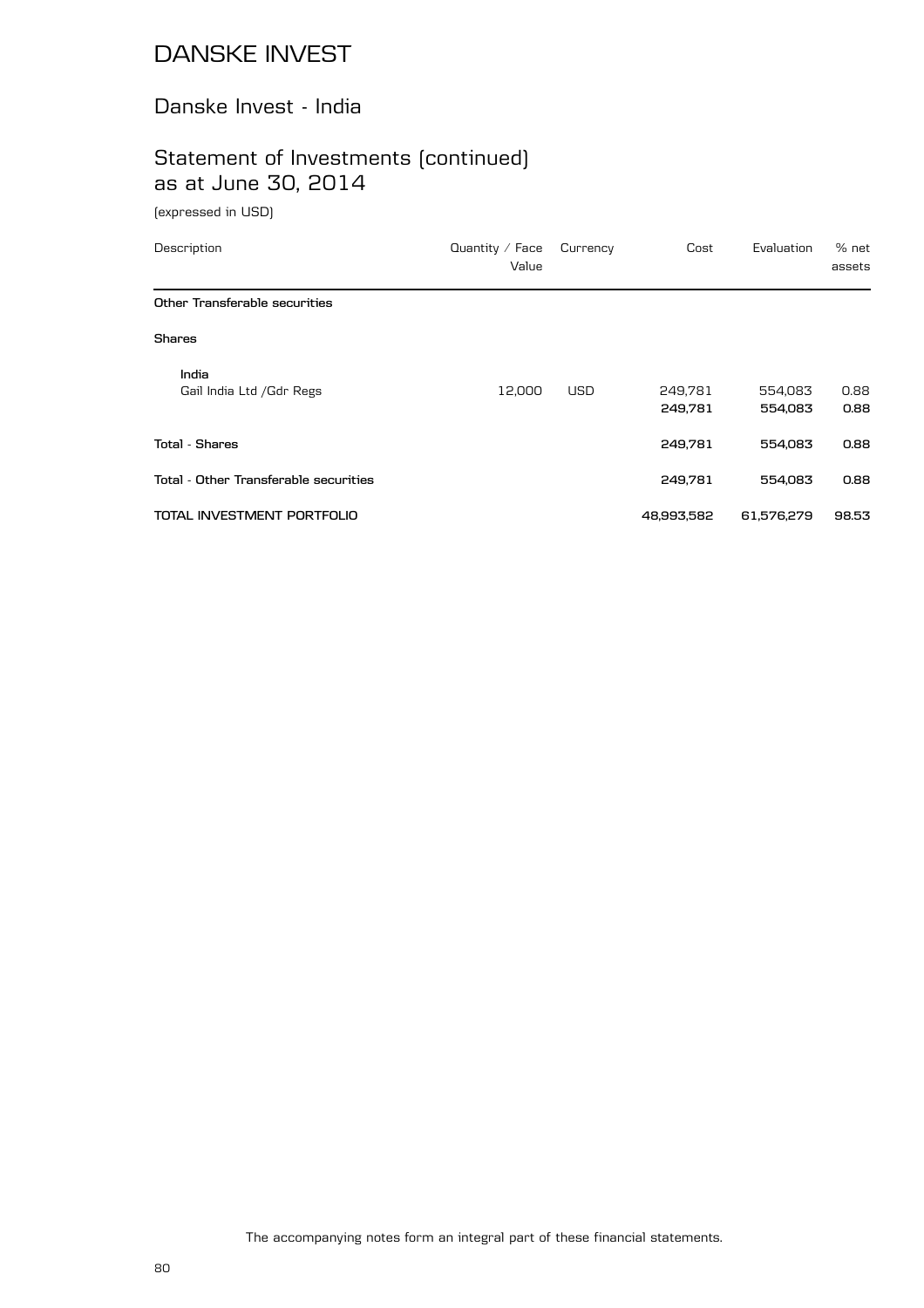# DANSKE INVEST

## Danske Invest - India

## Statement of Investments (continued) as at June 30, 2014

(expressed in USD)

| Description | Quantity / Face Value | Currency | Cost | Evaluation | % net assets |
|---|---|---|---|---|---|
| **Other Transferable securities** | | | | | |
| **Shares** | | | | | |
| **India** | | | | | |
| Gail India Ltd /Gdr Regs | 12,000 | USD | 249,781 | 554,083 | 0.88 |
| | | | **249,781** | **554,083** | **0.88** |
| **Total - Shares** | | | **249,781** | **554,083** | **0.88** |
| **Total - Other Transferable securities** | | | **249,781** | **554,083** | **0.88** |
| **TOTAL INVESTMENT PORTFOLIO** | | | **48,993,582** | **61,576,279** | **98.53** |

The accompanying notes form an integral part of these financial statements.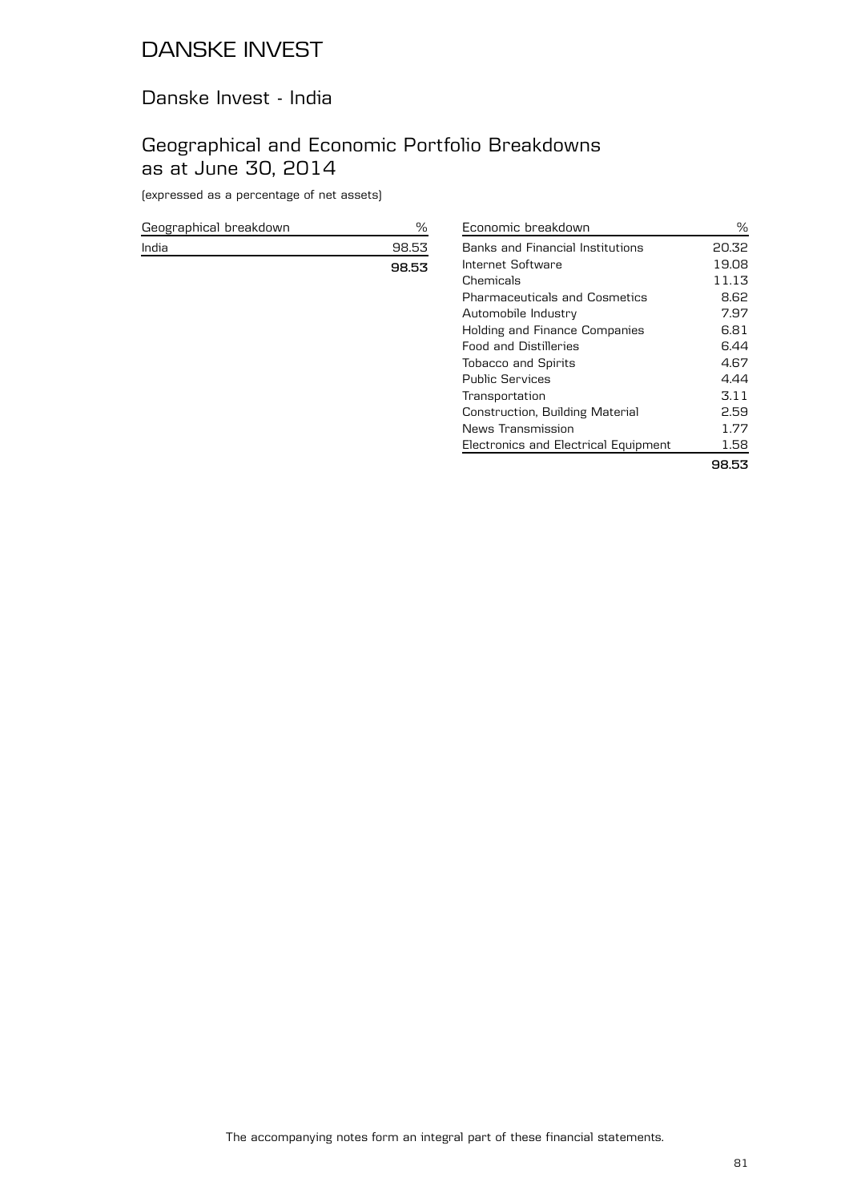# DANSKE INVEST

## Danske Invest - India

## Geographical and Economic Portfolio Breakdowns as at June 30, 2014

(expressed as a percentage of net assets)

| Geographical breakdown | % |
|---|---|
| India | 98.53 |
| | **98.53** |

| Economic breakdown | % |
|---|---|
| Banks and Financial Institutions | 20.32 |
| Internet Software | 19.08 |
| Chemicals | 11.13 |
| Pharmaceuticals and Cosmetics | 8.62 |
| Automobile Industry | 7.97 |
| Holding and Finance Companies | 6.81 |
| Food and Distilleries | 6.44 |
| Tobacco and Spirits | 4.67 |
| Public Services | 4.44 |
| Transportation | 3.11 |
| Construction, Building Material | 2.59 |
| News Transmission | 1.77 |
| Electronics and Electrical Equipment | 1.58 |
| | **98.53** |

The accompanying notes form an integral part of these financial statements.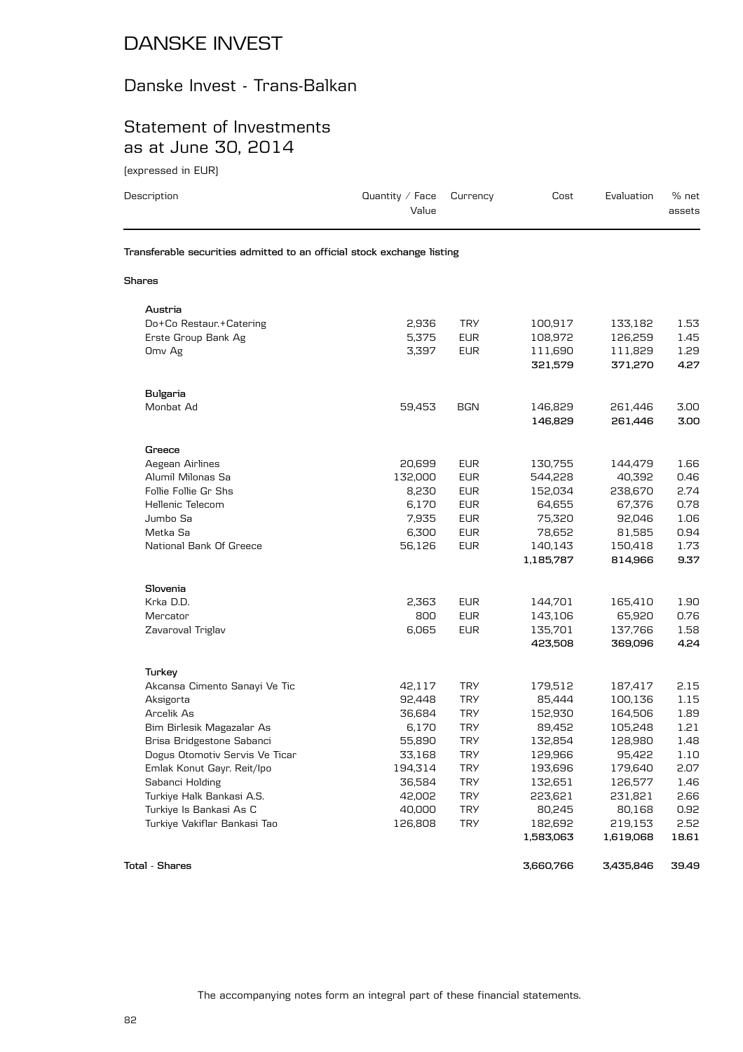# DANSKE INVEST

## Danske Invest - Trans-Balkan

## Statement of Investments as at June 30, 2014

(expressed in EUR)

| Description | Quantity / Face Value | Currency | Cost | Evaluation | % net assets |
|---|---|---|---|---|---|
| **Transferable securities admitted to an official stock exchange listing** | | | | | |
| **Shares** | | | | | |
| **Austria** | | | | | |
| Do+Co Restaur.+Catering | 2,936 | TRY | 100,917 | 133,182 | 1.53 |
| Erste Group Bank Ag | 5,375 | EUR | 108,972 | 126,259 | 1.45 |
| Omv Ag | 3,397 | EUR | 111,690 | 111,829 | 1.29 |
| | | | **321,579** | **371,270** | **4.27** |
| **Bulgaria** | | | | | |
| Monbat Ad | 59,453 | BGN | 146,829 | 261,446 | 3.00 |
| | | | **146,829** | **261,446** | **3.00** |
| **Greece** | | | | | |
| Aegean Airlines | 20,699 | EUR | 130,755 | 144,479 | 1.66 |
| Alumil Milonas Sa | 132,000 | EUR | 544,228 | 40,392 | 0.46 |
| Follie Follie Gr Shs | 8,230 | EUR | 152,034 | 238,670 | 2.74 |
| Hellenic Telecom | 6,170 | EUR | 64,655 | 67,376 | 0.78 |
| Jumbo Sa | 7,935 | EUR | 75,320 | 92,046 | 1.06 |
| Metka Sa | 6,300 | EUR | 78,652 | 81,585 | 0.94 |
| National Bank Of Greece | 56,126 | EUR | 140,143 | 150,418 | 1.73 |
| | | | **1,185,787** | **814,966** | **9.37** |
| **Slovenia** | | | | | |
| Krka D.D. | 2,363 | EUR | 144,701 | 165,410 | 1.90 |
| Mercator | 800 | EUR | 143,106 | 65,920 | 0.76 |
| Zavaroval Triglav | 6,065 | EUR | 135,701 | 137,766 | 1.58 |
| | | | **423,508** | **369,096** | **4.24** |
| **Turkey** | | | | | |
| Akcansa Cimento Sanayi Ve Tic | 42,117 | TRY | 179,512 | 187,417 | 2.15 |
| Aksigorta | 92,448 | TRY | 85,444 | 100,136 | 1.15 |
| Arcelik As | 36,684 | TRY | 152,930 | 164,506 | 1.89 |
| Bim Birlesik Magazalar As | 6,170 | TRY | 89,452 | 105,248 | 1.21 |
| Brisa Bridgestone Sabanci | 55,890 | TRY | 132,854 | 128,980 | 1.48 |
| Dogus Otomotiv Servis Ve Ticar | 33,168 | TRY | 129,966 | 95,422 | 1.10 |
| Emlak Konut Gayr. Reit/Ipo | 194,314 | TRY | 193,696 | 179,640 | 2.07 |
| Sabanci Holding | 36,584 | TRY | 132,651 | 126,577 | 1.46 |
| Turkiye Halk Bankasi A.S. | 42,002 | TRY | 223,621 | 231,821 | 2.66 |
| Turkiye Is Bankasi As C | 40,000 | TRY | 80,245 | 80,168 | 0.92 |
| Turkiye Vakiflar Bankasi Tao | 126,808 | TRY | 182,692 | 219,153 | 2.52 |
| | | | **1,583,063** | **1,619,068** | **18.61** |
| **Total - Shares** | | | **3,660,766** | **3,435,846** | **39.49** |

The accompanying notes form an integral part of these financial statements.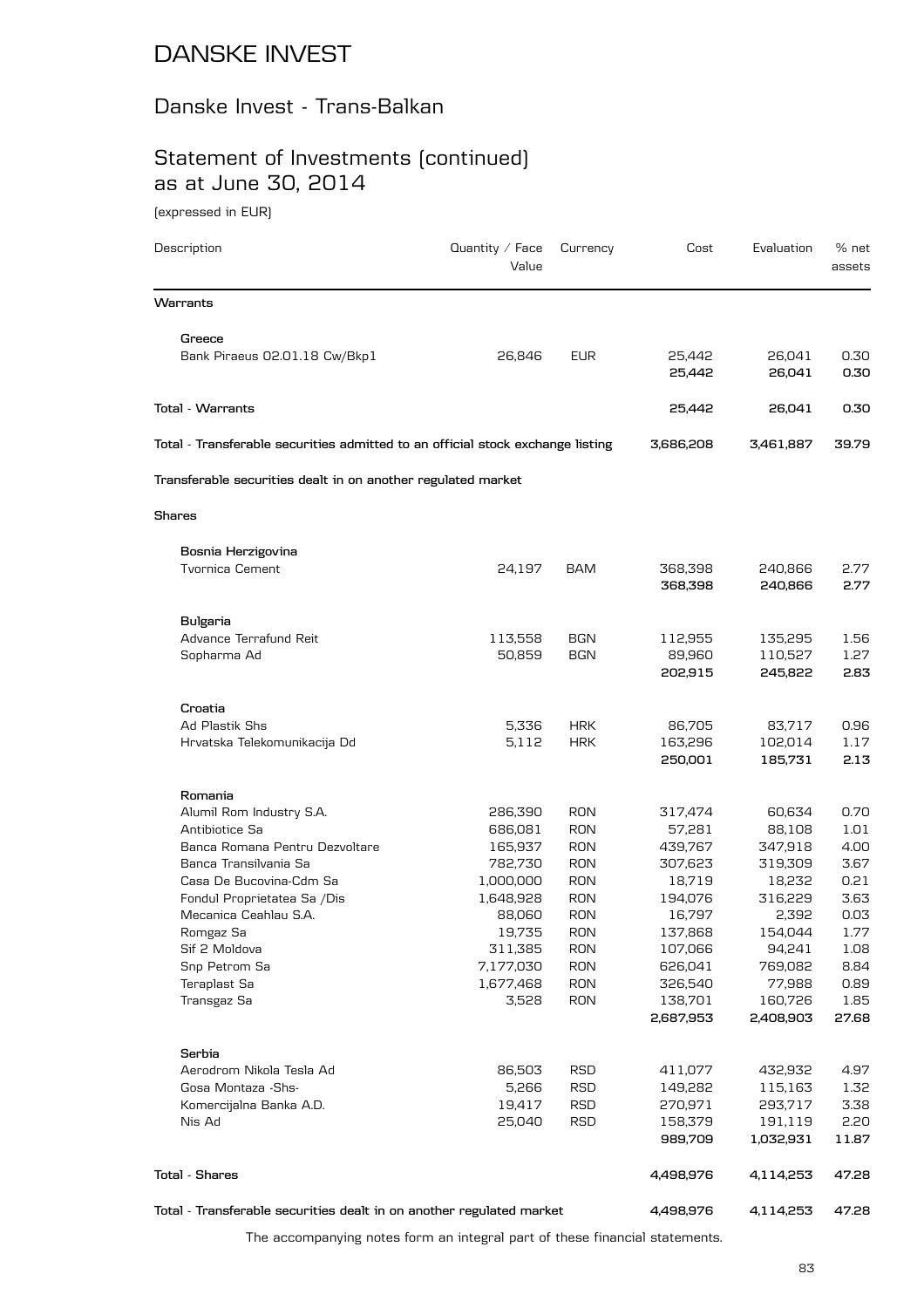# DANSKE INVEST

## Danske Invest - Trans-Balkan

## Statement of Investments (continued) as at June 30, 2014

(expressed in EUR)

| Description | Quantity / Face Value | Currency | Cost | Evaluation | % net assets |
|---|---|---|---|---|---|
| **Warrants** | | | | | |
| **Greece** | | | | | |
| Bank Piraeus 02.01.18 Cw/Bkp1 | 26,846 | EUR | 25,442 | 26,041 | 0.30 |
| | | | **25,442** | **26,041** | **0.30** |
| **Total - Warrants** | | | **25,442** | **26,041** | **0.30** |
| **Total - Transferable securities admitted to an official stock exchange listing** | | | **3,686,208** | **3,461,887** | **39.79** |
| **Transferable securities dealt in on another regulated market** | | | | | |
| **Shares** | | | | | |
| **Bosnia Herzigovina** | | | | | |
| Tvornica Cement | 24,197 | BAM | 368,398 | 240,866 | 2.77 |
| | | | **368,398** | **240,866** | **2.77** |
| **Bulgaria** | | | | | |
| Advance Terrafund Reit | 113,558 | BGN | 112,955 | 135,295 | 1.56 |
| Sopharma Ad | 50,859 | BGN | 89,960 | 110,527 | 1.27 |
| | | | **202,915** | **245,822** | **2.83** |
| **Croatia** | | | | | |
| Ad Plastik Shs | 5,336 | HRK | 86,705 | 83,717 | 0.96 |
| Hrvatska Telekomunikacija Dd | 5,112 | HRK | 163,296 | 102,014 | 1.17 |
| | | | **250,001** | **185,731** | **2.13** |
| **Romania** | | | | | |
| Alumil Rom Industry S.A. | 286,390 | RON | 317,474 | 60,634 | 0.70 |
| Antibiotice Sa | 686,081 | RON | 57,281 | 88,108 | 1.01 |
| Banca Romana Pentru Dezvoltare | 165,937 | RON | 439,767 | 347,918 | 4.00 |
| Banca Transilvania Sa | 782,730 | RON | 307,623 | 319,309 | 3.67 |
| Casa De Bucovina-Cdm Sa | 1,000,000 | RON | 18,719 | 18,232 | 0.21 |
| Fondul Proprietatea Sa /Dis | 1,648,928 | RON | 194,076 | 316,229 | 3.63 |
| Mecanica Ceahlau S.A. | 88,060 | RON | 16,797 | 2,392 | 0.03 |
| Romgaz Sa | 19,735 | RON | 137,868 | 154,044 | 1.77 |
| Sif 2 Moldova | 311,385 | RON | 107,066 | 94,241 | 1.08 |
| Snp Petrom Sa | 7,177,030 | RON | 626,041 | 769,082 | 8.84 |
| Teraplast Sa | 1,677,468 | RON | 326,540 | 77,988 | 0.89 |
| Transgaz Sa | 3,528 | RON | 138,701 | 160,726 | 1.85 |
| | | | **2,687,953** | **2,408,903** | **27.68** |
| **Serbia** | | | | | |
| Aerodrom Nikola Tesla Ad | 86,503 | RSD | 411,077 | 432,932 | 4.97 |
| Gosa Montaza -Shs- | 5,266 | RSD | 149,282 | 115,163 | 1.32 |
| Komercijalna Banka A.D. | 19,417 | RSD | 270,971 | 293,717 | 3.38 |
| Nis Ad | 25,040 | RSD | 158,379 | 191,119 | 2.20 |
| | | | **989,709** | **1,032,931** | **11.87** |
| **Total - Shares** | | | **4,498,976** | **4,114,253** | **47.28** |
| **Total - Transferable securities dealt in on another regulated market** | | | **4,498,976** | **4,114,253** | **47.28** |

The accompanying notes form an integral part of these financial statements.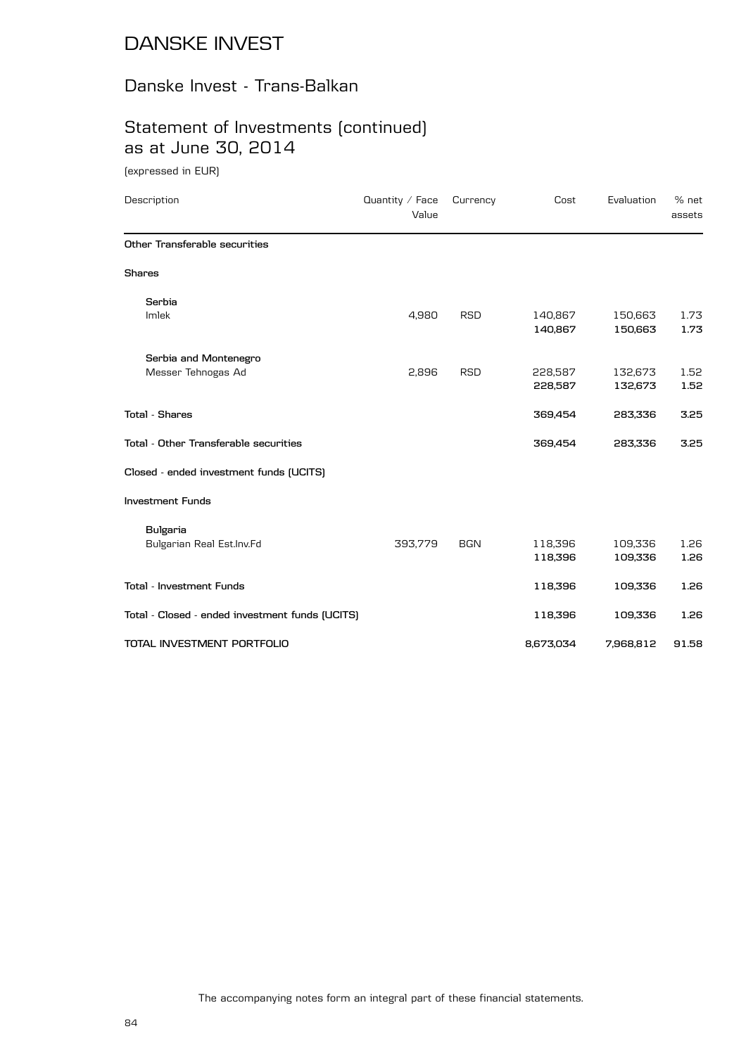# DANSKE INVEST

## Danske Invest - Trans-Balkan

## Statement of Investments (continued) as at June 30, 2014

(expressed in EUR)

| Description | Quantity / Face Value | Currency | Cost | Evaluation | % net assets |
|---|---|---|---|---|---|
| **Other Transferable securities** | | | | | |
| **Shares** | | | | | |
| **Serbia** | | | | | |
| Imlek | 4,980 | RSD | 140,867 | 150,663 | 1.73 |
| | | | **140,867** | **150,663** | **1.73** |
| **Serbia and Montenegro** | | | | | |
| Messer Tehnogas Ad | 2,896 | RSD | 228,587 | 132,673 | 1.52 |
| | | | **228,587** | **132,673** | **1.52** |
| **Total - Shares** | | | **369,454** | **283,336** | **3.25** |
| **Total - Other Transferable securities** | | | **369,454** | **283,336** | **3.25** |
| **Closed - ended investment funds (UCITS)** | | | | | |
| **Investment Funds** | | | | | |
| **Bulgaria** | | | | | |
| Bulgarian Real Est.Inv.Fd | 393,779 | BGN | 118,396 | 109,336 | 1.26 |
| | | | **118,396** | **109,336** | **1.26** |
| **Total - Investment Funds** | | | **118,396** | **109,336** | **1.26** |
| **Total - Closed - ended investment funds (UCITS)** | | | **118,396** | **109,336** | **1.26** |
| **TOTAL INVESTMENT PORTFOLIO** | | | **8,673,034** | **7,968,812** | **91.58** |

The accompanying notes form an integral part of these financial statements.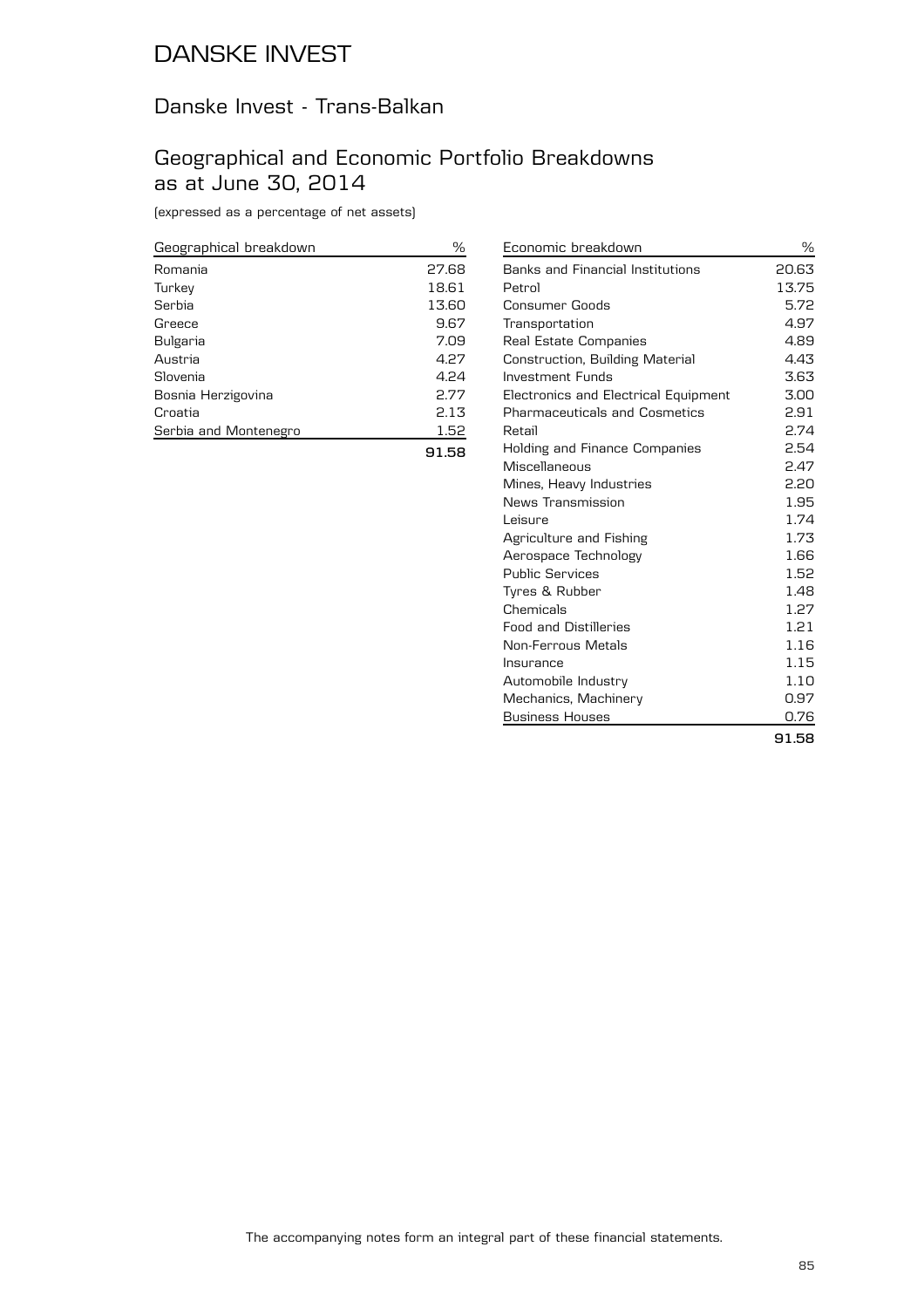# DANSKE INVEST

## Danske Invest - Trans-Balkan

## Geographical and Economic Portfolio Breakdowns as at June 30, 2014

(expressed as a percentage of net assets)

| Geographical breakdown | % |
|---|---|
| Romania | 27.68 |
| Turkey | 18.61 |
| Serbia | 13.60 |
| Greece | 9.67 |
| Bulgaria | 7.09 |
| Austria | 4.27 |
| Slovenia | 4.24 |
| Bosnia Herzigovina | 2.77 |
| Croatia | 2.13 |
| Serbia and Montenegro | 1.52 |
| | **91.58** |

| Economic breakdown | % |
|---|---|
| Banks and Financial Institutions | 20.63 |
| Petrol | 13.75 |
| Consumer Goods | 5.72 |
| Transportation | 4.97 |
| Real Estate Companies | 4.89 |
| Construction, Building Material | 4.43 |
| Investment Funds | 3.63 |
| Electronics and Electrical Equipment | 3.00 |
| Pharmaceuticals and Cosmetics | 2.91 |
| Retail | 2.74 |
| Holding and Finance Companies | 2.54 |
| Miscellaneous | 2.47 |
| Mines, Heavy Industries | 2.20 |
| News Transmission | 1.95 |
| Leisure | 1.74 |
| Agriculture and Fishing | 1.73 |
| Aerospace Technology | 1.66 |
| Public Services | 1.52 |
| Tyres & Rubber | 1.48 |
| Chemicals | 1.27 |
| Food and Distilleries | 1.21 |
| Non-Ferrous Metals | 1.16 |
| Insurance | 1.15 |
| Automobile Industry | 1.10 |
| Mechanics, Machinery | 0.97 |
| Business Houses | 0.76 |
| | **91.58** |

The accompanying notes form an integral part of these financial statements.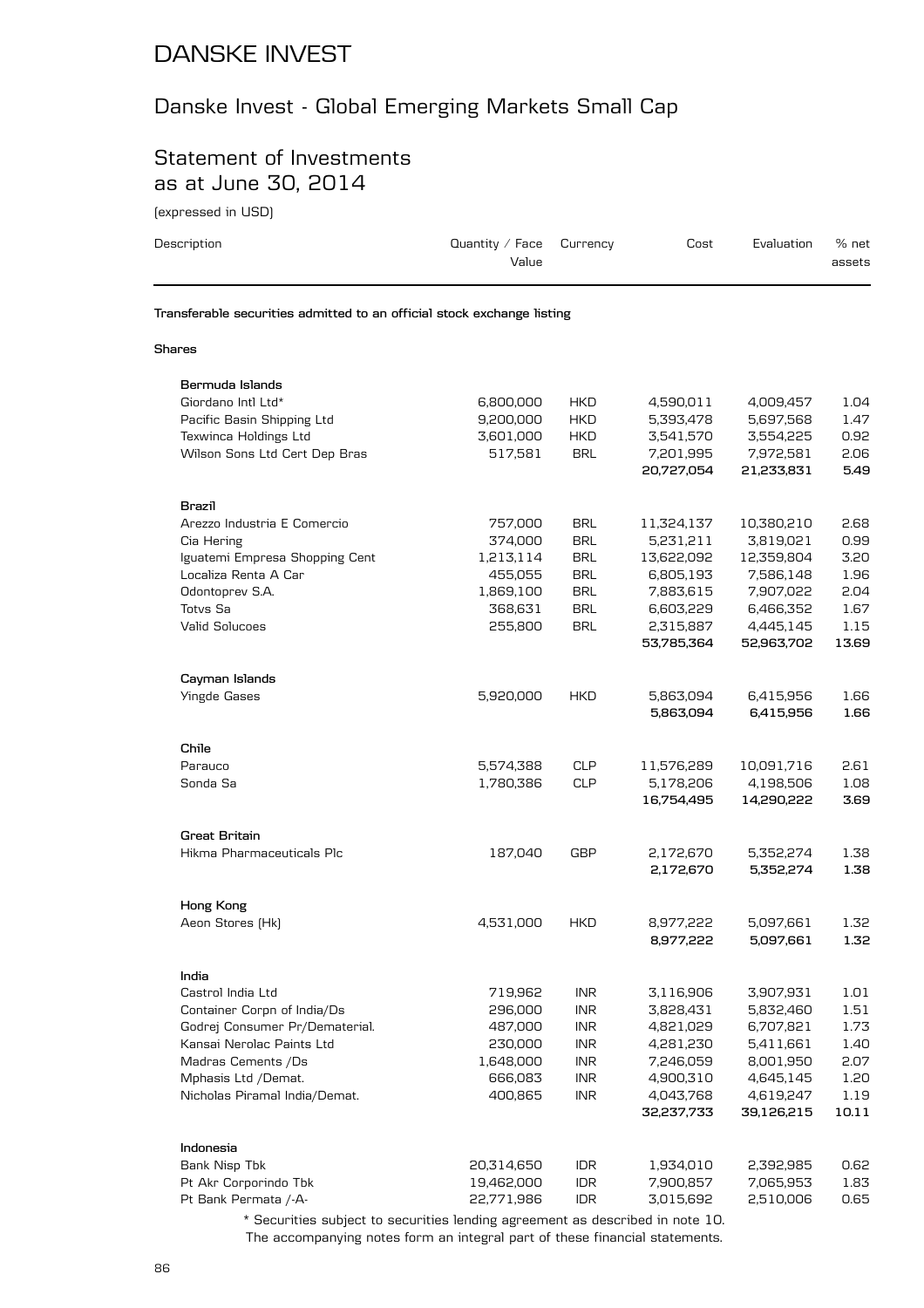# DANSKE INVEST

## Danske Invest - Global Emerging Markets Small Cap

## Statement of Investments as at June 30, 2014

(expressed in USD)

| Description | Quantity / Face Value | Currency | Cost | Evaluation | % net assets |
|---|---|---|---|---|---|
| **Transferable securities admitted to an official stock exchange listing** | | | | | |
| **Shares** | | | | | |
| **Bermuda Islands** | | | | | |
| Giordano Intl Ltd* | 6,800,000 | HKD | 4,590,011 | 4,009,457 | 1.04 |
| Pacific Basin Shipping Ltd | 9,200,000 | HKD | 5,393,478 | 5,697,568 | 1.47 |
| Texwinca Holdings Ltd | 3,601,000 | HKD | 3,541,570 | 3,554,225 | 0.92 |
| Wilson Sons Ltd Cert Dep Bras | 517,581 | BRL | 7,201,995 | 7,972,581 | 2.06 |
| | | | **20,727,054** | **21,233,831** | **5.49** |
| **Brazil** | | | | | |
| Arezzo Industria E Comercio | 757,000 | BRL | 11,324,137 | 10,380,210 | 2.68 |
| Cia Hering | 374,000 | BRL | 5,231,211 | 3,819,021 | 0.99 |
| Iguatemi Empresa Shopping Cent | 1,213,114 | BRL | 13,622,092 | 12,359,804 | 3.20 |
| Localiza Renta A Car | 455,055 | BRL | 6,805,193 | 7,586,148 | 1.96 |
| Odontoprev S.A. | 1,869,100 | BRL | 7,883,615 | 7,907,022 | 2.04 |
| Totvs Sa | 368,631 | BRL | 6,603,229 | 6,466,352 | 1.67 |
| Valid Solucoes | 255,800 | BRL | 2,315,887 | 4,445,145 | 1.15 |
| | | | **53,785,364** | **52,963,702** | **13.69** |
| **Cayman Islands** | | | | | |
| Yingde Gases | 5,920,000 | HKD | 5,863,094 | 6,415,956 | 1.66 |
| | | | **5,863,094** | **6,415,956** | **1.66** |
| **Chile** | | | | | |
| Parauco | 5,574,388 | CLP | 11,576,289 | 10,091,716 | 2.61 |
| Sonda Sa | 1,780,386 | CLP | 5,178,206 | 4,198,506 | 1.08 |
| | | | **16,754,495** | **14,290,222** | **3.69** |
| **Great Britain** | | | | | |
| Hikma Pharmaceuticals Plc | 187,040 | GBP | 2,172,670 | 5,352,274 | 1.38 |
| | | | **2,172,670** | **5,352,274** | **1.38** |
| **Hong Kong** | | | | | |
| Aeon Stores (Hk) | 4,531,000 | HKD | 8,977,222 | 5,097,661 | 1.32 |
| | | | **8,977,222** | **5,097,661** | **1.32** |
| **India** | | | | | |
| Castrol India Ltd | 719,962 | INR | 3,116,906 | 3,907,931 | 1.01 |
| Container Corpn of India/Ds | 296,000 | INR | 3,828,431 | 5,832,460 | 1.51 |
| Godrej Consumer Pr/Dematerial. | 487,000 | INR | 4,821,029 | 6,707,821 | 1.73 |
| Kansai Nerolac Paints Ltd | 230,000 | INR | 4,281,230 | 5,411,661 | 1.40 |
| Madras Cements /Ds | 1,648,000 | INR | 7,246,059 | 8,001,950 | 2.07 |
| Mphasis Ltd /Demat. | 666,083 | INR | 4,900,310 | 4,645,145 | 1.20 |
| Nicholas Piramal India/Demat. | 400,865 | INR | 4,043,768 | 4,619,247 | 1.19 |
| | | | **32,237,733** | **39,126,215** | **10.11** |
| **Indonesia** | | | | | |
| Bank Nisp Tbk | 20,314,650 | IDR | 1,934,010 | 2,392,985 | 0.62 |
| Pt Akr Corporindo Tbk | 19,462,000 | IDR | 7,900,857 | 7,065,953 | 1.83 |
| Pt Bank Permata /-A- | 22,771,986 | IDR | 3,015,692 | 2,510,006 | 0.65 |

\* Securities subject to securities lending agreement as described in note 10.

The accompanying notes form an integral part of these financial statements.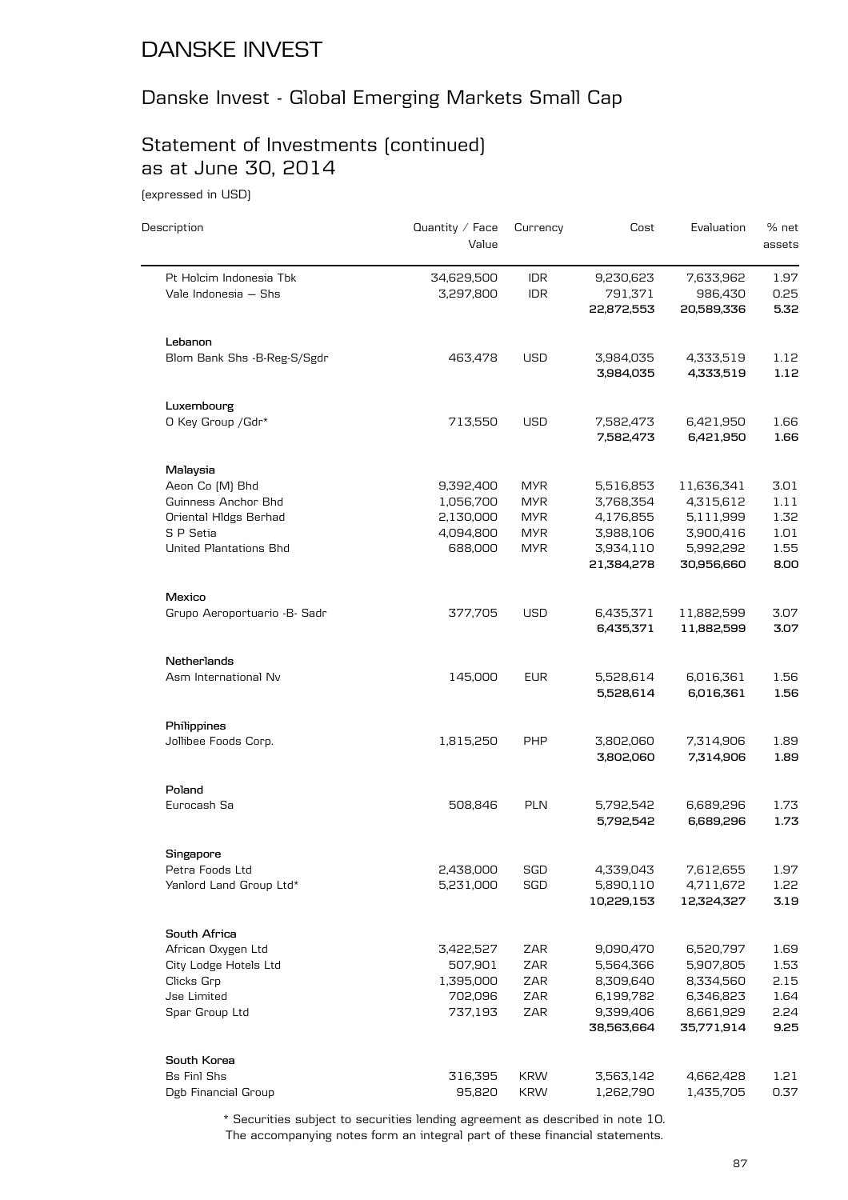# DANSKE INVEST

## Danske Invest - Global Emerging Markets Small Cap

## Statement of Investments (continued) as at June 30, 2014

(expressed in USD)

| Description | Quantity / Face Value | Currency | Cost | Evaluation | % net assets |
|---|---|---|---|---|---|
| Pt Holcim Indonesia Tbk | 34,629,500 | IDR | 9,230,623 | 7,633,962 | 1.97 |
| Vale Indonesia — Shs | 3,297,800 | IDR | 791,371 | 986,430 | 0.25 |
| | | | **22,872,553** | **20,589,336** | **5.32** |
| **Lebanon** | | | | | |
| Blom Bank Shs -B-Reg-S/Sgdr | 463,478 | USD | 3,984,035 | 4,333,519 | 1.12 |
| | | | **3,984,035** | **4,333,519** | **1.12** |
| **Luxembourg** | | | | | |
| O Key Group /Gdr* | 713,550 | USD | 7,582,473 | 6,421,950 | 1.66 |
| | | | **7,582,473** | **6,421,950** | **1.66** |
| **Malaysia** | | | | | |
| Aeon Co (M) Bhd | 9,392,400 | MYR | 5,516,853 | 11,636,341 | 3.01 |
| Guinness Anchor Bhd | 1,056,700 | MYR | 3,768,354 | 4,315,612 | 1.11 |
| Oriental Hldgs Berhad | 2,130,000 | MYR | 4,176,855 | 5,111,999 | 1.32 |
| S P Setia | 4,094,800 | MYR | 3,988,106 | 3,900,416 | 1.01 |
| United Plantations Bhd | 688,000 | MYR | 3,934,110 | 5,992,292 | 1.55 |
| | | | **21,384,278** | **30,956,660** | **8.00** |
| **Mexico** | | | | | |
| Grupo Aeroportuario -B- Sadr | 377,705 | USD | 6,435,371 | 11,882,599 | 3.07 |
| | | | **6,435,371** | **11,882,599** | **3.07** |
| **Netherlands** | | | | | |
| Asm International Nv | 145,000 | EUR | 5,528,614 | 6,016,361 | 1.56 |
| | | | **5,528,614** | **6,016,361** | **1.56** |
| **Philippines** | | | | | |
| Jollibee Foods Corp. | 1,815,250 | PHP | 3,802,060 | 7,314,906 | 1.89 |
| | | | **3,802,060** | **7,314,906** | **1.89** |
| **Poland** | | | | | |
| Eurocash Sa | 508,846 | PLN | 5,792,542 | 6,689,296 | 1.73 |
| | | | **5,792,542** | **6,689,296** | **1.73** |
| **Singapore** | | | | | |
| Petra Foods Ltd | 2,438,000 | SGD | 4,339,043 | 7,612,655 | 1.97 |
| Yanlord Land Group Ltd* | 5,231,000 | SGD | 5,890,110 | 4,711,672 | 1.22 |
| | | | **10,229,153** | **12,324,327** | **3.19** |
| **South Africa** | | | | | |
| African Oxygen Ltd | 3,422,527 | ZAR | 9,090,470 | 6,520,797 | 1.69 |
| City Lodge Hotels Ltd | 507,901 | ZAR | 5,564,366 | 5,907,805 | 1.53 |
| Clicks Grp | 1,395,000 | ZAR | 8,309,640 | 8,334,560 | 2.15 |
| Jse Limited | 702,096 | ZAR | 6,199,782 | 6,346,823 | 1.64 |
| Spar Group Ltd | 737,193 | ZAR | 9,399,406 | 8,661,929 | 2.24 |
| | | | **38,563,664** | **35,771,914** | **9.25** |
| **South Korea** | | | | | |
| Bs Finl Shs | 316,395 | KRW | 3,563,142 | 4,662,428 | 1.21 |
| Dgb Financial Group | 95,820 | KRW | 1,262,790 | 1,435,705 | 0.37 |

\* Securities subject to securities lending agreement as described in note 10.
The accompanying notes form an integral part of these financial statements.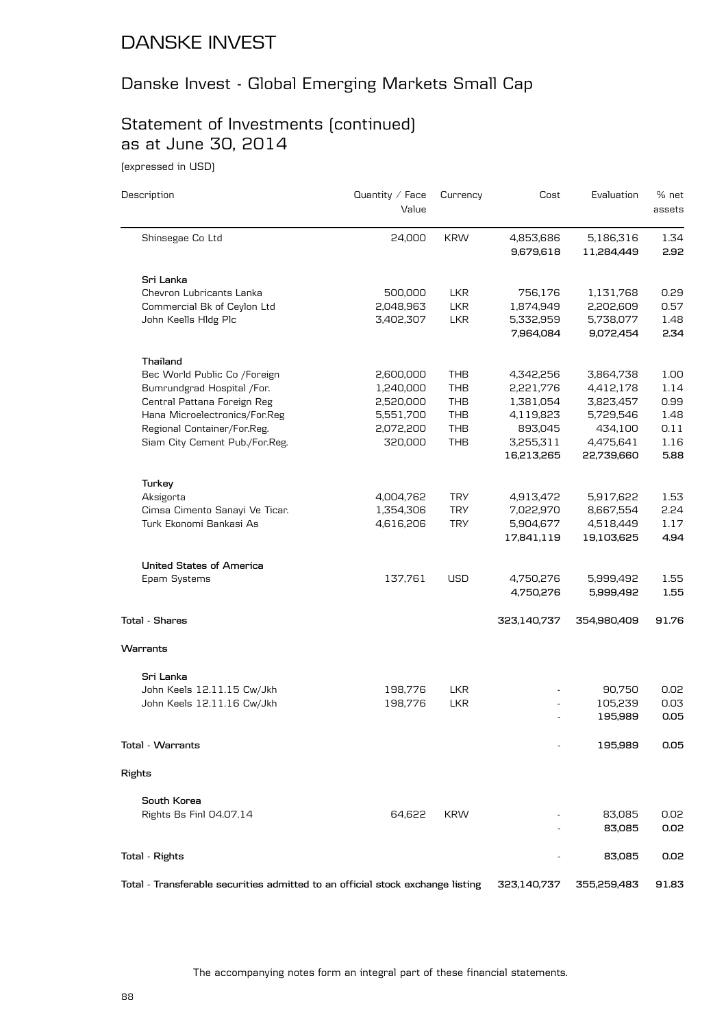# DANSKE INVEST

## Danske Invest - Global Emerging Markets Small Cap

## Statement of Investments (continued) as at June 30, 2014

(expressed in USD)

| Description | Quantity / Face Value | Currency | Cost | Evaluation | % net assets |
|---|---|---|---|---|---|
| Shinsegae Co Ltd | 24,000 | KRW | 4,853,686 | 5,186,316 | 1.34 |
| | | | **9,679,618** | **11,284,449** | **2.92** |
| **Sri Lanka** | | | | | |
| Chevron Lubricants Lanka | 500,000 | LKR | 756,176 | 1,131,768 | 0.29 |
| Commercial Bk of Ceylon Ltd | 2,048,963 | LKR | 1,874,949 | 2,202,609 | 0.57 |
| John Keells Hldg Plc | 3,402,307 | LKR | 5,332,959 | 5,738,077 | 1.48 |
| | | | **7,964,084** | **9,072,454** | **2.34** |
| **Thailand** | | | | | |
| Bec World Public Co /Foreign | 2,600,000 | THB | 4,342,256 | 3,864,738 | 1.00 |
| Bumrundgrad Hospital /For. | 1,240,000 | THB | 2,221,776 | 4,412,178 | 1.14 |
| Central Pattana Foreign Reg | 2,520,000 | THB | 1,381,054 | 3,823,457 | 0.99 |
| Hana Microelectronics/For.Reg | 5,551,700 | THB | 4,119,823 | 5,729,546 | 1.48 |
| Regional Container/For.Reg. | 2,072,200 | THB | 893,045 | 434,100 | 0.11 |
| Siam City Cement Pub./For.Reg. | 320,000 | THB | 3,255,311 | 4,475,641 | 1.16 |
| | | | **16,213,265** | **22,739,660** | **5.88** |
| **Turkey** | | | | | |
| Aksigorta | 4,004,762 | TRY | 4,913,472 | 5,917,622 | 1.53 |
| Cimsa Cimento Sanayi Ve Ticar. | 1,354,306 | TRY | 7,022,970 | 8,667,554 | 2.24 |
| Turk Ekonomi Bankasi As | 4,616,206 | TRY | 5,904,677 | 4,518,449 | 1.17 |
| | | | **17,841,119** | **19,103,625** | **4.94** |
| **United States of America** | | | | | |
| Epam Systems | 137,761 | USD | 4,750,276 | 5,999,492 | 1.55 |
| | | | **4,750,276** | **5,999,492** | **1.55** |
| **Total - Shares** | | | **323,140,737** | **354,980,409** | **91.76** |
| **Warrants** | | | | | |
| **Sri Lanka** | | | | | |
| John Keels 12.11.15 Cw/Jkh | 198,776 | LKR | - | 90,750 | 0.02 |
| John Keels 12.11.16 Cw/Jkh | 198,776 | LKR | - | 105,239 | 0.03 |
| | | | - | **195,989** | **0.05** |
| **Total - Warrants** | | | - | **195,989** | **0.05** |
| **Rights** | | | | | |
| **South Korea** | | | | | |
| Rights Bs Finl 04.07.14 | 64,622 | KRW | - | 83,085 | 0.02 |
| | | | - | **83,085** | **0.02** |
| **Total - Rights** | | | - | **83,085** | **0.02** |
| **Total - Transferable securities admitted to an official stock exchange listing** | | | **323,140,737** | **355,259,483** | **91.83** |

The accompanying notes form an integral part of these financial statements.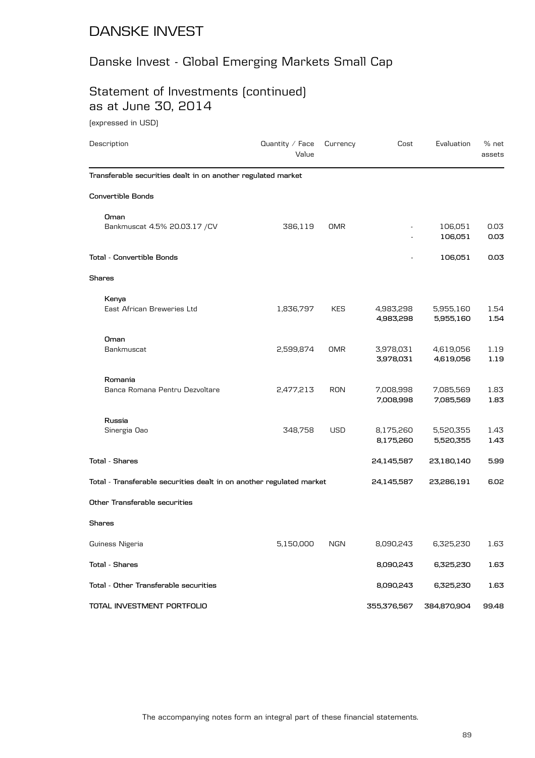# DANSKE INVEST

## Danske Invest - Global Emerging Markets Small Cap

## Statement of Investments (continued) as at June 30, 2014

(expressed in USD)

| Description | Quantity / Face Value | Currency | Cost | Evaluation | % net assets |
|---|---|---|---|---|---|
| **Transferable securities dealt in on another regulated market** | | | | | |
| **Convertible Bonds** | | | | | |
| **Oman** | | | | | |
| Bankmuscat 4.5% 20.03.17 /CV | 386,119 | OMR | - | 106,051 | 0.03 |
| | | | - | **106,051** | **0.03** |
| **Total - Convertible Bonds** | | | - | **106,051** | **0.03** |
| **Shares** | | | | | |
| **Kenya** | | | | | |
| East African Breweries Ltd | 1,836,797 | KES | 4,983,298 | 5,955,160 | 1.54 |
| | | | **4,983,298** | **5,955,160** | **1.54** |
| **Oman** | | | | | |
| Bankmuscat | 2,599,874 | OMR | 3,978,031 | 4,619,056 | 1.19 |
| | | | **3,978,031** | **4,619,056** | **1.19** |
| **Romania** | | | | | |
| Banca Romana Pentru Dezvoltare | 2,477,213 | RON | 7,008,998 | 7,085,569 | 1.83 |
| | | | **7,008,998** | **7,085,569** | **1.83** |
| **Russia** | | | | | |
| Sinergia Oao | 348,758 | USD | 8,175,260 | 5,520,355 | 1.43 |
| | | | **8,175,260** | **5,520,355** | **1.43** |
| **Total - Shares** | | | **24,145,587** | **23,180,140** | **5.99** |
| **Total - Transferable securities dealt in on another regulated market** | | | **24,145,587** | **23,286,191** | **6.02** |
| **Other Transferable securities** | | | | | |
| **Shares** | | | | | |
| Guiness Nigeria | 5,150,000 | NGN | 8,090,243 | 6,325,230 | 1.63 |
| **Total - Shares** | | | **8,090,243** | **6,325,230** | **1.63** |
| **Total - Other Transferable securities** | | | **8,090,243** | **6,325,230** | **1.63** |
| **TOTAL INVESTMENT PORTFOLIO** | | | **355,376,567** | **384,870,904** | **99.48** |

The accompanying notes form an integral part of these financial statements.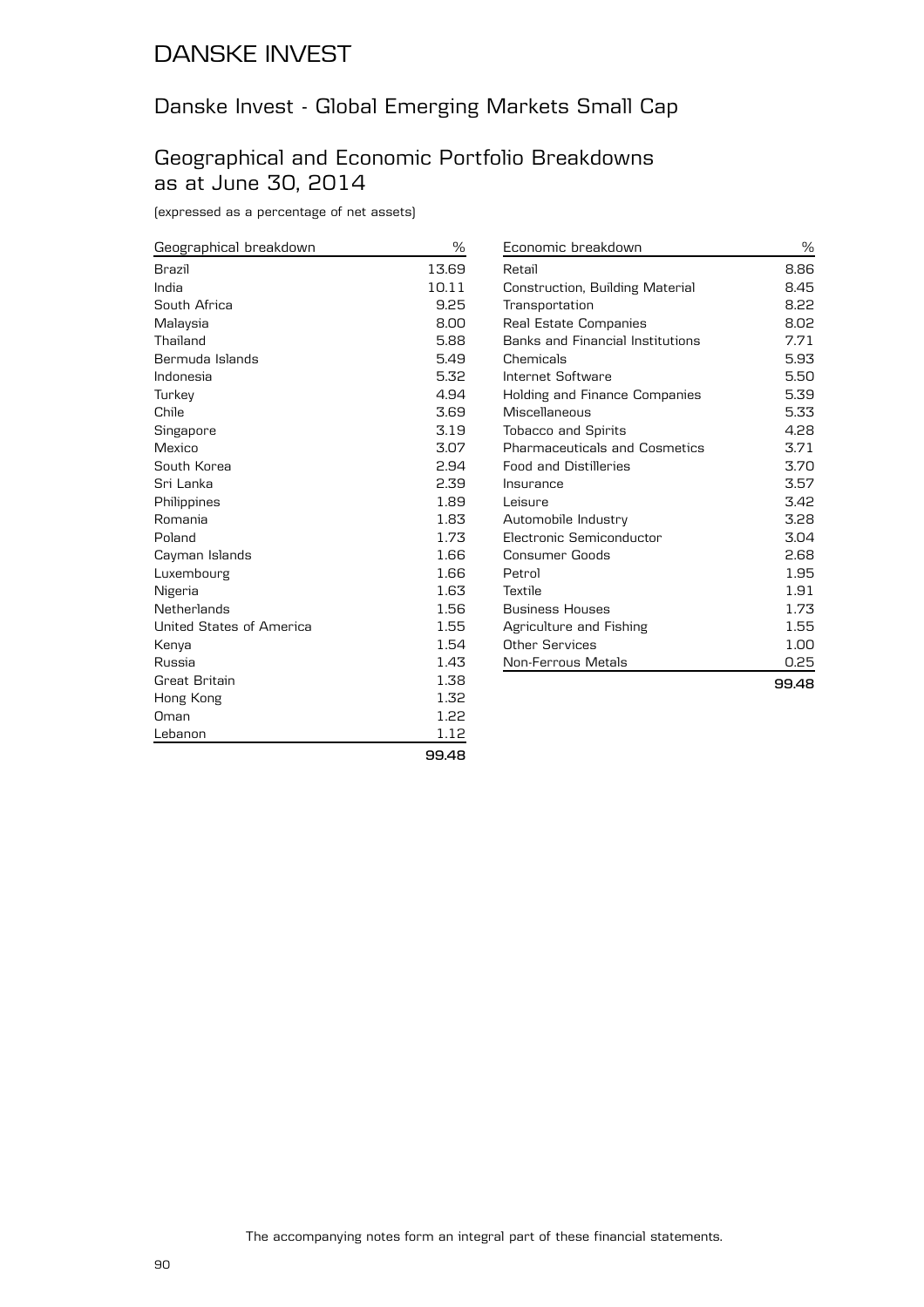# DANSKE INVEST

## Danske Invest - Global Emerging Markets Small Cap

## Geographical and Economic Portfolio Breakdowns as at June 30, 2014

(expressed as a percentage of net assets)

| Geographical breakdown | % |
|---|---|
| Brazil | 13.69 |
| India | 10.11 |
| South Africa | 9.25 |
| Malaysia | 8.00 |
| Thailand | 5.88 |
| Bermuda Islands | 5.49 |
| Indonesia | 5.32 |
| Turkey | 4.94 |
| Chile | 3.69 |
| Singapore | 3.19 |
| Mexico | 3.07 |
| South Korea | 2.94 |
| Sri Lanka | 2.39 |
| Philippines | 1.89 |
| Romania | 1.83 |
| Poland | 1.73 |
| Cayman Islands | 1.66 |
| Luxembourg | 1.66 |
| Nigeria | 1.63 |
| Netherlands | 1.56 |
| United States of America | 1.55 |
| Kenya | 1.54 |
| Russia | 1.43 |
| Great Britain | 1.38 |
| Hong Kong | 1.32 |
| Oman | 1.22 |
| Lebanon | 1.12 |
| | **99.48** |

| Economic breakdown | % |
|---|---|
| Retail | 8.86 |
| Construction, Building Material | 8.45 |
| Transportation | 8.22 |
| Real Estate Companies | 8.02 |
| Banks and Financial Institutions | 7.71 |
| Chemicals | 5.93 |
| Internet Software | 5.50 |
| Holding and Finance Companies | 5.39 |
| Miscellaneous | 5.33 |
| Tobacco and Spirits | 4.28 |
| Pharmaceuticals and Cosmetics | 3.71 |
| Food and Distilleries | 3.70 |
| Insurance | 3.57 |
| Leisure | 3.42 |
| Automobile Industry | 3.28 |
| Electronic Semiconductor | 3.04 |
| Consumer Goods | 2.68 |
| Petrol | 1.95 |
| Textile | 1.91 |
| Business Houses | 1.73 |
| Agriculture and Fishing | 1.55 |
| Other Services | 1.00 |
| Non-Ferrous Metals | 0.25 |
| | **99.48** |

The accompanying notes form an integral part of these financial statements.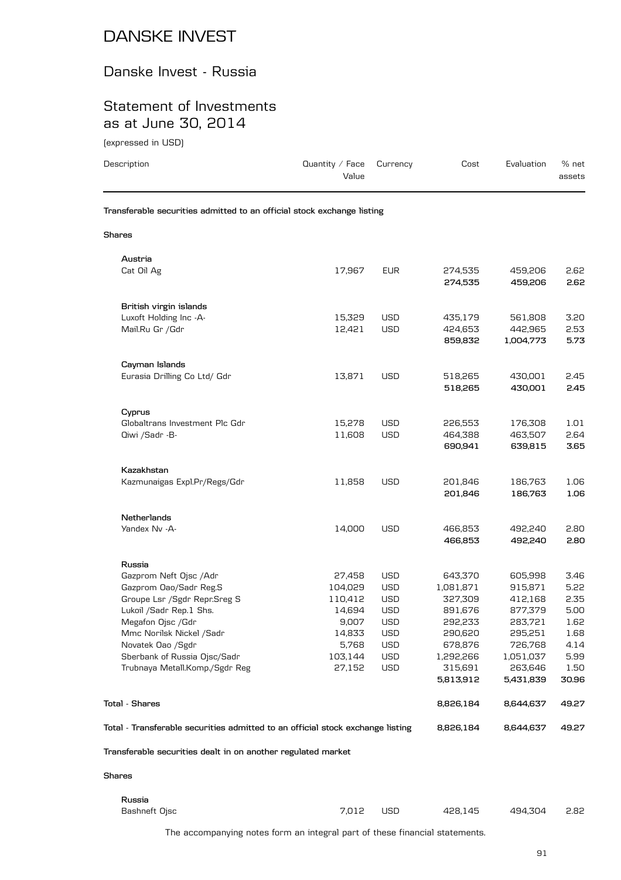# DANSKE INVEST

## Danske Invest - Russia

## Statement of Investments as at June 30, 2014

(expressed in USD)

| Description | Quantity / Face Value | Currency | Cost | Evaluation | % net assets |
|---|---|---|---|---|---|
| **Transferable securities admitted to an official stock exchange listing** | | | | | |
| **Shares** | | | | | |
| **Austria** | | | | | |
| Cat Oil Ag | 17,967 | EUR | 274,535 | 459,206 | 2.62 |
| | | | **274,535** | **459,206** | **2.62** |
| **British virgin islands** | | | | | |
| Luxoft Holding Inc -A- | 15,329 | USD | 435,179 | 561,808 | 3.20 |
| Mail.Ru Gr /Gdr | 12,421 | USD | 424,653 | 442,965 | 2.53 |
| | | | **859,832** | **1,004,773** | **5.73** |
| **Cayman Islands** | | | | | |
| Eurasia Drilling Co Ltd/ Gdr | 13,871 | USD | 518,265 | 430,001 | 2.45 |
| | | | **518,265** | **430,001** | **2.45** |
| **Cyprus** | | | | | |
| Globaltrans Investment Plc Gdr | 15,278 | USD | 226,553 | 176,308 | 1.01 |
| Qiwi /Sadr -B- | 11,608 | USD | 464,388 | 463,507 | 2.64 |
| | | | **690,941** | **639,815** | **3.65** |
| **Kazakhstan** | | | | | |
| Kazmunaigas Expl.Pr/Regs/Gdr | 11,858 | USD | 201,846 | 186,763 | 1.06 |
| | | | **201,846** | **186,763** | **1.06** |
| **Netherlands** | | | | | |
| Yandex Nv -A- | 14,000 | USD | 466,853 | 492,240 | 2.80 |
| | | | **466,853** | **492,240** | **2.80** |
| **Russia** | | | | | |
| Gazprom Neft Ojsc /Adr | 27,458 | USD | 643,370 | 605,998 | 3.46 |
| Gazprom Oao/Sadr Reg.S | 104,029 | USD | 1,081,871 | 915,871 | 5.22 |
| Groupe Lsr /Sgdr Repr.Sreg S | 110,412 | USD | 327,309 | 412,168 | 2.35 |
| Lukoil /Sadr Rep.1 Shs. | 14,694 | USD | 891,676 | 877,379 | 5.00 |
| Megafon Ojsc /Gdr | 9,007 | USD | 292,233 | 283,721 | 1.62 |
| Mmc Norilsk Nickel /Sadr | 14,833 | USD | 290,620 | 295,251 | 1.68 |
| Novatek Oao /Sgdr | 5,768 | USD | 678,876 | 726,768 | 4.14 |
| Sberbank of Russia Ojsc/Sadr | 103,144 | USD | 1,292,266 | 1,051,037 | 5.99 |
| Trubnaya Metall.Komp./Sgdr Reg | 27,152 | USD | 315,691 | 263,646 | 1.50 |
| | | | **5,813,912** | **5,431,839** | **30.96** |
| **Total - Shares** | | | **8,826,184** | **8,644,637** | **49.27** |
| **Total - Transferable securities admitted to an official stock exchange listing** | | | **8,826,184** | **8,644,637** | **49.27** |
| **Transferable securities dealt in on another regulated market** | | | | | |
| **Shares** | | | | | |
| **Russia** | | | | | |
| Bashneft Ojsc | 7,012 | USD | 428,145 | 494,304 | 2.82 |

The accompanying notes form an integral part of these financial statements.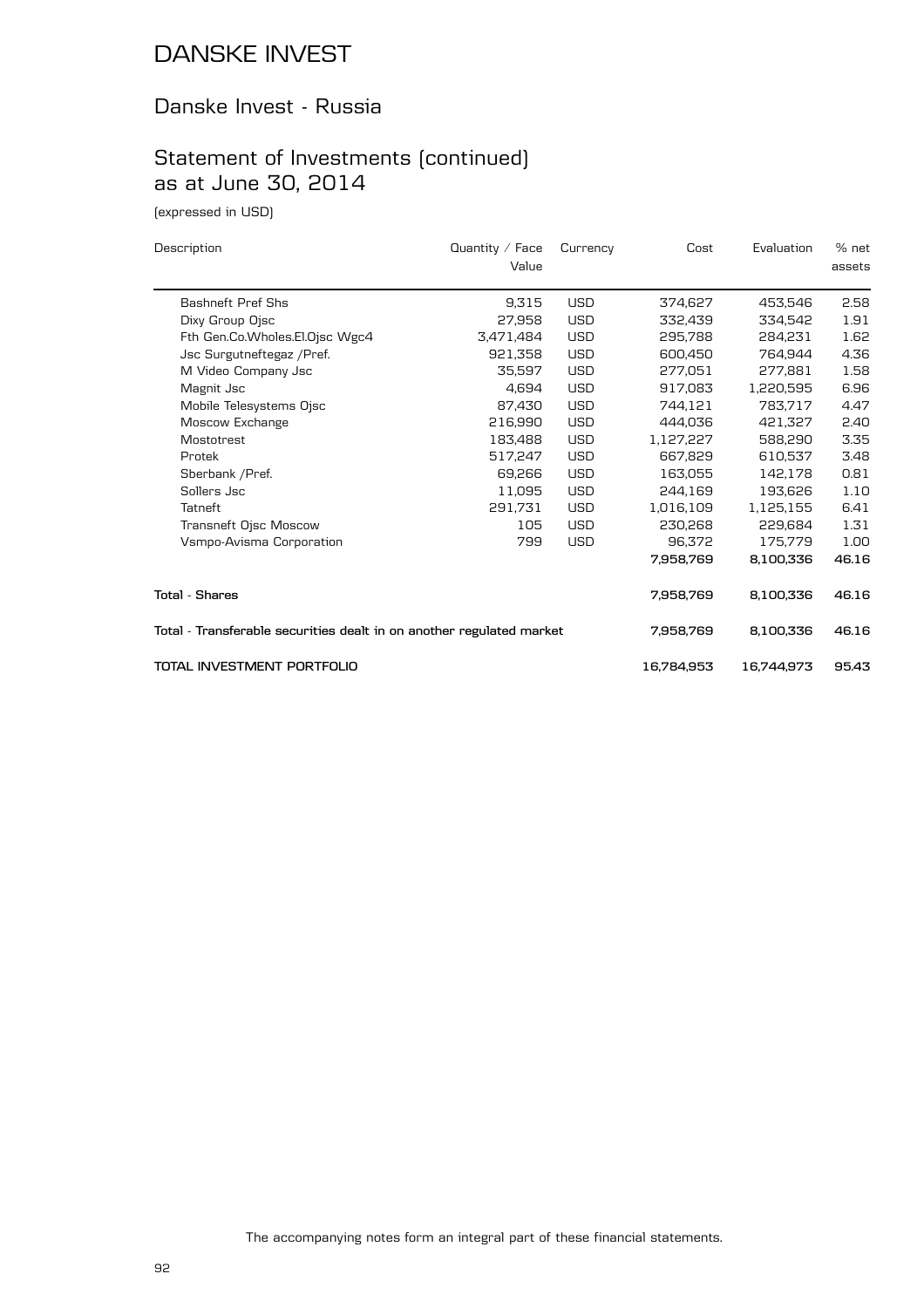# DANSKE INVEST

## Danske Invest - Russia

## Statement of Investments (continued) as at June 30, 2014

(expressed in USD)

| Description | Quantity / Face Value | Currency | Cost | Evaluation | % net assets |
|---|---|---|---|---|---|
| Bashneft Pref Shs | 9,315 | USD | 374,627 | 453,546 | 2.58 |
| Dixy Group Ojsc | 27,958 | USD | 332,439 | 334,542 | 1.91 |
| Fth Gen.Co.Wholes.El.Ojsc Wgc4 | 3,471,484 | USD | 295,788 | 284,231 | 1.62 |
| Jsc Surgutneftegaz /Pref. | 921,358 | USD | 600,450 | 764,944 | 4.36 |
| M Video Company Jsc | 35,597 | USD | 277,051 | 277,881 | 1.58 |
| Magnit Jsc | 4,694 | USD | 917,083 | 1,220,595 | 6.96 |
| Mobile Telesystems Ojsc | 87,430 | USD | 744,121 | 783,717 | 4.47 |
| Moscow Exchange | 216,990 | USD | 444,036 | 421,327 | 2.40 |
| Mostotrest | 183,488 | USD | 1,127,227 | 588,290 | 3.35 |
| Protek | 517,247 | USD | 667,829 | 610,537 | 3.48 |
| Sberbank /Pref. | 69,266 | USD | 163,055 | 142,178 | 0.81 |
| Sollers Jsc | 11,095 | USD | 244,169 | 193,626 | 1.10 |
| Tatneft | 291,731 | USD | 1,016,109 | 1,125,155 | 6.41 |
| Transneft Ojsc Moscow | 105 | USD | 230,268 | 229,684 | 1.31 |
| Vsmpo-Avisma Corporation | 799 | USD | 96,372 | 175,779 | 1.00 |
| | | | **7,958,769** | **8,100,336** | **46.16** |
| **Total - Shares** | | | **7,958,769** | **8,100,336** | **46.16** |
| **Total - Transferable securities dealt in on another regulated market** | | | **7,958,769** | **8,100,336** | **46.16** |
| **TOTAL INVESTMENT PORTFOLIO** | | | **16,784,953** | **16,744,973** | **95.43** |

The accompanying notes form an integral part of these financial statements.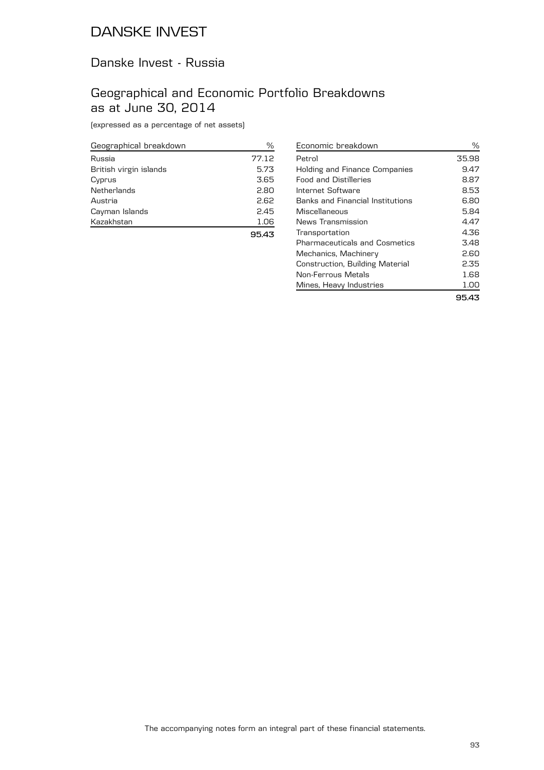# DANSKE INVEST

## Danske Invest - Russia

## Geographical and Economic Portfolio Breakdowns as at June 30, 2014

(expressed as a percentage of net assets)

| Geographical breakdown | % |
|---|---|
| Russia | 77.12 |
| British virgin islands | 5.73 |
| Cyprus | 3.65 |
| Netherlands | 2.80 |
| Austria | 2.62 |
| Cayman Islands | 2.45 |
| Kazakhstan | 1.06 |
| | **95.43** |

| Economic breakdown | % |
|---|---|
| Petrol | 35.98 |
| Holding and Finance Companies | 9.47 |
| Food and Distilleries | 8.87 |
| Internet Software | 8.53 |
| Banks and Financial Institutions | 6.80 |
| Miscellaneous | 5.84 |
| News Transmission | 4.47 |
| Transportation | 4.36 |
| Pharmaceuticals and Cosmetics | 3.48 |
| Mechanics, Machinery | 2.60 |
| Construction, Building Material | 2.35 |
| Non-Ferrous Metals | 1.68 |
| Mines, Heavy Industries | 1.00 |
| | **95.43** |

The accompanying notes form an integral part of these financial statements.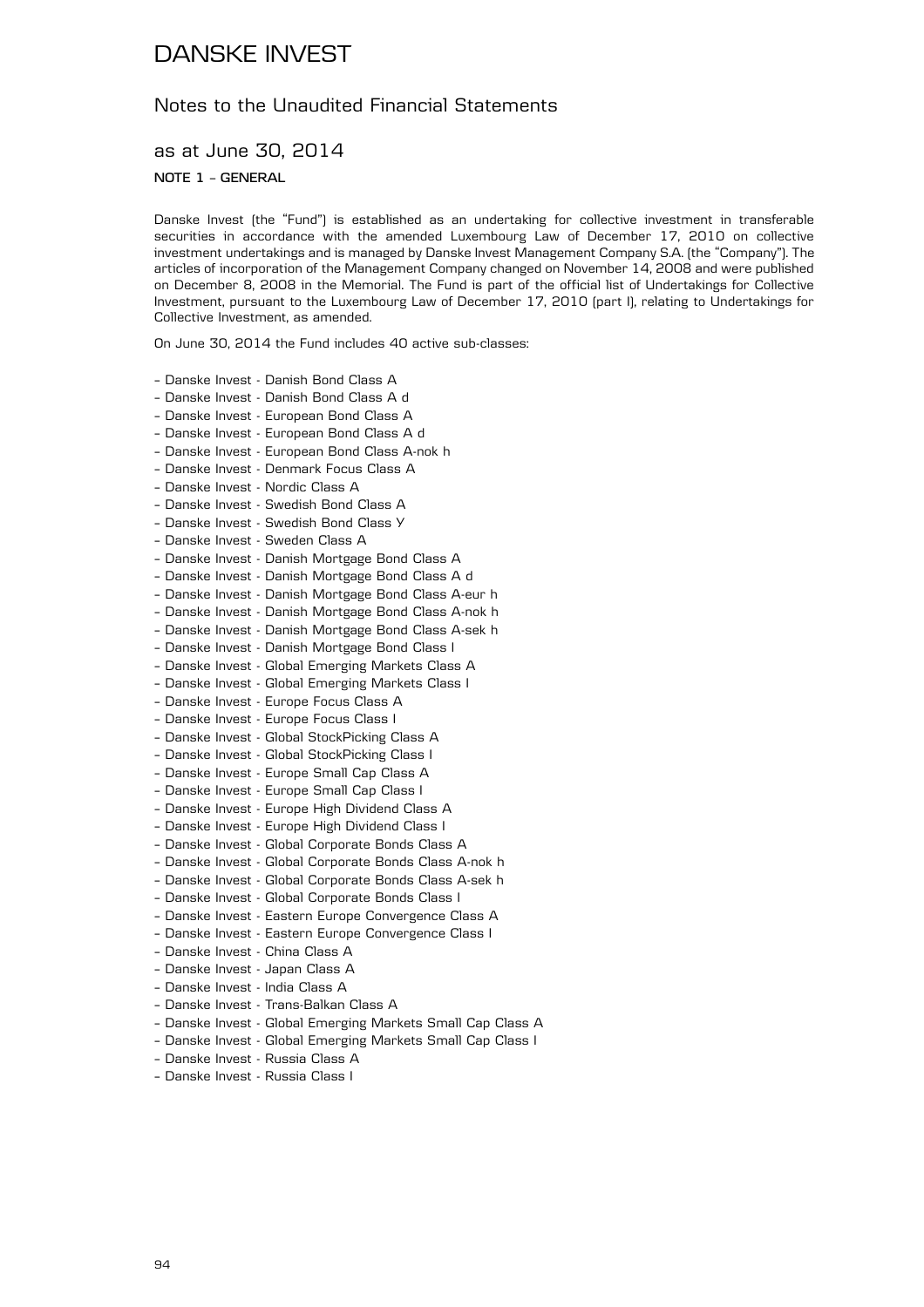# DANSKE INVEST

## Notes to the Unaudited Financial Statements

### as at June 30, 2014

**NOTE 1 – GENERAL**

Danske Invest (the "Fund") is established as an undertaking for collective investment in transferable securities in accordance with the amended Luxembourg Law of December 17, 2010 on collective investment undertakings and is managed by Danske Invest Management Company S.A. (the "Company"). The articles of incorporation of the Management Company changed on November 14, 2008 and were published on December 8, 2008 in the Memorial. The Fund is part of the official list of Undertakings for Collective Investment, pursuant to the Luxembourg Law of December 17, 2010 (part I), relating to Undertakings for Collective Investment, as amended.

On June 30, 2014 the Fund includes 40 active sub-classes:

- Danske Invest - Danish Bond Class A
- Danske Invest - Danish Bond Class A d
- Danske Invest - European Bond Class A
- Danske Invest - European Bond Class A d
- Danske Invest - European Bond Class A-nok h
- Danske Invest - Denmark Focus Class A
- Danske Invest - Nordic Class A
- Danske Invest - Swedish Bond Class A
- Danske Invest - Swedish Bond Class Y
- Danske Invest - Sweden Class A
- Danske Invest - Danish Mortgage Bond Class A
- Danske Invest - Danish Mortgage Bond Class A d
- Danske Invest - Danish Mortgage Bond Class A-eur h
- Danske Invest - Danish Mortgage Bond Class A-nok h
- Danske Invest - Danish Mortgage Bond Class A-sek h
- Danske Invest - Danish Mortgage Bond Class I
- Danske Invest - Global Emerging Markets Class A
- Danske Invest - Global Emerging Markets Class I
- Danske Invest - Europe Focus Class A
- Danske Invest - Europe Focus Class I
- Danske Invest - Global StockPicking Class A
- Danske Invest - Global StockPicking Class I
- Danske Invest - Europe Small Cap Class A
- Danske Invest - Europe Small Cap Class I
- Danske Invest - Europe High Dividend Class A
- Danske Invest - Europe High Dividend Class I
- Danske Invest - Global Corporate Bonds Class A
- Danske Invest - Global Corporate Bonds Class A-nok h
- Danske Invest - Global Corporate Bonds Class A-sek h
- Danske Invest - Global Corporate Bonds Class I
- Danske Invest - Eastern Europe Convergence Class A
- Danske Invest - Eastern Europe Convergence Class I
- Danske Invest - China Class A
- Danske Invest - Japan Class A
- Danske Invest - India Class A
- Danske Invest - Trans-Balkan Class A
- Danske Invest - Global Emerging Markets Small Cap Class A
- Danske Invest - Global Emerging Markets Small Cap Class I
- Danske Invest - Russia Class A
- Danske Invest - Russia Class I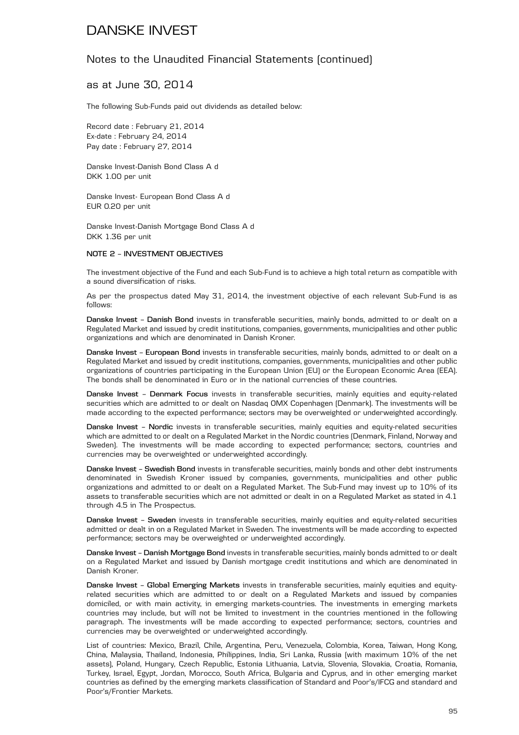The following Sub-Funds paid out dividends as detailed below:

Record date : February 21, 2014
Ex-date : February 24, 2014
Pay date : February 27, 2014

Danske Invest-Danish Bond Class A d
DKK 1.00 per unit

Danske Invest- European Bond Class A d
EUR 0.20 per unit

Danske Invest-Danish Mortgage Bond Class A d
DKK 1.36 per unit

**NOTE 2 – INVESTMENT OBJECTIVES**

The investment objective of the Fund and each Sub-Fund is to achieve a high total return as compatible with a sound diversification of risks.

As per the prospectus dated May 31, 2014, the investment objective of each relevant Sub-Fund is as follows:

**Danske Invest – Danish Bond** invests in transferable securities, mainly bonds, admitted to or dealt on a Regulated Market and issued by credit institutions, companies, governments, municipalities and other public organizations and which are denominated in Danish Kroner.

**Danske Invest – European Bond** invests in transferable securities, mainly bonds, admitted to or dealt on a Regulated Market and issued by credit institutions, companies, governments, municipalities and other public organizations of countries participating in the European Union (EU) or the European Economic Area (EEA). The bonds shall be denominated in Euro or in the national currencies of these countries.

**Danske Invest – Denmark Focus** invests in transferable securities, mainly equities and equity-related securities which are admitted to or dealt on Nasdaq OMX Copenhagen (Denmark). The investments will be made according to the expected performance; sectors may be overweighted or underweighted accordingly.

**Danske Invest – Nordic** invests in transferable securities, mainly equities and equity-related securities which are admitted to or dealt on a Regulated Market in the Nordic countries (Denmark, Finland, Norway and Sweden). The investments will be made according to expected performance; sectors, countries and currencies may be overweighted or underweighted accordingly.

**Danske Invest – Swedish Bond** invests in transferable securities, mainly bonds and other debt instruments denominated in Swedish Kroner issued by companies, governments, municipalities and other public organizations and admitted to or dealt on a Regulated Market. The Sub-Fund may invest up to 10% of its assets to transferable securities which are not admitted or dealt in on a Regulated Market as stated in 4.1 through 4.5 in The Prospectus.

**Danske Invest – Sweden** invests in transferable securities, mainly equities and equity-related securities admitted or dealt in on a Regulated Market in Sweden. The investments will be made according to expected performance; sectors may be overweighted or underweighted accordingly.

**Danske Invest – Danish Mortgage Bond** invests in transferable securities, mainly bonds admitted to or dealt on a Regulated Market and issued by Danish mortgage credit institutions and which are denominated in Danish Kroner.

**Danske Invest – Global Emerging Markets** invests in transferable securities, mainly equities and equity-related securities which are admitted to or dealt on a Regulated Markets and issued by companies domiciled, or with main activity, in emerging markets-countries. The investments in emerging markets countries may include, but will not be limited to investment in the countries mentioned in the following paragraph. The investments will be made according to expected performance; sectors, countries and currencies may be overweighted or underweighted accordingly.

List of countries: Mexico, Brazil, Chile, Argentina, Peru, Venezuela, Colombia, Korea, Taiwan, Hong Kong, China, Malaysia, Thailand, Indonesia, Philippines, India, Sri Lanka, Russia (with maximum 10% of the net assets), Poland, Hungary, Czech Republic, Estonia Lithuania, Latvia, Slovenia, Slovakia, Croatia, Romania, Turkey, Israel, Egypt, Jordan, Morocco, South Africa, Bulgaria and Cyprus, and in other emerging market countries as defined by the emerging markets classification of Standard and Poor's/IFCG and standard and Poor's/Frontier Markets.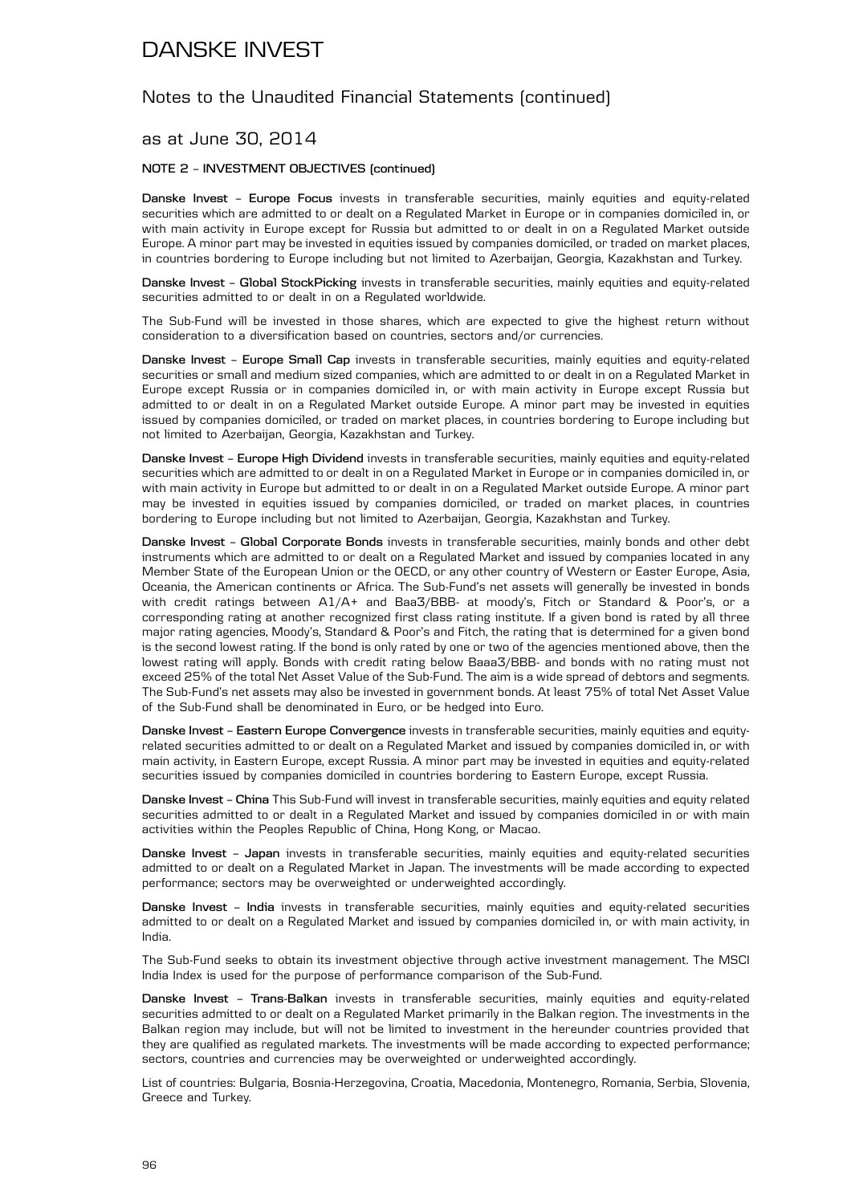# DANSKE INVEST

## Notes to the Unaudited Financial Statements (continued)

## as at June 30, 2014

### NOTE 2 – INVESTMENT OBJECTIVES (continued)

**Danske Invest – Europe Focus** invests in transferable securities, mainly equities and equity-related securities which are admitted to or dealt on a Regulated Market in Europe or in companies domiciled in, or with main activity in Europe except for Russia but admitted to or dealt in on a Regulated Market outside Europe. A minor part may be invested in equities issued by companies domiciled, or traded on market places, in countries bordering to Europe including but not limited to Azerbaijan, Georgia, Kazakhstan and Turkey.

**Danske Invest – Global StockPicking** invests in transferable securities, mainly equities and equity-related securities admitted to or dealt in on a Regulated worldwide.

The Sub-Fund will be invested in those shares, which are expected to give the highest return without consideration to a diversification based on countries, sectors and/or currencies.

**Danske Invest – Europe Small Cap** invests in transferable securities, mainly equities and equity-related securities or small and medium sized companies, which are admitted to or dealt in on a Regulated Market in Europe except Russia or in companies domiciled in, or with main activity in Europe except Russia but admitted to or dealt in on a Regulated Market outside Europe. A minor part may be invested in equities issued by companies domiciled, or traded on market places, in countries bordering to Europe including but not limited to Azerbaijan, Georgia, Kazakhstan and Turkey.

**Danske Invest – Europe High Dividend** invests in transferable securities, mainly equities and equity-related securities which are admitted to or dealt in on a Regulated Market in Europe or in companies domiciled in, or with main activity in Europe but admitted to or dealt in on a Regulated Market outside Europe. A minor part may be invested in equities issued by companies domiciled, or traded on market places, in countries bordering to Europe including but not limited to Azerbaijan, Georgia, Kazakhstan and Turkey.

**Danske Invest – Global Corporate Bonds** invests in transferable securities, mainly bonds and other debt instruments which are admitted to or dealt on a Regulated Market and issued by companies located in any Member State of the European Union or the OECD, or any other country of Western or Easter Europe, Asia, Oceania, the American continents or Africa. The Sub-Fund's net assets will generally be invested in bonds with credit ratings between A1/A+ and Baa3/BBB- at moody's, Fitch or Standard & Poor's, or a corresponding rating at another recognized first class rating institute. If a given bond is rated by all three major rating agencies, Moody's, Standard & Poor's and Fitch, the rating that is determined for a given bond is the second lowest rating. If the bond is only rated by one or two of the agencies mentioned above, then the lowest rating will apply. Bonds with credit rating below Baaa3/BBB- and bonds with no rating must not exceed 25% of the total Net Asset Value of the Sub-Fund. The aim is a wide spread of debtors and segments. The Sub-Fund's net assets may also be invested in government bonds. At least 75% of total Net Asset Value of the Sub-Fund shall be denominated in Euro, or be hedged into Euro.

**Danske Invest – Eastern Europe Convergence** invests in transferable securities, mainly equities and equity-related securities admitted to or dealt on a Regulated Market and issued by companies domiciled in, or with main activity, in Eastern Europe, except Russia. A minor part may be invested in equities and equity-related securities issued by companies domiciled in countries bordering to Eastern Europe, except Russia.

**Danske Invest – China** This Sub-Fund will invest in transferable securities, mainly equities and equity related securities admitted to or dealt in a Regulated Market and issued by companies domiciled in or with main activities within the Peoples Republic of China, Hong Kong, or Macao.

**Danske Invest – Japan** invests in transferable securities, mainly equities and equity-related securities admitted to or dealt on a Regulated Market in Japan. The investments will be made according to expected performance; sectors may be overweighted or underweighted accordingly.

**Danske Invest – India** invests in transferable securities, mainly equities and equity-related securities admitted to or dealt on a Regulated Market and issued by companies domiciled in, or with main activity, in India.

The Sub-Fund seeks to obtain its investment objective through active investment management. The MSCI India Index is used for the purpose of performance comparison of the Sub-Fund.

**Danske Invest – Trans-Balkan** invests in transferable securities, mainly equities and equity-related securities admitted to or dealt on a Regulated Market primarily in the Balkan region. The investments in the Balkan region may include, but will not be limited to investment in the hereunder countries provided that they are qualified as regulated markets. The investments will be made according to expected performance; sectors, countries and currencies may be overweighted or underweighted accordingly.

List of countries: Bulgaria, Bosnia-Herzegovina, Croatia, Macedonia, Montenegro, Romania, Serbia, Slovenia, Greece and Turkey.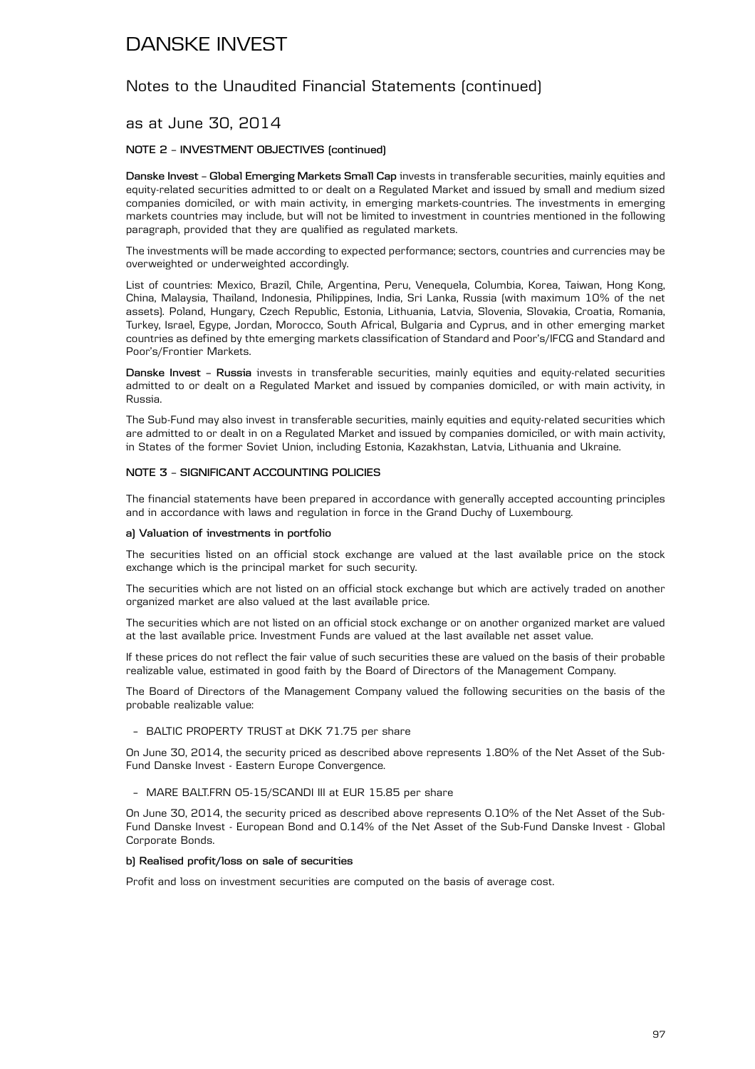# DANSKE INVEST

## Notes to the Unaudited Financial Statements (continued)

### as at June 30, 2014

**NOTE 2 – INVESTMENT OBJECTIVES (continued)**

**Danske Invest – Global Emerging Markets Small Cap** invests in transferable securities, mainly equities and equity-related securities admitted to or dealt on a Regulated Market and issued by small and medium sized companies domiciled, or with main activity, in emerging markets-countries. The investments in emerging markets countries may include, but will not be limited to investment in countries mentioned in the following paragraph, provided that they are qualified as regulated markets.

The investments will be made according to expected performance; sectors, countries and currencies may be overweighted or underweighted accordingly.

List of countries: Mexico, Brazil, Chile, Argentina, Peru, Venequela, Columbia, Korea, Taiwan, Hong Kong, China, Malaysia, Thailand, Indonesia, Philippines, India, Sri Lanka, Russia (with maximum 10% of the net assets). Poland, Hungary, Czech Republic, Estonia, Lithuania, Latvia, Slovenia, Slovakia, Croatia, Romania, Turkey, Israel, Egype, Jordan, Morocco, South Africal, Bulgaria and Cyprus, and in other emerging market countries as defined by thte emerging markets classification of Standard and Poor's/IFCG and Standard and Poor's/Frontier Markets.

**Danske Invest – Russia** invests in transferable securities, mainly equities and equity-related securities admitted to or dealt on a Regulated Market and issued by companies domiciled, or with main activity, in Russia.

The Sub-Fund may also invest in transferable securities, mainly equities and equity-related securities which are admitted to or dealt in on a Regulated Market and issued by companies domiciled, or with main activity, in States of the former Soviet Union, including Estonia, Kazakhstan, Latvia, Lithuania and Ukraine.

**NOTE 3 – SIGNIFICANT ACCOUNTING POLICIES**

The financial statements have been prepared in accordance with generally accepted accounting principles and in accordance with laws and regulation in force in the Grand Duchy of Luxembourg.

**a) Valuation of investments in portfolio**

The securities listed on an official stock exchange are valued at the last available price on the stock exchange which is the principal market for such security.

The securities which are not listed on an official stock exchange but which are actively traded on another organized market are also valued at the last available price.

The securities which are not listed on an official stock exchange or on another organized market are valued at the last available price. Investment Funds are valued at the last available net asset value.

If these prices do not reflect the fair value of such securities these are valued on the basis of their probable realizable value, estimated in good faith by the Board of Directors of the Management Company.

The Board of Directors of the Management Company valued the following securities on the basis of the probable realizable value:

- BALTIC PROPERTY TRUST at DKK 71.75 per share

On June 30, 2014, the security priced as described above represents 1.80% of the Net Asset of the Sub-Fund Danske Invest - Eastern Europe Convergence.

- MARE BALT.FRN 05-15/SCANDI III at EUR 15.85 per share

On June 30, 2014, the security priced as described above represents 0.10% of the Net Asset of the Sub-Fund Danske Invest - European Bond and 0.14% of the Net Asset of the Sub-Fund Danske Invest - Global Corporate Bonds.

**b) Realised profit/loss on sale of securities**

Profit and loss on investment securities are computed on the basis of average cost.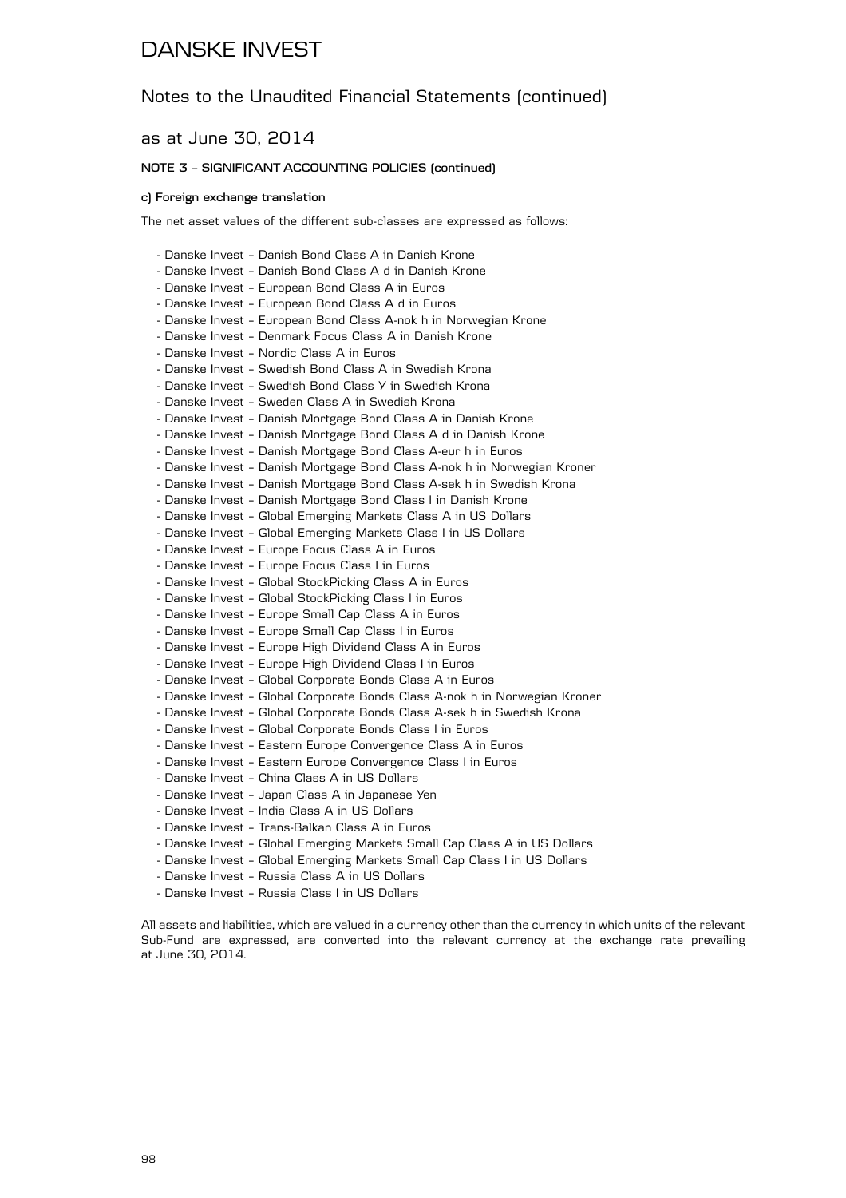# DANSKE INVEST

## Notes to the Unaudited Financial Statements (continued)

## as at June 30, 2014

### NOTE 3 – SIGNIFICANT ACCOUNTING POLICIES (continued)

#### c) Foreign exchange translation

The net asset values of the different sub-classes are expressed as follows:

- Danske Invest – Danish Bond Class A in Danish Krone
- Danske Invest – Danish Bond Class A d in Danish Krone
- Danske Invest – European Bond Class A in Euros
- Danske Invest – European Bond Class A d in Euros
- Danske Invest – European Bond Class A-nok h in Norwegian Krone
- Danske Invest – Denmark Focus Class A in Danish Krone
- Danske Invest – Nordic Class A in Euros
- Danske Invest – Swedish Bond Class A in Swedish Krona
- Danske Invest – Swedish Bond Class Y in Swedish Krona
- Danske Invest – Sweden Class A in Swedish Krona
- Danske Invest – Danish Mortgage Bond Class A in Danish Krone
- Danske Invest – Danish Mortgage Bond Class A d in Danish Krone
- Danske Invest – Danish Mortgage Bond Class A-eur h in Euros
- Danske Invest – Danish Mortgage Bond Class A-nok h in Norwegian Kroner
- Danske Invest – Danish Mortgage Bond Class A-sek h in Swedish Krona
- Danske Invest – Danish Mortgage Bond Class I in Danish Krone
- Danske Invest – Global Emerging Markets Class A in US Dollars
- Danske Invest – Global Emerging Markets Class I in US Dollars
- Danske Invest – Europe Focus Class A in Euros
- Danske Invest – Europe Focus Class I in Euros
- Danske Invest – Global StockPicking Class A in Euros
- Danske Invest – Global StockPicking Class I in Euros
- Danske Invest – Europe Small Cap Class A in Euros
- Danske Invest – Europe Small Cap Class I in Euros
- Danske Invest – Europe High Dividend Class A in Euros
- Danske Invest – Europe High Dividend Class I in Euros
- Danske Invest – Global Corporate Bonds Class A in Euros
- Danske Invest – Global Corporate Bonds Class A-nok h in Norwegian Kroner
- Danske Invest – Global Corporate Bonds Class A-sek h in Swedish Krona
- Danske Invest – Global Corporate Bonds Class I in Euros
- Danske Invest – Eastern Europe Convergence Class A in Euros
- Danske Invest – Eastern Europe Convergence Class I in Euros
- Danske Invest – China Class A in US Dollars
- Danske Invest – Japan Class A in Japanese Yen
- Danske Invest – India Class A in US Dollars
- Danske Invest – Trans-Balkan Class A in Euros
- Danske Invest – Global Emerging Markets Small Cap Class A in US Dollars
- Danske Invest – Global Emerging Markets Small Cap Class I in US Dollars
- Danske Invest – Russia Class A in US Dollars
- Danske Invest – Russia Class I in US Dollars

All assets and liabilities, which are valued in a currency other than the currency in which units of the relevant Sub-Fund are expressed, are converted into the relevant currency at the exchange rate prevailing at June 30, 2014.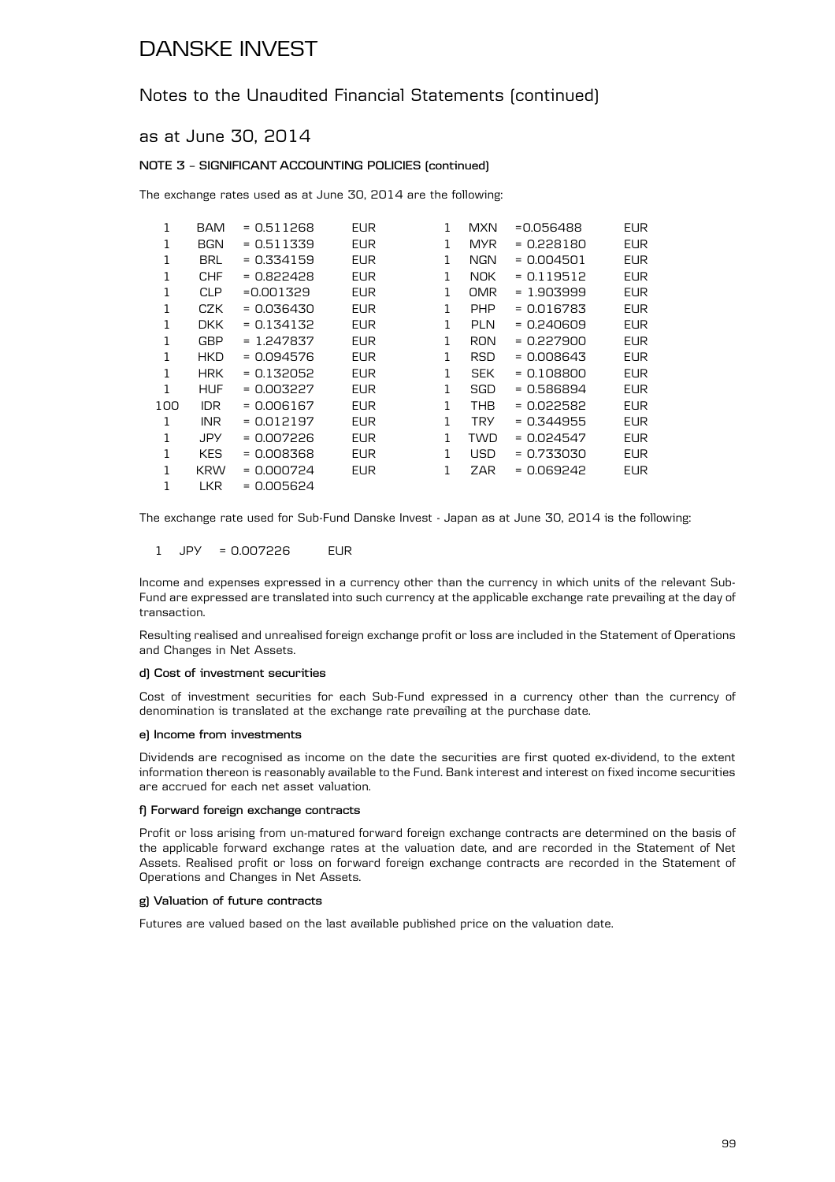DANSKE INVEST

Notes to the Unaudited Financial Statements (continued)

as at June 30, 2014

**NOTE 3 – SIGNIFICANT ACCOUNTING POLICIES (continued)**

The exchange rates used as at June 30, 2014 are the following:

| | | | | | | | |
|---|---|---|---|---|---|---|---|
| 1 | BAM | = 0.511268 | EUR | 1 | MXN | =0.056488 | EUR |
| 1 | BGN | = 0.511339 | EUR | 1 | MYR | = 0.228180 | EUR |
| 1 | BRL | = 0.334159 | EUR | 1 | NGN | = 0.004501 | EUR |
| 1 | CHF | = 0.822428 | EUR | 1 | NOK | = 0.119512 | EUR |
| 1 | CLP | =0.001329 | EUR | 1 | OMR | = 1.903999 | EUR |
| 1 | CZK | = 0.036430 | EUR | 1 | PHP | = 0.016783 | EUR |
| 1 | DKK | = 0.134132 | EUR | 1 | PLN | = 0.240609 | EUR |
| 1 | GBP | = 1.247837 | EUR | 1 | RON | = 0.227900 | EUR |
| 1 | HKD | = 0.094576 | EUR | 1 | RSD | = 0.008643 | EUR |
| 1 | HRK | = 0.132052 | EUR | 1 | SEK | = 0.108800 | EUR |
| 1 | HUF | = 0.003227 | EUR | 1 | SGD | = 0.586894 | EUR |
| 100 | IDR | = 0.006167 | EUR | 1 | THB | = 0.022582 | EUR |
| 1 | INR | = 0.012197 | EUR | 1 | TRY | = 0.344955 | EUR |
| 1 | JPY | = 0.007226 | EUR | 1 | TWD | = 0.024547 | EUR |
| 1 | KES | = 0.008368 | EUR | 1 | USD | = 0.733030 | EUR |
| 1 | KRW | = 0.000724 | EUR | 1 | ZAR | = 0.069242 | EUR |
| 1 | LKR | = 0.005624 | | | | | |

The exchange rate used for Sub-Fund Danske Invest - Japan as at June 30, 2014 is the following:

1 JPY = 0.007226 EUR

Income and expenses expressed in a currency other than the currency in which units of the relevant Sub-Fund are expressed are translated into such currency at the applicable exchange rate prevailing at the day of transaction.

Resulting realised and unrealised foreign exchange profit or loss are included in the Statement of Operations and Changes in Net Assets.

**d) Cost of investment securities**

Cost of investment securities for each Sub-Fund expressed in a currency other than the currency of denomination is translated at the exchange rate prevailing at the purchase date.

**e) Income from investments**

Dividends are recognised as income on the date the securities are first quoted ex-dividend, to the extent information thereon is reasonably available to the Fund. Bank interest and interest on fixed income securities are accrued for each net asset valuation.

**f) Forward foreign exchange contracts**

Profit or loss arising from un-matured forward foreign exchange contracts are determined on the basis of the applicable forward exchange rates at the valuation date, and are recorded in the Statement of Net Assets. Realised profit or loss on forward foreign exchange contracts are recorded in the Statement of Operations and Changes in Net Assets.

**g) Valuation of future contracts**

Futures are valued based on the last available published price on the valuation date.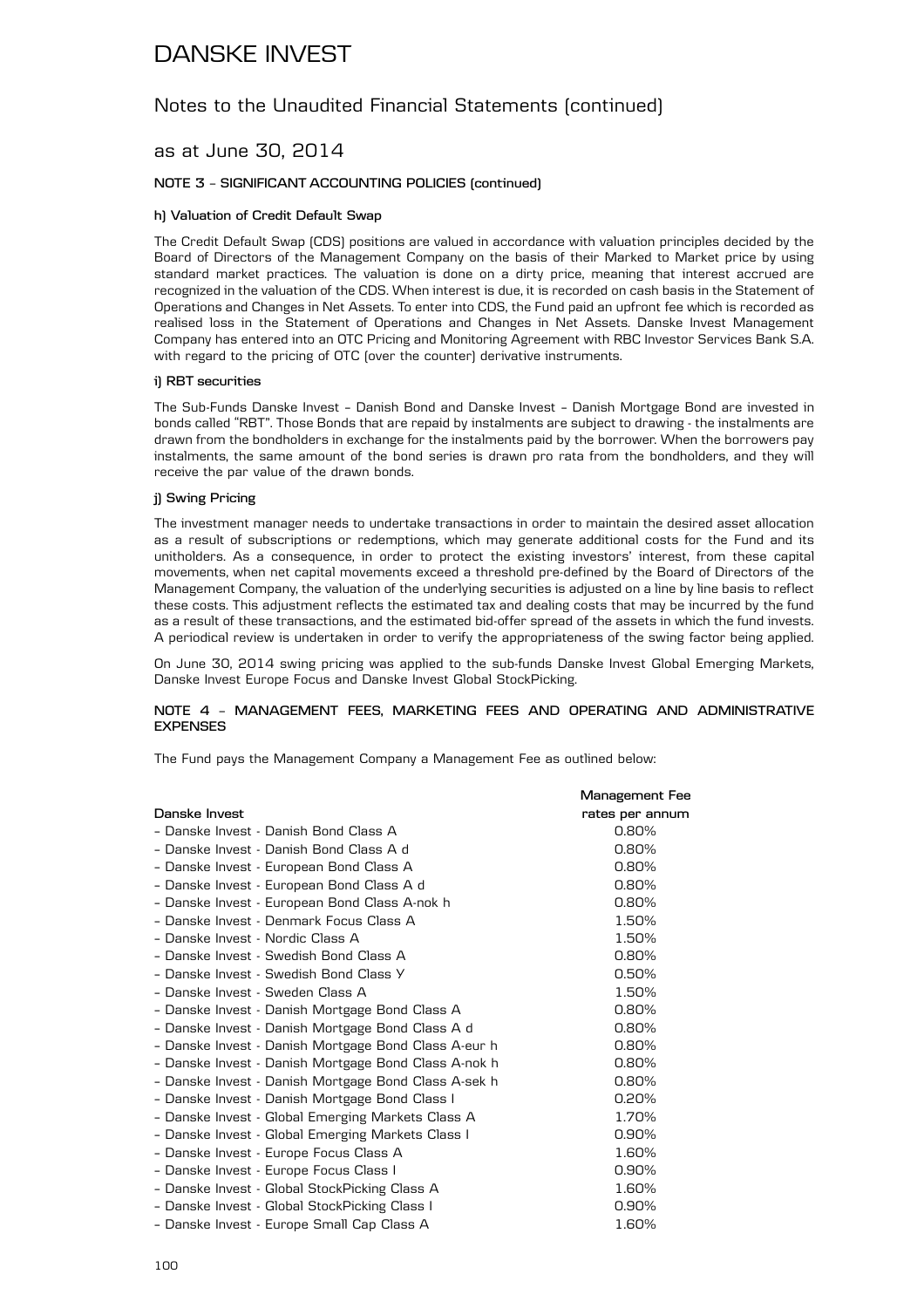# DANSKE INVEST

## Notes to the Unaudited Financial Statements (continued)

## as at June 30, 2014

### NOTE 3 – SIGNIFICANT ACCOUNTING POLICIES (continued)

#### h) Valuation of Credit Default Swap

The Credit Default Swap (CDS) positions are valued in accordance with valuation principles decided by the Board of Directors of the Management Company on the basis of their Marked to Market price by using standard market practices. The valuation is done on a dirty price, meaning that interest accrued are recognized in the valuation of the CDS. When interest is due, it is recorded on cash basis in the Statement of Operations and Changes in Net Assets. To enter into CDS, the Fund paid an upfront fee which is recorded as realised loss in the Statement of Operations and Changes in Net Assets. Danske Invest Management Company has entered into an OTC Pricing and Monitoring Agreement with RBC Investor Services Bank S.A. with regard to the pricing of OTC (over the counter) derivative instruments.

#### i) RBT securities

The Sub-Funds Danske Invest – Danish Bond and Danske Invest – Danish Mortgage Bond are invested in bonds called "RBT". Those Bonds that are repaid by instalments are subject to drawing - the instalments are drawn from the bondholders in exchange for the instalments paid by the borrower. When the borrowers pay instalments, the same amount of the bond series is drawn pro rata from the bondholders, and they will receive the par value of the drawn bonds.

#### j) Swing Pricing

The investment manager needs to undertake transactions in order to maintain the desired asset allocation as a result of subscriptions or redemptions, which may generate additional costs for the Fund and its unitholders. As a consequence, in order to protect the existing investors' interest, from these capital movements, when net capital movements exceed a threshold pre-defined by the Board of Directors of the Management Company, the valuation of the underlying securities is adjusted on a line by line basis to reflect these costs. This adjustment reflects the estimated tax and dealing costs that may be incurred by the fund as a result of these transactions, and the estimated bid-offer spread of the assets in which the fund invests. A periodical review is undertaken in order to verify the appropriateness of the swing factor being applied.

On June 30, 2014 swing pricing was applied to the sub-funds Danske Invest Global Emerging Markets, Danske Invest Europe Focus and Danske Invest Global StockPicking.

### NOTE 4 – MANAGEMENT FEES, MARKETING FEES AND OPERATING AND ADMINISTRATIVE EXPENSES

The Fund pays the Management Company a Management Fee as outlined below:

| Danske Invest | Management Fee rates per annum |
|---|---|
| – Danske Invest - Danish Bond Class A | 0.80% |
| – Danske Invest - Danish Bond Class A d | 0.80% |
| – Danske Invest - European Bond Class A | 0.80% |
| – Danske Invest - European Bond Class A d | 0.80% |
| – Danske Invest - European Bond Class A-nok h | 0.80% |
| – Danske Invest - Denmark Focus Class A | 1.50% |
| – Danske Invest - Nordic Class A | 1.50% |
| – Danske Invest - Swedish Bond Class A | 0.80% |
| – Danske Invest - Swedish Bond Class Y | 0.50% |
| – Danske Invest - Sweden Class A | 1.50% |
| – Danske Invest - Danish Mortgage Bond Class A | 0.80% |
| – Danske Invest - Danish Mortgage Bond Class A d | 0.80% |
| – Danske Invest - Danish Mortgage Bond Class A-eur h | 0.80% |
| – Danske Invest - Danish Mortgage Bond Class A-nok h | 0.80% |
| – Danske Invest - Danish Mortgage Bond Class A-sek h | 0.80% |
| – Danske Invest - Danish Mortgage Bond Class I | 0.20% |
| – Danske Invest - Global Emerging Markets Class A | 1.70% |
| – Danske Invest - Global Emerging Markets Class I | 0.90% |
| – Danske Invest - Europe Focus Class A | 1.60% |
| – Danske Invest - Europe Focus Class I | 0.90% |
| – Danske Invest - Global StockPicking Class A | 1.60% |
| – Danske Invest - Global StockPicking Class I | 0.90% |
| – Danske Invest - Europe Small Cap Class A | 1.60% |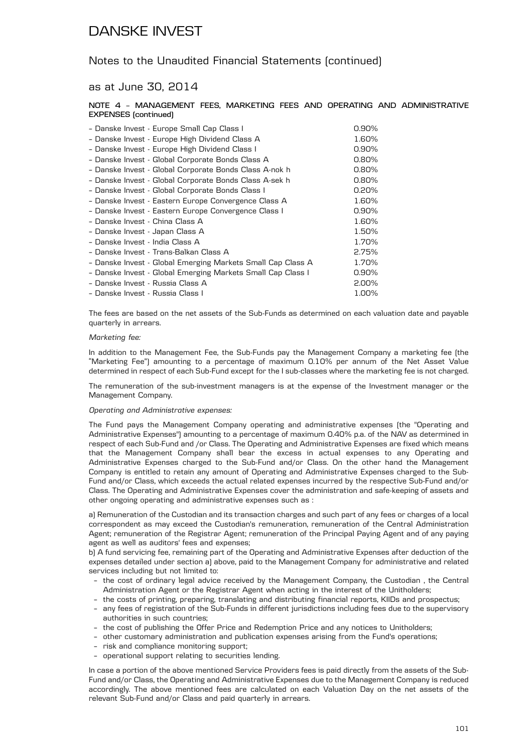# DANSKE INVEST

## Notes to the Unaudited Financial Statements (continued)

### as at June 30, 2014

#### NOTE 4 – MANAGEMENT FEES, MARKETING FEES AND OPERATING AND ADMINISTRATIVE EXPENSES (continued)

| | |
|---|---|
| – Danske Invest - Europe Small Cap Class I | 0.90% |
| – Danske Invest - Europe High Dividend Class A | 1.60% |
| – Danske Invest - Europe High Dividend Class I | 0.90% |
| – Danske Invest - Global Corporate Bonds Class A | 0.80% |
| – Danske Invest - Global Corporate Bonds Class A-nok h | 0.80% |
| – Danske Invest - Global Corporate Bonds Class A-sek h | 0.80% |
| – Danske Invest - Global Corporate Bonds Class I | 0.20% |
| – Danske Invest - Eastern Europe Convergence Class A | 1.60% |
| – Danske Invest - Eastern Europe Convergence Class I | 0.90% |
| – Danske Invest - China Class A | 1.60% |
| – Danske Invest - Japan Class A | 1.50% |
| – Danske Invest - India Class A | 1.70% |
| – Danske Invest - Trans-Balkan Class A | 2.75% |
| – Danske Invest - Global Emerging Markets Small Cap Class A | 1.70% |
| – Danske Invest - Global Emerging Markets Small Cap Class I | 0.90% |
| – Danske Invest - Russia Class A | 2.00% |
| – Danske Invest - Russia Class I | 1.00% |

The fees are based on the net assets of the Sub-Funds as determined on each valuation date and payable quarterly in arrears.

*Marketing fee:*

In addition to the Management Fee, the Sub-Funds pay the Management Company a marketing fee (the "Marketing Fee") amounting to a percentage of maximum 0.10% per annum of the Net Asset Value determined in respect of each Sub-Fund except for the I sub-classes where the marketing fee is not charged.

The remuneration of the sub-investment managers is at the expense of the Investment manager or the Management Company.

*Operating and Administrative expenses:*

The Fund pays the Management Company operating and administrative expenses (the "Operating and Administrative Expenses") amounting to a percentage of maximum 0.40% p.a. of the NAV as determined in respect of each Sub-Fund and /or Class. The Operating and Administrative Expenses are fixed which means that the Management Company shall bear the excess in actual expenses to any Operating and Administrative Expenses charged to the Sub-Fund and/or Class. On the other hand the Management Company is entitled to retain any amount of Operating and Administrative Expenses charged to the Sub-Fund and/or Class, which exceeds the actual related expenses incurred by the respective Sub-Fund and/or Class. The Operating and Administrative Expenses cover the administration and safe-keeping of assets and other ongoing operating and administrative expenses such as :

a) Remuneration of the Custodian and its transaction charges and such part of any fees or charges of a local correspondent as may exceed the Custodian's remuneration, remuneration of the Central Administration Agent; remuneration of the Registrar Agent; remuneration of the Principal Paying Agent and of any paying agent as well as auditors' fees and expenses;

b) A fund servicing fee, remaining part of the Operating and Administrative Expenses after deduction of the expenses detailed under section a) above, paid to the Management Company for administrative and related services including but not limited to:

- the cost of ordinary legal advice received by the Management Company, the Custodian , the Central Administration Agent or the Registrar Agent when acting in the interest of the Unitholders;
- the costs of printing, preparing, translating and distributing financial reports, KIIDs and prospectus;
- any fees of registration of the Sub-Funds in different jurisdictions including fees due to the supervisory authorities in such countries;
- the cost of publishing the Offer Price and Redemption Price and any notices to Unitholders;
- other customary administration and publication expenses arising from the Fund's operations;
- risk and compliance monitoring support;
- operational support relating to securities lending.

In case a portion of the above mentioned Service Providers fees is paid directly from the assets of the Sub-Fund and/or Class, the Operating and Administrative Expenses due to the Management Company is reduced accordingly. The above mentioned fees are calculated on each Valuation Day on the net assets of the relevant Sub-Fund and/or Class and paid quarterly in arrears.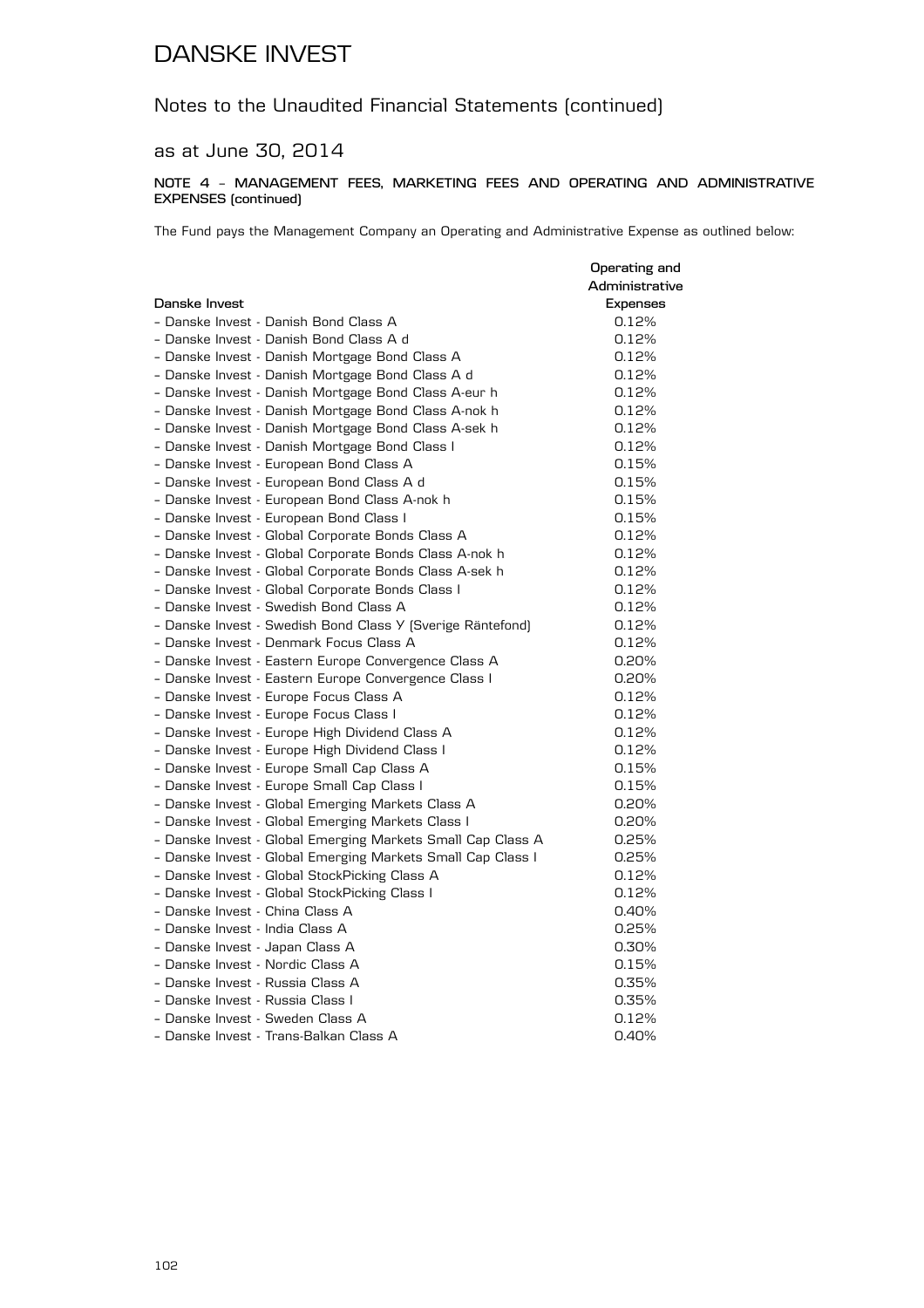# DANSKE INVEST

## Notes to the Unaudited Financial Statements (continued)

## as at June 30, 2014

### NOTE 4 – MANAGEMENT FEES, MARKETING FEES AND OPERATING AND ADMINISTRATIVE EXPENSES (continued)

The Fund pays the Management Company an Operating and Administrative Expense as outlined below:

| Danske Invest | Operating and Administrative Expenses |
|---|---|
| – Danske Invest - Danish Bond Class A | 0.12% |
| – Danske Invest - Danish Bond Class A d | 0.12% |
| – Danske Invest - Danish Mortgage Bond Class A | 0.12% |
| – Danske Invest - Danish Mortgage Bond Class A d | 0.12% |
| – Danske Invest - Danish Mortgage Bond Class A-eur h | 0.12% |
| – Danske Invest - Danish Mortgage Bond Class A-nok h | 0.12% |
| – Danske Invest - Danish Mortgage Bond Class A-sek h | 0.12% |
| – Danske Invest - Danish Mortgage Bond Class I | 0.12% |
| – Danske Invest - European Bond Class A | 0.15% |
| – Danske Invest - European Bond Class A d | 0.15% |
| – Danske Invest - European Bond Class A-nok h | 0.15% |
| – Danske Invest - European Bond Class I | 0.15% |
| – Danske Invest - Global Corporate Bonds Class A | 0.12% |
| – Danske Invest - Global Corporate Bonds Class A-nok h | 0.12% |
| – Danske Invest - Global Corporate Bonds Class A-sek h | 0.12% |
| – Danske Invest - Global Corporate Bonds Class I | 0.12% |
| – Danske Invest - Swedish Bond Class A | 0.12% |
| – Danske Invest - Swedish Bond Class Y (Sverige Räntefond) | 0.12% |
| – Danske Invest - Denmark Focus Class A | 0.12% |
| – Danske Invest - Eastern Europe Convergence Class A | 0.20% |
| – Danske Invest - Eastern Europe Convergence Class I | 0.20% |
| – Danske Invest - Europe Focus Class A | 0.12% |
| – Danske Invest - Europe Focus Class I | 0.12% |
| – Danske Invest - Europe High Dividend Class A | 0.12% |
| – Danske Invest - Europe High Dividend Class I | 0.12% |
| – Danske Invest - Europe Small Cap Class A | 0.15% |
| – Danske Invest - Europe Small Cap Class I | 0.15% |
| – Danske Invest - Global Emerging Markets Class A | 0.20% |
| – Danske Invest - Global Emerging Markets Class I | 0.20% |
| – Danske Invest - Global Emerging Markets Small Cap Class A | 0.25% |
| – Danske Invest - Global Emerging Markets Small Cap Class I | 0.25% |
| – Danske Invest - Global StockPicking Class A | 0.12% |
| – Danske Invest - Global StockPicking Class I | 0.12% |
| – Danske Invest - China Class A | 0.40% |
| – Danske Invest - India Class A | 0.25% |
| – Danske Invest - Japan Class A | 0.30% |
| – Danske Invest - Nordic Class A | 0.15% |
| – Danske Invest - Russia Class A | 0.35% |
| – Danske Invest - Russia Class I | 0.35% |
| – Danske Invest - Sweden Class A | 0.12% |
| – Danske Invest - Trans-Balkan Class A | 0.40% |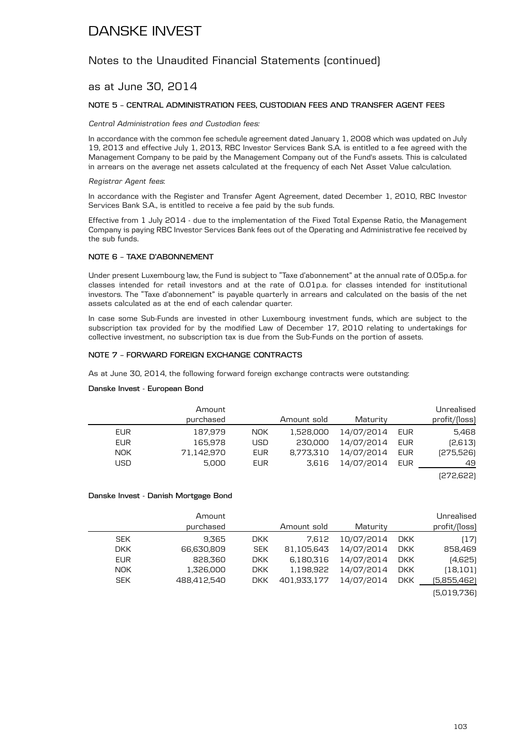# DANSKE INVEST

## Notes to the Unaudited Financial Statements (continued)

## as at June 30, 2014

### NOTE 5 – CENTRAL ADMINISTRATION FEES, CUSTODIAN FEES AND TRANSFER AGENT FEES

*Central Administration fees and Custodian fees:*

In accordance with the common fee schedule agreement dated January 1, 2008 which was updated on July 19, 2013 and effective July 1, 2013, RBC Investor Services Bank S.A. is entitled to a fee agreed with the Management Company to be paid by the Management Company out of the Fund's assets. This is calculated in arrears on the average net assets calculated at the frequency of each Net Asset Value calculation.

*Registrar Agent fees*:

In accordance with the Register and Transfer Agent Agreement, dated December 1, 2010, RBC Investor Services Bank S.A., is entitled to receive a fee paid by the sub funds.

Effective from 1 July 2014 - due to the implementation of the Fixed Total Expense Ratio, the Management Company is paying RBC Investor Services Bank fees out of the Operating and Administrative fee received by the sub funds.

### NOTE 6 – TAXE D'ABONNEMENT

Under present Luxembourg law, the Fund is subject to "Taxe d'abonnement" at the annual rate of 0.05p.a. for classes intended for retail investors and at the rate of 0.01p.a. for classes intended for institutional investors. The "Taxe d'abonnement" is payable quarterly in arrears and calculated on the basis of the net assets calculated as at the end of each calendar quarter.

In case some Sub-Funds are invested in other Luxembourg investment funds, which are subject to the subscription tax provided for by the modified Law of December 17, 2010 relating to undertakings for collective investment, no subscription tax is due from the Sub-Funds on the portion of assets.

### NOTE 7 – FORWARD FOREIGN EXCHANGE CONTRACTS

As at June 30, 2014, the following forward foreign exchange contracts were outstanding:

**Danske Invest - European Bond**

| | Amount purchased | | Amount sold | Maturity | | Unrealised profit/(loss) |
|---|---|---|---|---|---|---|
| EUR | 187,979 | NOK | 1,528,000 | 14/07/2014 | EUR | 5,468 |
| EUR | 165,978 | USD | 230,000 | 14/07/2014 | EUR | (2,613) |
| NOK | 71,142,970 | EUR | 8,773,310 | 14/07/2014 | EUR | (275,526) |
| USD | 5,000 | EUR | 3,616 | 14/07/2014 | EUR | 49 |
| | | | | | | (272,622) |

**Danske Invest - Danish Mortgage Bond**

| | Amount purchased | | Amount sold | Maturity | | Unrealised profit/(loss) |
|---|---|---|---|---|---|---|
| SEK | 9,365 | DKK | 7,612 | 10/07/2014 | DKK | (17) |
| DKK | 66,630,809 | SEK | 81,105,643 | 14/07/2014 | DKK | 858,469 |
| EUR | 828,360 | DKK | 6,180,316 | 14/07/2014 | DKK | (4,625) |
| NOK | 1,326,000 | DKK | 1,198,922 | 14/07/2014 | DKK | (18,101) |
| SEK | 488,412,540 | DKK | 401,933,177 | 14/07/2014 | DKK | (5,855,462) |
| | | | | | | (5,019,736) |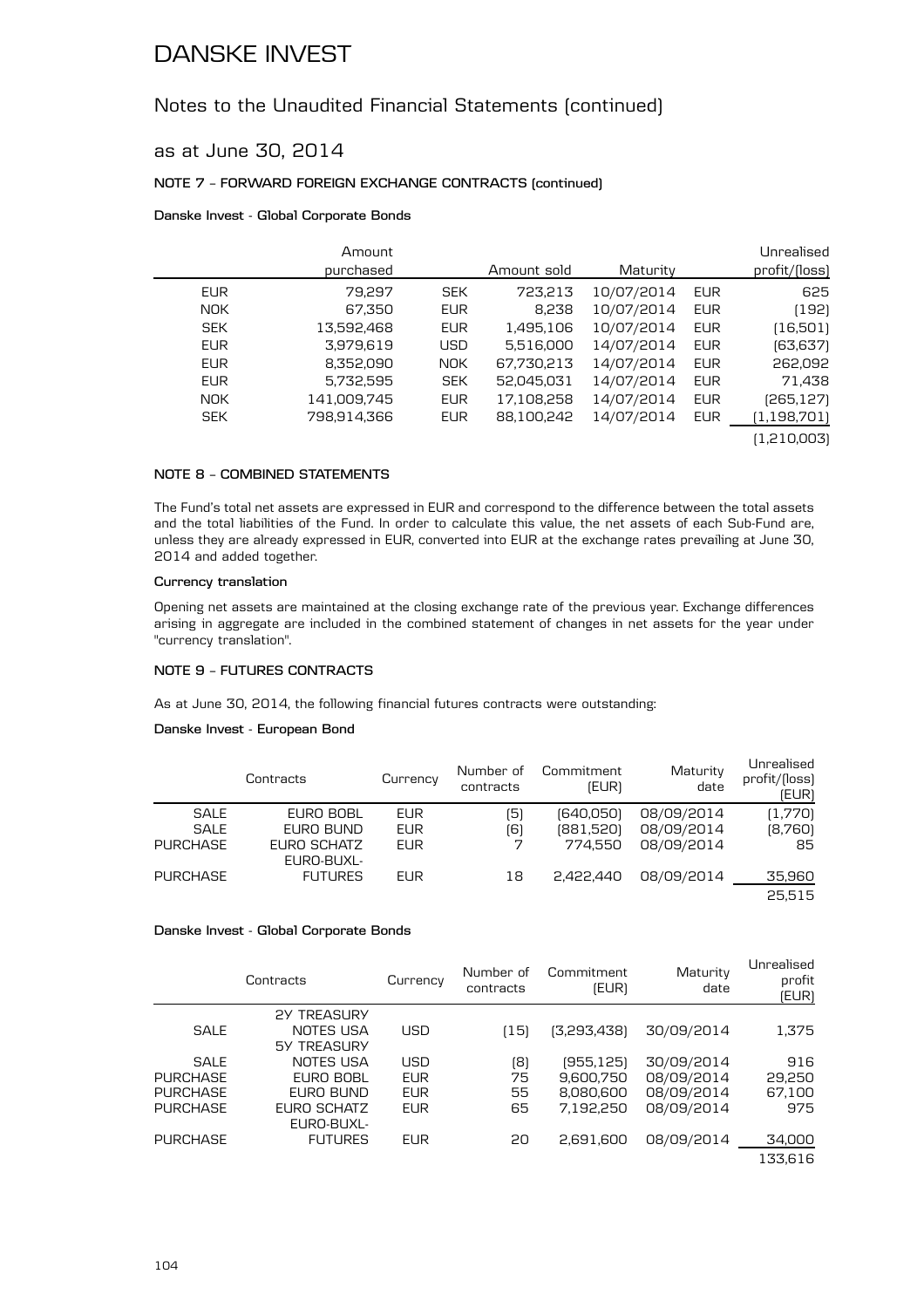# DANSKE INVEST

## Notes to the Unaudited Financial Statements (continued)

### as at June 30, 2014

**NOTE 7 – FORWARD FOREIGN EXCHANGE CONTRACTS (continued)**

**Danske Invest - Global Corporate Bonds**

| | Amount purchased | | Amount sold | Maturity | | Unrealised profit/(loss) |
|---|---|---|---|---|---|---|
| EUR | 79,297 | SEK | 723,213 | 10/07/2014 | EUR | 625 |
| NOK | 67,350 | EUR | 8,238 | 10/07/2014 | EUR | (192) |
| SEK | 13,592,468 | EUR | 1,495,106 | 10/07/2014 | EUR | (16,501) |
| EUR | 3,979,619 | USD | 5,516,000 | 14/07/2014 | EUR | (63,637) |
| EUR | 8,352,090 | NOK | 67,730,213 | 14/07/2014 | EUR | 262,092 |
| EUR | 5,732,595 | SEK | 52,045,031 | 14/07/2014 | EUR | 71,438 |
| NOK | 141,009,745 | EUR | 17,108,258 | 14/07/2014 | EUR | (265,127) |
| SEK | 798,914,366 | EUR | 88,100,242 | 14/07/2014 | EUR | (1,198,701) |
| | | | | | | (1,210,003) |

**NOTE 8 – COMBINED STATEMENTS**

The Fund's total net assets are expressed in EUR and correspond to the difference between the total assets and the total liabilities of the Fund. In order to calculate this value, the net assets of each Sub-Fund are, unless they are already expressed in EUR, converted into EUR at the exchange rates prevailing at June 30, 2014 and added together.

**Currency translation**

Opening net assets are maintained at the closing exchange rate of the previous year. Exchange differences arising in aggregate are included in the combined statement of changes in net assets for the year under "currency translation".

**NOTE 9 – FUTURES CONTRACTS**

As at June 30, 2014, the following financial futures contracts were outstanding:

**Danske Invest - European Bond**

| | Contracts | Currency | Number of contracts | Commitment (EUR) | Maturity date | Unrealised profit/(loss) (EUR) |
|---|---|---|---|---|---|---|
| SALE | EURO BOBL | EUR | (5) | (640,050) | 08/09/2014 | (1,770) |
| SALE | EURO BUND | EUR | (6) | (881,520) | 08/09/2014 | (8,760) |
| PURCHASE | EURO SCHATZ | EUR | 7 | 774,550 | 08/09/2014 | 85 |
| PURCHASE | EURO-BUXL-FUTURES | EUR | 18 | 2,422,440 | 08/09/2014 | 35,960 |
| | | | | | | 25,515 |

**Danske Invest - Global Corporate Bonds**

| | Contracts | Currency | Number of contracts | Commitment (EUR) | Maturity date | Unrealised profit (EUR) |
|---|---|---|---|---|---|---|
| SALE | 2Y TREASURY NOTES USA | USD | (15) | (3,293,438) | 30/09/2014 | 1,375 |
| SALE | 5Y TREASURY NOTES USA | USD | (8) | (955,125) | 30/09/2014 | 916 |
| PURCHASE | EURO BOBL | EUR | 75 | 9,600,750 | 08/09/2014 | 29,250 |
| PURCHASE | EURO BUND | EUR | 55 | 8,080,600 | 08/09/2014 | 67,100 |
| PURCHASE | EURO SCHATZ | EUR | 65 | 7,192,250 | 08/09/2014 | 975 |
| PURCHASE | EURO-BUXL-FUTURES | EUR | 20 | 2,691,600 | 08/09/2014 | 34,000 |
| | | | | | | 133,616 |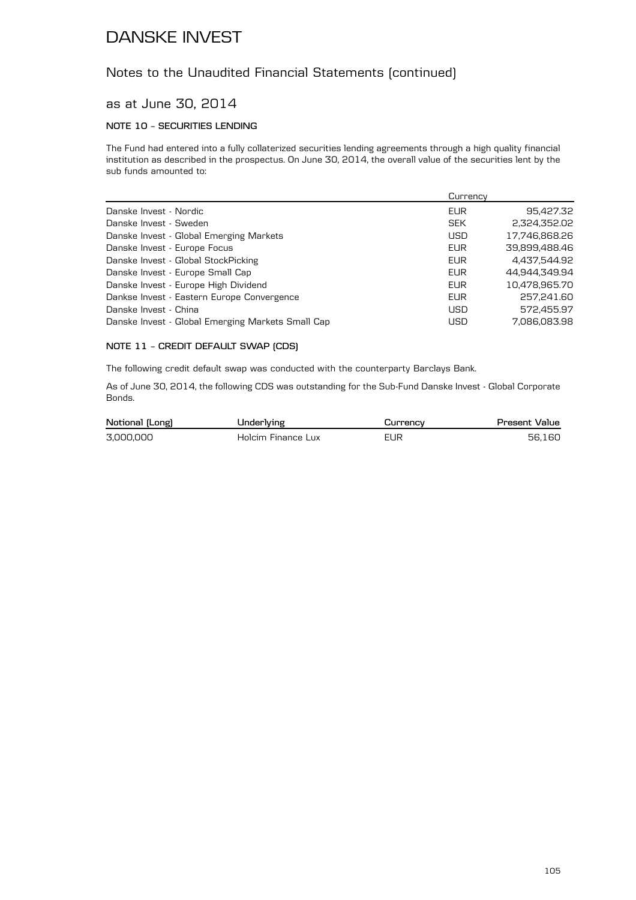# DANSKE INVEST

## Notes to the Unaudited Financial Statements (continued)

### as at June 30, 2014

#### NOTE 10 – SECURITIES LENDING

The Fund had entered into a fully collaterized securities lending agreements through a high quality financial institution as described in the prospectus. On June 30, 2014, the overall value of the securities lent by the sub funds amounted to:

| | Currency | |
|---|---|---|
| Danske Invest - Nordic | EUR | 95,427.32 |
| Danske Invest - Sweden | SEK | 2,324,352.02 |
| Danske Invest - Global Emerging Markets | USD | 17,746,868.26 |
| Danske Invest - Europe Focus | EUR | 39,899,488.46 |
| Danske Invest - Global StockPicking | EUR | 4,437,544.92 |
| Danske Invest - Europe Small Cap | EUR | 44,944,349.94 |
| Danske Invest - Europe High Dividend | EUR | 10,478,965.70 |
| Dankse Invest - Eastern Europe Convergence | EUR | 257,241.60 |
| Danske Invest - China | USD | 572,455.97 |
| Danske Invest - Global Emerging Markets Small Cap | USD | 7,086,083.98 |

#### NOTE 11 – CREDIT DEFAULT SWAP (CDS)

The following credit default swap was conducted with the counterparty Barclays Bank.

As of June 30, 2014, the following CDS was outstanding for the Sub-Fund Danske Invest - Global Corporate Bonds.

| Notional (Long) | Underlying | Currency | Present Value |
|---|---|---|---|
| 3,000,000 | Holcim Finance Lux | EUR | 56,160 |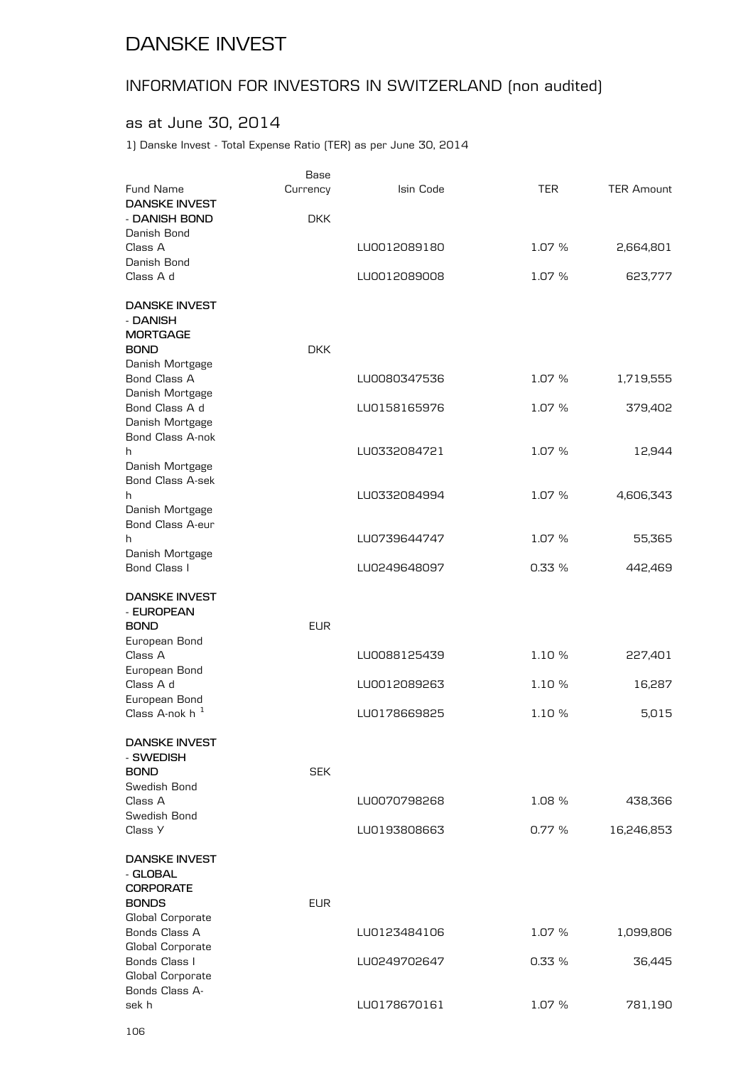# DANSKE INVEST

## INFORMATION FOR INVESTORS IN SWITZERLAND (non audited)

### as at June 30, 2014

1) Danske Invest - Total Expense Ratio (TER) as per June 30, 2014

| Fund Name | Base Currency | Isin Code | TER | TER Amount |
|---|---|---|---|---|
| **DANSKE INVEST - DANISH BOND** | DKK | | | |
| Danish Bond Class A | | LU0012089180 | 1.07 % | 2,664,801 |
| Danish Bond Class A d | | LU0012089008 | 1.07 % | 623,777 |
| **DANSKE INVEST - DANISH MORTGAGE BOND** | DKK | | | |
| Danish Mortgage Bond Class A | | LU0080347536 | 1.07 % | 1,719,555 |
| Danish Mortgage Bond Class A d | | LU0158165976 | 1.07 % | 379,402 |
| Danish Mortgage Bond Class A-nok h | | LU0332084721 | 1.07 % | 12,944 |
| Danish Mortgage Bond Class A-sek h | | LU0332084994 | 1.07 % | 4,606,343 |
| Danish Mortgage Bond Class A-eur h | | LU0739644747 | 1.07 % | 55,365 |
| Danish Mortgage Bond Class I | | LU0249648097 | 0.33 % | 442,469 |
| **DANSKE INVEST - EUROPEAN BOND** | EUR | | | |
| European Bond Class A | | LU0088125439 | 1.10 % | 227,401 |
| European Bond Class A d | | LU0012089263 | 1.10 % | 16,287 |
| European Bond Class A-nok h [1] | | LU0178669825 | 1.10 % | 5,015 |
| **DANSKE INVEST - SWEDISH BOND** | SEK | | | |
| Swedish Bond Class A | | LU0070798268 | 1.08 % | 438,366 |
| Swedish Bond Class Y | | LU0193808663 | 0.77 % | 16,246,853 |
| **DANSKE INVEST - GLOBAL CORPORATE BONDS** | EUR | | | |
| Global Corporate Bonds Class A | | LU0123484106 | 1.07 % | 1,099,806 |
| Global Corporate Bonds Class I | | LU0249702647 | 0.33 % | 36,445 |
| Global Corporate Bonds Class A-sek h | | LU0178670161 | 1.07 % | 781,190 |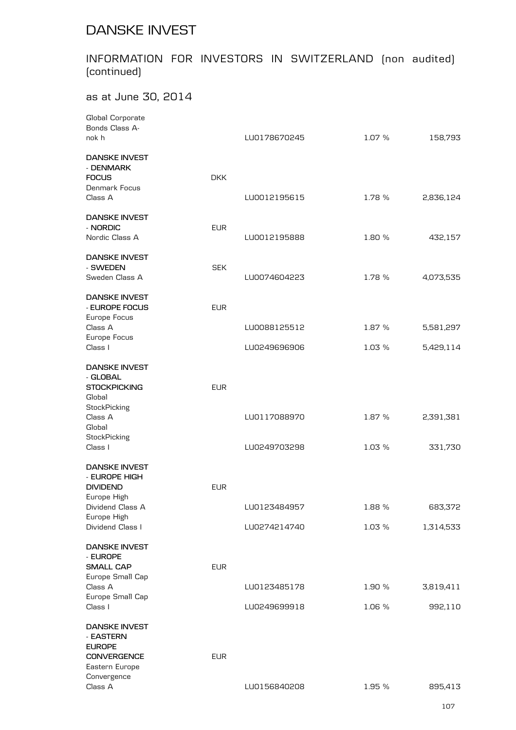# DANSKE INVEST

## INFORMATION FOR INVESTORS IN SWITZERLAND (non audited) (continued)

### as at June 30, 2014

| | | | | |
|---|---|---|---|---|
| Global Corporate Bonds Class A-nok h | | LU0178670245 | 1.07 % | 158,793 |
| **DANSKE INVEST - DENMARK FOCUS** | DKK | | | |
| Denmark Focus Class A | | LU0012195615 | 1.78 % | 2,836,124 |
| **DANSKE INVEST - NORDIC** | EUR | | | |
| Nordic Class A | | LU0012195888 | 1.80 % | 432,157 |
| **DANSKE INVEST - SWEDEN** | SEK | | | |
| Sweden Class A | | LU0074604223 | 1.78 % | 4,073,535 |
| **DANSKE INVEST - EUROPE FOCUS** | EUR | | | |
| Europe Focus Class A | | LU0088125512 | 1.87 % | 5,581,297 |
| Europe Focus Class I | | LU0249696906 | 1.03 % | 5,429,114 |
| **DANSKE INVEST - GLOBAL STOCKPICKING** | EUR | | | |
| Global StockPicking Class A | | LU0117088970 | 1.87 % | 2,391,381 |
| Global StockPicking Class I | | LU0249703298 | 1.03 % | 331,730 |
| **DANSKE INVEST - EUROPE HIGH DIVIDEND** | EUR | | | |
| Europe High Dividend Class A | | LU0123484957 | 1.88 % | 683,372 |
| Europe High Dividend Class I | | LU0274214740 | 1.03 % | 1,314,533 |
| **DANSKE INVEST - EUROPE SMALL CAP** | EUR | | | |
| Europe Small Cap Class A | | LU0123485178 | 1.90 % | 3,819,411 |
| Europe Small Cap Class I | | LU0249699918 | 1.06 % | 992,110 |
| **DANSKE INVEST - EASTERN EUROPE CONVERGENCE** | EUR | | | |
| Eastern Europe Convergence Class A | | LU0156840208 | 1.95 % | 895,413 |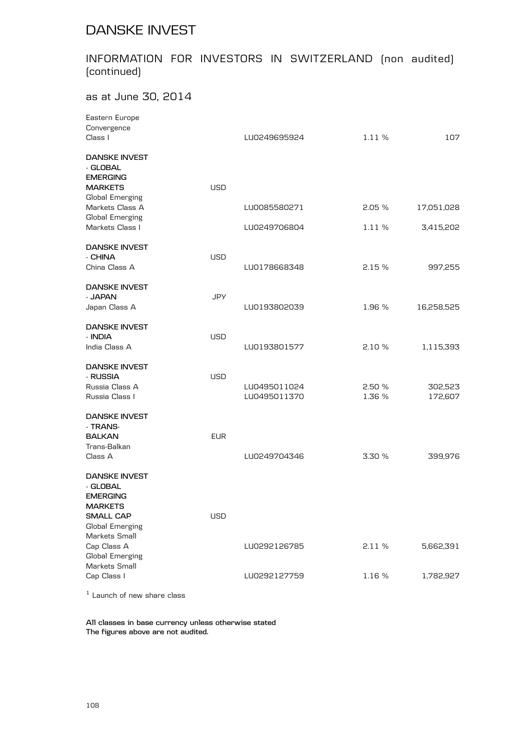# DANSKE INVEST

## INFORMATION FOR INVESTORS IN SWITZERLAND (non audited) (continued)

### as at June 30, 2014

| | | | | |
|---|---|---|---|---|
| Eastern Europe Convergence Class I | | LU0249695924 | 1.11 % | 107 |
| **DANSKE INVEST - GLOBAL EMERGING MARKETS** | USD | | | |
| Global Emerging Markets Class A | | LU0085580271 | 2.05 % | 17,051,028 |
| Global Emerging Markets Class I | | LU0249706804 | 1.11 % | 3,415,202 |
| **DANSKE INVEST - CHINA** | USD | | | |
| China Class A | | LU0178668348 | 2.15 % | 997,255 |
| **DANSKE INVEST - JAPAN** | JPY | | | |
| Japan Class A | | LU0193802039 | 1.96 % | 16,258,525 |
| **DANSKE INVEST - INDIA** | USD | | | |
| India Class A | | LU0193801577 | 2.10 % | 1,115,393 |
| **DANSKE INVEST - RUSSIA** | USD | | | |
| Russia Class A | | LU0495011024 | 2.50 % | 302,523 |
| Russia Class I | | LU0495011370 | 1.36 % | 172,607 |
| **DANSKE INVEST - TRANS-BALKAN** | EUR | | | |
| Trans-Balkan Class A | | LU0249704346 | 3.30 % | 399,976 |
| **DANSKE INVEST - GLOBAL EMERGING MARKETS SMALL CAP** | USD | | | |
| Global Emerging Markets Small Cap Class A | | LU0292126785 | 2.11 % | 5,662,391 |
| Global Emerging Markets Small Cap Class I | | LU0292127759 | 1.16 % | 1,782,927 |

[1] Launch of new share class

**All classes in base currency unless otherwise stated**
**The figures above are not audited.**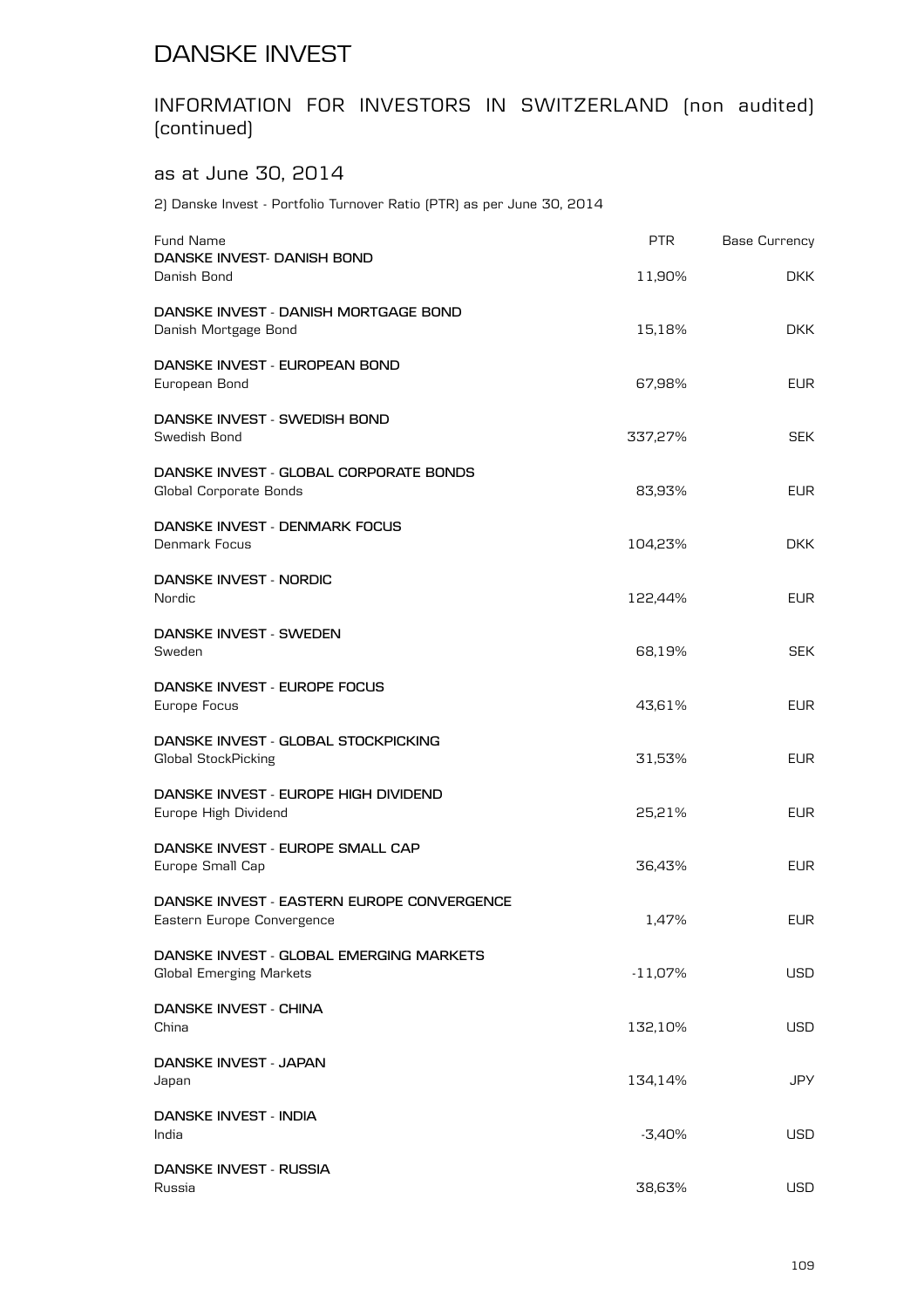# DANSKE INVEST

## INFORMATION FOR INVESTORS IN SWITZERLAND (non audited) (continued)

### as at June 30, 2014

2) Danske Invest - Portfolio Turnover Ratio (PTR) as per June 30, 2014

| Fund Name | PTR | Base Currency |
|---|---|---|
| **DANSKE INVEST- DANISH BOND** | | |
| Danish Bond | 11,90% | DKK |
| **DANSKE INVEST - DANISH MORTGAGE BOND** | | |
| Danish Mortgage Bond | 15,18% | DKK |
| **DANSKE INVEST - EUROPEAN BOND** | | |
| European Bond | 67,98% | EUR |
| **DANSKE INVEST - SWEDISH BOND** | | |
| Swedish Bond | 337,27% | SEK |
| **DANSKE INVEST - GLOBAL CORPORATE BONDS** | | |
| Global Corporate Bonds | 83,93% | EUR |
| **DANSKE INVEST - DENMARK FOCUS** | | |
| Denmark Focus | 104,23% | DKK |
| **DANSKE INVEST - NORDIC** | | |
| Nordic | 122,44% | EUR |
| **DANSKE INVEST - SWEDEN** | | |
| Sweden | 68,19% | SEK |
| **DANSKE INVEST - EUROPE FOCUS** | | |
| Europe Focus | 43,61% | EUR |
| **DANSKE INVEST - GLOBAL STOCKPICKING** | | |
| Global StockPicking | 31,53% | EUR |
| **DANSKE INVEST - EUROPE HIGH DIVIDEND** | | |
| Europe High Dividend | 25,21% | EUR |
| **DANSKE INVEST - EUROPE SMALL CAP** | | |
| Europe Small Cap | 36,43% | EUR |
| **DANSKE INVEST - EASTERN EUROPE CONVERGENCE** | | |
| Eastern Europe Convergence | 1,47% | EUR |
| **DANSKE INVEST - GLOBAL EMERGING MARKETS** | | |
| Global Emerging Markets | -11,07% | USD |
| **DANSKE INVEST - CHINA** | | |
| China | 132,10% | USD |
| **DANSKE INVEST - JAPAN** | | |
| Japan | 134,14% | JPY |
| **DANSKE INVEST - INDIA** | | |
| India | -3,40% | USD |
| **DANSKE INVEST - RUSSIA** | | |
| Russia | 38,63% | USD |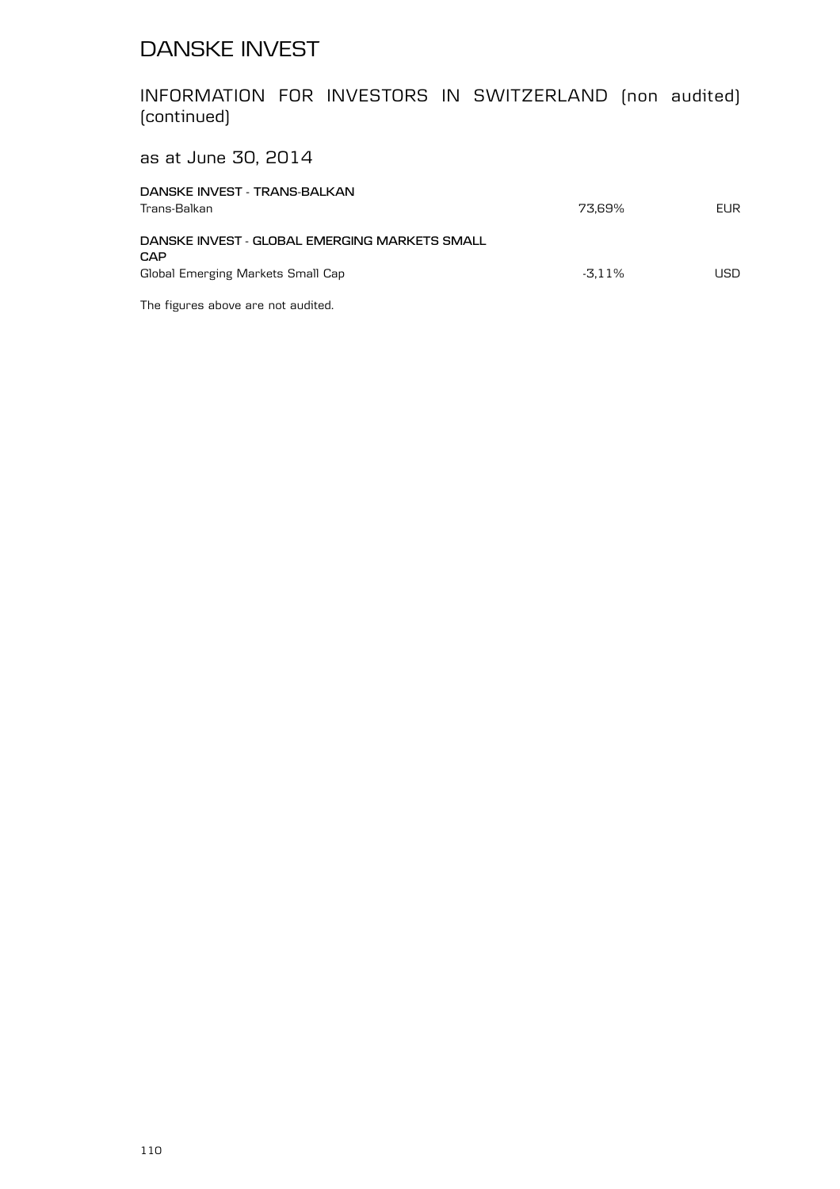# DANSKE INVEST

## INFORMATION FOR INVESTORS IN SWITZERLAND (non audited) (continued)

as at June 30, 2014

| | | |
|---|---|---|
| **DANSKE INVEST - TRANS-BALKAN** | | |
| Trans-Balkan | 73,69% | EUR |
| **DANSKE INVEST - GLOBAL EMERGING MARKETS SMALL CAP** | | |
| Global Emerging Markets Small Cap | -3,11% | USD |

The figures above are not audited.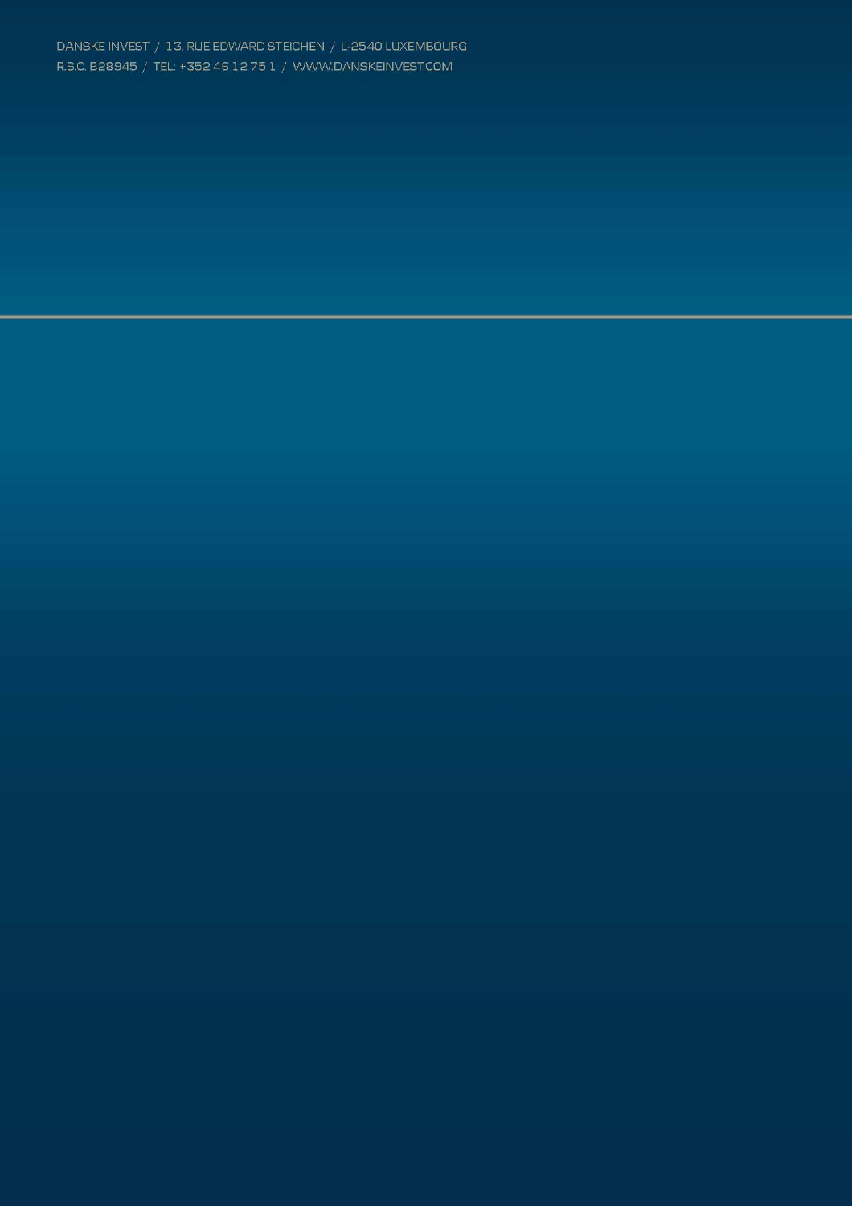DANSKE INVEST / 13, RUE EDWARD STEICHEN / L-2540 LUXEMBOURG
R.S.C. B28945 / TEL: +352 46 12 75 1 / WWW.DANSKEINVEST.COM